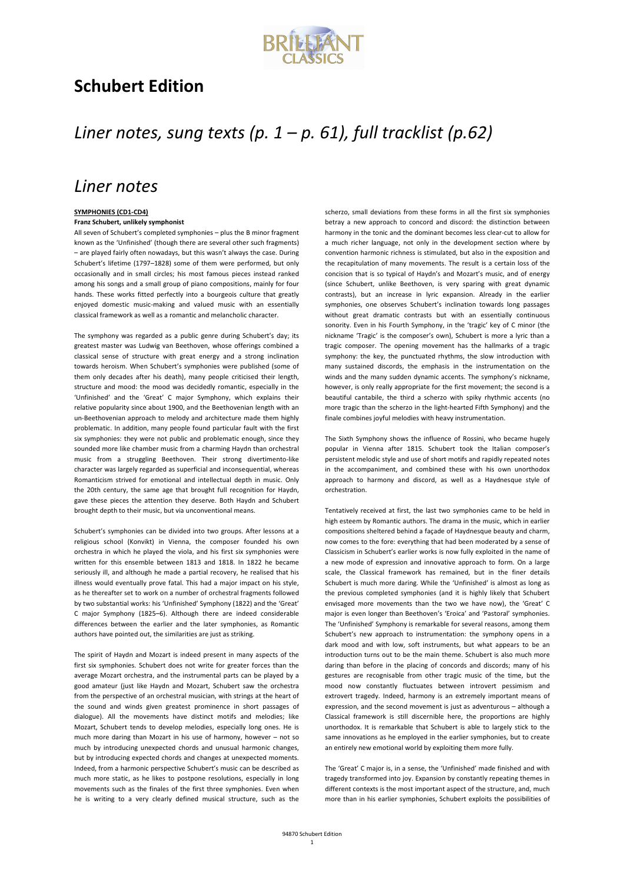# Schubert Edition

## *Liner notes, sung texts (p. 1 – p. 61), full tracklist (p.62)*

## *Liner notes*

**SYMPHONIES (CD1-CD4)**

**Franz Schubert, unlikely symphonist**

All seven of Schubert's completed symphonies – plus the B minor fragment known as the 'Unfinished' (though there are several other such fragments) – are played fairly often nowadays, but this wasn't always the case. During Schubert's lifetime (1797–1828) some of them were performed, but only occasionally and in small circles; his most famous pieces instead ranked among his songs and a small group of piano compositions, mainly for four hands. These works fitted perfectly into a bourgeois culture that greatly enjoyed domestic music-making and valued music with an essentially classical framework as well as a romantic and melancholic character.

The symphony was regarded as a public genre during Schubert's day; its greatest master was Ludwig van Beethoven, whose offerings combined a classical sense of structure with great energy and a strong inclination towards heroism. When Schubert's symphonies were published (some of them only decades after his death), many people criticised their length, structure and mood: the mood was decidedly romantic, especially in the 'Unfinished' and the 'Great' C major Symphony, which explains their relative popularity since about 1900, and the Beethovenian length with an un-Beethovenian approach to melody and architecture made them highly problematic. In addition, many people found particular fault with the first six symphonies: they were not public and problematic enough, since they sounded more like chamber music from a charming Haydn than orchestral music from a struggling Beethoven. Their strong divertimento-like character was largely regarded as superficial and inconsequential, whereas Romanticism strived for emotional and intellectual depth in music. Only the 20th century, the same age that brought full recognition for Haydn, gave these pieces the attention they deserve. Both Haydn and Schubert brought depth to their music, but via unconventional means.

Schubert's symphonies can be divided into two groups. After lessons at a religious school (Konvikt) in Vienna, the composer founded his own orchestra in which he played the viola, and his first six symphonies were written for this ensemble between 1813 and 1818. In 1822 he became seriously ill, and although he made a partial recovery, he realised that his illness would eventually prove fatal. This had a major impact on his style, as he thereafter set to work on a number of orchestral fragments followed by two substantial works: his 'Unfinished' Symphony (1822) and the 'Great' C major Symphony (1825–6). Although there are indeed considerable differences between the earlier and the later symphonies, as Romantic authors have pointed out, the similarities are just as striking.

The spirit of Haydn and Mozart is indeed present in many aspects of the first six symphonies. Schubert does not write for greater forces than the average Mozart orchestra, and the instrumental parts can be played by a good amateur (just like Haydn and Mozart, Schubert saw the orchestra from the perspective of an orchestral musician, with strings at the heart of the sound and winds given greatest prominence in short passages of dialogue). All the movements have distinct motifs and melodies; like Mozart, Schubert tends to develop melodies, especially long ones. He is much more daring than Mozart in his use of harmony, however – not so much by introducing unexpected chords and unusual harmonic changes, but by introducing expected chords and changes at unexpected moments. Indeed, from a harmonic perspective Schubert's music can be described as much more static, as he likes to postpone resolutions, especially in long movements such as the finales of the first three symphonies. Even when he is writing to a very clearly defined musical structure, such as the scherzo, small deviations from these forms in all the first six symphonies betray a new approach to concord and discord: the distinction between harmony in the tonic and the dominant becomes less clear-cut to allow for a much richer language, not only in the development section where by convention harmonic richness is stimulated, but also in the exposition and the recapitulation of many movements. The result is a certain loss of the concision that is so typical of Haydn's and Mozart's music, and of energy (since Schubert, unlike Beethoven, is very sparing with great dynamic contrasts), but an increase in lyric expansion. Already in the earlier symphonies, one observes Schubert's inclination towards long passages without great dramatic contrasts but with an essentially continuous sonority. Even in his Fourth Symphony, in the 'tragic' key of C minor (the nickname 'Tragic' is the composer's own), Schubert is more a lyric than a tragic composer. The opening movement has the hallmarks of a tragic symphony: the key, the punctuated rhythms, the slow introduction with many sustained discords, the emphasis in the instrumentation on the winds and the many sudden dynamic accents. The symphony's nickname, however, is only really appropriate for the first movement; the second is a beautiful cantabile, the third a scherzo with spiky rhythmic accents (no more tragic than the scherzo in the light-hearted Fifth Symphony) and the finale combines joyful melodies with heavy instrumentation.

The Sixth Symphony shows the influence of Rossini, who became hugely popular in Vienna after 1815. Schubert took the Italian composer's persistent melodic style and use of short motifs and rapidly repeated notes in the accompaniment, and combined these with his own unorthodox approach to harmony and discord, as well as a Haydnesque style of orchestration.

Tentatively received at first, the last two symphonies came to be held in high esteem by Romantic authors. The drama in the music, which in earlier compositions sheltered behind a façade of Haydnesque beauty and charm, now comes to the fore: everything that had been moderated by a sense of Classicism in Schubert's earlier works is now fully exploited in the name of a new mode of expression and innovative approach to form. On a large scale, the Classical framework has remained, but in the finer details Schubert is much more daring. While the 'Unfinished' is almost as long as the previous completed symphonies (and it is highly likely that Schubert envisaged more movements than the two we have now), the 'Great' C major is even longer than Beethoven's 'Eroica' and 'Pastoral' symphonies. The 'Unfinished' Symphony is remarkable for several reasons, among them Schubert's new approach to instrumentation: the symphony opens in a dark mood and with low, soft instruments, but what appears to be an introduction turns out to be the main theme. Schubert is also much more daring than before in the placing of concords and discords; many of his gestures are recognisable from other tragic music of the time, but the mood now constantly fluctuates between introvert pessimism and extrovert tragedy. Indeed, harmony is an extremely important means of expression, and the second movement is just as adventurous – although a Classical framework is still discernible here, the proportions are highly unorthodox. It is remarkable that Schubert is able to largely stick to the same innovations as he employed in the earlier symphonies, but to create an entirely new emotional world by exploiting them more fully.

The 'Great' C major is, in a sense, the 'Unfinished' made finished and with tragedy transformed into joy. Expansion by constantly repeating themes in different contexts is the most important aspect of the structure, and, much more than in his earlier symphonies, Schubert exploits the possibilities of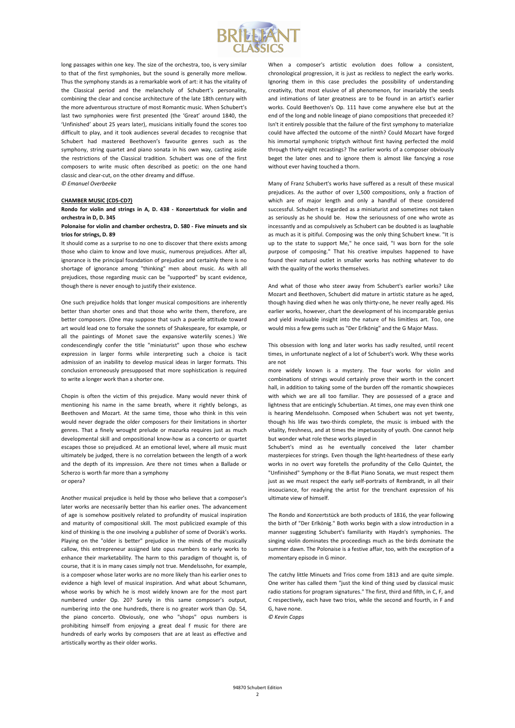long passages within one key. The size of the orchestra, too, is very similar to that of the first symphonies, but the sound is generally more mellow. Thus the symphony stands as a remarkable work of art: it has the vitality of the Classical period and the melancholy of Schubert's personality, combining the clear and concise architecture of the late 18th century with the more adventurous structure of most Romantic music. When Schubert's last two symphonies were first presented (the 'Great' around 1840, the 'Unfinished' about 25 years later), musicians initially found the scores too difficult to play, and it took audiences several decades to recognise that Schubert had mastered Beethoven's favourite genres such as the symphony, string quartet and piano sonata in his own way, casting aside the restrictions of the Classical tradition. Schubert was one of the first composers to write music often described as poetic: on the one hand classic and clear-cut, on the other dreamy and diffuse.

*© Emanuel Overbeeke*

**CHAMBER MUSIC (CD5-CD7)**

**Rondo for violin and strings in A, D. 438 - Konzertstuck for violin and orchestra in D, D. 345**

**Polonaise for violin and chamber orchestra, D. 580 - Five minuets and six trios for strings, D. 89**

It should come as a surprise to no one to discover that there exists among those who claim to know and love music, numerous prejudices. After all, ignorance is the principal foundation of prejudice and certainly there is no shortage of ignorance among "thinking" men about music. As with all prejudices, those regarding music can be "supported" by scant evidence, though there is never enough to justify their existence.

One such prejudice holds that longer musical compositions are inherently better than shorter ones and that those who write them, therefore, are better composers. (One may suppose that such a puerile attitude toward art would lead one to forsake the sonnets of Shakespeare, for example, or all the paintings of Monet save the expansive waterlily scenes.) We condescendingly confer the title "miniaturist" upon those who eschew expression in larger forms while interpreting such a choice is tacit admission of an inability to develop musical ideas in larger formats. This conclusion erroneously presupposed that more sophistication is required to write a longer work than a shorter one.

Chopin is often the victim of this prejudice. Many would never think of mentioning his name in the same breath, where it rightly belongs, as Beethoven and Mozart. At the same time, those who think in this vein would never degrade the older composers for their limitations in shorter genres. That a finely wrought prelude or mazurka requires just as much developmental skill and ompositional know-how as a concerto or quartet escapes those so prejudiced. At an emotional level, where all music must ultimately be judged, there is no correlation between the length of a work and the depth of its impression. Are there not times when a Ballade or Scherzo is worth far more than a symphony or opera?

Another musical prejudice is held by those who believe that a composer's later works are necessarily better than his earlier ones. The advancement of age is somehow positively related to profundity of musical inspiration and maturity of compositional skill. The most publicized example of this kind of thinking is the one involving a publisher of some of Dvořák's works. Playing on the "older is better" prejudice in the minds of the musically callow, this entrepreneur assigned late opus numbers to early works to enhance their marketability. The harm to this paradigm of thought is, of course, that it is in many cases simply not true. Mendelssohn, for example, is a composer whose later works are no more likely than his earlier ones to evidence a high level of musical inspiration. And what about Schumann, whose works by which he is most widely known are for the most part numbered under Op. 20? Surely in this same composer's output, numbering into the one hundreds, there is no greater work than Op. 54, the piano concerto. Obviously, one who "shops" opus numbers is prohibiting himself from enjoying a great deal f music for there are hundreds of early works by composers that are at least as effective and artistically worthy as their older works.

When a composer's artistic evolution does follow a consistent, chronological progression, it is just as reckless to neglect the early works. Ignoring them in this case precludes the possibility of understanding creativity, that most elusive of all phenomenon, for invariably the seeds and intimations of later greatness are to be found in an artist's earlier works. Could Beethoven's Op. 111 have come anywhere else but at the end of the long and noble lineage of piano compositions that preceeded it? Isn't it entirely possible that the failure of the first symphony to materialize could have affected the outcome of the ninth? Could Mozart have forged his immortal symphonic triptych without first having perfected the mold through thirty-eight recastings? The earlier works of a composer obviously beget the later ones and to ignore them is almost like fancying a rose without ever having touched a thorn.

Many of Franz Schubert's works have suffered as a result of these musical prejudices. As the author of over 1,500 compositions, only a fraction of which are of major length and only a handful of these considered successful. Schubert is regarded as a miniaturist and sometimes not taken as seriously as he should be. How the seriousness of one who wrote as incessantly and as compulsively as Schubert can be doubted is as laughable as much as it is pitiful. Composing was the only thing Schubert knew. "It is up to the state to support Me," he once said, "I was born for the sole purpose of composing." That his creative impulses happened to have found their natural outlet in smaller works has nothing whatever to do with the quality of the works themselves.

And what of those who steer away from Schubert's earlier works? Like Mozart and Beethoven, Schubert did mature in artistic stature as he aged, though having died when he was only thirty-one, he never really aged. His earlier works, however, chart the development of his incomparable genius and yield invaluable insight into the nature of his limitless art. Too, one would miss a few gems such as "Der Erlkönig" and the G Major Mass.

This obsession with long and later works has sadly resulted, until recent times, in unfortunate neglect of a lot of Schubert's work. Why these works are not more widely known is a mystery. The four works for violin and combinations of strings would certainly prove their worth in the concert hall, in addition to taking some of the burden off the romantic showpieces with which we are all too familiar. They are possessed of a grace and lightness that are enticingly Schubertian. At times, one may even think one is hearing Mendelssohn. Composed when Schubert was not yet twenty, though his life was two-thirds complete, the music is imbued with the vitality, freshness, and at times the impetuosity of youth. One cannot help but wonder what role these works played in Schubert's mind as he eventually conceived the later chamber masterpieces for strings. Even though the light-heartedness of these early works in no overt way foretells the profundity of the Cello Quintet, the "Unfinished" Symphony or the B-flat Piano Sonata, we must respect them just as we must respect the early self-portraits of Rembrandt, in all their insouciance, for readying the artist for the trenchant expression of his ultimate view of himself.

The Rondo and Konzertstück are both products of 1816, the year following the birth of "Der Erlkönig." Both works begin with a slow introduction in a manner suggesting Schubert's familiarity with Haydn's symphonies. The singing violin dominates the proceedings much as the birds dominate the summer dawn. The Polonaise is a festive affair, too, with the exception of a momentary episode in G minor.

The catchy little Minuets and Trios come from 1813 and are quite simple. One writer has called them "just the kind of thing used by classical music radio stations for program signatures." The first, third and fifth, in C, F, and C respectively, each have two trios, while the second and fourth, in F and G, have none.

*© Kevin Copps*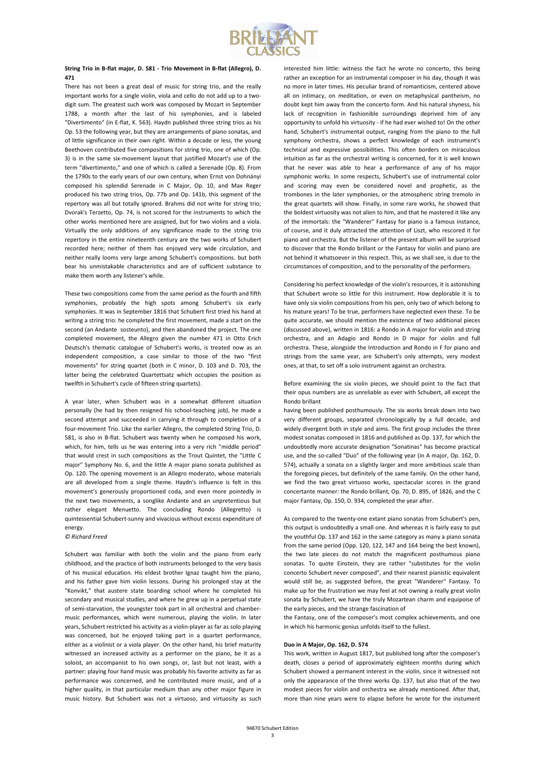**String Trio in B-flat major, D. 581 - Trio Movement in B-flat (Allegro), D. 471**

There has not been a great deal of music for string trio, and the really important works for a single violin, viola and cello do not add up to a two-digit sum. The greatest such work was composed by Mozart in September 1788, a month after the last of his symphonies, and is labeled "Divertimento" (in E-flat, K. 563). Haydn published three string trios as his Op. 53 the following year, but they are arrangements of piano sonatas, and of little significance in their own right. Within a decade or less, the young Beethoven contributed five compositions for string trio, one of which (Op. 3) is in the same six-movement layout that justified Mozart's use of the term "divertimento," and one of which is called a Serenade (Op. 8). From the 1790s to the early years of our own century, when Ernst von Dohnányi composed his splendid Serenade in C Major, Op. 10, and Max Reger produced his two string trios, Op. 77b and Op. 141b, this segment of the repertory was all but totally ignored. Brahms did not write for string trio; Dvorak's Terzetto, Op. 74, is not scored for the instruments to which the other works mentioned here are assigned, but for two violins and a viola. Virtually the only additions of any significance made to the string trio repertory in the entire nineteenth century are the two works of Schubert recorded here; neither of them has enjoyed very wide circulation, and neither really looms very large among Schubert's compositions. but both bear his unmistakable characteristics and are of sufficient substance to make them worth any listener's while.

These two compositions come from the same period as the fourth and fifth symphonies, probably the high spots among Schubert's six early symphonies. It was in September 1816 that Schubert first tried his hand at writing a string trio: he completed the first movement, made a start on the second (an Andante sosteunto), and then abandoned the project. The one completed movement, the Allegro given the number 471 in Otto Erich Deutsch's thematic catalogue of Schubert's works, is treated now as an independent composition, a case similar to those of the two "first movements" for string quartet (both in C minor, D. 103 and D. 703, the latter being the celebrated Quartettsatz which occupies the position as twelfth in Schubert's cycle of fifteen string quartets).

A year later, when Schubert was in a somewhat different situation personally (he had by then resigned his school-teaching job), he made a second attempt and succeeded in carrying it through to completion of a four-movement Trio. Like the earlier Allegro, the completed String Trio, D. 581, is also in B-flat. Schubert was twenty when he composed his work, which, for him, tells us he was entering into a very rich "middle period" that would crest in such compositions as the Trout Quintet, the "Little C major" Symphony No. 6, and the little A major piano sonata published as Op. 120. The opening movement is an Allegro moderato, whose materials are all developed from a single theme. Haydn's influence is felt in this movement's generously proportioned coda, and even more pointedly in the next two movements, a songlike Andante and an unpretentious but rather elegant Menuetto. The concluding Rondo (Allegretto) is quintessential Schubert-sunny and vivacious without excess expenditure of energy.

*© Richard Freed*

Schubert was familiar with both the violin and the piano from early childhood, and the practice of both instruments belonged to the very basis of his musical education. His eldest brother Ignaz taught him the piano, and his father gave him violin lessons. During his prolonged stay at the "Konvikt," that austere state boarding school where he completed his secondary and musical studies, and where he grew up in a perpetual state of semi-starvation, the youngster took part in all orchestral and chamber-music performances, which were numerous, playing the violin. In later years, Schubert restricted his activity as a violin-player as far as solo playing was concerned, but he enjoyed taking part in a quartet performance, either as a violinist or a viola player. On the other hand, his brief maturity witnessed an increased activity as a performer on the piano, be it as a soloist, an accompanist to his own songs, or, last but not least, with a partner: playing four hand music was probably his favorite activity as far as performance was concerned, and he contributed more music, and of a higher quality, in that particular medium than any other major figure in music history. But Schubert was not a virtuoso, and virtuosity as such interested him little: witness the fact he wrote no concerto, this being rather an exception for an instrumental composer in his day, though it was no more in later times. His peculiar brand of romanticism, centered above all on intimacy, on meditation, or even on metaphysical pantheism, no doubt kept him away from the concerto form. And his natural shyness, his lack of recognition in fashionible surroundings deprived him of any opportunity to unfold his virtuosity - if he had ever wished to! On the other hand, Schubert's instrumental output, ranging from the piano to the full symphony orchestra, shows a perfect knowledge of each instrument's technical and expressive possibilities. This often borders on miraculous intuition as far as the orchestral writing is concerned, for it is well known that he never was able to hear a performance of any of his major symphonic works. In some respects, Schubert's use of instrumental color and scoring may even be considered novel and prophetic, as the trombones in the later symphonies, or the atmospheric string tremolo in the great quartets will show. Finally, in some rare works, he showed that the boldest virtuosity was not alien to him, and that he mastered it like any of the immortals: the "Wanderer" Fantasy for piano is a famous instance, of course, and it duly attracted the attention of Liszt, who rescored it for piano and orchestra. But the listener of the present album will be surprised to discover that the Rondo brillant or the Fantasy for violin and piano are not behind it whatsoever in this respect. This, as we shall see, is due to the circumstances of composition, and to the personality of the performers.

Considering his perfect knowledge of the violin's resources, it is astonishing that Schubert wrote so little for this instrument. How deplorable it is to have only six violin compositions from his pen, only two of which belong to his mature years! To be true, performers have neglected even these. To be quite accurate, we should mention the existence of two additional pieces (discussed above), written in 1816: a Rondo in A major for violin and string orchestra, and an Adagio and Rondo in D major for violin and full orchestra. These, alongside the Introduction and Rondo in F for piano and strings from the same year, are Schubert's only attempts, very modest ones, at that, to set off a solo instrument against an orchestra.

Before examining the six violin pieces, we should point to the fact that their opus numbers are as unreliable as ever with Schubert, all except the Rondo brillant having been published posthumously. The six works break down into two very different groups, separated chronologically by a full decade, and widely divergent both in style and aims. The first group includes the three modest sonatas composed in 1816 and published as Op. 137, for which the undoubtedly more accurate designation "Sonatinas" has become practical use, and the so-called "Duo" of the following year (in A major, Op. 162, D. 574), actually a sonata on a slightly larger and more ambitious scale than the foregoing pieces, but definitely of the same family. On the other hand, we find the two great virtuoso works, spectacular scores in the grand concertante manner: the Rondo brillant, Op. 70, D. 895, of 1826, and the C major Fantasy, Op. 150, D. 934, completed the year after.

As compared to the twenty-one extant piano sonatas from Schubert's pen, this output is undoubtedly a small one. And whereas it is fairly easy to put the youthful Op. 137 and 162 in the same category as many a piano sonata from the same period (Opp. 120, 122, 147 and 164 being the best known), the two late pieces do not match the magnificent posthumous piano sonatas. To quote Einstein, they are rather "substitutes for the violin concerto Schubert never composed", and their nearest pianistic equivalent would still be, as suggested before, the great "Wanderer" Fantasy. To make up for the frustration we may feel at not owning a really great violin sonata by Schubert, we have the truly Mozartean charm and equipoise of the early pieces, and the strange fascination of the Fantasy, one of the composer's most complex achievements, and one in which his harmonic genius unfolds itself to the fullest.

**Duo in A Major, Op. 162, D. 574**

This work, written in August 1817, but published long after the composer's death, closes a period of approximately eighteen months during which Schubert showed a permanent interest in the violin, since it witnessed not only the appearance of the three works Op. 137, but also that of the two modest pieces for violin and orchestra we already mentioned. After that, more than nine years were to elapse before he wrote for the instument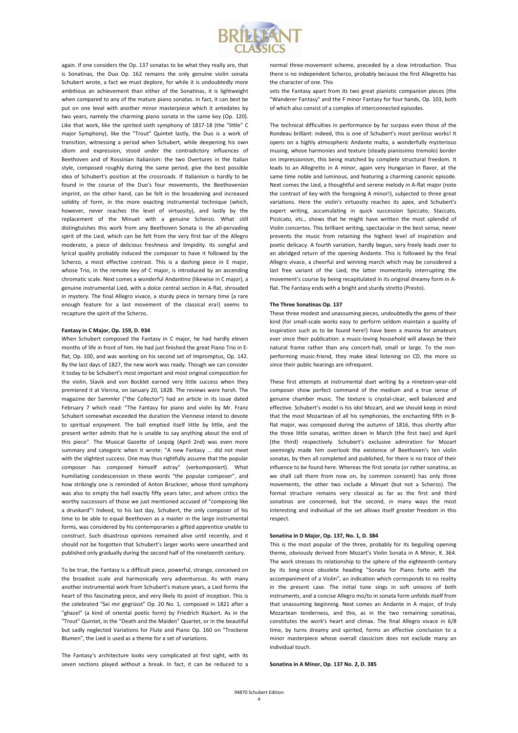again. If one considers the Op. 137 sonatas to be what they really are, that is Sonatinas, the Duo Op. 162 remains the only genuine violin sonata Schubert wrote, a fact we must deplore, for while it is undoubtedly more ambitious an achievement than either of the Sonatinas, it is lightweight when compared to any of the mature piano sonatas. In fact, it can best be put on one level with another minor masterpiece which it antedates by two years, namely the charming piano sonata in the same key (Op. 120). Like that work, like the spirited sixth symphony of 1817-18 (the "little" C major Symphony), like the "Trout" Quintet lastly, the Duo is a work of transition, witnessing a period when Schubert, while deepening his own idiom and expression, stood under the contradictory influences of Beethoven and of Rossinian Italianism: the two Overtures in the Italian style, composed roughly during the same period, give the best possible idea of Schubert's position at the crossroads. If Italianism is hardly to be found in the course of the Duo's four movements, the Beethovenian imprint, on the other hand, can be felt in the broadening and increased solidity of form, in the more exacting instrumental technique (which, however, never reaches the level of virtuosity), and lastly by the replacement of the Minuet with a genuine Scherzo. What still distingtuishes this work from any Beethoven Sonata is the all-pervading spirit of the Lied, which can be felt from the very first bar of the Allegro moderato, a piece of delicious freshness and limpidity. Its songful and lyrical quality probably induced the composer to have it followed by the Scherzo, a most effective contrast. This is a dashing piece in E major, whose Trio, in the remote key of C major, is introduced by an ascending chromatic scale. Next comes a wonderful Andantino (likewise in C major), a genuine instrumental Lied, with a dolce central section in A-flat, shrouded in mystery. The final Allegro vivace, a sturdy piece in ternary time (a rare enough feature for a last movement of the classical era!) seems to recapture the spirit of the Scherzo.

**Fantasy in C Major, Op. 159, D. 934**

When Schubert composed the Fantasy in C major, he had hardly eleven months of life in front of him. He had just finished the great Piano Trio in E-flat, Op. 100, and was working on his second set of Impromptus, Op. 142. By the last days of 1827, the new work was ready. Though we can consider it today to be Schubert's most important and most original composition for the violin, Slavik and von Bocklet earned very little success when they premiered it at Vienna, on January 20, 1828. The reviews were harsh. The magazine der Sammler ("the Collector") had an article in its issue dated February 7 which read: "The Fantasy for piano and violin by Mr. Franz Schubert somewhat exceeded the duration the Viennese intend to devote to spiritual enjoyment. The ball emptied itself little by little, and the present writer admits that he is unable to say anything about the end of this piece". The Musical Gazette of Leipzig (April 2nd) was even more summary and categoric when it wrote: "A new Fantasy ... did not meet with the slightest success. One may thus rightfully assume that the popular composer has composed himself astray" (verkomponiert). What humiliating condescension in these words "the popular composer", and how strikingly one is reminded of Anton Bruckner, whose third symphony was also to empty the hall exactly fifty years later, and whom critics the worthy successors of those we just mentioned accused of "composing like a drunkard"! Indeed, to his last day, Schubert, the only composer of his time to be able to equal Beethoven as a master in the large instrumental forms, was considered by his contemporaries a gifted apprentice unable to construct. Such disastrous opinions remained alive until recently, and it should not be forgotten that Schubert's larger works were unearthed and published only gradually during the second half of the nineteenth century.

To be true, the Fantasy is a difficult piece, powerful, strange, conceived on the broadest scale and harmonically very adventurous. As with many another instrumental work from Schubert's mature years, a Lied forms the heart of this fascinating piece, and very likely its point of inception. This is the celebrated "Sei mir gegrüsst" Op. 20 No. 1, composed in 1821 after a "ghazel" (a kind of oriental poetic form) by Friedrich Rückert. As in the "Trout" Quintet, in the "Death and the Maiden" Quartet, or in the beautiful but sadly neglected Variations for Flute and Piano Op. 160 on "Trockene Blumen", the Lied is used as a theme for a set of variations.

The Fantasy's architecture looks very complicated at first sight, with its seven sections played without a break. In fact, it can be reduced to a normal three-movement scheme, preceded by a slow introduction. Thus there is no independent Scherzo, probably because the first Allegretto has the character of one. This

sets the Fantasy apart from its two great pianistic companion pieces (the "Wanderer Fantasy" and the F minor Fantasy for four hands, Op. 103, both of which also consist of a complex of interconnected episodes.

The technical difficulties in performance by far surpass even those of the Rondeau brillant: indeed, this is one of Schubert's most perilous works! It opens on a highly atmospheric Andante malta, a wonderfully mysterious musing, whose harmonies and texture (steady pianissimo tremolo) border on impressionism, this being matched by complete structural freedom. It leads to an Allegretto in A minor, again very Hungarian in flavor, at the same time noble and luminous, and featuring a charming canonic episode. Next comes the Lied, a thoughtful and serene melody in A-flat major (note the contrast of key with the foregoing A minor!), subjected to three great variations. Here the violin's virtuosity reaches its apex, and Schubert's expert writing, accumulating in quick succession Spiccato, Staccato, Pizzicato, etc., shows that he might have written the most splendid of Violin concertos. This brilliant writing, spectacular in the best sense, never prevents the music from retaining the highest level of inspiration and poetic delicacy. A fourth variation, hardly begun, very freely leads over to an abridged return of the opening Andante. This is followed by the final Allegro vivace, a cheerful and winning march which may be considered a last free variant of the Lied, the latter momentarily interrupting the movement's course by being recapitulated in its original dreamy form in A-flat. The Fantasy ends with a bright and sturdy stretto (Presto).

**The Three Sonatinas Op. 137**

These three modest and unassuming pieces, undoubtedly the gems of their kind (for small-scale works easy to perform seldom maintain a quality of inspiration such as to be found here!) have been a manna for amateurs ever since their publication: a music-loving household will always be their natural frame rather than any concert-hall, small or large. To the non-performing music-friend, they make ideal listening on CD, the more so since their public hearings are infrequent.

These first attempts at instrumental duet writing by a nineteen-year-old composer show perfect command of the medium and a true sense of genuine chamber music. The texture is crystal-clear, well balanced and effective. Schubert's model is his idol Mozart, and we should keep in mind that the most Mozartean of all his symphonies, the enchanting fifth in B-flat major, was composed during the autumn of 1816, thus shortly after the three little sonatas, written down in March (the first two) and April (the third) respectively. Schubert's exclusive admiration for Mozart seemingly made him overlook the existence of Beethoven's ten violin sonatas, by then all completed and published, for there is no trace of their influence to be found here. Whereas the first sonata (or rather sonatina, as we shall call them from now on, by common consent) has only three movements, the other two include a Minuet (but not a Scherzo). The formal structure remains very classical as far as the first and third sonatinas are concerned, but the second, in many ways the most interesting and individual of the set allows itself greater freedom in this respect.

**Sonatina in D Major, Op. 137, No. 1, D. 384**

This is the most popular of the three, probably for its beguiling opening theme, obviously derived from Mozart's Violin Sonata in A Minor, K. 364. The work stresses its relationship to the sphere of the eighteenth century by its long-since obsolete heading "Sonata for Piano forte with the accompaniment of a Violin", an indication which corresponds to no reality in the present case. The initial tune sings in soft unisons of both instruments, and a concise Allegro mo/to in sonata form unfolds itself from that unassuming beginning. Next comes an Andante in A major, of truly Mozartean tenderness, and this, as in the two remaining sonatinas, constitutes the work's heart and climax. The final Allegro vivace in 6/8 time, by turns dreamy and spirited, forms an effective conclusion to a minor masterpiece whose overall classicism does not exclude many an individual touch.

**Sonatina in A Minor, Op. 137 No. 2, D. 385**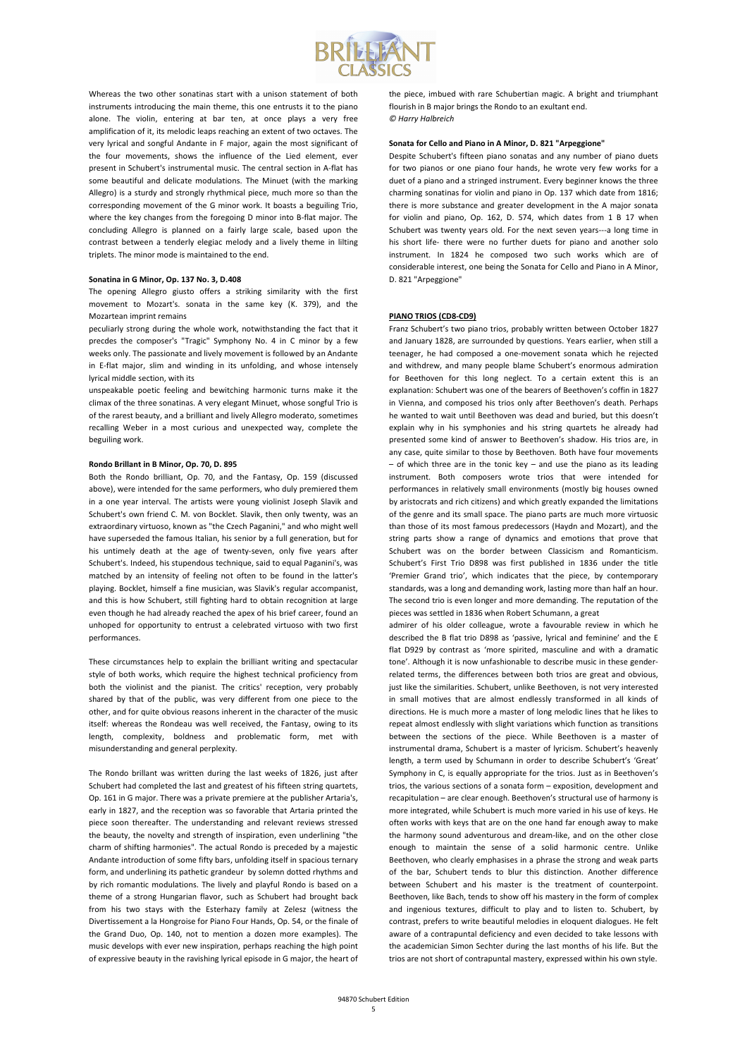Whereas the two other sonatinas start with a unison statement of both instruments introducing the main theme, this one entrusts it to the piano alone. The violin, entering at bar ten, at once plays a very free amplification of it, its melodic leaps reaching an extent of two octaves. The very lyrical and songful Andante in F major, again the most significant of the four movements, shows the influence of the Lied element, ever present in Schubert's instrumental music. The central section in A-flat has some beautiful and delicate modulations. The Minuet (with the marking Allegro) is a sturdy and strongly rhythmical piece, much more so than the corresponding movement of the G minor work. It boasts a beguiling Trio, where the key changes from the foregoing D minor into B-flat major. The concluding Allegro is planned on a fairly large scale, based upon the contrast between a tenderly elegiac melody and a lively theme in lilting triplets. The minor mode is maintained to the end.

**Sonatina in G Minor, Op. 137 No. 3, D.408**

The opening Allegro giusto offers a striking similarity with the first movement to Mozart's. sonata in the same key (K. 379), and the Mozartean imprint remains

peculiarly strong during the whole work, notwithstanding the fact that it precedes the composer's "Tragic" Symphony No. 4 in C minor by a few weeks only. The passionate and lively movement is followed by an Andante in E-flat major, slim and winding in its unfolding, and whose intensely lyrical middle section, with its

unspeakable poetic feeling and bewitching harmonic turns make it the climax of the three sonatinas. A very elegant Minuet, whose songful Trio is of the rarest beauty, and a brilliant and lively Allegro moderato, sometimes recalling Weber in a most curious and unexpected way, complete the beguiling work.

**Rondo Brillant in B Minor, Op. 70, D. 895**

Both the Rondo brilliant, Op. 70, and the Fantasy, Op. 159 (discussed above), were intended for the same performers, who duly premiered them in a one year interval. The artists were young violinist Joseph Slavik and Schubert's own friend C. M. von Bocklet. Slavik, then only twenty, was an extraordinary virtuoso, known as "the Czech Paganini," and who might well have superseded the famous Italian, his senior by a full generation, but for his untimely death at the age of twenty-seven, only five years after Schubert's. Indeed, his stupendous technique, said to equal Paganini's, was matched by an intensity of feeling not often to be found in the latter's playing. Bocklet, himself a fine musician, was Slavik's regular accompanist, and this is how Schubert, still fighting hard to obtain recognition at large even though he had already reached the apex of his brief career, found an unhoped for opportunity to entrust a celebrated virtuoso with two first performances.

These circumstances help to explain the brilliant writing and spectacular style of both works, which require the highest technical proficiency from both the violinist and the pianist. The critics' reception, very probably shared by that of the public, was very different from one piece to the other, and for quite obvious reasons inherent in the character of the music itself: whereas the Rondeau was well received, the Fantasy, owing to its length, complexity, boldness and problematic form, met with misunderstanding and general perplexity.

The Rondo brillant was written during the last weeks of 1826, just after Schubert had completed the last and greatest of his fifteen string quartets, Op. 161 in G major. There was a private premiere at the publisher Artaria's, early in 1827, and the reception was so favorable that Artaria printed the piece soon thereafter. The understanding and relevant reviews stressed the beauty, the novelty and strength of inspiration, even underlining "the charm of shifting harmonies". The actual Rondo is preceded by a majestic Andante introduction of some fifty bars, unfolding itself in spacious ternary form, and underlining its pathetic grandeur by solemn dotted rhythms and by rich romantic modulations. The lively and playful Rondo is based on a theme of a strong Hungarian flavor, such as Schubert had brought back from his two stays with the Esterhazy family at Zelesz (witness the Divertissement a la Hongroise for Piano Four Hands, Op. 54, or the finale of the Grand Duo, Op. 140, not to mention a dozen more examples). The music develops with ever new inspiration, perhaps reaching the high point of expressive beauty in the ravishing lyrical episode in G major, the heart of the piece, imbued with rare Schubertian magic. A bright and triumphant flourish in B major brings the Rondo to an exultant end.

*© Harry Halbreich*

**Sonata for Cello and Piano in A Minor, D. 821 "Arpeggione"**

Despite Schubert's fifteen piano sonatas and any number of piano duets for two pianos or one piano four hands, he wrote very few works for a duet of a piano and a stringed instrument. Every beginner knows the three charming sonatinas for violin and piano in Op. 137 which date from 1816; there is more substance and greater development in the A major sonata for violin and piano, Op. 162, D. 574, which dates from 1 B 17 when Schubert was twenty years old. For the next seven years---a long time in his short life- there were no further duets for piano and another solo instrument. In 1824 he composed two such works which are of considerable interest, one being the Sonata for Cello and Piano in A Minor, D. 821 "Arpeggione"

**PIANO TRIOS (CD8-CD9)**

Franz Schubert's two piano trios, probably written between October 1827 and January 1828, are surrounded by questions. Years earlier, when still a teenager, he had composed a one-movement sonata which he rejected and withdrew, and many people blame Schubert's enormous admiration for Beethoven for this long neglect. To a certain extent this is an explanation: Schubert was one of the bearers of Beethoven's coffin in 1827 in Vienna, and composed his trios only after Beethoven's death. Perhaps he wanted to wait until Beethoven was dead and buried, but this doesn't explain why in his symphonies and his string quartets he already had presented some kind of answer to Beethoven's shadow. His trios are, in any case, quite similar to those by Beethoven. Both have four movements – of which three are in the tonic key – and use the piano as its leading instrument. Both composers wrote trios that were intended for performances in relatively small environments (mostly big houses owned by aristocrats and rich citizens) and which greatly expanded the limitations of the genre and its small space. The piano parts are much more virtuosic than those of its most famous predecessors (Haydn and Mozart), and the string parts show a range of dynamics and emotions that prove that Schubert was on the border between Classicism and Romanticism. Schubert's First Trio D898 was first published in 1836 under the title 'Premier Grand trio', which indicates that the piece, by contemporary standards, was a long and demanding work, lasting more than half an hour. The second trio is even longer and more demanding. The reputation of the pieces was settled in 1836 when Robert Schumann, a great

admirer of his older colleague, wrote a favourable review in which he described the B flat trio D898 as 'passive, lyrical and feminine' and the E flat D929 by contrast as 'more spirited, masculine and with a dramatic tone'. Although it is now unfashionable to describe music in these gender-related terms, the differences between both trios are great and obvious, just like the similarities. Schubert, unlike Beethoven, is not very interested in small motives that are almost endlessly transformed in all kinds of directions. He is much more a master of long melodic lines that he likes to repeat almost endlessly with slight variations which function as transitions between the sections of the piece. While Beethoven is a master of instrumental drama, Schubert is a master of lyricism. Schubert's heavenly length, a term used by Schumann in order to describe Schubert's 'Great' Symphony in C, is equally appropriate for the trios. Just as in Beethoven's trios, the various sections of a sonata form – exposition, development and recapitulation – are clear enough. Beethoven's structural use of harmony is more integrated, while Schubert is much more varied in his use of keys. He often works with keys that are on the one hand far enough away to make the harmony sound adventurous and dream-like, and on the other close enough to maintain the sense of a solid harmonic centre. Unlike Beethoven, who clearly emphasises in a phrase the strong and weak parts of the bar, Schubert tends to blur this distinction. Another difference between Schubert and his master is the treatment of counterpoint. Beethoven, like Bach, tends to show off his mastery in the form of complex and ingenious textures, difficult to play and to listen to. Schubert, by contrast, prefers to write beautiful melodies in eloquent dialogues. He felt aware of a contrapuntal deficiency and even decided to take lessons with the academician Simon Sechter during the last months of his life. But the trios are not short of contrapuntal mastery, expressed within his own style.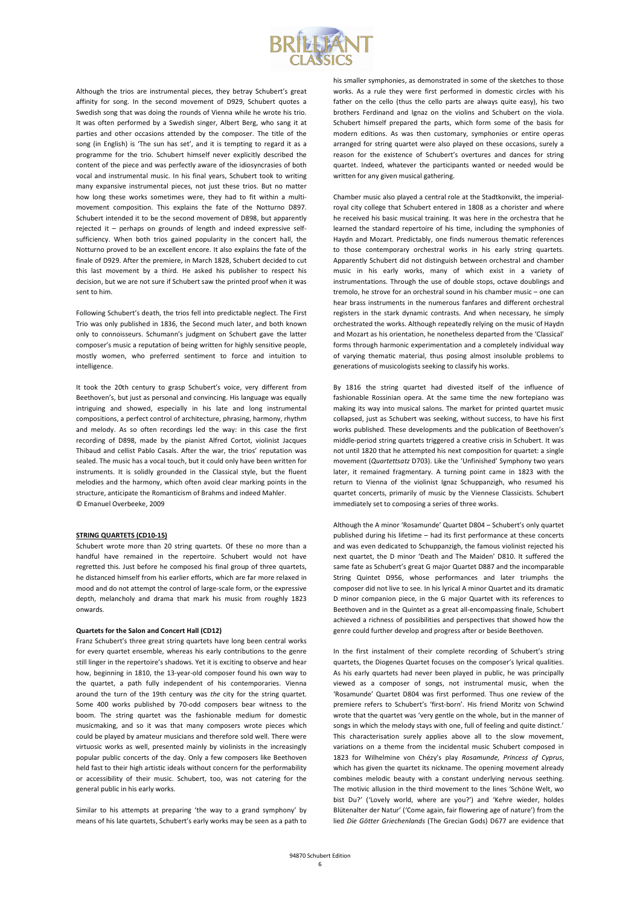Although the trios are instrumental pieces, they betray Schubert's great affinity for song. In the second movement of D929, Schubert quotes a Swedish song that was doing the rounds of Vienna while he wrote his trio. It was often performed by a Swedish singer, Albert Berg, who sang it at parties and other occasions attended by the composer. The title of the song (in English) is 'The sun has set', and it is tempting to regard it as a programme for the trio. Schubert himself never explicitly described the content of the piece and was perfectly aware of the idiosyncrasies of both vocal and instrumental music. In his final years, Schubert took to writing many expansive instrumental pieces, not just these trios. But no matter how long these works sometimes were, they had to fit within a multi-movement composition. This explains the fate of the Notturno D897. Schubert intended it to be the second movement of D898, but apparently rejected it – perhaps on grounds of length and indeed expressive self-sufficiency. When both trios gained popularity in the concert hall, the Notturno proved to be an excellent encore. It also explains the fate of the finale of D929. After the premiere, in March 1828, Schubert decided to cut this last movement by a third. He asked his publisher to respect his decision, but we are not sure if Schubert saw the printed proof when it was sent to him.

Following Schubert's death, the trios fell into predictable neglect. The First Trio was only published in 1836, the Second much later, and both known only to connoisseurs. Schumann's judgment on Schubert gave the latter composer's music a reputation of being written for highly sensitive people, mostly women, who preferred sentiment to force and intuition to intelligence.

It took the 20th century to grasp Schubert's voice, very different from Beethoven's, but just as personal and convincing. His language was equally intriguing and showed, especially in his late and long instrumental compositions, a perfect control of architecture, phrasing, harmony, rhythm and melody. As so often recordings led the way: in this case the first recording of D898, made by the pianist Alfred Cortot, violinist Jacques Thibaud and cellist Pablo Casals. After the war, the trios' reputation was sealed. The music has a vocal touch, but it could only have been written for instruments. It is solidly grounded in the Classical style, but the fluent melodies and the harmony, which often avoid clear marking points in the structure, anticipate the Romanticism of Brahms and indeed Mahler.
© Emanuel Overbeeke, 2009

**STRING QUARTETS (CD10-15)**

Schubert wrote more than 20 string quartets. Of these no more than a handful have remained in the repertoire. Schubert would not have regretted this. Just before he composed his final group of three quartets, he distanced himself from his earlier efforts, which are far more relaxed in mood and do not attempt the control of large-scale form, or the expressive depth, melancholy and drama that mark his music from roughly 1823 onwards.

**Quartets for the Salon and Concert Hall (CD12)**

Franz Schubert's three great string quartets have long been central works for every quartet ensemble, whereas his early contributions to the genre still linger in the repertoire's shadows. Yet it is exciting to observe and hear how, beginning in 1810, the 13-year-old composer found his own way to the quartet, a path fully independent of his contemporaries. Vienna around the turn of the 19th century was *the* city for the string quartet. Some 400 works published by 70-odd composers bear witness to the boom. The string quartet was the fashionable medium for domestic musicmaking, and so it was that many composers wrote pieces which could be played by amateur musicians and therefore sold well. There were virtuosic works as well, presented mainly by violinists in the increasingly popular public concerts of the day. Only a few composers like Beethoven held fast to their high artistic ideals without concern for the performability or accessibility of their music. Schubert, too, was not catering for the general public in his early works.

Similar to his attempts at preparing 'the way to a grand symphony' by means of his late quartets, Schubert's early works may be seen as a path to his smaller symphonies, as demonstrated in some of the sketches to those works. As a rule they were first performed in domestic circles with his father on the cello (thus the cello parts are always quite easy), his two brothers Ferdinand and Ignaz on the violins and Schubert on the viola. Schubert himself prepared the parts, which form some of the basis for modern editions. As was then customary, symphonies or entire operas arranged for string quartet were also played on these occasions, surely a reason for the existence of Schubert's overtures and dances for string quartet. Indeed, whatever the participants wanted or needed would be written for any given musical gathering.

Chamber music also played a central role at the Stadtkonvikt, the imperial-royal city college that Schubert entered in 1808 as a chorister and where he received his basic musical training. It was here in the orchestra that he learned the standard repertoire of his time, including the symphonies of Haydn and Mozart. Predictably, one finds numerous thematic references to those contemporary orchestral works in his early string quartets. Apparently Schubert did not distinguish between orchestral and chamber music in his early works, many of which exist in a variety of instrumentations. Through the use of double stops, octave doublings and tremolo, he strove for an orchestral sound in his chamber music – one can hear brass instruments in the numerous fanfares and different orchestral registers in the stark dynamic contrasts. And when necessary, he simply orchestrated the works. Although repeatedly relying on the music of Haydn and Mozart as his orientation, he nonetheless departed from the 'Classical' forms through harmonic experimentation and a completely individual way of varying thematic material, thus posing almost insoluble problems to generations of musicologists seeking to classify his works.

By 1816 the string quartet had divested itself of the influence of fashionable Rossinian opera. At the same time the new fortepiano was making its way into musical salons. The market for printed quartet music collapsed, just as Schubert was seeking, without success, to have his first works published. These developments and the publication of Beethoven's middle-period string quartets triggered a creative crisis in Schubert. It was not until 1820 that he attempted his next composition for quartet: a single movement (*Quartettsatz* D703). Like the 'Unfinished' Symphony two years later, it remained fragmentary. A turning point came in 1823 with the return to Vienna of the violinist Ignaz Schuppanzigh, who resumed his quartet concerts, primarily of music by the Viennese Classicists. Schubert immediately set to composing a series of three works.

Although the A minor 'Rosamunde' Quartet D804 – Schubert's only quartet published during his lifetime – had its first performance at these concerts and was even dedicated to Schuppanzigh, the famous violinist rejected his next quartet, the D minor 'Death and The Maiden' D810. It suffered the same fate as Schubert's great G major Quartet D887 and the incomparable String Quintet D956, whose performances and later triumphs the composer did not live to see. In his lyrical A minor Quartet and its dramatic D minor companion piece, in the G major Quartet with its references to Beethoven and in the Quintet as a great all-encompassing finale, Schubert achieved a richness of possibilities and perspectives that showed how the genre could further develop and progress after or beside Beethoven.

In the first instalment of their complete recording of Schubert's string quartets, the Diogenes Quartet focuses on the composer's lyrical qualities. As his early quartets had never been played in public, he was principally viewed as a composer of songs, not instrumental music, when the 'Rosamunde' Quartet D804 was first performed. Thus one review of the premiere refers to Schubert's 'first-born'. His friend Moritz von Schwind wrote that the quartet was 'very gentle on the whole, but in the manner of songs in which the melody stays with one, full of feeling and quite distinct.' This characterisation surely applies above all to the slow movement, variations on a theme from the incidental music Schubert composed in 1823 for Wilhelmine von Chézy's play *Rosamunde, Princess of Cyprus*, which has given the quartet its nickname. The opening movement already combines melodic beauty with a constant underlying nervous seething. The motivic allusion in the third movement to the lines 'Schöne Welt, wo bist Du?' ('Lovely world, where are you?') and 'Kehre wieder, holdes Blütenalter der Natur' ('Come again, fair flowering age of nature') from the lied *Die Götter Griechenlands* (The Grecian Gods) D677 are evidence that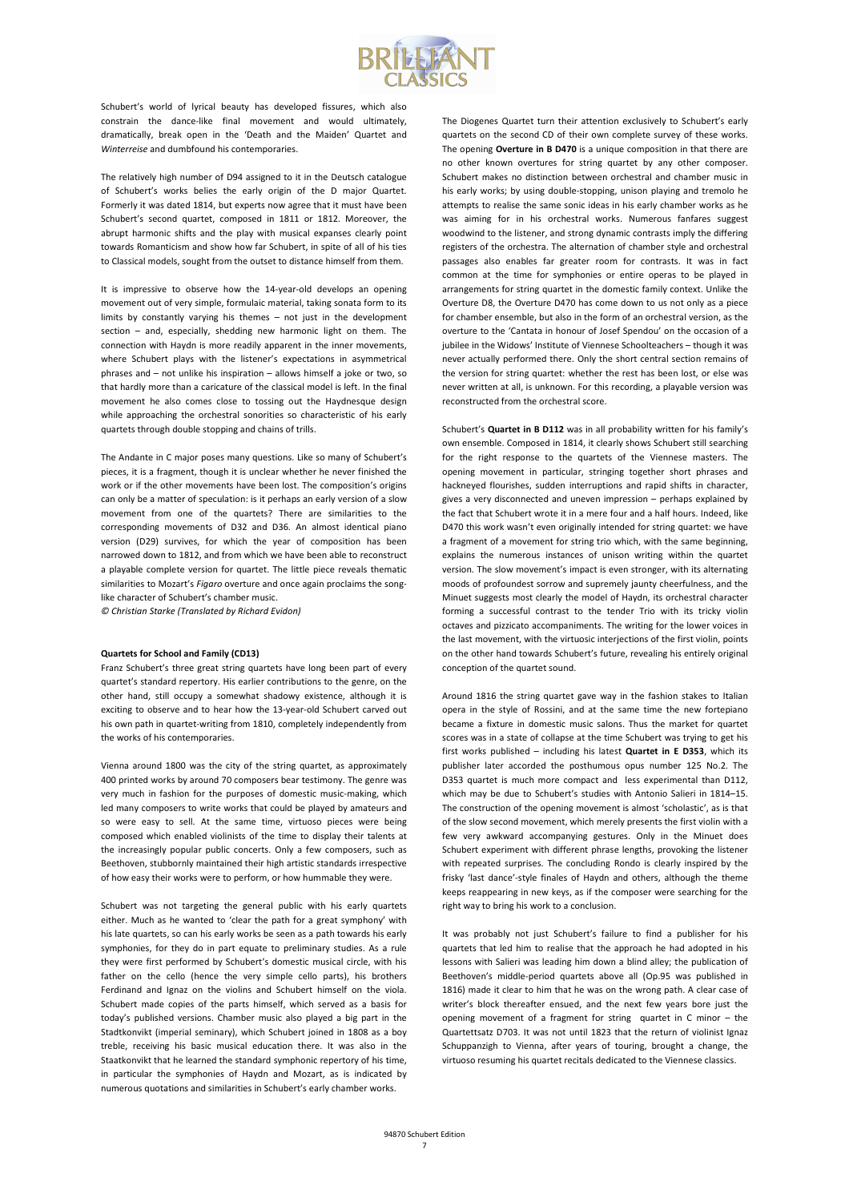Schubert's world of lyrical beauty has developed fissures, which also constrain the dance-like final movement and would ultimately, dramatically, break open in the 'Death and the Maiden' Quartet and *Winterreise* and dumbfound his contemporaries.

The relatively high number of D94 assigned to it in the Deutsch catalogue of Schubert's works belies the early origin of the D major Quartet. Formerly it was dated 1814, but experts now agree that it must have been Schubert's second quartet, composed in 1811 or 1812. Moreover, the abrupt harmonic shifts and the play with musical expanses clearly point towards Romanticism and show how far Schubert, in spite of all of his ties to Classical models, sought from the outset to distance himself from them.

It is impressive to observe how the 14-year-old develops an opening movement out of very simple, formulaic material, taking sonata form to its limits by constantly varying his themes – not just in the development section – and, especially, shedding new harmonic light on them. The connection with Haydn is more readily apparent in the inner movements, where Schubert plays with the listener's expectations in asymmetrical phrases and – not unlike his inspiration – allows himself a joke or two, so that hardly more than a caricature of the classical model is left. In the final movement he also comes close to tossing out the Haydnesque design while approaching the orchestral sonorities so characteristic of his early quartets through double stopping and chains of trills.

The Andante in C major poses many questions. Like so many of Schubert's pieces, it is a fragment, though it is unclear whether he never finished the work or if the other movements have been lost. The composition's origins can only be a matter of speculation: is it perhaps an early version of a slow movement from one of the quartets? There are similarities to the corresponding movements of D32 and D36. An almost identical piano version (D29) survives, for which the year of composition has been narrowed down to 1812, and from which we have been able to reconstruct a playable complete version for quartet. The little piece reveals thematic similarities to Mozart's *Figaro* overture and once again proclaims the song-like character of Schubert's chamber music.

*© Christian Starke (Translated by Richard Evidon)*

**Quartets for School and Family (CD13)**

Franz Schubert's three great string quartets have long been part of every quartet's standard repertory. His earlier contributions to the genre, on the other hand, still occupy a somewhat shadowy existence, although it is exciting to observe and to hear how the 13-year-old Schubert carved out his own path in quartet-writing from 1810, completely independently from the works of his contemporaries.

Vienna around 1800 was the city of the string quartet, as approximately 400 printed works by around 70 composers bear testimony. The genre was very much in fashion for the purposes of domestic music-making, which led many composers to write works that could be played by amateurs and so were easy to sell. At the same time, virtuoso pieces were being composed which enabled violinists of the time to display their talents at the increasingly popular public concerts. Only a few composers, such as Beethoven, stubbornly maintained their high artistic standards irrespective of how easy their works were to perform, or how hummable they were.

Schubert was not targeting the general public with his early quartets either. Much as he wanted to 'clear the path for a great symphony' with his late quartets, so can his early works be seen as a path towards his early symphonies, for they do in part equate to preliminary studies. As a rule they were first performed by Schubert's domestic musical circle, with his father on the cello (hence the very simple cello parts), his brothers Ferdinand and Ignaz on the violins and Schubert himself on the viola. Schubert made copies of the parts himself, which served as a basis for today's published versions. Chamber music also played a big part in the Stadtkonvikt (imperial seminary), which Schubert joined in 1808 as a boy treble, receiving his basic musical education there. It was also in the Staatkonvikt that he learned the standard symphonic repertory of his time, in particular the symphonies of Haydn and Mozart, as is indicated by numerous quotations and similarities in Schubert's early chamber works.

The Diogenes Quartet turn their attention exclusively to Schubert's early quartets on the second CD of their own complete survey of these works. The opening **Overture in B D470** is a unique composition in that there are no other known overtures for string quartet by any other composer. Schubert makes no distinction between orchestral and chamber music in his early works; by using double-stopping, unison playing and tremolo he attempts to realise the same sonic ideas in his early chamber works as he was aiming for in his orchestral works. Numerous fanfares suggest woodwind to the listener, and strong dynamic contrasts imply the differing registers of the orchestra. The alternation of chamber style and orchestral passages also enables far greater room for contrasts. It was in fact common at the time for symphonies or entire operas to be played in arrangements for string quartet in the domestic family context. Unlike the Overture D8, the Overture D470 has come down to us not only as a piece for chamber ensemble, but also in the form of an orchestral version, as the overture to the 'Cantata in honour of Josef Spendou' on the occasion of a jubilee in the Widows' Institute of Viennese Schoolteachers – though it was never actually performed there. Only the short central section remains of the version for string quartet: whether the rest has been lost, or else was never written at all, is unknown. For this recording, a playable version was reconstructed from the orchestral score.

Schubert's **Quartet in B D112** was in all probability written for his family's own ensemble. Composed in 1814, it clearly shows Schubert still searching for the right response to the quartets of the Viennese masters. The opening movement in particular, stringing together short phrases and hackneyed flourishes, sudden interruptions and rapid shifts in character, gives a very disconnected and uneven impression – perhaps explained by the fact that Schubert wrote it in a mere four and a half hours. Indeed, like D470 this work wasn't even originally intended for string quartet: we have a fragment of a movement for string trio which, with the same beginning, explains the numerous instances of unison writing within the quartet version. The slow movement's impact is even stronger, with its alternating moods of profoundest sorrow and supremely jaunty cheerfulness, and the Minuet suggests most clearly the model of Haydn, its orchestral character forming a successful contrast to the tender Trio with its tricky violin octaves and pizzicato accompaniments. The writing for the lower voices in the last movement, with the virtuosic interjections of the first violin, points on the other hand towards Schubert's future, revealing his entirely original conception of the quartet sound.

Around 1816 the string quartet gave way in the fashion stakes to Italian opera in the style of Rossini, and at the same time the new fortepiano became a fixture in domestic music salons. Thus the market for quartet scores was in a state of collapse at the time Schubert was trying to get his first works published – including his latest **Quartet in E D353**, which its publisher later accorded the posthumous opus number 125 No.2. The D353 quartet is much more compact and less experimental than D112, which may be due to Schubert's studies with Antonio Salieri in 1814–15. The construction of the opening movement is almost 'scholastic', as is that of the slow second movement, which merely presents the first violin with a few very awkward accompanying gestures. Only in the Minuet does Schubert experiment with different phrase lengths, provoking the listener with repeated surprises. The concluding Rondo is clearly inspired by the frisky 'last dance'-style finales of Haydn and others, although the theme keeps reappearing in new keys, as if the composer were searching for the right way to bring his work to a conclusion.

It was probably not just Schubert's failure to find a publisher for his quartets that led him to realise that the approach he had adopted in his lessons with Salieri was leading him down a blind alley; the publication of Beethoven's middle-period quartets above all (Op.95 was published in 1816) made it clear to him that he was on the wrong path. A clear case of writer's block thereafter ensued, and the next few years bore just the opening movement of a fragment for string quartet in C minor – the Quartettsatz D703. It was not until 1823 that the return of violinist Ignaz Schuppanzigh to Vienna, after years of touring, brought a change, the virtuoso resuming his quartet recitals dedicated to the Viennese classics.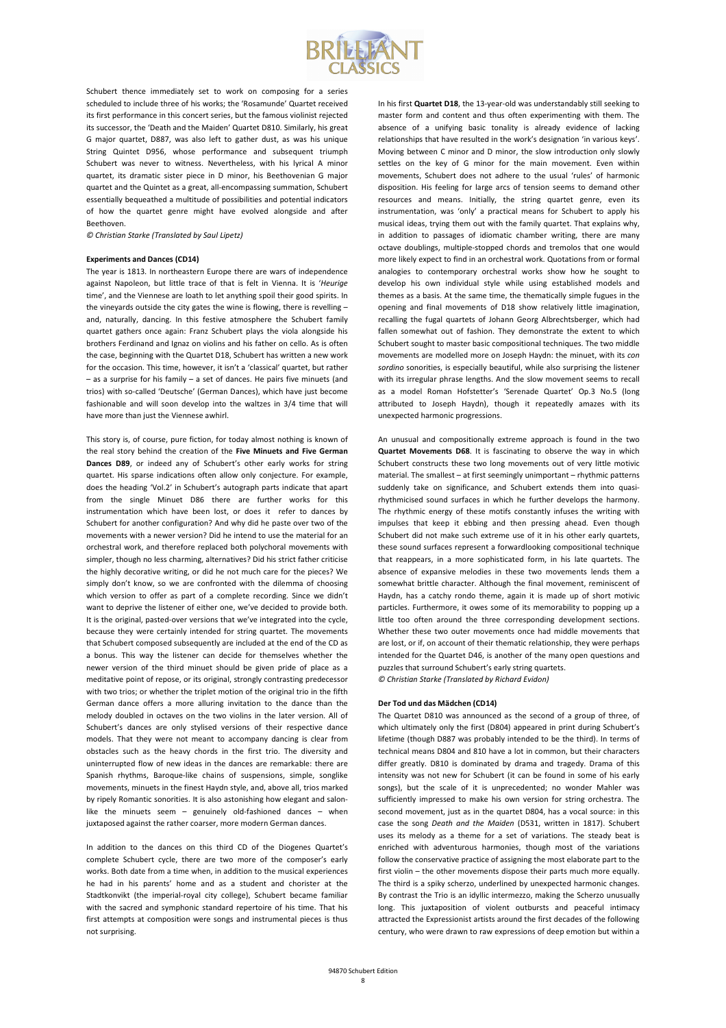Schubert thence immediately set to work on composing for a series scheduled to include three of his works; the 'Rosamunde' Quartet received its first performance in this concert series, but the famous violinist rejected its successor, the 'Death and the Maiden' Quartet D810. Similarly, his great G major quartet, D887, was also left to gather dust, as was his unique String Quintet D956, whose performance and subsequent triumph Schubert was never to witness. Nevertheless, with his lyrical A minor quartet, its dramatic sister piece in D minor, his Beethovenian G major quartet and the Quintet as a great, all-encompassing summation, Schubert essentially bequeathed a multitude of possibilities and potential indicators of how the quartet genre might have evolved alongside and after Beethoven.

*© Christian Starke (Translated by Saul Lipetz)*

**Experiments and Dances (CD14)**

The year is 1813. In northeastern Europe there are wars of independence against Napoleon, but little trace of that is felt in Vienna. It is '*Heurige* time', and the Viennese are loath to let anything spoil their good spirits. In the vineyards outside the city gates the wine is flowing, there is revelling – and, naturally, dancing. In this festive atmosphere the Schubert family quartet gathers once again: Franz Schubert plays the viola alongside his brothers Ferdinand and Ignaz on violins and his father on cello. As is often the case, beginning with the Quartet D18, Schubert has written a new work for the occasion. This time, however, it isn't a 'classical' quartet, but rather – as a surprise for his family – a set of dances. He pairs five minuets (and trios) with so-called 'Deutsche' (German Dances), which have just become fashionable and will soon develop into the waltzes in 3/4 time that will have more than just the Viennese awhirl.

This story is, of course, pure fiction, for today almost nothing is known of the real story behind the creation of the **Five Minuets and Five German Dances D89**, or indeed any of Schubert's other early works for string quartet. His sparse indications often allow only conjecture. For example, does the heading 'Vol.2' in Schubert's autograph parts indicate that apart from the single Minuet D86 there are further works for this instrumentation which have been lost, or does it refer to dances by Schubert for another configuration? And why did he paste over two of the movements with a newer version? Did he intend to use the material for an orchestral work, and therefore replaced both polychoral movements with simpler, though no less charming, alternatives? Did his strict father criticise the highly decorative writing, or did he not much care for the pieces? We simply don't know, so we are confronted with the dilemma of choosing which version to offer as part of a complete recording. Since we didn't want to deprive the listener of either one, we've decided to provide both. It is the original, pasted-over versions that we've integrated into the cycle, because they were certainly intended for string quartet. The movements that Schubert composed subsequently are included at the end of the CD as a bonus. This way the listener can decide for themselves whether the newer version of the third minuet should be given pride of place as a meditative point of repose, or its original, strongly contrasting predecessor with two trios; or whether the triplet motion of the original trio in the fifth German dance offers a more alluring invitation to the dance than the melody doubled in octaves on the two violins in the later version. All of Schubert's dances are only stylised versions of their respective dance models. That they were not meant to accompany dancing is clear from obstacles such as the heavy chords in the first trio. The diversity and uninterrupted flow of new ideas in the dances are remarkable: there are Spanish rhythms, Baroque-like chains of suspensions, simple, songlike movements, minuets in the finest Haydn style, and, above all, trios marked by ripely Romantic sonorities. It is also astonishing how elegant and salon-like the minuets seem – genuinely old-fashioned dances – when juxtaposed against the rather coarser, more modern German dances.

In addition to the dances on this third CD of the Diogenes Quartet's complete Schubert cycle, there are two more of the composer's early works. Both date from a time when, in addition to the musical experiences he had in his parents' home and as a student and chorister at the Stadtkonvikt (the imperial-royal city college), Schubert became familiar with the sacred and symphonic standard repertoire of his time. That his first attempts at composition were songs and instrumental pieces is thus not surprising.

In his first **Quartet D18**, the 13-year-old was understandably still seeking to master form and content and thus often experimenting with them. The absence of a unifying basic tonality is already evidence of lacking relationships that have resulted in the work's designation 'in various keys'. Moving between C minor and D minor, the slow introduction only slowly settles on the key of G minor for the main movement. Even within movements, Schubert does not adhere to the usual 'rules' of harmonic disposition. His feeling for large arcs of tension seems to demand other resources and means. Initially, the string quartet genre, even its instrumentation, was 'only' a practical means for Schubert to apply his musical ideas, trying them out with the family quartet. That explains why, in addition to passages of idiomatic chamber writing, there are many octave doublings, multiple-stopped chords and tremolos that one would more likely expect to find in an orchestral work. Quotations from or formal analogies to contemporary orchestral works show how he sought to develop his own individual style while using established models and themes as a basis. At the same time, the thematically simple fugues in the opening and final movements of D18 show relatively little imagination, recalling the fugal quartets of Johann Georg Albrechtsberger, which had fallen somewhat out of fashion. They demonstrate the extent to which Schubert sought to master basic compositional techniques. The two middle movements are modelled more on Joseph Haydn: the minuet, with its *con sordino* sonorities, is especially beautiful, while also surprising the listener with its irregular phrase lengths. And the slow movement seems to recall as a model Roman Hofstetter's 'Serenade Quartet' Op.3 No.5 (long attributed to Joseph Haydn), though it repeatedly amazes with its unexpected harmonic progressions.

An unusual and compositionally extreme approach is found in the two **Quartet Movements D68**. It is fascinating to observe the way in which Schubert constructs these two long movements out of very little motivic material. The smallest – at first seemingly unimportant – rhythmic patterns suddenly take on significance, and Schubert extends them into quasi-rhythmicised sound surfaces in which he further develops the harmony. The rhythmic energy of these motifs constantly infuses the writing with impulses that keep it ebbing and then pressing ahead. Even though Schubert did not make such extreme use of it in his other early quartets, these sound surfaces represent a forwardlooking compositional technique that reappears, in a more sophisticated form, in his late quartets. The absence of expansive melodies in these two movements lends them a somewhat brittle character. Although the final movement, reminiscent of Haydn, has a catchy rondo theme, again it is made up of short motivic particles. Furthermore, it owes some of its memorability to popping up a little too often around the three corresponding development sections. Whether these two outer movements once had middle movements that are lost, or if, on account of their thematic relationship, they were perhaps intended for the Quartet D46, is another of the many open questions and puzzles that surround Schubert's early string quartets.

*© Christian Starke (Translated by Richard Evidon)*

**Der Tod und das Mädchen (CD14)**

The Quartet D810 was announced as the second of a group of three, of which ultimately only the first (D804) appeared in print during Schubert's lifetime (though D887 was probably intended to be the third). In terms of technical means D804 and 810 have a lot in common, but their characters differ greatly. D810 is dominated by drama and tragedy. Drama of this intensity was not new for Schubert (it can be found in some of his early songs), but the scale of it is unprecedented; no wonder Mahler was sufficiently impressed to make his own version for string orchestra. The second movement, just as in the quartet D804, has a vocal source: in this case the song *Death and the Maiden* (D531, written in 1817). Schubert uses its melody as a theme for a set of variations. The steady beat is enriched with adventurous harmonies, though most of the variations follow the conservative practice of assigning the most elaborate part to the first violin – the other movements dispose their parts much more equally. The third is a spiky scherzo, underlined by unexpected harmonic changes. By contrast the Trio is an idyllic intermezzo, making the Scherzo unusually long. This juxtaposition of violent outbursts and peaceful intimacy attracted the Expressionist artists around the first decades of the following century, who were drawn to raw expressions of deep emotion but within a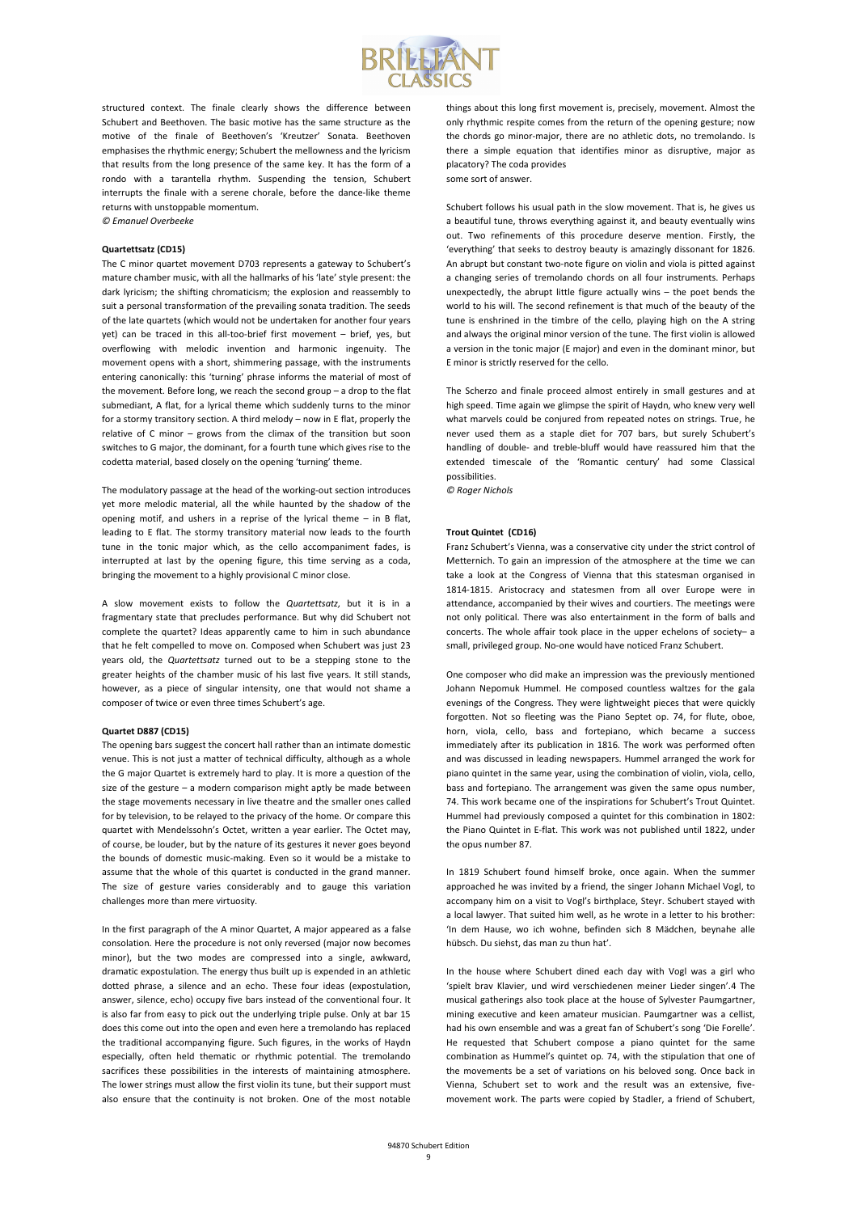structured context. The finale clearly shows the difference between Schubert and Beethoven. The basic motive has the same structure as the motive of the finale of Beethoven's 'Kreutzer' Sonata. Beethoven emphasises the rhythmic energy; Schubert the mellowness and the lyricism that results from the long presence of the same key. It has the form of a rondo with a tarantella rhythm. Suspending the tension, Schubert interrupts the finale with a serene chorale, before the dance-like theme returns with unstoppable momentum.

*© Emanuel Overbeeke*

**Quartettsatz (CD15)**

The C minor quartet movement D703 represents a gateway to Schubert's mature chamber music, with all the hallmarks of his 'late' style present: the dark lyricism; the shifting chromaticism; the explosion and reassembly to suit a personal transformation of the prevailing sonata tradition. The seeds of the late quartets (which would not be undertaken for another four years yet) can be traced in this all-too-brief first movement – brief, yes, but overflowing with melodic invention and harmonic ingenuity. The movement opens with a short, shimmering passage, with the instruments entering canonically: this 'turning' phrase informs the material of most of the movement. Before long, we reach the second group – a drop to the flat submediant, A flat, for a lyrical theme which suddenly turns to the minor for a stormy transitory section. A third melody – now in E flat, properly the relative of C minor – grows from the climax of the transition but soon switches to G major, the dominant, for a fourth tune which gives rise to the codetta material, based closely on the opening 'turning' theme.

The modulatory passage at the head of the working-out section introduces yet more melodic material, all the while haunted by the shadow of the opening motif, and ushers in a reprise of the lyrical theme – in B flat, leading to E flat. The stormy transitory material now leads to the fourth tune in the tonic major which, as the cello accompaniment fades, is interrupted at last by the opening figure, this time serving as a coda, bringing the movement to a highly provisional C minor close.

A slow movement exists to follow the *Quartettsatz*, but it is in a fragmentary state that precludes performance. But why did Schubert not complete the quartet? Ideas apparently came to him in such abundance that he felt compelled to move on. Composed when Schubert was just 23 years old, the *Quartettsatz* turned out to be a stepping stone to the greater heights of the chamber music of his last five years. It still stands, however, as a piece of singular intensity, one that would not shame a composer of twice or even three times Schubert's age.

**Quartet D887 (CD15)**

The opening bars suggest the concert hall rather than an intimate domestic venue. This is not just a matter of technical difficulty, although as a whole the G major Quartet is extremely hard to play. It is more a question of the size of the gesture – a modern comparison might aptly be made between the stage movements necessary in live theatre and the smaller ones called for by television, to be relayed to the privacy of the home. Or compare this quartet with Mendelssohn's Octet, written a year earlier. The Octet may, of course, be louder, but by the nature of its gestures it never goes beyond the bounds of domestic music-making. Even so it would be a mistake to assume that the whole of this quartet is conducted in the grand manner. The size of gesture varies considerably and to gauge this variation challenges more than mere virtuosity.

In the first paragraph of the A minor Quartet, A major appeared as a false consolation. Here the procedure is not only reversed (major now becomes minor), but the two modes are compressed into a single, awkward, dramatic expostulation. The energy thus built up is expended in an athletic dotted phrase, a silence and an echo. These four ideas (expostulation, answer, silence, echo) occupy five bars instead of the conventional four. It is also far from easy to pick out the underlying triple pulse. Only at bar 15 does this come out into the open and even here a tremolando has replaced the traditional accompanying figure. Such figures, in the works of Haydn especially, often held thematic or rhythmic potential. The tremolando sacrifices these possibilities in the interests of maintaining atmosphere. The lower strings must allow the first violin its tune, but their support must also ensure that the continuity is not broken. One of the most notable things about this long first movement is, precisely, movement. Almost the only rhythmic respite comes from the return of the opening gesture; now the chords go minor-major, there are no athletic dots, no tremolando. Is there a simple equation that identifies minor as disruptive, major as placatory? The coda provides
some sort of answer.

Schubert follows his usual path in the slow movement. That is, he gives us a beautiful tune, throws everything against it, and beauty eventually wins out. Two refinements of this procedure deserve mention. Firstly, the 'everything' that seeks to destroy beauty is amazingly dissonant for 1826. An abrupt but constant two-note figure on violin and viola is pitted against a changing series of tremolando chords on all four instruments. Perhaps unexpectedly, the abrupt little figure actually wins – the poet bends the world to his will. The second refinement is that much of the beauty of the tune is enshrined in the timbre of the cello, playing high on the A string and always the original minor version of the tune. The first violin is allowed a version in the tonic major (E major) and even in the dominant minor, but E minor is strictly reserved for the cello.

The Scherzo and finale proceed almost entirely in small gestures and at high speed. Time again we glimpse the spirit of Haydn, who knew very well what marvels could be conjured from repeated notes on strings. True, he never used them as a staple diet for 707 bars, but surely Schubert's handling of double- and treble-bluff would have reassured him that the extended timescale of the 'Romantic century' had some Classical possibilities.

*© Roger Nichols*

**Trout Quintet (CD16)**

Franz Schubert's Vienna, was a conservative city under the strict control of Metternich. To gain an impression of the atmosphere at the time we can take a look at the Congress of Vienna that this statesman organised in 1814-1815. Aristocracy and statesmen from all over Europe were in attendance, accompanied by their wives and courtiers. The meetings were not only political. There was also entertainment in the form of balls and concerts. The whole affair took place in the upper echelons of society– a small, privileged group. No-one would have noticed Franz Schubert.

One composer who did make an impression was the previously mentioned Johann Nepomuk Hummel. He composed countless waltzes for the gala evenings of the Congress. They were lightweight pieces that were quickly forgotten. Not so fleeting was the Piano Septet op. 74, for flute, oboe, horn, viola, cello, bass and fortepiano, which became a success immediately after its publication in 1816. The work was performed often and was discussed in leading newspapers. Hummel arranged the work for piano quintet in the same year, using the combination of violin, viola, cello, bass and fortepiano. The arrangement was given the same opus number, 74. This work became one of the inspirations for Schubert's Trout Quintet. Hummel had previously composed a quintet for this combination in 1802: the Piano Quintet in E-flat. This work was not published until 1822, under the opus number 87.

In 1819 Schubert found himself broke, once again. When the summer approached he was invited by a friend, the singer Johann Michael Vogl, to accompany him on a visit to Vogl's birthplace, Steyr. Schubert stayed with a local lawyer. That suited him well, as he wrote in a letter to his brother: 'In dem Hause, wo ich wohne, befinden sich 8 Mädchen, beynahe alle hübsch. Du siehst, das man zu thun hat'.

In the house where Schubert dined each day with Vogl was a girl who 'spielt brav Klavier, und wird verschiedenen meiner Lieder singen'.4 The musical gatherings also took place at the house of Sylvester Paumgartner, mining executive and keen amateur musician. Paumgartner was a cellist, had his own ensemble and was a great fan of Schubert's song 'Die Forelle'. He requested that Schubert compose a piano quintet for the same combination as Hummel's quintet op. 74, with the stipulation that one of the movements be a set of variations on his beloved song. Once back in Vienna, Schubert set to work and the result was an extensive, five-movement work. The parts were copied by Stadler, a friend of Schubert,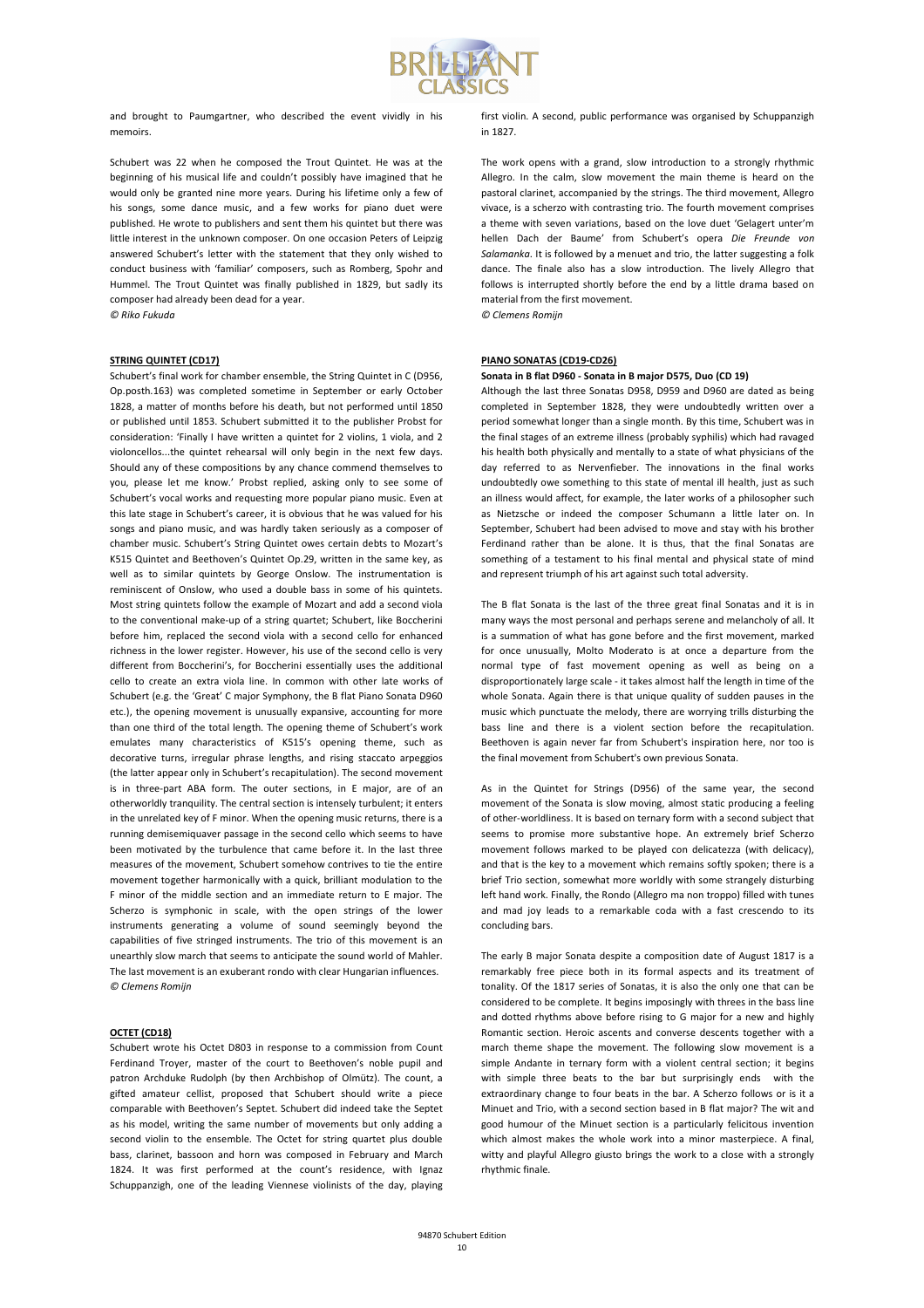and brought to Paumgartner, who described the event vividly in his memoirs.

Schubert was 22 when he composed the Trout Quintet. He was at the beginning of his musical life and couldn't possibly have imagined that he would only be granted nine more years. During his lifetime only a few of his songs, some dance music, and a few works for piano duet were published. He wrote to publishers and sent them his quintet but there was little interest in the unknown composer. On one occasion Peters of Leipzig answered Schubert's letter with the statement that they only wished to conduct business with 'familiar' composers, such as Romberg, Spohr and Hummel. The Trout Quintet was finally published in 1829, but sadly its composer had already been dead for a year.

*© Riko Fukuda*

## STRING QUINTET (CD17)

Schubert's final work for chamber ensemble, the String Quintet in C (D956, Op.posth.163) was completed sometime in September or early October 1828, a matter of months before his death, but not performed until 1850 or published until 1853. Schubert submitted it to the publisher Probst for consideration: 'Finally I have written a quintet for 2 violins, 1 viola, and 2 violoncellos...the quintet rehearsal will only begin in the next few days. Should any of these compositions by any chance commend themselves to you, please let me know.' Probst replied, asking only to see some of Schubert's vocal works and requesting more popular piano music. Even at this late stage in Schubert's career, it is obvious that he was valued for his songs and piano music, and was hardly taken seriously as a composer of chamber music. Schubert's String Quintet owes certain debts to Mozart's K515 Quintet and Beethoven's Quintet Op.29, written in the same key, as well as to similar quintets by George Onslow. The instrumentation is reminiscent of Onslow, who used a double bass in some of his quintets. Most string quintets follow the example of Mozart and add a second viola to the conventional make-up of a string quartet; Schubert, like Boccherini before him, replaced the second viola with a second cello for enhanced richness in the lower register. However, his use of the second cello is very different from Boccherini's, for Boccherini essentially uses the additional cello to create an extra viola line. In common with other late works of Schubert (e.g. the 'Great' C major Symphony, the B flat Piano Sonata D960 etc.), the opening movement is unusually expansive, accounting for more than one third of the total length. The opening theme of Schubert's work emulates many characteristics of K515's opening theme, such as decorative turns, irregular phrase lengths, and rising staccato arpeggios (the latter appear only in Schubert's recapitulation). The second movement is in three-part ABA form. The outer sections, in E major, are of an otherworldly tranquility. The central section is intensely turbulent; it enters in the unrelated key of F minor. When the opening music returns, there is a running demisemiquaver passage in the second cello which seems to have been motivated by the turbulence that came before it. In the last three measures of the movement, Schubert somehow contrives to tie the entire movement together harmonically with a quick, brilliant modulation to the F minor of the middle section and an immediate return to E major. The Scherzo is symphonic in scale, with the open strings of the lower instruments generating a volume of sound seemingly beyond the capabilities of five stringed instruments. The trio of this movement is an unearthly slow march that seems to anticipate the sound world of Mahler. The last movement is an exuberant rondo with clear Hungarian influences.

*© Clemens Romijn*

## OCTET (CD18)

Schubert wrote his Octet D803 in response to a commission from Count Ferdinand Troyer, master of the court to Beethoven's noble pupil and patron Archduke Rudolph (by then Archbishop of Olmütz). The count, a gifted amateur cellist, proposed that Schubert should write a piece comparable with Beethoven's Septet. Schubert did indeed take the Septet as his model, writing the same number of movements but only adding a second violin to the ensemble. The Octet for string quartet plus double bass, clarinet, bassoon and horn was composed in February and March 1824. It was first performed at the count's residence, with Ignaz Schuppanzigh, one of the leading Viennese violinists of the day, playing first violin. A second, public performance was organised by Schuppanzigh in 1827.

The work opens with a grand, slow introduction to a strongly rhythmic Allegro. In the calm, slow movement the main theme is heard on the pastoral clarinet, accompanied by the strings. The third movement, Allegro vivace, is a scherzo with contrasting trio. The fourth movement comprises a theme with seven variations, based on the love duet 'Gelagert unter'm hellen Dach der Baume' from Schubert's opera *Die Freunde von Salamanka*. It is followed by a menuet and trio, the latter suggesting a folk dance. The finale also has a slow introduction. The lively Allegro that follows is interrupted shortly before the end by a little drama based on material from the first movement.

*© Clemens Romijn*

## PIANO SONATAS (CD19-CD26)

**Sonata in B flat D960 - Sonata in B major D575, Duo (CD 19)**

Although the last three Sonatas D958, D959 and D960 are dated as being completed in September 1828, they were undoubtedly written over a period somewhat longer than a single month. By this time, Schubert was in the final stages of an extreme illness (probably syphilis) which had ravaged his health both physically and mentally to a state of what physicians of the day referred to as Nervenfieber. The innovations in the final works undoubtedly owe something to this state of mental ill health, just as such an illness would affect, for example, the later works of a philosopher such as Nietzsche or indeed the composer Schumann a little later on. In September, Schubert had been advised to move and stay with his brother Ferdinand rather than be alone. It is thus, that the final Sonatas are something of a testament to his final mental and physical state of mind and represent triumph of his art against such total adversity.

The B flat Sonata is the last of the three great final Sonatas and it is in many ways the most personal and perhaps serene and melancholy of all. It is a summation of what has gone before and the first movement, marked for once unusually, Molto Moderato is at once a departure from the normal type of fast movement opening as well as being on a disproportionately large scale - it takes almost half the length in time of the whole Sonata. Again there is that unique quality of sudden pauses in the music which punctuate the melody, there are worrying trills disturbing the bass line and there is a violent section before the recapitulation. Beethoven is again never far from Schubert's inspiration here, nor too is the final movement from Schubert's own previous Sonata.

As in the Quintet for Strings (D956) of the same year, the second movement of the Sonata is slow moving, almost static producing a feeling of other-worldliness. It is based on ternary form with a second subject that seems to promise more substantive hope. An extremely brief Scherzo movement follows marked to be played con delicatezza (with delicacy), and that is the key to a movement which remains softly spoken; there is a brief Trio section, somewhat more worldly with some strangely disturbing left hand work. Finally, the Rondo (Allegro ma non troppo) filled with tunes and mad joy leads to a remarkable coda with a fast crescendo to its concluding bars.

The early B major Sonata despite a composition date of August 1817 is a remarkably free piece both in its formal aspects and its treatment of tonality. Of the 1817 series of Sonatas, it is also the only one that can be considered to be complete. It begins imposingly with threes in the bass line and dotted rhythms above before rising to G major for a new and highly Romantic section. Heroic ascents and converse descents together with a march theme shape the movement. The following slow movement is a simple Andante in ternary form with a violent central section; it begins with simple three beats to the bar but surprisingly ends with the extraordinary change to four beats in the bar. A Scherzo follows or is it a Minuet and Trio, with a second section based in B flat major? The wit and good humour of the Minuet section is a particularly felicitous invention which almost makes the whole work into a minor masterpiece. A final, witty and playful Allegro giusto brings the work to a close with a strongly rhythmic finale.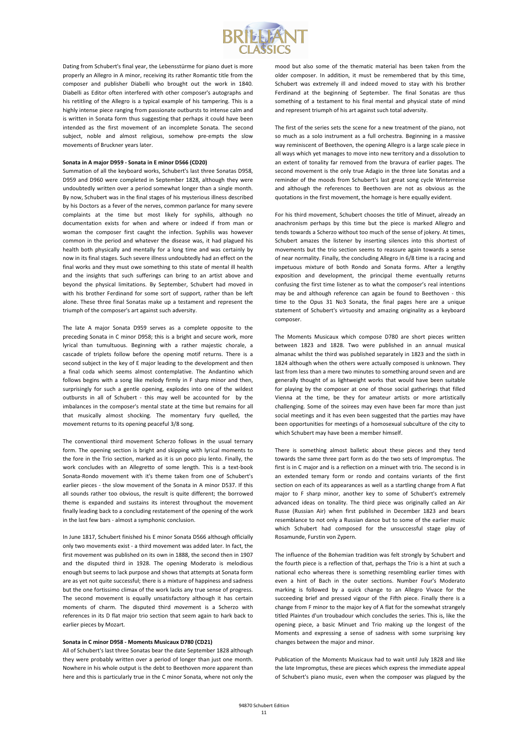Dating from Schubert's final year, the Lebensstürme for piano duet is more properly an Allegro in A minor, receiving its rather Romantic title from the composer and publisher Diabelli who brought out the work in 1840. Diabelli as Editor often interfered with other composer's autographs and his retitling of the Allegro is a typical example of his tampering. This is a highly intense piece ranging from passionate outbursts to intense calm and is written in Sonata form thus suggesting that perhaps it could have been intended as the first movement of an incomplete Sonata. The second subject, noble and almost religious, somehow pre-empts the slow movements of Bruckner years later.

**Sonata in A major D959 - Sonata in E minor D566 (CD20)**

Summation of all the keyboard works, Schubert's last three Sonatas D958, D959 and D960 were completed in September 1828, although they were undoubtedly written over a period somewhat longer than a single month. By now, Schubert was in the final stages of his mysterious illness described by his Doctors as a fever of the nerves, common parlance for many severe complaints at the time but most likely for syphilis, although no documentation exists for when and where or indeed if from man or woman the composer first caught the infection. Syphilis was however common in the period and whatever the disease was, it had plagued his health both physically and mentally for a long time and was certainly by now in its final stages. Such severe illness undoubtedly had an effect on the final works and they must owe something to this state of mental ill health and the insights that such sufferings can bring to an artist above and beyond the physical limitations. By September, Schubert had moved in with his brother Ferdinand for some sort of support, rather than be left alone. These three final Sonatas make up a testament and represent the triumph of the composer's art against such adversity.

The late A major Sonata D959 serves as a complete opposite to the preceding Sonata in C minor D958; this is a bright and secure work, more lyrical than tumultuous. Beginning with a rather majestic chorale, a cascade of triplets follow before the opening motif returns. There is a second subject in the key of E major leading to the development and then a final coda which seems almost contemplative. The Andantino which follows begins with a song like melody firmly in F sharp minor and then, surprisingly for such a gentle opening, explodes into one of the wildest outbursts in all of Schubert - this may well be accounted for by the imbalances in the composer's mental state at the time but remains for all that musically almost shocking. The momentary fury quelled, the movement returns to its opening peaceful 3/8 song.

The conventional third movement Scherzo follows in the usual ternary form. The opening section is bright and skipping with lyrical moments to the fore in the Trio section, marked as it is un poco piu lento. Finally, the work concludes with an Allegretto of some length. This is a text-book Sonata-Rondo movement with it's theme taken from one of Schubert's earlier pieces - the slow movement of the Sonata in A minor D537. If this all sounds rather too obvious, the result is quite different; the borrowed theme is expanded and sustains its interest throughout the movement finally leading back to a concluding restatement of the opening of the work in the last few bars - almost a symphonic conclusion.

In June 1817, Schubert finished his E minor Sonata D566 although officially only two movements exist - a third movement was added later. In fact, the first movement was published on its own in 1888, the second then in 1907 and the disputed third in 1928. The opening Moderato is melodious enough but seems to lack purpose and shows that attempts at Sonata form are as yet not quite successful; there is a mixture of happiness and sadness but the one fortissimo climax of the work lacks any true sense of progress. The second movement is equally unsatisfactory although it has certain moments of charm. The disputed third *move*ment is a Scherzo with references in its D flat major trio section that seem again to hark back to earlier pieces by Mozart.

**Sonata in C minor D958 - Moments Musicaux D780 (CD21)**

All of Schubert's last three Sonatas bear the date September 1828 although they were probably written over a period of longer than just one month. Nowhere in his whole output is the debt to Beethoven more apparent than here and this is particularly true in the C minor Sonata, where not only the mood but also some of the thematic material has been taken from the older composer. In addition, it must be remembered that by this time, Schubert was extremely ill and indeed moved to stay with his brother Ferdinand at the beginning of September. The final Sonatas are thus something of a testament to his final mental and physical state of mind and represent triumph of his art against such total adversity.

The first of the series sets the scene for a new treatment of the piano, not so much as a solo instrument as a full orchestra. Beginning in a massive way reminiscent of Beethoven, the opening Allegro is a large scale piece in all ways which yet manages to move into new territory and a dissolution to an extent of tonality far removed from the bravura of earlier pages. The second movement is the only true Adagio in the three late Sonatas and a reminder of the moods from Schubert's last great song cycle Winterreise and although the references to Beethoven are not as obvious as the quotations in the first movement, the homage is here equally evident.

For his third movement, Schubert chooses the title of Minuet, already an anachronism perhaps by this time but the piece is marked Allegro and tends towards a Scherzo without too much of the sense of jokery. At times, Schubert amazes the listener by inserting silences into this shortest of movements but the trio section seems to reassure again towards a sense of near normality. Finally, the concluding Allegro in 6/8 time is a racing and impetuous mixture of both Rondo and Sonata forms. After a lengthy exposition and development, the principal theme eventually returns confusing the first time listener as to what the composer's real intentions may be and although reference can again be found to Beethoven - this time to the Opus 31 No3 Sonata, the final pages here are a unique statement of Schubert's virtuosity and amazing originality as a keyboard composer.

The Moments Musicaux which compose D780 are short pieces written between 1823 and 1828. Two were published in an annual musical almanac whilst the third was published separately in 1823 and the sixth in 1824 although when the others were actually composed is unknown. They last from less than a mere two minutes to something around seven and are generally thought of as lightweight works that would have been suitable for playing by the composer at one of those social gatherings that filled Vienna at the time, be they for amateur artists or more artistically challenging. Some of the soirees may even have been far more than just social meetings and it has even been suggested that the parties may have been opportunities for meetings of a homosexual subculture of the city to which Schubert may have been a member himself.

There is something almost balletic about these pieces and they tend towards the same three part form as do the two sets of Impromptus. The first is in C major and is a reflection on a minuet with trio. The second is in an extended temary form or rondo and contains variants of the first section on each of its appearances as well as a startling change from A flat major to F sharp minor, another key to some of Schubert's extremely advanced ideas on tonality. The third piece was originally called an Air Russe (Russian Air) when first published in December 1823 and bears resemblance to not only a Russian dance but to some of the earlier music which Schubert had composed for the unsuccessful stage play of Rosamunde, Furstin von Zypern.

The influence of the Bohemian tradition was felt strongly by Schubert and the fourth piece is a reflection of that, perhaps the Trio is a hint at such a national echo whereas there is something resembling earlier times with even a hint of Bach in the outer sections. Number Four's Moderato marking is followed by a quick change to an Allegro Vivace for the succeeding brief and pressed vigour of the Fifth piece. Finally there is a change from F minor to the major key of A flat for the somewhat strangely titled Plaintes d'un troubadour which concludes the series. This is, like the opening piece, a basic Minuet and Trio making up the longest of the Moments and expressing a sense of sadness with some surprising key changes between the major and minor.

Publication of the Moments Musicaux had to wait until July 1828 and like the late Impromptus, these are pieces which express the immediate appeal of Schubert's piano music, even when the composer was plagued by the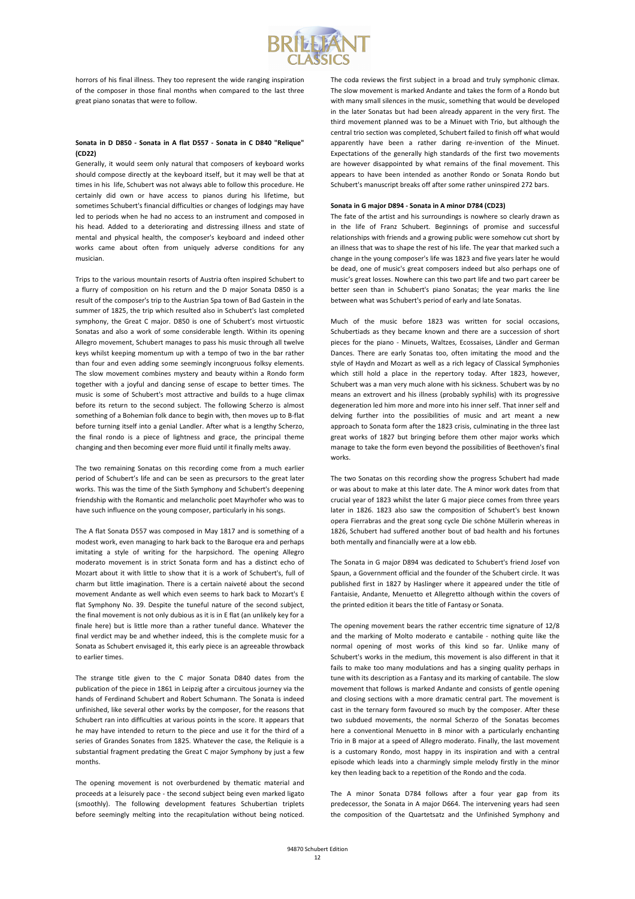horrors of his final illness. They too represent the wide ranging inspiration of the composer in those final months when compared to the last three great piano sonatas that were to follow.

**Sonata in D D850 - Sonata in A flat D557 - Sonata in C D840 "Relique" (CD22)**

Generally, it would seem only natural that composers of keyboard works should compose directly at the keyboard itself, but it may well be that at times in his life, Schubert was not always able to follow this procedure. He certainly did own or have access to pianos during his lifetime, but sometimes Schubert's financial difficulties or changes of lodgings may have led to periods when he had no access to an instrument and composed in his head. Added to a deteriorating and distressing illness and state of mental and physical health, the composer's keyboard and indeed other works came about often from uniquely adverse conditions for any musician.

Trips to the various mountain resorts of Austria often inspired Schubert to a flurry of composition on his return and the D major Sonata D850 is a result of the composer's trip to the Austrian Spa town of Bad Gastein in the summer of 1825, the trip which resulted also in Schubert's last completed symphony, the Great C major. D850 is one of Schubert's most virtuostic Sonatas and also a work of some considerable length. Within its opening Allegro movement, Schubert manages to pass his music through all twelve keys whilst keeping momentum up with a tempo of two in the bar rather than four and even adding some seemingly incongruous folksy elements. The slow movement combines mystery and beauty within a Rondo form together with a joyful and dancing sense of escape to better times. The music is some of Schubert's most attractive and builds to a huge climax before its return to the second subject. The following Scherzo is almost something of a Bohemian folk dance to begin with, then moves up to B-flat before turning itself into a genial Landler. After what is a lengthy Scherzo, the final rondo is a piece of lightness and grace, the principal theme changing and then becoming ever more fluid until it finally melts away.

The two remaining Sonatas on this recording come from a much earlier period of Schubert's life and can be seen as precursors to the great later works. This was the time of the Sixth Symphony and Schubert's deepening friendship with the Romantic and melancholic poet Mayrhofer who was to have such influence on the young composer, particularly in his songs.

The A flat Sonata D557 was composed in May 1817 and is something of a modest work, even managing to hark back to the Baroque era and perhaps imitating a style of writing for the harpsichord. The opening Allegro moderato movement is in strict Sonata form and has a distinct echo of Mozart about it with little to show that it is a work of Schubert's, full of charm but little imagination. There is a certain naiveté about the second movement Andante as well which even seems to hark back to Mozart's E flat Symphony No. 39. Despite the tuneful nature of the second subject, the final movement is not only dubious as it is in E flat (an unlikely key for a finale here) but is little more than a rather tuneful dance. Whatever the final verdict may be and whether indeed, this is the complete music for a Sonata as Schubert envisaged it, this early piece is an agreeable throwback to earlier times.

The strange title given to the C major Sonata D840 dates from the publication of the piece in 1861 in Leipzig after a circuitous journey via the hands of Ferdinand Schubert and Robert Schumann. The Sonata is indeed unfinished, like several other works by the composer, for the reasons that Schubert ran into difficulties at various points in the score. It appears that he may have intended to return to the piece and use it for the third of a series of Grandes Sonates from 1825. Whatever the case, the Reliquie is a substantial fragment predating the Great C major Symphony by just a few months.

The opening movement is not overburdened by thematic material and proceeds at a leisurely pace - the second subject being even marked ligato (smoothly). The following development features Schubertian triplets before seemingly melting into the recapitulation without being noticed. The coda reviews the first subject in a broad and truly symphonic climax. The slow movement is marked Andante and takes the form of a Rondo but with many small silences in the music, something that would be developed in the later Sonatas but had been already apparent in the very first. The third movement planned was to be a Minuet with Trio, but although the central trio section was completed, Schubert failed to finish off what would apparently have been a rather daring re-invention of the Minuet. Expectations of the generally high standards of the first two movements are however disappointed by what remains of the final movement. This appears to have been intended as another Rondo or Sonata Rondo but Schubert's manuscript breaks off after some rather uninspired 272 bars.

**Sonata in G major D894 - Sonata in A minor D784 (CD23)**

The fate of the artist and his surroundings is nowhere so clearly drawn as in the life of Franz Schubert. Beginnings of promise and successful relationships with friends and a growing public were somehow cut short by an illness that was to shape the rest of his life. The year that marked such a change in the young composer's life was 1823 and five years later he would be dead, one of music's great composers indeed but also perhaps one of music's great losses. Nowhere can this two part life and two part career be better seen than in Schubert's piano Sonatas; the year marks the line between what was Schubert's period of early and late Sonatas.

Much of the music before 1823 was written for social occasions, Schubertiads as they became known and there are a succession of short pieces for the piano - Minuets, Waltzes, Ecossaises, Ländler and German Dances. There are early Sonatas too, often imitating the mood and the style of Haydn and Mozart as well as a rich legacy of Classical Symphonies which still hold a place in the repertory today. After 1823, however, Schubert was a man very much alone with his sickness. Schubert was by no means an extrovert and his illness (probably syphilis) with its progressive degeneration led him more and more into his inner self. That inner self and delving further into the possibilities of music and art meant a new approach to Sonata form after the 1823 crisis, culminating in the three last great works of 1827 but bringing before them other major works which manage to take the form even beyond the possibilities of Beethoven's final works.

The two Sonatas on this recording show the progress Schubert had made or was about to make at this later date. The A minor work dates from that crucial year of 1823 whilst the later G major piece comes from three years later in 1826. 1823 also saw the composition of Schubert's best known opera Fierrabras and the great song cycle Die schöne Müllerin whereas in 1826, Schubert had suffered another bout of bad health and his fortunes both mentally and financially were at a low ebb.

The Sonata in G major D894 was dedicated to Schubert's friend Josef von Spaun, a Government official and the founder of the Schubert circle. It was published first in 1827 by Haslinger where it appeared under the title of Fantaisie, Andante, Menuetto et Allegretto although within the covers of the printed edition it bears the title of Fantasy or Sonata.

The opening movement bears the rather eccentric time signature of 12/8 and the marking of Molto moderato e cantabile - nothing quite like the normal opening of most works of this kind so far. Unlike many of Schubert's works in the medium, this movement is also different in that it fails to make too many modulations and has a singing quality perhaps in tune with its description as a Fantasy and its marking of cantabile. The slow movement that follows is marked Andante and consists of gentle opening and closing sections with a more dramatic central part. The movement is cast in the ternary form favoured so much by the composer. After these two subdued movements, the normal Scherzo of the Sonatas becomes here a conventional Menuetto in B minor with a particularly enchanting Trio in B major at a speed of Allegro moderato. Finally, the last movement is a customary Rondo, most happy in its inspiration and with a central episode which leads into a charmingly simple melody firstly in the minor key then leading back to a repetition of the Rondo and the coda.

The A minor Sonata D784 follows after a four year gap from its predecessor, the Sonata in A major D664. The intervening years had seen the composition of the Quartetsatz and the Unfinished Symphony and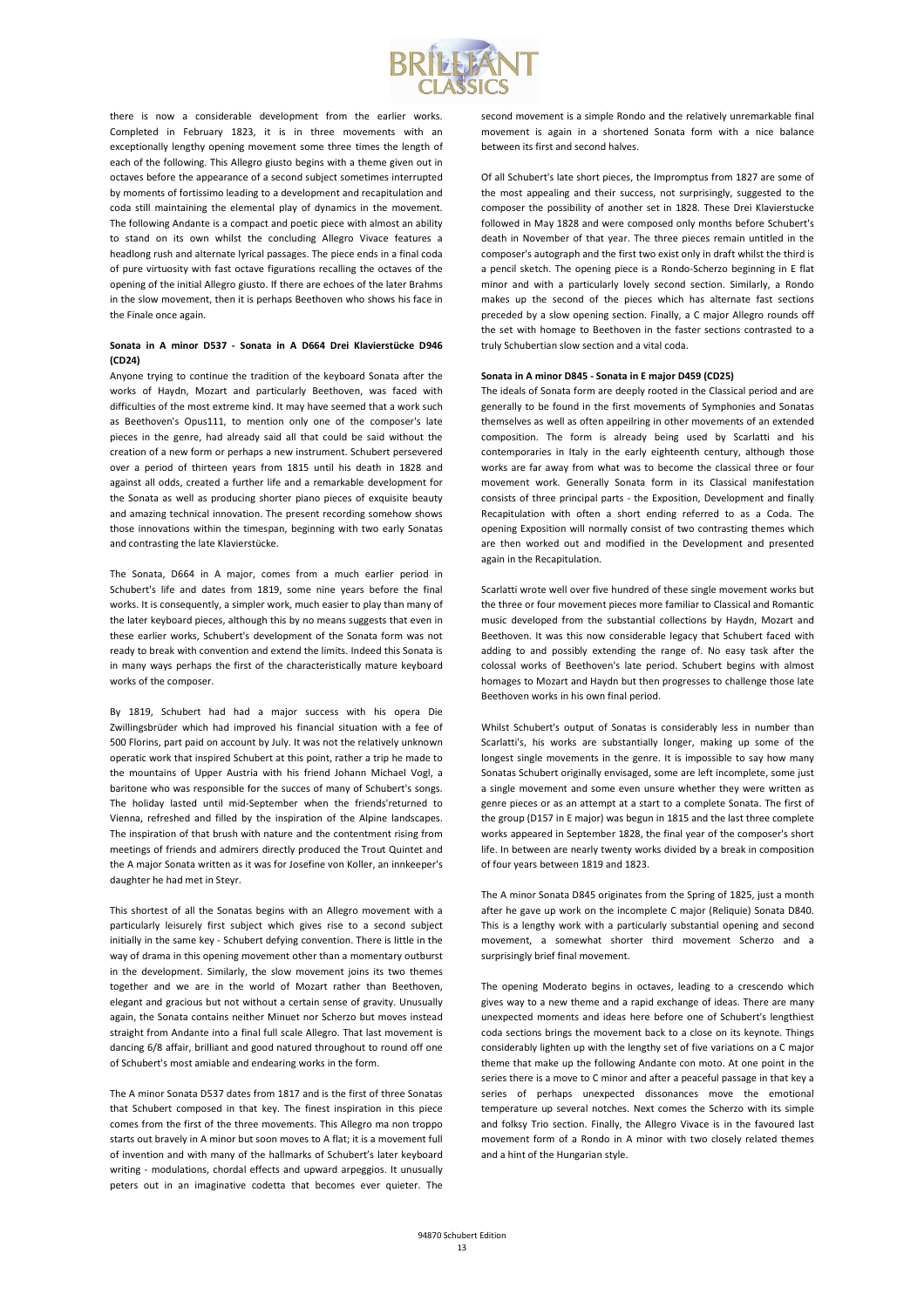there is now a considerable development from the earlier works. Completed in February 1823, it is in three movements with an exceptionally lengthy opening movement some three times the length of each of the following. This Allegro giusto begins with a theme given out in octaves before the appearance of a second subject sometimes interrupted by moments of fortissimo leading to a development and recapitulation and coda still maintaining the elemental play of dynamics in the movement. The following Andante is a compact and poetic piece with almost an ability to stand on its own whilst the concluding Allegro Vivace features a headlong rush and alternate lyrical passages. The piece ends in a final coda of pure virtuosity with fast octave figurations recalling the octaves of the opening of the initial Allegro giusto. If there are echoes of the later Brahms in the slow movement, then it is perhaps Beethoven who shows his face in the Finale once again.

**Sonata in A minor D537 - Sonata in A D664 Drei Klavierstücke D946 (CD24)**

Anyone trying to continue the tradition of the keyboard Sonata after the works of Haydn, Mozart and particularly Beethoven, was faced with difficulties of the most extreme kind. It may have seemed that a work such as Beethoven's Opus111, to mention only one of the composer's late pieces in the genre, had already said all that could be said without the creation of a new form or perhaps a new instrument. Schubert persevered over a period of thirteen years from 1815 until his death in 1828 and against all odds, created a further life and a remarkable development for the Sonata as well as producing shorter piano pieces of exquisite beauty and amazing technical innovation. The present recording somehow shows those innovations within the timespan, beginning with two early Sonatas and contrasting the late Klavierstücke.

The Sonata, D664 in A major, comes from a much earlier period in Schubert's life and dates from 1819, some nine years before the final works. It is consequently, a simpler work, much easier to play than many of the later keyboard pieces, although this by no means suggests that even in these earlier works, Schubert's development of the Sonata form was not ready to break with convention and extend the limits. Indeed this Sonata is in many ways perhaps the first of the characteristically mature keyboard works of the composer.

By 1819, Schubert had had a major success with his opera Die Zwillingsbrüder which had improved his financial situation with a fee of 500 Florins, part paid on account by July. It was not the relatively unknown operatic work that inspired Schubert at this point, rather a trip he made to the mountains of Upper Austria with his friend Johann Michael Vogl, a baritone who was responsible for the succes of many of Schubert's songs. The holiday lasted until mid-September when the friends'returned to Vienna, refreshed and filled by the inspiration of the Alpine landscapes. The inspiration of that brush with nature and the contentment rising from meetings of friends and admirers directly produced the Trout Quintet and the A major Sonata written as it was for Josefine von Koller, an innkeeper's daughter he had met in Steyr.

This shortest of all the Sonatas begins with an Allegro movement with a particularly leisurely first subject which gives rise to a second subject initially in the same key - Schubert defying convention. There is little in the way of drama in this opening movement other than a momentary outburst in the development. Similarly, the slow movement joins its two themes together and we are in the world of Mozart rather than Beethoven, elegant and gracious but not without a certain sense of gravity. Unusually again, the Sonata contains neither Minuet nor Scherzo but moves instead straight from Andante into a final full scale Allegro. That last movement is dancing 6/8 affair, brilliant and good natured throughout to round off one of Schubert's most amiable and endearing works in the form.

The A minor Sonata D537 dates from 1817 and is the first of three Sonatas that Schubert composed in that key. The finest inspiration in this piece comes from the first of the three movements. This Allegro ma non troppo starts out bravely in A minor but soon moves to A flat; it is a movement full of invention and with many of the hallmarks of Schubert's later keyboard writing - modulations, chordal effects and upward arpeggios. It unusually peters out in an imaginative codetta that becomes ever quieter. The second movement is a simple Rondo and the relatively unremarkable final movement is again in a shortened Sonata form with a nice balance between its first and second halves.

Of all Schubert's late short pieces, the Impromptus from 1827 are some of the most appealing and their success, not surprisingly, suggested to the composer the possibility of another set in 1828. These Drei Klavierstucke followed in May 1828 and were composed only months before Schubert's death in November of that year. The three pieces remain untitled in the composer's autograph and the first two exist only in draft whilst the third is a pencil sketch. The opening piece is a Rondo-Scherzo beginning in E flat minor and with a particularly lovely second section. Similarly, a Rondo makes up the second of the pieces which has alternate fast sections preceded by a slow opening section. Finally, a C major Allegro rounds off the set with homage to Beethoven in the faster sections contrasted to a truly Schubertian slow section and a vital coda.

**Sonata in A minor D845 - Sonata in E major D459 (CD25)**

The ideals of Sonata form are deeply rooted in the Classical period and are generally to be found in the first movements of Symphonies and Sonatas themselves as well as often appeilring in other movements of an extended composition. The form is already being used by Scarlatti and his contemporaries in Italy in the early eighteenth century, although those works are far away from what was to become the classical three or four movement work. Generally Sonata form in its Classical manifestation consists of three principal parts - the Exposition, Development and finally Recapitulation with often a short ending referred to as a Coda. The opening Exposition will normally consist of two contrasting themes which are then worked out and modified in the Development and presented again in the Recapitulation.

Scarlatti wrote well over five hundred of these single movement works but the three or four movement pieces more familiar to Classical and Romantic music developed from the substantial collections by Haydn, Mozart and Beethoven. It was this now considerable legacy that Schubert faced with adding to and possibly extending the range of. No easy task after the colossal works of Beethoven's late period. Schubert begins with almost homages to Mozart and Haydn but then progresses to challenge those late Beethoven works in his own final period.

Whilst Schubert's output of Sonatas is considerably less in number than Scarlatti's, his works are substantially longer, making up some of the longest single movements in the genre. It is impossible to say how many Sonatas Schubert originally envisaged, some are left incomplete, some just a single movement and some even unsure whether they were written as genre pieces or as an attempt at a start to a complete Sonata. The first of the group (D157 in E major) was begun in 1815 and the last three complete works appeared in September 1828, the final year of the composer's short life. In between are nearly twenty works divided by a break in composition of four years between 1819 and 1823.

The A minor Sonata D845 originates from the Spring of 1825, just a month after he gave up work on the incomplete C major (Reliquie) Sonata D840. This is a lengthy work with a particularly substantial opening and second movement, a somewhat shorter third movement Scherzo and a surprisingly brief final movement.

The opening Moderato begins in octaves, leading to a crescendo which gives way to a new theme and a rapid exchange of ideas. There are many unexpected moments and ideas here before one of Schubert's lengthiest coda sections brings the movement back to a close on its keynote. Things considerably lighten up with the lengthy set of five variations on a C major theme that make up the following Andante con moto. At one point in the series there is a move to C minor and after a peaceful passage in that key a series of perhaps unexpected dissonances move the emotional temperature up several notches. Next comes the Scherzo with its simple and folksy Trio section. Finally, the Allegro Vivace is in the favoured last movement form of a Rondo in A minor with two closely related themes and a hint of the Hungarian style.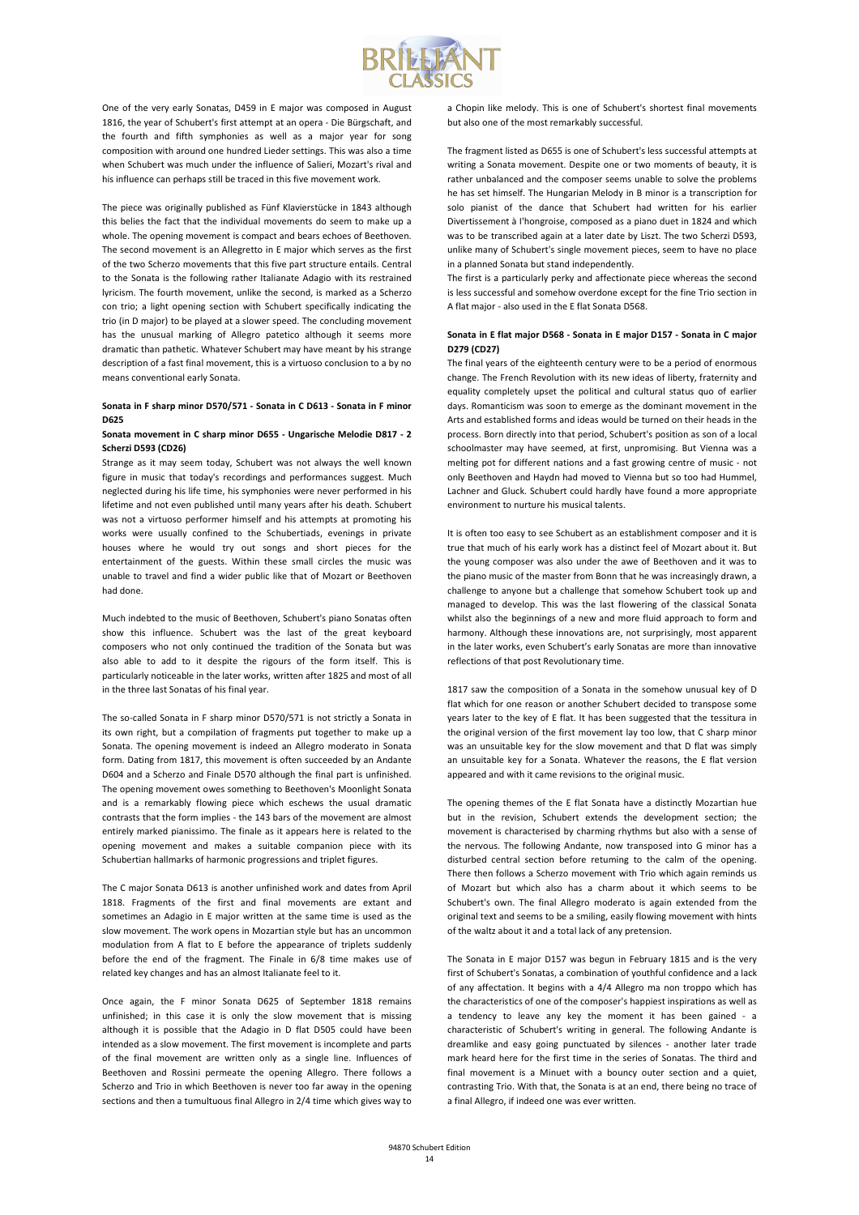One of the very early Sonatas, D459 in E major was composed in August 1816, the year of Schubert's first attempt at an opera - Die Bürgschaft, and the fourth and fifth symphonies as well as a major year for song composition with around one hundred Lieder settings. This was also a time when Schubert was much under the influence of Salieri, Mozart's rival and his influence can perhaps still be traced in this five movement work.

The piece was originally published as Fünf Klavierstücke in 1843 although this belies the fact that the individual movements do seem to make up a whole. The opening movement is compact and bears echoes of Beethoven. The second movement is an Allegretto in E major which serves as the first of the two Scherzo movements that this five part structure entails. Central to the Sonata is the following rather Italianate Adagio with its restrained lyricism. The fourth movement, unlike the second, is marked as a Scherzo con trio; a light opening section with Schubert specifically indicating the trio (in D major) to be played at a slower speed. The concluding movement has the unusual marking of Allegro patetico although it seems more dramatic than pathetic. Whatever Schubert may have meant by his strange description of a fast final movement, this is a virtuoso conclusion to a by no means conventional early Sonata.

**Sonata in F sharp minor D570/571 - Sonata in C D613 - Sonata in F minor D625**

**Sonata movement in C sharp minor D655 - Ungarische Melodie D817 - 2 Scherzi D593 (CD26)**

Strange as it may seem today, Schubert was not always the well known figure in music that today's recordings and performances suggest. Much neglected during his life time, his symphonies were never performed in his lifetime and not even published until many years after his death. Schubert was not a virtuoso performer himself and his attempts at promoting his works were usually confined to the Schubertiads, evenings in private houses where he would try out songs and short pieces for the entertainment of the guests. Within these small circles the music was unable to travel and find a wider public like that of Mozart or Beethoven had done.

Much indebted to the music of Beethoven, Schubert's piano Sonatas often show this influence. Schubert was the last of the great keyboard composers who not only continued the tradition of the Sonata but was also able to add to it despite the rigours of the form itself. This is particularly noticeable in the later works, written after 1825 and most of all in the three last Sonatas of his final year.

The so-called Sonata in F sharp minor D570/571 is not strictly a Sonata in its own right, but a compilation of fragments put together to make up a Sonata. The opening movement is indeed an Allegro moderato in Sonata form. Dating from 1817, this movement is often succeeded by an Andante D604 and a Scherzo and Finale D570 although the final part is unfinished. The opening movement owes something to Beethoven's Moonlight Sonata and is a remarkably flowing piece which eschews the usual dramatic contrasts that the form implies - the 143 bars of the movement are almost entirely marked pianissimo. The finale as it appears here is related to the opening movement and makes a suitable companion piece with its Schubertian hallmarks of harmonic progressions and triplet figures.

The C major Sonata D613 is another unfinished work and dates from April 1818. Fragments of the first and final movements are extant and sometimes an Adagio in E major written at the same time is used as the slow movement. The work opens in Mozartian style but has an uncommon modulation from A flat to E before the appearance of triplets suddenly before the end of the fragment. The Finale in 6/8 time makes use of related key changes and has an almost Italianate feel to it.

Once again, the F minor Sonata D625 of September 1818 remains unfinished; in this case it is only the slow movement that is missing although it is possible that the Adagio in D flat D505 could have been intended as a slow movement. The first movement is incomplete and parts of the final movement are written only as a single line. Influences of Beethoven and Rossini permeate the opening Allegro. There follows a Scherzo and Trio in which Beethoven is never too far away in the opening sections and then a tumultuous final Allegro in 2/4 time which gives way to a Chopin like melody. This is one of Schubert's shortest final movements but also one of the most remarkably successful.

The fragment listed as D655 is one of Schubert's less successful attempts at writing a Sonata movement. Despite one or two moments of beauty, it is rather unbalanced and the composer seems unable to solve the problems he has set himself. The Hungarian Melody in B minor is a transcription for solo pianist of the dance that Schubert had written for his earlier Divertissement à l'hongroise, composed as a piano duet in 1824 and which was to be transcribed again at a later date by Liszt. The two Scherzi D593, unlike many of Schubert's single movement pieces, seem to have no place in a planned Sonata but stand independently.

The first is a particularly perky and affectionate piece whereas the second is less successful and somehow overdone except for the fine Trio section in A flat major - also used in the E flat Sonata D568.

**Sonata in E flat major D568 - Sonata in E major D157 - Sonata in C major D279 (CD27)**

The final years of the eighteenth century were to be a period of enormous change. The French Revolution with its new ideas of liberty, fraternity and equality completely upset the political and cultural status quo of earlier days. Romanticism was soon to emerge as the dominant movement in the Arts and established forms and ideas would be turned on their heads in the process. Born directly into that period, Schubert's position as son of a local schoolmaster may have seemed, at first, unpromising. But Vienna was a melting pot for different nations and a fast growing centre of music - not only Beethoven and Haydn had moved to Vienna but so too had Hummel, Lachner and Gluck. Schubert could hardly have found a more appropriate environment to nurture his musical talents.

It is often too easy to see Schubert as an establishment composer and it is true that much of his early work has a distinct feel of Mozart about it. But the young composer was also under the awe of Beethoven and it was to the piano music of the master from Bonn that he was increasingly drawn, a challenge to anyone but a challenge that somehow Schubert took up and managed to develop. This was the last flowering of the classical Sonata whilst also the beginnings of a new and more fluid approach to form and harmony. Although these innovations are, not surprisingly, most apparent in the later works, even Schubert's early Sonatas are more than innovative reflections of that post Revolutionary time.

1817 saw the composition of a Sonata in the somehow unusual key of D flat which for one reason or another Schubert decided to transpose some years later to the key of E flat. It has been suggested that the tessitura in the original version of the first movement lay too low, that C sharp minor was an unsuitable key for the slow movement and that D flat was simply an unsuitable key for a Sonata. Whatever the reasons, the E flat version appeared and with it came revisions to the original music.

The opening themes of the E flat Sonata have a distinctly Mozartian hue but in the revision, Schubert extends the development section; the movement is characterised by charming rhythms but also with a sense of the nervous. The following Andante, now transposed into G minor has a disturbed central section before returning to the calm of the opening. There then follows a Scherzo movement with Trio which again reminds us of Mozart but which also has a charm about it which seems to be Schubert's own. The final Allegro moderato is again extended from the original text and seems to be a smiling, easily flowing movement with hints of the waltz about it and a total lack of any pretension.

The Sonata in E major D157 was begun in February 1815 and is the very first of Schubert's Sonatas, a combination of youthful confidence and a lack of any affectation. It begins with a 4/4 Allegro ma non troppo which has the characteristics of one of the composer's happiest inspirations as well as a tendency to leave any key the moment it has been gained - a characteristic of Schubert's writing in general. The following Andante is dreamlike and easy going punctuated by silences - another later trade mark heard here for the first time in the series of Sonatas. The third and final movement is a Minuet with a bouncy outer section and a quiet, contrasting Trio. With that, the Sonata is at an end, there being no trace of a final Allegro, if indeed one was ever written.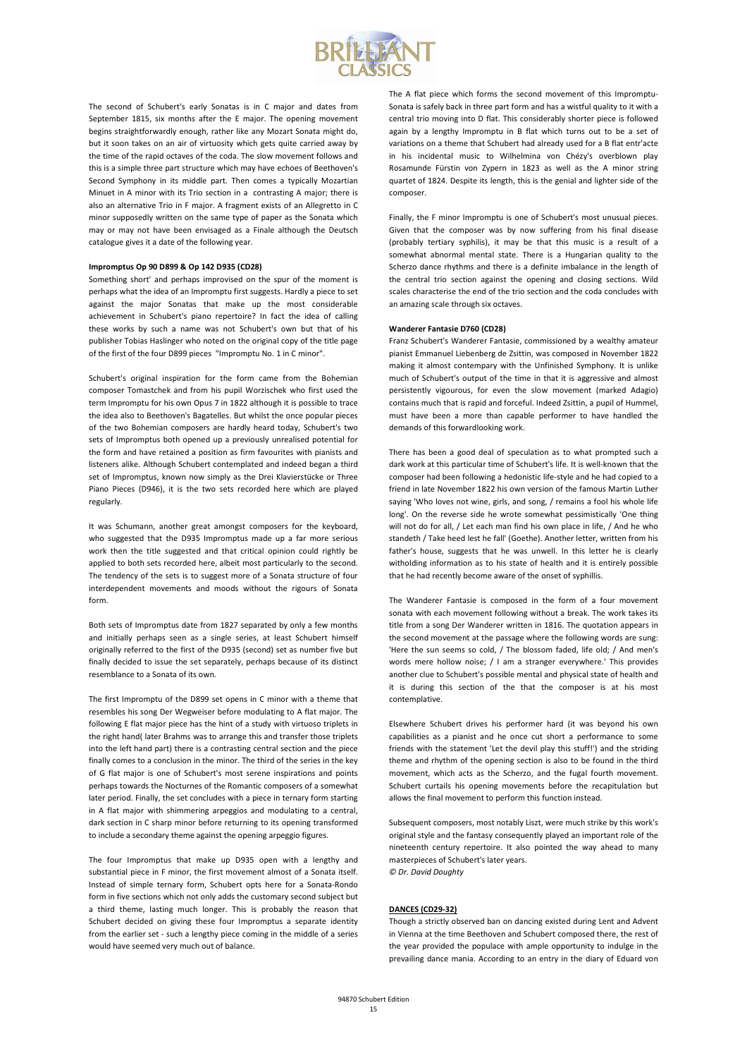The second of Schubert's early Sonatas is in C major and dates from September 1815, six months after the E major. The opening movement begins straightforwardly enough, rather like any Mozart Sonata might do, but it soon takes on an air of virtuosity which gets quite carried away by the time of the rapid octaves of the coda. The slow movement follows and this is a simple three part structure which may have echoes of Beethoven's Second Symphony in its middle part. Then comes a typically Mozartian Minuet in A minor with its Trio section in a contrasting A major; there is also an alternative Trio in F major. A fragment exists of an Allegretto in C minor supposedly written on the same type of paper as the Sonata which may or may not have been envisaged as a Finale although the Deutsch catalogue gives it a date of the following year.

**Impromptus Op 90 D899 & Op 142 D935 (CD28)**

Something short' and perhaps improvised on the spur of the moment is perhaps what the idea of an Impromptu first suggests. Hardly a piece to set against the major Sonatas that make up the most considerable achievement in Schubert's piano repertoire? In fact the idea of calling these works by such a name was not Schubert's own but that of his publisher Tobias Haslinger who noted on the original copy of the title page of the first of the four D899 pieces "Impromptu No. 1 in C minor".

Schubert's original inspiration for the form came from the Bohemian composer Tomastchek and from his pupil Worzischek who first used the term Impromptu for his own Opus 7 in 1822 although it is possible to trace the idea also to Beethoven's Bagatelles. But whilst the once popular pieces of the two Bohemian composers are hardly heard today, Schubert's two sets of Impromptus both opened up a previously unrealised potential for the form and have retained a position as firm favourites with pianists and listeners alike. Although Schubert contemplated and indeed began a third set of Impromptus, known now simply as the Drei Klavierstücke or Three Piano Pieces (D946), it is the two sets recorded here which are played regularly.

It was Schumann, another great amongst composers for the keyboard, who suggested that the D935 Impromptus made up a far more serious work then the title suggested and that critical opinion could rightly be applied to both sets recorded here, albeit most particularly to the second. The tendency of the sets is to suggest more of a Sonata structure of four interdependent movements and moods without the rigours of Sonata form.

Both sets of Impromptus date from 1827 separated by only a few months and initially perhaps seen as a single series, at least Schubert himself originally referred to the first of the D935 (second) set as number five but finally decided to issue the set separately, perhaps because of its distinct resemblance to a Sonata of its own.

The first Impromptu of the D899 set opens in C minor with a theme that resembles his song Der Wegweiser before modulating to A flat major. The following E flat major piece has the hint of a study with virtuoso triplets in the right hand( later Brahms was to arrange this and transfer those triplets into the left hand part) there is a contrasting central section and the piece finally comes to a conclusion in the minor. The third of the series in the key of G flat major is one of Schubert's most serene inspirations and points perhaps towards the Nocturnes of the Romantic composers of a somewhat later period. Finally, the set concludes with a piece in ternary form starting in A flat major with shimmering arpeggios and modulating to a central, dark section in C sharp minor before returning to its opening transformed to include a secondary theme against the opening arpeggio figures.

The four Impromptus that make up D935 open with a lengthy and substantial piece in F minor, the first movement almost of a Sonata itself. Instead of simple ternary form, Schubert opts here for a Sonata-Rondo form in five sections which not only adds the customary second subject but a third theme, lasting much longer. This is probably the reason that Schubert decided on giving these four Impromptus a separate identity from the earlier set - such a lengthy piece coming in the middle of a series would have seemed very much out of balance.

The A flat piece which forms the second movement of this Impromptu-Sonata is safely back in three part form and has a wistful quality to it with a central trio moving into D flat. This considerably shorter piece is followed again by a lengthy Impromptu in B flat which turns out to be a set of variations on a theme that Schubert had already used for a B flat entr'acte in his incidental music to Wilhelmina von Chézy's overblown play Rosamunde Fürstin von Zypern in 1823 as well as the A minor string quartet of 1824. Despite its length, this is the genial and lighter side of the composer.

Finally, the F minor Impromptu is one of Schubert's most unusual pieces. Given that the composer was by now suffering from his final disease (probably tertiary syphilis), it may be that this music is a result of a somewhat abnormal mental state. There is a Hungarian quality to the Scherzo dance rhythms and there is a definite imbalance in the length of the central trio section against the opening and closing sections. Wild scales characterise the end of the trio section and the coda concludes with an amazing scale through six octaves.

**Wanderer Fantasie D760 (CD28)**

Franz Schubert's Wanderer Fantasie, commissioned by a wealthy amateur pianist Emmanuel Liebenberg de Zsittin, was composed in November 1822 making it almost contempary with the Unfinished Symphony. It is unlike much of Schubert's output of the time in that it is aggressive and almost persistently vigourous, for even the slow movement (marked Adagio) contains much that is rapid and forceful. Indeed Zsittin, a pupil of Hummel, must have been a more than capable performer to have handled the demands of this forwardlooking work.

There has been a good deal of speculation as to what prompted such a dark work at this particular time of Schubert's life. It is well-known that the composer had been following a hedonistic life-style and he had copied to a friend in late November 1822 his own version of the famous Martin Luther saying 'Who loves not wine, girls, and song, / remains a fool his whole life long'. On the reverse side he wrote somewhat pessimistically 'One thing will not do for all, / Let each man find his own place in life, / And he who standeth / Take heed lest he fall' (Goethe). Another letter, written from his father's house, suggests that he was unwell. In this letter he is clearly witholding information as to his state of health and it is entirely possible that he had recently become aware of the onset of syphillis.

The Wanderer Fantasie is composed in the form of a four movement sonata with each movement following without a break. The work takes its title from a song Der Wanderer written in 1816. The quotation appears in the second movement at the passage where the following words are sung: 'Here the sun seems so cold, / The blossom faded, life old; / And men's words mere hollow noise; / I am a stranger everywhere.' This provides another clue to Schubert's possible mental and physical state of health and it is during this section of the that the composer is at his most contemplative.

Elsewhere Schubert drives his performer hard (it was beyond his own capabilities as a pianist and he once cut short a performance to some friends with the statement 'Let the devil play this stuff!') and the striding theme and rhythm of the opening section is also to be found in the third movement, which acts as the Scherzo, and the fugal fourth movement. Schubert curtails his opening movements before the recapitulation but allows the final movement to perform this function instead.

Subsequent composers, most notably Liszt, were much strike by this work's original style and the fantasy consequently played an important role of the nineteenth century repertoire. It also pointed the way ahead to many masterpieces of Schubert's later years.

*© Dr. David Doughty*

**DANCES (CD29-32)**

Though a strictly observed ban on dancing existed during Lent and Advent in Vienna at the time Beethoven and Schubert composed there, the rest of the year provided the populace with ample opportunity to indulge in the prevailing dance mania. According to an entry in the diary of Eduard von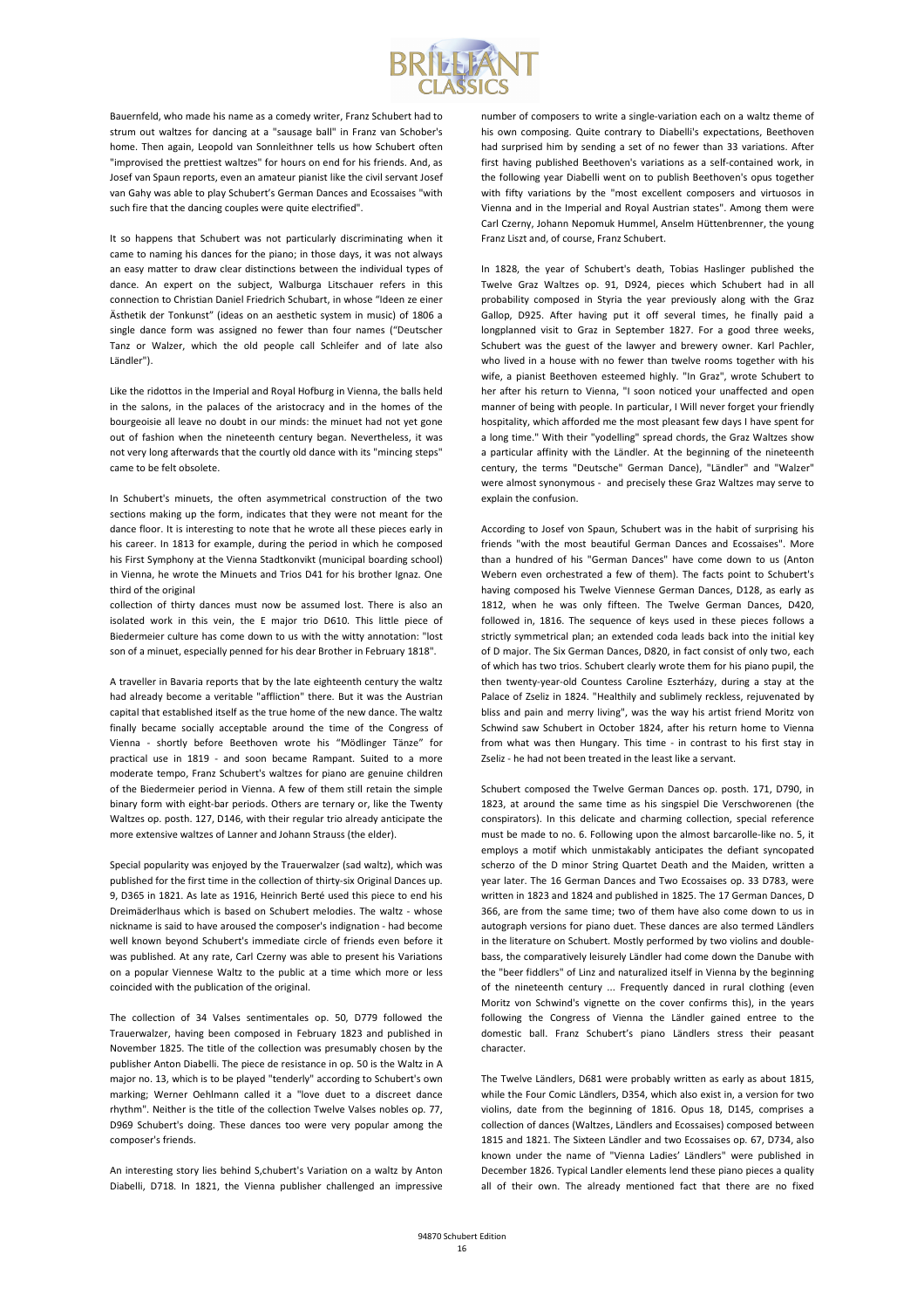Bauernfeld, who made his name as a comedy writer, Franz Schubert had to strum out waltzes for dancing at a "sausage ball" in Franz van Schober's home. Then again, Leopold van Sonnleithner tells us how Schubert often "improvised the prettiest waltzes" for hours on end for his friends. And, as Josef van Spaun reports, even an amateur pianist like the civil servant Josef van Gahy was able to play Schubert's German Dances and Ecossaises "with such fire that the dancing couples were quite electrified".

It so happens that Schubert was not particularly discriminating when it came to naming his dances for the piano; in those days, it was not always an easy matter to draw clear distinctions between the individual types of dance. An expert on the subject, Walburga Litschauer refers in this connection to Christian Daniel Friedrich Schubart, in whose "Ideen ze einer Ästhetik der Tonkunst" (ideas on an aesthetic system in music) of 1806 a single dance form was assigned no fewer than four names ("Deutscher Tanz or Walzer, which the old people call Schleifer and of late also Ländler").

Like the ridottos in the Imperial and Royal Hofburg in Vienna, the balls held in the salons, in the palaces of the aristocracy and in the homes of the bourgeoisie all leave no doubt in our minds: the minuet had not yet gone out of fashion when the nineteenth century began. Nevertheless, it was not very long afterwards that the courtly old dance with its "mincing steps" came to be felt obsolete.

In Schubert's minuets, the often asymmetrical construction of the two sections making up the form, indicates that they were not meant for the dance floor. It is interesting to note that he wrote all these pieces early in his career. In 1813 for example, during the period in which he composed his First Symphony at the Vienna Stadtkonvikt (municipal boarding school) in Vienna, he wrote the Minuets and Trios D41 for his brother Ignaz. One third of the original
collection of thirty dances must now be assumed lost. There is also an isolated work in this vein, the E major trio D610. This little piece of Biedermeier culture has come down to us with the witty annotation: "lost son of a minuet, especially penned for his dear Brother in February 1818".

A traveller in Bavaria reports that by the late eighteenth century the waltz had already become a veritable "affliction" there. But it was the Austrian capital that established itself as the true home of the new dance. The waltz finally became socially acceptable around the time of the Congress of Vienna - shortly before Beethoven wrote his "Mödlinger Tänze" for practical use in 1819 - and soon became Rampant. Suited to a more moderate tempo, Franz Schubert's waltzes for piano are genuine children of the Biedermeier period in Vienna. A few of them still retain the simple binary form with eight-bar periods. Others are ternary or, like the Twenty Waltzes op. posth. 127, D146, with their regular trio already anticipate the more extensive waltzes of Lanner and Johann Strauss (the elder).

Special popularity was enjoyed by the Trauerwalzer (sad waltz), which was published for the first time in the collection of thirty-six Original Dances up. 9, D365 in 1821. As late as 1916, Heinrich Berté used this piece to end his Dreimäderlhaus which is based on Schubert melodies. The waltz - whose nickname is said to have aroused the composer's indignation - had become well known beyond Schubert's immediate circle of friends even before it was published. At any rate, Carl Czerny was able to present his Variations on a popular Viennese Waltz to the public at a time which more or less coincided with the publication of the original.

The collection of 34 Valses sentimentales op. 50, D779 followed the Trauerwalzer, having been composed in February 1823 and published in November 1825. The title of the collection was presumably chosen by the publisher Anton Diabelli. The piece de resistance in op. 50 is the Waltz in A major no. 13, which is to be played "tenderly" according to Schubert's own marking; Werner Oehlmann called it a "love duet to a discreet dance rhythm". Neither is the title of the collection Twelve Valses nobles op. 77, D969 Schubert's doing. These dances too were very popular among the composer's friends.

An interesting story lies behind S,chubert's Variation on a waltz by Anton Diabelli, D718. In 1821, the Vienna publisher challenged an impressive number of composers to write a single-variation each on a waltz theme of his own composing. Quite contrary to Diabelli's expectations, Beethoven had surprised him by sending a set of no fewer than 33 variations. After first having published Beethoven's variations as a self-contained work, in the following year Diabelli went on to publish Beethoven's opus together with fifty variations by the "most excellent composers and virtuosos in Vienna and in the Imperial and Royal Austrian states". Among them were Carl Czerny, Johann Nepomuk Hummel, Anselm Hüttenbrenner, the young Franz Liszt and, of course, Franz Schubert.

In 1828, the year of Schubert's death, Tobias Haslinger published the Twelve Graz Waltzes op. 91, D924, pieces which Schubert had in all probability composed in Styria the year previously along with the Graz Gallop, D925. After having put it off several times, he finally paid a longplanned visit to Graz in September 1827. For a good three weeks, Schubert was the guest of the lawyer and brewery owner. Karl Pachler, who lived in a house with no fewer than twelve rooms together with his wife, a pianist Beethoven esteemed highly. "In Graz", wrote Schubert to her after his return to Vienna, "I soon noticed your unaffected and open manner of being with people. In particular, I Will never forget your friendly hospitality, which afforded me the most pleasant few days I have spent for a long time." With their "yodelling" spread chords, the Graz Waltzes show a particular affinity with the Ländler. At the beginning of the nineteenth century, the terms "Deutsche" German Dance), "Ländler" and "Walzer" were almost synonymous - and precisely these Graz Waltzes may serve to explain the confusion.

According to Josef von Spaun, Schubert was in the habit of surprising his friends "with the most beautiful German Dances and Ecossaises". More than a hundred of his "German Dances" have come down to us (Anton Webern even orchestrated a few of them). The facts point to Schubert's having composed his Twelve Viennese German Dances, D128, as early as 1812, when he was only fifteen. The Twelve German Dances, D420, followed in, 1816. The sequence of keys used in these pieces follows a strictly symmetrical plan; an extended coda leads back into the initial key of D major. The Six German Dances, D820, in fact consist of only two, each of which has two trios. Schubert clearly wrote them for his piano pupil, the then twenty-year-old Countess Caroline Eszterházy, during a stay at the Palace of Zseliz in 1824. "Healthily and sublimely reckless, rejuvenated by bliss and pain and merry living", was the way his artist friend Moritz von Schwind saw Schubert in October 1824, after his return home to Vienna from what was then Hungary. This time - in contrast to his first stay in Zseliz - he had not been treated in the least like a servant.

Schubert composed the Twelve German Dances op. posth. 171, D790, in 1823, at around the same time as his singspiel Die Verschworenen (the conspirators). In this delicate and charming collection, special reference must be made to no. 6. Following upon the almost barcarolle-like no. 5, it employs a motif which unmistakably anticipates the defiant syncopated scherzo of the D minor String Quartet Death and the Maiden, written a year later. The 16 German Dances and Two Ecossaises op. 33 D783, were written in 1823 and 1824 and published in 1825. The 17 German Dances, D 366, are from the same time; two of them have also come down to us in autograph versions for piano duet. These dances are also termed Ländlers in the literature on Schubert. Mostly performed by two violins and double-bass, the comparatively leisurely Ländler had come down the Danube with the "beer fiddlers" of Linz and naturalized itself in Vienna by the beginning of the nineteenth century ... Frequently danced in rural clothing (even Moritz von Schwind's vignette on the cover confirms this), in the years following the Congress of Vienna the Ländler gained entree to the domestic ball. Franz Schubert's piano Ländlers stress their peasant character.

The Twelve Ländlers, D681 were probably written as early as about 1815, while the Four Comic Ländlers, D354, which also exist in, a version for two violins, date from the beginning of 1816. Opus 18, D145, comprises a collection of dances (Waltzes, Ländlers and Ecossaises) composed between 1815 and 1821. The Sixteen Ländler and two Ecossaises op. 67, D734, also known under the name of "Vienna Ladies' Ländlers" were published in December 1826. Typical Landler elements lend these piano pieces a quality all of their own. The already mentioned fact that there are no fixed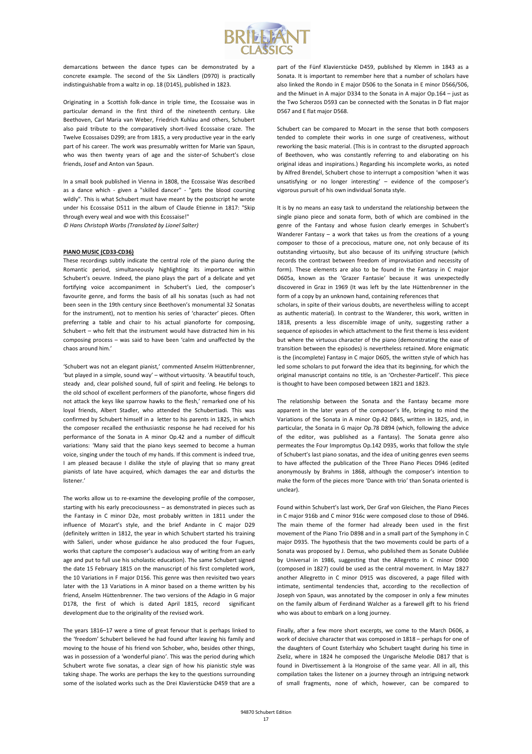demarcations between the dance types can be demonstrated by a concrete example. The second of the Six Ländlers (D970) is practically indistinguishable from a waltz in op. 18 (D145), published in 1823.

Originating in a Scottish folk-dance in triple time, the Ecossaise was in particular demand in the first third of the nineteenth century. Like Beethoven, Carl Maria van Weber, Friedrich Kuhlau and others, Schubert also paid tribute to the comparatively short-lived Ecossaise craze. The Twelve Ecossaises D299; are from 1815, a very productive year in the early part of his career. The work was presumably written for Marie van Spaun, who was then twenty years of age and the sister-of Schubert's close friends, Josef and Anton van Spaun.

In a small book published in Vienna in 1808, the Ecossaise Was described as a dance which - given a "skilled dancer" - "gets the blood coursing wildly". This is what Schubert must have meant by the postscript he wrote under his Ecossaise D511 in the album of Claude Etienne in 1817: "Skip through every weal and woe with this Ecossaise!"

*© Hans Christoph Worbs (Translated by Lionel Salter)*

**PIANO MUSIC (CD33-CD36)**

These recordings subtly indicate the central role of the piano during the Romantic period, simultaneously highlighting its importance within Schubert's oeuvre. Indeed, the piano plays the part of a delicate and yet fortifying voice accompaniment in Schubert's Lied, the composer's favourite genre, and forms the basis of all his sonatas (such as had not been seen in the 19th century since Beethoven's monumental 32 Sonatas for the instrument), not to mention his series of 'character' pieces. Often preferring a table and chair to his actual pianoforte for composing, Schubert – who felt that the instrument would have distracted him in his composing process – was said to have been 'calm and unaffected by the chaos around him.'

'Schubert was not an elegant pianist,' commented Anselm Hüttenbrenner, 'but played in a simple, sound way' – without virtuosity. 'A beautiful touch, steady and, clear polished sound, full of spirit and feeling. He belongs to the old school of excellent performers of the pianoforte, whose fingers did not attack the keys like sparrow hawks to the flesh,' remarked one of his loyal friends, Albert Stadler, who attended the Schubertiadi. This was confirmed by Schubert himself in a letter to his parents in 1825, in which the composer recalled the enthusiastic response he had received for his performance of the Sonata in A minor Op.42 and a number of difficult variations: 'Many said that the piano keys seemed to become a human voice, singing under the touch of my hands. If this comment is indeed true, I am pleased because I dislike the style of playing that so many great pianists of late have acquired, which damages the ear and disturbs the listener.'

The works allow us to re-examine the developing profile of the composer, starting with his early precociousness – as demonstrated in pieces such as the Fantasy in C minor D2e, most probably written in 1811 under the influence of Mozart's style, and the brief Andante in C major D29 (definitely written in 1812, the year in which Schubert started his training with Salieri, under whose guidance he also produced the four Fugues, works that capture the composer's audacious way of writing from an early age and put to full use his scholastic education). The same Schubert signed the date 15 February 1815 on the manuscript of his first completed work, the 10 Variations in F major D156. This genre was then revisited two years later with the 13 Variations in A minor based on a theme written by his friend, Anselm Hüttenbrenner. The two versions of the Adagio in G major D178, the first of which is dated April 1815, record significant development due to the originality of the revised work.

The years 1816–17 were a time of great fervour that is perhaps linked to the 'freedom' Schubert believed he had found after leaving his family and moving to the house of his friend von Schober, who, besides other things, was in possession of a 'wonderful piano'. This was the period during which Schubert wrote five sonatas, a clear sign of how his pianistic style was taking shape. The works are perhaps the key to the questions surrounding some of the isolated works such as the Drei Klavierstücke D459 that are a part of the Fünf Klavierstücke D459, published by Klemm in 1843 as a Sonata. It is important to remember here that a number of scholars have also linked the Rondo in E major D506 to the Sonata in E minor D566/506, and the Minuet in A major D334 to the Sonata in A major Op.164 – just as the Two Scherzos D593 can be connected with the Sonatas in D flat major D567 and E flat major D568.

Schubert can be compared to Mozart in the sense that both composers tended to complete their works in one surge of creativeness, without reworking the basic material. (This is in contrast to the disrupted approach of Beethoven, who was constantly referring to and elaborating on his original ideas and inspirations.) Regarding his incomplete works, as noted by Alfred Brendel, Schubert chose to interrupt a composition 'when it was unsatisfying or no longer interesting' – evidence of the composer's vigorous pursuit of his own individual Sonata style.

It is by no means an easy task to understand the relationship between the single piano piece and sonata form, both of which are combined in the genre of the Fantasy and whose fusion clearly emerges in Schubert's Wanderer Fantasy – a work that takes us from the creations of a young composer to those of a precocious, mature one, not only because of its outstanding virtuosity, but also because of its unifying structure (which records the contrast between freedom of improvisation and necessity of form). These elements are also to be found in the Fantasy in C major D605a, known as the 'Grazer Fantasie' because it was unexpectedly discovered in Graz in 1969 (It was left by the late Hüttenbrenner in the form of a copy by an unknown hand, containing references that scholars, in spite of their various doubts, are nevertheless willing to accept as authentic material). In contrast to the Wanderer, this work, written in 1818, presents a less discernible image of unity, suggesting rather a sequence of episodes in which attachment to the first theme is less evident but where the virtuous character of the piano (demonstrating the ease of transition between the episodes) is nevertheless retained. More enigmatic is the (incomplete) Fantasy in C major D605, the written style of which has led some scholars to put forward the idea that its beginning, for which the original manuscript contains no title, is an 'Orchester-Particell'. This piece is thought to have been composed between 1821 and 1823.

The relationship between the Sonata and the Fantasy became more apparent in the later years of the composer's life, bringing to mind the Variations of the Sonata in A minor Op.42 D845, written in 1825, and, in particular, the Sonata in G major Op.78 D894 (which, following the advice of the editor, was published as a Fantasy). The Sonata genre also permeates the Four Impromptus Op.142 D935, works that follow the style of Schubert's last piano sonatas, and the idea of uniting genres even seems to have affected the publication of the Three Piano Pieces D946 (edited anonymously by Brahms in 1868, although the composer's intention to make the form of the pieces more 'Dance with trio' than Sonata oriented is unclear).

Found within Schubert's last work, Der Graf von Gleichen, the Piano Pieces in C major 916b and C minor 916c were composed close to those of D946. The main theme of the former had already been used in the first movement of the Piano Trio D898 and in a small part of the Symphony in C major D935. The hypothesis that the two movements could be parts of a Sonata was proposed by J. Demus, who published them as Sonate Oubliée by Universal in 1986, suggesting that the Allegretto in C minor D900 (composed in 1827) could be used as the central movement. In May 1827 another Allegretto in C minor D915 was discovered, a page filled with intimate, sentimental tendencies that, according to the recollection of Joseph von Spaun, was annotated by the composer in only a few minutes on the family album of Ferdinand Walcher as a farewell gift to his friend who was about to embark on a long journey.

Finally, after a few more short excerpts, we come to the March D606, a work of decisive character that was composed in 1818 – perhaps for one of the daughters of Count Esterházy who Schubert taught during his time in Zseliz, where in 1824 he composed the Ungarische Melodie D817 that is found in Divertissement à la Hongroise of the same year. All in all, this compilation takes the listener on a journey through an intriguing network of small fragments, none of which, however, can be compared to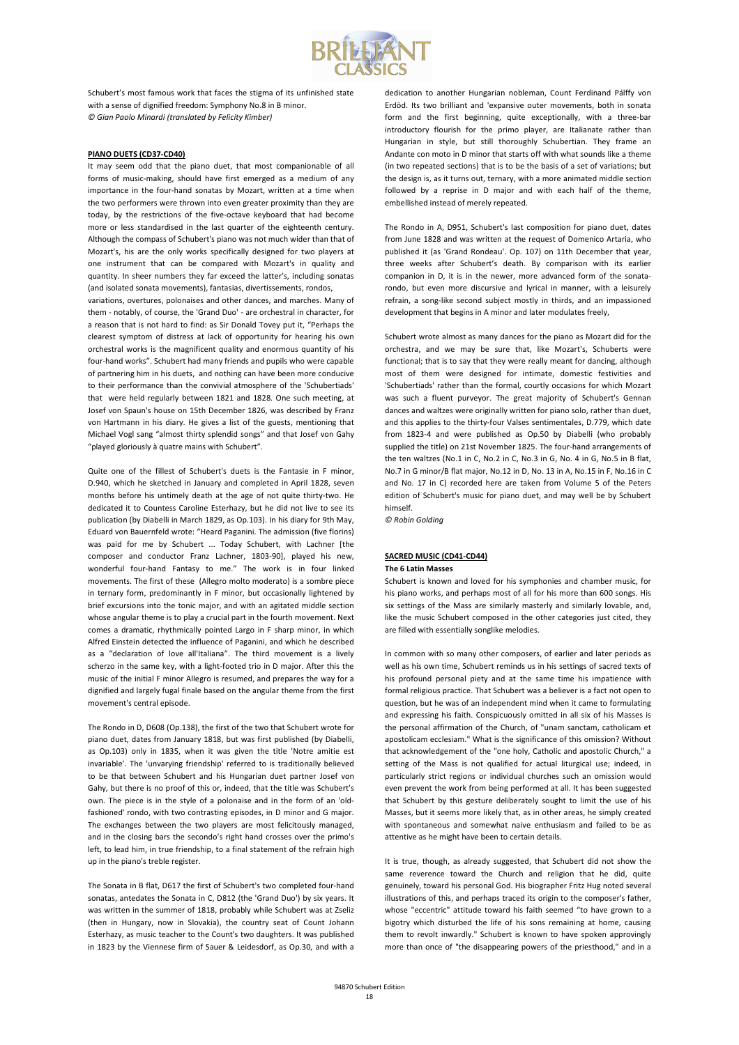Schubert's most famous work that faces the stigma of its unfinished state with a sense of dignified freedom: Symphony No.8 in B minor.
*© Gian Paolo Minardi (translated by Felicity Kimber)*

**PIANO DUETS (CD37-CD40)**

It may seem odd that the piano duet, that most companionable of all forms of music-making, should have first emerged as a medium of any importance in the four-hand sonatas by Mozart, written at a time when the two performers were thrown into even greater proximity than they are today, by the restrictions of the five-octave keyboard that had become more or less standardised in the last quarter of the eighteenth century. Although the compass of Schubert's piano was not much wider than that of Mozart's, his are the only works specifically designed for two players at one instrument that can be compared with Mozart's in quality and quantity. In sheer numbers they far exceed the latter's, including sonatas (and isolated sonata movements), fantasias, divertissements, rondos, variations, overtures, polonaises and other dances, and marches. Many of them - notably, of course, the 'Grand Duo' - are orchestral in character, for a reason that is not hard to find: as Sir Donald Tovey put it, "Perhaps the clearest symptom of distress at lack of opportunity for hearing his own orchestral works is the magnificent quality and enormous quantity of his four-hand works". Schubert had many friends and pupils who were capable of partnering him in his duets, and nothing can have been more conducive to their performance than the convivial atmosphere of the 'Schubertiads' that were held regularly between 1821 and 1828. One such meeting, at Josef von Spaun's house on 15th December 1826, was described by Franz von Hartmann in his diary. He gives a list of the guests, mentioning that Michael Vogl sang "almost thirty splendid songs" and that Josef von Gahy "played gloriously à quatre mains with Schubert".

Quite one of the fillest of Schubert's duets is the Fantasie in F minor, D.940, which he sketched in January and completed in April 1828, seven months before his untimely death at the age of not quite thirty-two. He dedicated it to Countess Caroline Esterhazy, but he did not live to see its publication (by Diabelli in March 1829, as Op.103). In his diary for 9th May, Eduard von Bauernfeld wrote: "Heard Paganini. The admission (five florins) was paid for me by Schubert ... Today Schubert, with Lachner [the composer and conductor Franz Lachner, 1803-90], played his new, wonderful four-hand Fantasy to me." The work is in four linked movements. The first of these (Allegro molto moderato) is a sombre piece in ternary form, predominantly in F minor, but occasionally lightened by brief excursions into the tonic major, and with an agitated middle section whose angular theme is to play a crucial part in the fourth movement. Next comes a dramatic, rhythmically pointed Largo in F sharp minor, in which Alfred Einstein detected the influence of Paganini, and which he described as a "declaration of love all'Italiana". The third movement is a lively scherzo in the same key, with a light-footed trio in D major. After this the music of the initial F minor Allegro is resumed, and prepares the way for a dignified and largely fugal finale based on the angular theme from the first movement's central episode.

The Rondo in D, D608 (Op.138), the first of the two that Schubert wrote for piano duet, dates from January 1818, but was first published (by Diabelli, as Op.103) only in 1835, when it was given the title 'Notre amitie est invariable'. The 'unvarying friendship' referred to is traditionally believed to be that between Schubert and his Hungarian duet partner Josef von Gahy, but there is no proof of this or, indeed, that the title was Schubert's own. The piece is in the style of a polonaise and in the form of an 'old-fashioned' rondo, with two contrasting episodes, in D minor and G major. The exchanges between the two players are most felicitously managed, and in the closing bars the secondo's right hand crosses over the primo's left, to lead him, in true friendship, to a final statement of the refrain high up in the piano's treble register.

The Sonata in B flat, D617 the first of Schubert's two completed four-hand sonatas, antedates the Sonata in C, D812 (the 'Grand Duo') by six years. It was written in the summer of 1818, probably while Schubert was at Zseliz (then in Hungary, now in Slovakia), the country seat of Count Johann Esterhazy, as music teacher to the Count's two daughters. It was published in 1823 by the Viennese firm of Sauer & Leidesdorf, as Op.30, and with a dedication to another Hungarian nobleman, Count Ferdinand Pálffy von Erdöd. Its two brilliant and 'expansive outer movements, both in sonata form and the first beginning, quite exceptionally, with a three-bar introductory flourish for the primo player, are Italianate rather than Hungarian in style, but still thoroughly Schubertian. They frame an Andante con moto in D minor that starts off with what sounds like a theme (in two repeated sections) that is to be the basis of a set of variations; but the design is, as it turns out, ternary, with a more animated middle section followed by a reprise in D major and with each half of the theme, embellished instead of merely repeated.

The Rondo in A, D951, Schubert's last composition for piano duet, dates from June 1828 and was written at the request of Domenico Artaria, who published it (as 'Grand Rondeau'. Op. 107) on 11th December that year, three weeks after Schubert's death. By comparison with its earlier companion in D, it is in the newer, more advanced form of the sonata-rondo, but even more discursive and lyrical in manner, with a leisurely refrain, a song-like second subject mostly in thirds, and an impassioned development that begins in A minor and later modulates freely,

Schubert wrote almost as many dances for the piano as Mozart did for the orchestra, and we may be sure that, like Mozart's, Schuberts were functional; that is to say that they were really meant for dancing, although most of them were designed for intimate, domestic festivities and 'Schubertiads' rather than the formal, courtly occasions for which Mozart was such a fluent purveyor. The great majority of Schubert's Gennan dances and waltzes were originally written for piano solo, rather than duet, and this applies to the thirty-four Valses sentimentales, D.779, which date from 1823-4 and were published as Op.50 by Diabelli (who probably supplied the title) on 21st November 1825. The four-hand arrangements of the ten waltzes (No.1 in C, No.2 in C, No.3 in G, No. 4 in G, No.5 in B flat, No.7 in G minor/B flat major, No.12 in D, No. 13 in A, No.15 in F, No.16 in C and No. 17 in C) recorded here are taken from Volume 5 of the Peters edition of Schubert's music for piano duet, and may well be by Schubert himself.
*© Robin Golding*

**SACRED MUSIC (CD41-CD44)**

**The 6 Latin Masses**

Schubert is known and loved for his symphonies and chamber music, for his piano works, and perhaps most of all for his more than 600 songs. His six settings of the Mass are similarly masterly and similarly lovable, and, like the music Schubert composed in the other categories just cited, they are filled with essentially songlike melodies.

In common with so many other composers, of earlier and later periods as well as his own time, Schubert reminds us in his settings of sacred texts of his profound personal piety and at the same time his impatience with formal religious practice. That Schubert was a believer is a fact not open to question, but he was of an independent mind when it came to formulating and expressing his faith. Conspicuously omitted in all six of his Masses is the personal affirmation of the Church, of "unam sanctam, catholicam et apostolicam ecclesiam." What is the significance of this omission? Without that acknowledgement of the "one holy, Catholic and apostolic Church," a setting of the Mass is not qualified for actual liturgical use; indeed, in particularly strict regions or individual churches such an omission would even prevent the work from being performed at all. It has been suggested that Schubert by this gesture deliberately sought to limit the use of his Masses, but it seems more likely that, as in other areas, he simply created with spontaneous and somewhat naive enthusiasm and failed to be as attentive as he might have been to certain details.

It is true, though, as already suggested, that Schubert did not show the same reverence toward the Church and religion that he did, quite genuinely, toward his personal God. His biographer Fritz Hug noted several illustrations of this, and perhaps traced its origin to the composer's father, whose "eccentric" attitude toward his faith seemed "to have grown to a bigotry which disturbed the life of his sons remaining at home, causing them to revolt inwardly." Schubert is known to have spoken approvingly more than once of "the disappearing powers of the priesthood," and in a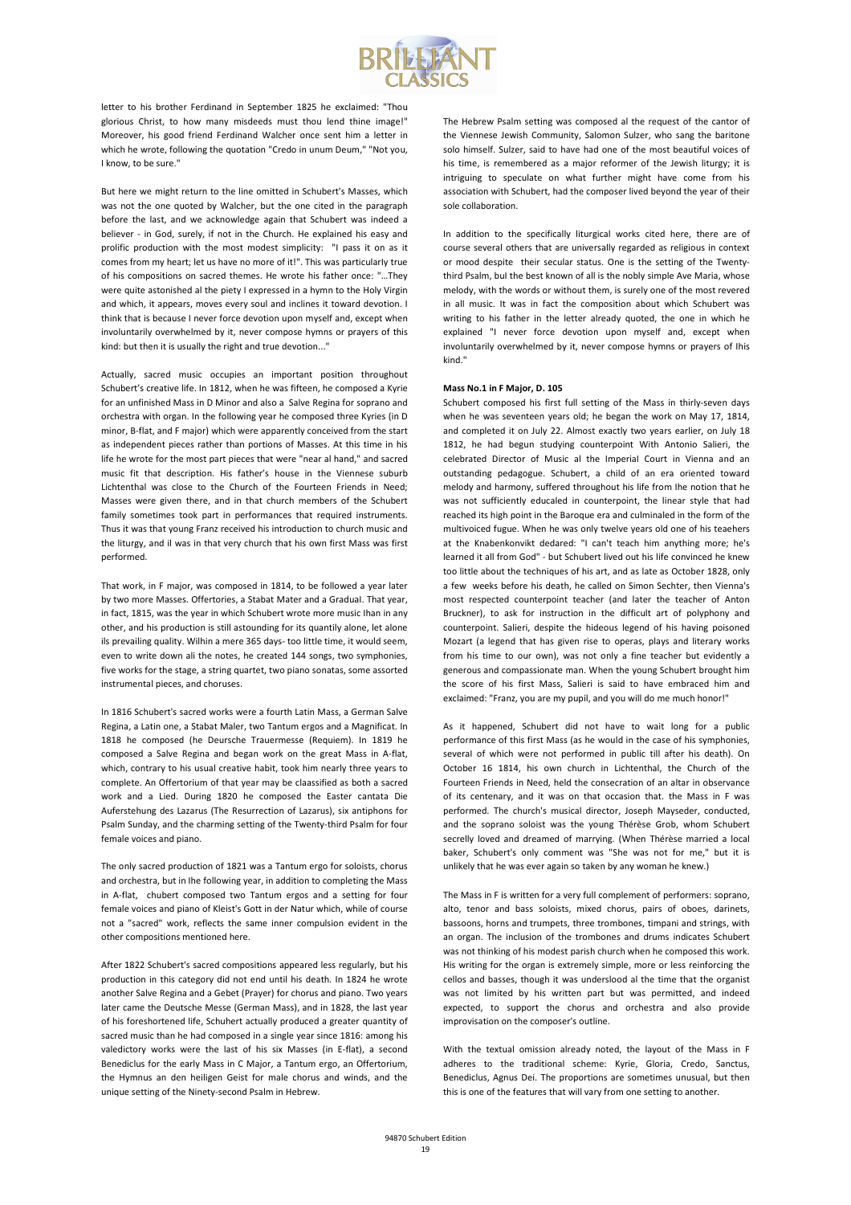letter to his brother Ferdinand in September 1825 he exclaimed: "Thou glorious Christ, to how many misdeeds must thou lend thine image!" Moreover, his good friend Ferdinand Walcher once sent him a letter in which he wrote, following the quotation "Credo in unum Deum," "Not you, I know, to be sure."

But here we might return to the line omitted in Schubert's Masses, which was not the one quoted by Walcher, but the one cited in the paragraph before the last, and we acknowledge again that Schubert was indeed a believer - in God, surely, if not in the Church. He explained his easy and prolific production with the most modest simplicity: "I pass it on as it comes from my heart; let us have no more of it!". This was particularly true of his compositions on sacred themes. He wrote his father once: "...They were quite astonished al the piety I expressed in a hymn to the Holy Virgin and which, it appears, moves every soul and inclines it toward devotion. I think that is because I never force devotion upon myself and, except when involuntarily overwhelmed by it, never compose hymns or prayers of this kind: but then it is usually the right and true devotion..."

Actually, sacred music occupies an important position throughout Schubert's creative life. In 1812, when he was fifteen, he composed a Kyrie for an unfinished Mass in D Minor and also a Salve Regina for soprano and orchestra with organ. In the following year he composed three Kyries (in D minor, B-flat, and F major) which were apparently conceived from the start as independent pieces rather than portions of Masses. At this time in his life he wrote for the most part pieces that were "near al hand," and sacred music fit that description. His father's house in the Viennese suburb Lichtenthal was close to the Church of the Fourteen Friends in Need; Masses were given there, and in that church members of the Schubert family sometimes took part in performances that required instruments. Thus it was that young Franz received his introduction to church music and the liturgy, and il was in that very church that his own first Mass was first performed.

That work, in F major, was composed in 1814, to be followed a year later by two more Masses. Offertories, a Stabat Mater and a Gradual. That year, in fact, 1815, was the year in which Schubert wrote more music Ihan in any other, and his production is still astounding for its quantity alone, let alone ils prevailing quality. Wilhin a mere 365 days- too little time, it would seem, even to write down ali the notes, he created 144 songs, two symphonies, five works for the stage, a string quartet, two piano sonatas, some assorted instrumental pieces, and choruses.

In 1816 Schubert's sacred works were a fourth Latin Mass, a German Salve Regina, a Latin one, a Stabat Maler, two Tantum ergos and a Magnificat. In 1818 he composed (he Deursche Trauermesse (Requiem). In 1819 he composed a Salve Regina and began work on the great Mass in A-flat, which, contrary to his usual creative habit, took him nearly three years to complete. An Offertorium of that year may be claassified as both a sacred work and a Lied. During 1820 he composed the Easter cantata Die Auferstehung des Lazarus (The Resurrection of Lazarus), six antiphons for Psalm Sunday, and the charming setting of the Twenty-third Psalm for four female voices and piano.

The only sacred production of 1821 was a Tantum ergo for soloists, chorus and orchestra, but in Ihe following year, in addition to completing the Mass in A-flat, chubert composed two Tantum ergos and a setting for four female voices and piano of Kleist's Gott in der Natur which, while of course not a "sacred" work, reflects the same inner compulsion evident in the other compositions mentioned here.

After 1822 Schubert's sacred compositions appeared less regularly, but his production in this category did not end until his death. In 1824 he wrote another Salve Regina and a Gebet (Prayer) for chorus and piano. Two years later came the Deutsche Messe (German Mass), and in 1828, the last year of his foreshortened life, Schuhert actually produced a greater quantity of sacred music than he had composed in a single year since 1816: among his valedictory works were the last of his six Masses (in E-flat), a second Benediclus for the early Mass in C Major, a Tantum ergo, an Offertorium, the Hymnus an den heiligen Geist for male chorus and winds, and the unique setting of the Ninety-second Psalm in Hebrew.

The Hebrew Psalm setting was composed al the request of the cantor of the Viennese Jewish Community, Salomon Sulzer, who sang the baritone solo himself. Sulzer, said to have had one of the most beautiful voices of his time, is remembered as a major reformer of the Jewish liturgy; it is intriguing to speculate on what further might have come from his association with Schubert, had the composer lived beyond the year of their sole collaboration.

In addition to the specifically liturgical works cited here, there are of course several others that are universally regarded as religious in context or mood despite their secular status. One is the setting of the Twenty-third Psalm, bul the best known of all is the nobly simple Ave Maria, whose melody, with the words or without them, is surely one of the most revered in all music. It was in fact the composition about which Schubert was writing to his father in the letter already quoted, the one in which he explained "I never force devotion upon myself and, except when involuntarily overwhelmed by it, never compose hymns or prayers of lhis kind."

**Mass No.1 in F Major, D. 105**

Schubert composed his first full setting of the Mass in thirly-seven days when he was seventeen years old; he began the work on May 17, 1814, and completed it on July 22. Almost exactly two years earlier, on July 18 1812, he had begun studying counterpoint With Antonio Salieri, the celebrated Director of Music al the Imperial Court in Vienna and an outstanding pedagogue. Schubert, a child of an era oriented toward melody and harmony, suffered throughout his life from Ihe notion that he was not sufficiently educaled in counterpoint, the linear style that had reached its high point in the Baroque era and culminaled in the form of the multivoiced fugue. When he was only twelve years old one of his teaehers at the Knabenkonvikt dedared: "I can't teach him anything more; he's learned it all from God" - but Schubert lived out his life convinced he knew too little about the techniques of his art, and as late as October 1828, only a few weeks before his death, he called on Simon Sechter, then Vienna's most respected counterpoint teacher (and later the teacher of Anton Bruckner), to ask for instruction in the difficult art of polyphony and counterpoint. Salieri, despite the hideous legend of his having poisoned Mozart (a legend that has given rise to operas, plays and literary works from his time to our own), was not only a fine teacher but evidently a generous and compassionate man. When the young Schubert brought him the score of his first Mass, Salieri is said to have embraced him and exclaimed: "Franz, you are my pupil, and you will do me much honor!"

As it happened, Schubert did not have to wait long for a public performance of this first Mass (as he would in the case of his symphonies, several of which were not performed in public till after his death). On October 16 1814, his own church in Lichtenthal, the Church of the Fourteen Friends in Need, held the consecration of an altar in observance of its centenary, and it was on that occasion that. the Mass in F was performed. The church's musical director, Joseph Mayseder, conducted, and the soprano soloist was the young Thérèse Grob, whom Schubert secrelly loved and dreamed of marrying. (When Thérèse married a local baker, Schubert's only comment was "She was not for me," but it is unlikely that he was ever again so taken by any woman he knew.)

The Mass in F is written for a very full complement of performers: soprano, alto, tenor and bass soloists, mixed chorus, pairs of oboes, darinets, bassoons, horns and trumpets, three trombones, timpani and strings, with an organ. The inclusion of the trombones and drums indicates Schubert was not thinking of his modest parish church when he composed this work. His writing for the organ is extremely simple, more or less reinforcing the cellos and basses, though it was underslood al the time that the organist was not limited by his written part but was permitted, and indeed expected, to support the chorus and orchestra and also provide improvisation on the composer's outline.

With the textual omission already noted, the layout of the Mass in F adheres to the traditional scheme: Kyrie, Gloria, Credo, Sanctus, Benediclus, Agnus Dei. The proportions are sometimes unusual, but then this is one of the features that will vary from one setting to another.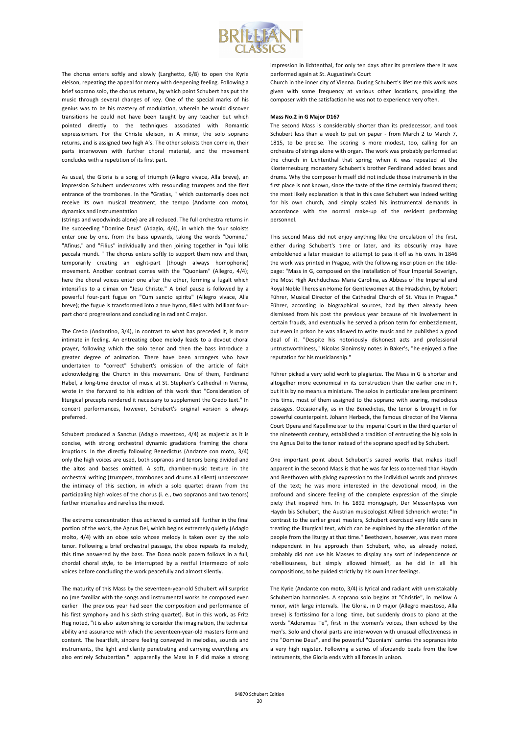The chorus enters softly and slowly (Larghetto, 6/8) to open the Kyrie eleison, repeating the appeal for mercy with deepening feeling. Following a brief soprano solo, the chorus returns, by which point Schubert has put the music through several changes of key. One of the special marks of his genius was to be his mastery of modulation, wherein he would discover transitions he could not have been taught by any teacher but which pointed directly to the techniques associated with Romantic expressionism. For the Christe eleison, in A minor, the solo soprano returns, and is assigned two high A's. The other soloists then come in, their parts interwoven with further choral material, and the movement concludes with a repetition of its first part.

As usual, the Gloria is a song of triumph (Allegro vivace, Alla breve), an impression Schubert underscores with resounding trumpets and the first entrance of the trombones. In the "Gratias, " which customarily does not receive its own musical treatment, the tempo (Andante con moto), dynamics and instrumentation

(strings and woodwinds alone) are all reduced. The full orchestra returns in lhe succeeding "Domine Deus" (Adagio, 4/4), in which the four soloists enter one by one, from the bass upwards, taking the words "Domine," "Afinus," and "Filius" individually and then joining together in "qui lollis peccala mundi. " The chorus enters softly to support them now and then, temporarily creating an eight-part (though always homophonic) movement. Another contrast comes with the "Quoniam" (Allegro, 4/4); here the choral voices enter one after the other, forming a fugalt which intensifies to a climax on "Jesu Christe." A brief pause is followed by a powerful four-part fugue on "Cum sancto spiritu" (Allegro vivace, Alla breve); the fugue is transformed into a true hymn, filled with brilliant four-part chord progressions and concluding in radiant C major.

The Credo (Andantino, 3/4), in contrast to what has preceded it, is more intimate in feeling. An entreating oboe melody leads to a devout choral prayer, following which the solo tenor and then the bass introduce a greater degree of animation. There have been arrangers who have undertaken to "correct" Schubert's omission of the article of faith acknowledging the Church in this movement. One of them, Ferdinand Habel, a long-time director of music at St. Stephen's Cathedral in Vienna, wrote in the forward to his edition of this work that "Consideration of liturgical precepts rendered it necessary to supplement the Credo text." In concert performances, however, Schubert's original version is always preferred.

Schubert produced a Sanctus (Adagio maestoso, 4/4) as majestic as it is concise, with strong orchestral dynamic gradations framing the choral irruptions. In the directly following Benedictus (Andante con moto, 3/4) only the high voices are used, both sopranos and tenors being divided and the altos and basses omitted. A soft, chamber-music texture in the orchestral writing (trumpets, trombones and drums all silent) underscores the intimacy of this section, in which a solo quartet drawn from the participaling high voices of the chorus (i. e., two sopranos and two tenors) further intensifies and rarefies the mood.

The extreme concentration thus achieved is carried still further in the final portion of the work, the Agnus Dei, which begins extremely quietly (Adagio molto, 4/4) with an oboe solo whose melody is taken over by the solo tenor. Following a brief orchestral passage, the oboe repeats its melody, this time answered by the bass. The Dona nobis pacem follows in a full, chordal choral style, to be interrupted by a restful intermezzo of solo voices before concluding the work peacefully and almost silently.

The maturity of this Mass by the seventeen-year-old Schubert will surprise no (me familiar with the songs and instrumental works he composed even earlier The previous year had seen the composition and performance of his first symphony and his sixth string quartet). But in this work, as Fritz Hug noted, "it is also astonishing to consider the imagination, the technical ability and assurance with which the seventeen-year-old masters form and content. The heartfelt, sincere feeling conveyed in melodies, sounds and instruments, the light and clarity penetrating and carrying everything are also entirely Schubertian." apparenlly the Mass in F did make a strong impression in lichtenthal, for only ten days after its premiere there it was performed again at St. Augustine's Court

Church in the inner city of Vienna. During Schubert's lifetime this work was given with some frequency at various other locations, providing the composer with the satisfaction he was not to experience very often.

**Mass No.2 in G Major D167**

The second Mass is considerably shorter than its predecessor, and took Schubert less than a week to put on paper - from March 2 to March 7, 1815, to be precise. The scoring is more modest, too, calling for an orchestra of strings alone with organ. The work was probably performed at the church in Lichtenthal that spring; when it was repeated at the Klosterneuburg monastery Schubert's brother Ferdinand added brass and drums. Why the composer himself did not include those instrumenls in the first place is not known, since the taste of the time certainly favored them; the most likely explanation is that in this case Schubert was indeed writing for his own church, and simply scaled his instrumental demands in accordance with the normal make-up of the resident performing personnel.

This second Mass did not enjoy anything like the circulation of the first, either during Schubert's time or later, and its obscurily may have emboldened a later musician to attempt to pass it off as his own. In 1846 the work was printed in Prague, with the following inscription on the title-page: "Mass in G, composed on the Installation of Your Imperial Soverign, the Most High Archduchess Maria Carolina, as Abbess of lhe Imperial and Royal Noble Theresian Home for Gentlewomen at the Hradschin, by Robert Führer, Musical Director of the Cathedral Church of St. Vitus in Prague." Führer, according lo biographical sources, had by then already been dismissed from his post the previous year because of his involvement in certain frauds, and eventually he served a prison term for embezzlement, but even in prison he was allowed to write music and he published a good deal of it. "Despite his notoriously dishonest acts and professional untrustworthiness," Nicolas Slonimsky notes in Baker's, "he enjoyed a fine reputation for his musicianship."

Führer picked a very solid work to plagiarize. The Mass in G is shorter and altogelher more economical in its construction than the earlier one in F, but it is by no means a miniature. The solos in particular are less prominent this time, most of them assigned to the soprano with soaring, melodious passages. Occasionally, as in the Benedictus, the tenor is brought in for powerful counterpoint. Johann Herbeck, the famous director of lhe Vienna Court Opera and Kapellmeister to the Imperial Court in the third quarter of the nineteenth century, established a tradition of entrusting the big solo in the Agnus Dei to the tenor instead of the soprano specified by Schubert.

One important point about Schubert's sacred works that makes itself apparent in the second Mass is that he was far less concerned than Haydn and Beethoven with giving expression to the individual words and phrases of the text; he was more interested in the devotional mood, in the profound and sincere feeling of the complete expression of the simple piety that inspired him. In his 1892 monograph, Der Messentypus von Haydn bis Schubert, the Austrian musicologist Alfred Schnerich wrote: "In contrast to the earlier great masters, Schubert exercised very little care in treating the liturgical text, which can be explained by the alienation of the people from the liturgy at that time." Beethoven, however, was even more independent in his approach than Schubert, who, as already noted, probably did not use his Masses to display any sort of independence or rebelliousness, but simply allowed himself, as he did in all his compositions, to be guided strictly by his own inner feelings.

The Kyrie (Andante con moto, 3/4) is lyrical and radiant with unmistakably Schubertian harmonies. A soprano solo begins at "Christie", in mellow A minor, with large intervals. The Gloria, in D major (Allegro maestoso, Alla breve) is fortissimo for a long time, but suddenly drops to piano at the words "Adoramus Te", first in the women's voices, then echoed by the men's. Solo and choral parts are interwoven with unusual effectiveness in the "Domine Deus", and lhe powerful "Quoniam" carries the sopranos into a very high register. Following a series of sforzando beats from the low instruments, the Gloria ends with all forces in unison.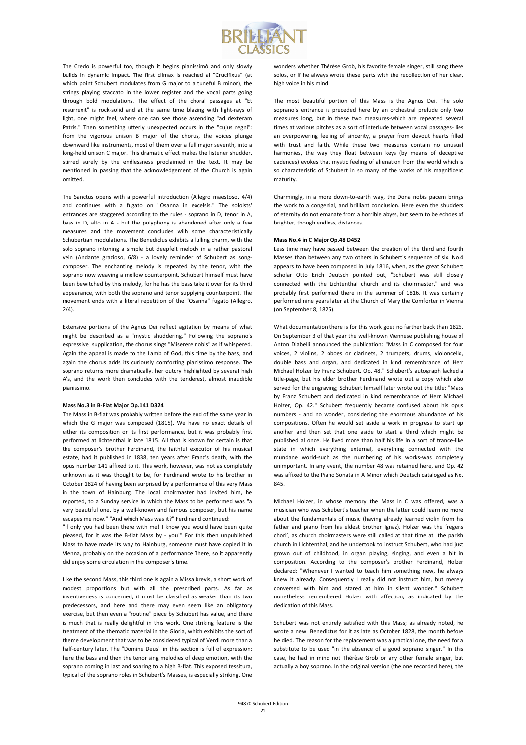The Credo is powerful too, though it begins pianissimò and only slowly builds in dynamic impact. The first climax is reached al "Crucifixus" (at which point Schubert modulates from G major to a tuneful B minor), the strings playing staccato in the lower register and the vocal parts going through bold modulations. The effect of the choral passages at "Et resurrexit" is rock-solid and at the same time blazing with light-rays of light, one might feel, where one can see those ascending "ad dexteram Patris." Then something utterly unexpected occurs in the "cujus regni": from the vigorous unison B major of the chorus, the voices plunge downward like instruments, most of them over a full major seventh, into a long-held unison C major. This dramatic effect makes the listener shudder, stirred surely by the endlessness proclaimed in the text. It may be mentioned in passing that the acknowledgement of the Church is again omitted.

The Sanctus opens with a powerful introduction (Allegro maestoso, 4/4) and continues with a fugato on "Osanna in excelsis." The soloists' entrances are staggered according to the rules - soprano in D, tenor in A, bass in D, alto in A - but the polyphony is abandoned after only a few measures and the movement concludes wilh some characteristically Schubertian modulations. The Benediclus exhibits a lulling charm, with the solo soprano intoning a simple but deepfelt melody in a rather pastoral vein (Andante grazioso, 6/8) - a lovely reminder of Schubert as song-composer. The enchanting melody is repeated by the tenor, with the soprano now weaving a mellow counterpoint. Schubert himself must have been bewitched by this melody, for he has the bass take it over for its third appearance, with both the soprano and tenor supplying counterpoint. The movement ends with a literal repetition of the "Osanna" fugato (Allegro, 2/4).

Extensive portions of the Agnus Dei reflect agitation by means of what might be described as a "mystic shuddering." Following the soprano's expressive supplication, the chorus sings "Miserere nobis" as if whispered. Again the appeal is made to the Lamb of God, this time by the bass, and again the chorus adds its curiously comforting pianissimo response. The soprano returns more dramatically, her outcry highlighted by several high A's, and the work then concludes with the tenderest, almost inaudible pianissimo.

**Mass No.3 in B-Flat Major Op.141 D324**

The Mass in B-flat was probably written before the end of the same year in which the G major was composed (1815). We have no exact details of either its composition or its first performance, but it was probably first performed at lichtenthal in late 1815. All that is known for certain is that the composer's brother Ferdinand, the faithful executor of his musical estate, had it published in 1838, ten years after Franz's death, with the opus number 141 affixed to it. This work, however, was not as completely unknown as it was thought to be, for Ferdinand wrote to his brother in October 1824 of having been surprised by a performance of this very Mass in the town of Hainburg. The local choirmaster had invited him, he reported, to a Sunday service in which the Mass to be performed was "a very beautiful one, by a well-known and famous composer, but his name escapes me now." "And which Mass was it?" Ferdinand continued:

"If only you had been there with me! I know you would have been quite pleased, for it was the B-flat Mass by - you!" For this then unpublished Mass to have made its way to Hainburg, someone must have copied it in Vienna, probably on the occasion of a performance There, so it apparently did enjoy some circulation in lhe composer's time.

Like the second Mass, this third one is again a Missa brevis, a short work of modest proportions but with all the prescribed parts. As far as inventiveness is concerned, it must be classified as weaker than its two predecessors, and here and there may even seem like an obligatory exercise, but then even a "routine" piece by Schubert has value, and there is much that is really delightful in this work. One striking feature is the treatment of the thematic material in the Gloria, which exhibits the sort of theme development that was to be considered typical of Verdi more than a half-century later. The "Domine Deus" in this section is full of expression: here the bass and then the tenor sing melodies of deep emotion, with the soprano coming in last and soaring to a high B-flat. This exposed tessitura, typical of the soprano roles in Schubert's Masses, is especially striking. One wonders whether Thérèse Grob, his favorite female singer, still sang these solos, or if he always wrote these parts with the recollection of her clear, high voice in his mind.

The most beautiful portion of this Mass is the Agnus Dei. The solo soprano's entrance is preceded here by an orchestral prelude only two measures long, but in these two measures-which are repeated several times at various pitches as a sort of interlude between vocal passages- lies an overpowering feeling of sincerity, a prayer from devout hearts filled with trust and faith. While these two measures contain no unusual harmonies, the way they float between keys (by means of deceptive cadences) evokes that mystic feeling of alienation from the world which is so characteristic of Schubert in so many of the works of his magnificent maturity.

Charmingly, in a more down-to-earth way, the Dona nobis pacem brings the work to a congenial, and brilliant conclusion. Here even the shudders of eternity do not emanate from a horrible abyss, but seem to be echoes of brighter, though endless, distances.

**Mass No.4 in C Major Op.48 D452**

Less time may have passed between the creation of the third and fourth Masses than between any two others in Schubert's sequence of six. No.4 appears to have been composed in July 1816, when, as the great Schubert scholar Otto Erich Deutsch pointed out, "Schubert was still closely connected with the Lichtenthal church and its choirmaster," and was probably first performed there in the summer of 1816. It was certainly performed nine years later at the Church of Mary the Comforter in Vienna (on September 8, 1825).

What documentation there is for this work goes no farther back than 1825. On September 3 of that year the well-known Viennese publishing house of Anton Diabelli announced the publication: "Mass in C composed for four voices, 2 violins, 2 oboes or clarinets, 2 trumpets, drums, violoncello, double bass and organ, and dedicated in kind remembrance of Herr Michael Holzer by Franz Schubert. Op. 48." Schubert's autograph lacked a title-page, but his elder brother Ferdinand wrote out a copy which also served for the engraving; Schubert himself later wrote out the title: "Mass by Franz Schubert and dedicated in kind remembrance of Herr Michael Holzer, Op. 42." Schubert frequently became confused about his opus numbers - and no wonder, considering the enormous abundance of his compositions. Often he would set aside a work in progress to start up anolher and then set that one aside to start a third which might be published al once. He lived more than half his life in a sort of trance-like state in which everything external, everything connected with the mundane world-such as the numbering of his works-was completely unimportant. In any event, the number 48 was retained here, and Op. 42 was affixed to the Piano Sonata in A Minor which Deutsch cataloged as No. 845.

Michael Holzer, in whose memory the Mass in C was offered, was a musician who was Schubert's teacher when the latter could learn no more about the fundamentals of music (having already learned violin from his father and piano from his eldest brother Ignaz). Holzer was the 'regens chori', as church choirmasters were still called at that time at the parish church in Lichtenthal, and he undertook to instruct Schubert, who had just grown out of childhood, in organ playing, singing, and even a bit in composition. According to the composer's brother Ferdinand, Holzer declared: "Whenever I wanted to teach him something new, he always knew it already. Consequently I really did not instruct him, but merely conversed with him and stared at him in silent wonder." Schubert nonetheless remembered Holzer with affection, as indicated by the dedication of this Mass.

Schubert was not entirely satisfied with this Mass; as already noted, he wrote a new Benedictus for it as late as October 1828, the month before he died. The reason for the replacement was a practical one, the need for a substitute to be used "in the absence of a good soprano singer." In this case, he had in mind not Thérèse Grob or any other female singer, but actually a boy soprano. In the original version (the one recorded here), the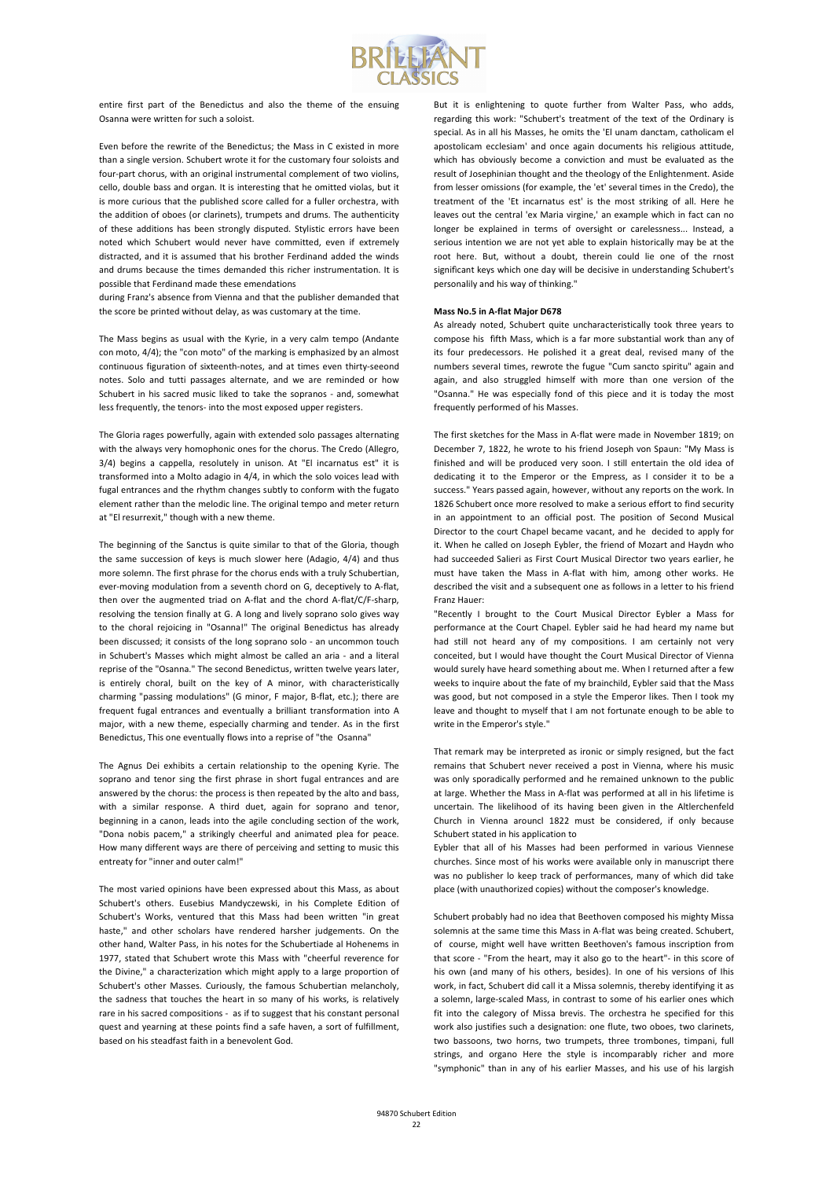entire first part of the Benedictus and also the theme of the ensuing Osanna were written for such a soloist.

Even before the rewrite of the Benedictus; the Mass in C existed in more than a single version. Schubert wrote it for the customary four soloists and four-part chorus, with an original instrumental complement of two violins, cello, double bass and organ. It is interesting that he omitted violas, but it is more curious that the published score called for a fuller orchestra, with the addition of oboes (or clarinets), trumpets and drums. The authenticity of these additions has been strongly disputed. Stylistic errors have been noted which Schubert would never have committed, even if extremely distracted, and it is assumed that his brother Ferdinand added the winds and drums because the times demanded this richer instrumentation. It is possible that Ferdinand made these emendations
during Franz's absence from Vienna and that the publisher demanded that the score be printed without delay, as was customary at the time.

The Mass begins as usual with the Kyrie, in a very calm tempo (Andante con moto, 4/4); the "con moto" of the marking is emphasized by an almost continuous figuration of sixteenth-notes, and at times even thirty-seeond notes. Solo and tutti passages alternate, and we are reminded or how Schubert in his sacred music liked to take the sopranos - and, somewhat less frequently, the tenors- into the most exposed upper registers.

The Gloria rages powerfully, again with extended solo passages alternating with the always very homophonic ones for the chorus. The Credo (Allegro, 3/4) begins a cappella, resolutely in unison. At "El incarnatus est" it is transformed into a Molto adagio in 4/4, in which the solo voices lead with fugal entrances and the rhythm changes subtly to conform with the fugato element rather than the melodic line. The original tempo and meter return at "El resurrexit," though with a new theme.

The beginning of the Sanctus is quite similar to that of the Gloria, though the same succession of keys is much slower here (Adagio, 4/4) and thus more solemn. The first phrase for the chorus ends with a truly Schubertian, ever-moving modulation from a seventh chord on G, deceptively to A-flat, then over the augmented triad on A-flat and the chord A-flat/C/F-sharp, resolving the tension finally at G. A long and lively soprano solo gives way to the choral rejoicing in "Osanna!" The original Benedictus has already been discussed; it consists of the long soprano solo - an uncommon touch in Schubert's Masses which might almost be called an aria - and a literal reprise of the "Osanna." The second Benedictus, written twelve years later, is entirely choral, built on the key of A minor, with characteristically charming "passing modulations" (G minor, F major, B-flat, etc.); there are frequent fugal entrances and eventually a brilliant transformation into A major, with a new theme, especially charming and tender. As in the first Benedictus, This one eventually flows into a reprise of "the Osanna"

The Agnus Dei exhibits a certain relationship to the opening Kyrie. The soprano and tenor sing the first phrase in short fugal entrances and are answered by the chorus: the process is then repeated by the alto and bass, with a similar response. A third duet, again for soprano and tenor, beginning in a canon, leads into the agile concluding section of the work, "Dona nobis pacem," a strikingly cheerful and animated plea for peace. How many different ways are there of perceiving and setting to music this entreaty for "inner and outer calm!"

The most varied opinions have been expressed about this Mass, as about Schubert's others. Eusebius Mandyczewski, in his Complete Edition of Schubert's Works, ventured that this Mass had been written "in great haste," and other scholars have rendered harsher judgements. On the other hand, Walter Pass, in his notes for the Schubertiade al Hohenems in 1977, stated that Schubert wrote this Mass with "cheerful reverence for the Divine," a characterization which might apply to a large proportion of Schubert's other Masses. Curiously, the famous Schubertian melancholy, the sadness that touches the heart in so many of his works, is relatively rare in his sacred compositions - as if to suggest that his constant personal quest and yearning at these points find a safe haven, a sort of fulfillment, based on his steadfast faith in a benevolent God.

But it is enlightening to quote further from Walter Pass, who adds, regarding this work: "Schubert's treatment of the text of the Ordinary is special. As in all his Masses, he omits the 'El unam danctam, catholicam el apostolicam ecclesiam' and once again documents his religious attitude, which has obviously become a conviction and must be evaluated as the result of Josephinian thought and the theology of the Enlightenment. Aside from lesser omissions (for example, the 'et' several times in the Credo), the treatment of the 'Et incarnatus est' is the most striking of all. Here he leaves out the central 'ex Maria virgine,' an example which in fact can no longer be explained in terms of oversight or carelessness... Instead, a serious intention we are not yet able to explain historically may be at the root here. But, without a doubt, therein could lie one of the rnost significant keys which one day will be decisive in understanding Schubert's personalily and his way of thinking."

**Mass No.5 in A-flat Major D678**

As already noted, Schubert quite uncharacteristically took three years to compose his fifth Mass, which is a far more substantial work than any of its four predecessors. He polished it a great deal, revised many of the numbers several times, rewrote the fugue "Cum sancto spiritu" again and again, and also struggled himself with more than one version of the "Osanna." He was especially fond of this piece and it is today the most frequently performed of his Masses.

The first sketches for the Mass in A-flat were made in November 1819; on December 7, 1822, he wrote to his friend Joseph von Spaun: "My Mass is finished and will be produced very soon. I still entertain the old idea of dedicating it to the Emperor or the Empress, as I consider it to be a success." Years passed again, however, without any reports on the work. In 1826 Schubert once more resolved to make a serious effort to find security in an appointment to an official post. The position of Second Musical Director to the court Chapel became vacant, and he decided to apply for it. When he called on Joseph Eybler, the friend of Mozart and Haydn who had succeeded Salieri as First Court Musical Director two years earlier, he must have taken the Mass in A-flat with him, among other works. He described the visit and a subsequent one as follows in a letter to his friend Franz Hauer:

"Recently I brought to the Court Musical Director Eybler a Mass for performance at the Court Chapel. Eybler said he had heard my name but had still not heard any of my compositions. I am certainly not very conceited, but I would have thought the Court Musical Director of Vienna would surely have heard something about me. When I returned after a few weeks to inquire about the fate of my brainchild, Eybler said that the Mass was good, but not composed in a style the Emperor likes. Then I took my leave and thought to myself that I am not fortunate enough to be able to write in the Emperor's style."

That remark may be interpreted as ironic or simply resigned, but the fact remains that Schubert never received a post in Vienna, where his music was only sporadically performed and he remained unknown to the public at large. Whether the Mass in A-flat was performed at all in his lifetime is uncertain. The likelihood of its having been given in the Altlerchenfeld Church in Vienna arouncl 1822 must be considered, if only because Schubert stated in his application to
Eybler that all of his Masses had been performed in various Viennese churches. Since most of his works were available only in manuscript there was no publisher lo keep track of performances, many of which did take place (with unauthorized copies) without the composer's knowledge.

Schubert probably had no idea that Beethoven composed his mighty Missa solemnis at the same time this Mass in A-flat was being created. Schubert, of course, might well have written Beethoven's famous inscription from that score - "From the heart, may it also go to the heart"- in this score of his own (and many of his others, besides). In one of his versions of lhis work, in fact, Schubert did call it a Missa solemnis, thereby identifying it as a solemn, large-scaled Mass, in contrast to some of his earlier ones which fit into the calegory of Missa brevis. The orchestra he specified for this work also justifies such a designation: one flute, two oboes, two clarinets, two bassoons, two horns, two trumpets, three trombones, timpani, full strings, and organo Here the style is incomparably richer and more "symphonic" than in any of his earlier Masses, and his use of his largish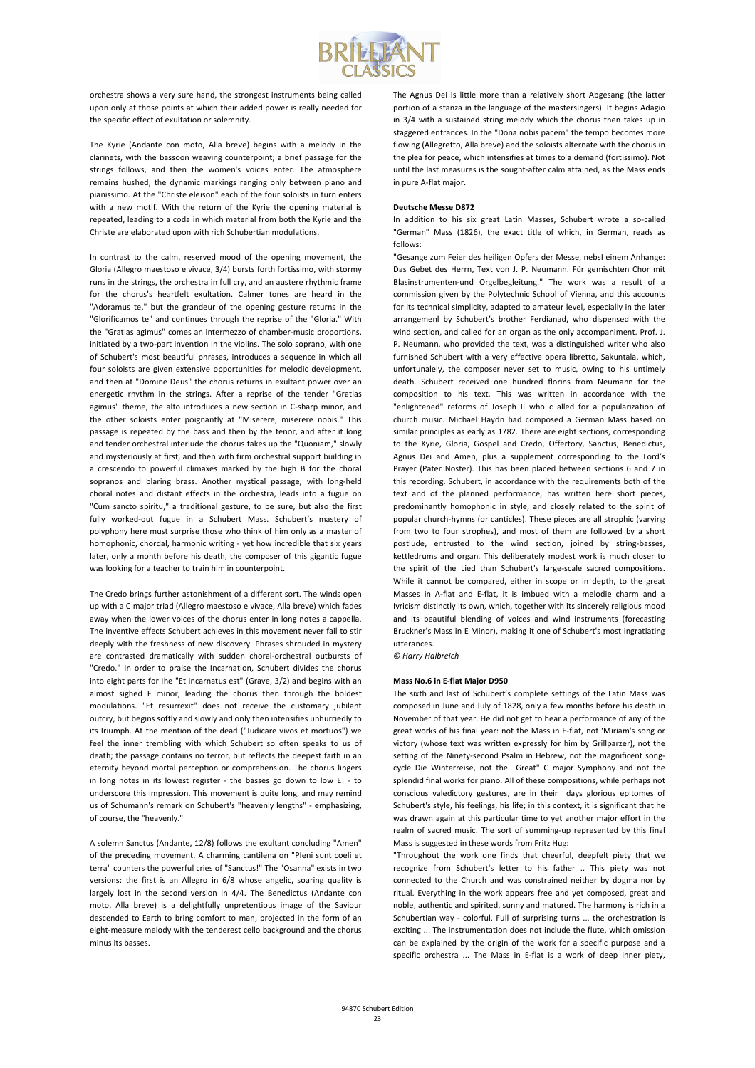orchestra shows a very sure hand, the strongest instruments being called upon only at those points at which their added power is really needed for the specific effect of exultation or solemnity.

The Kyrie (Andante con moto, Alla breve) begins with a melody in the clarinets, with the bassoon weaving counterpoint; a brief passage for the strings follows, and then the women's voices enter. The atmosphere remains hushed, the dynamic markings ranging only between piano and pianissimo. At the "Christe eleison" each of the four soloists in turn enters with a new motif. With the return of the Kyrie the opening material is repeated, leading to a coda in which material from both the Kyrie and the Christe are elaborated upon with rich Schubertian modulations.

In contrast to the calm, reserved mood of the opening movement, the Gloria (Allegro maestoso e vivace, 3/4) bursts forth fortissimo, with stormy runs in the strings, the orchestra in full cry, and an austere rhythmic frame for the chorus's heartfelt exultation. Calmer tones are heard in the "Adoramus te," but the grandeur of the opening gesture returns in the "Glorificamos te" and continues through the reprise of the "Gloria." With the "Gratias agimus" comes an intermezzo of chamber-music proportions, initiated by a two-part invention in the violins. The solo soprano, with one of Schubert's most beautiful phrases, introduces a sequence in which all four soloists are given extensive opportunities for melodic development, and then at "Domine Deus" the chorus returns in exultant power over an energetic rhythm in the strings. After a reprise of the tender "Gratias agimus" theme, the alto introduces a new section in C-sharp minor, and the other soloists enter poignantly at "Miserere, miserere nobis." This passage is repeated by the bass and then by the tenor, and after it long and tender orchestral interlude the chorus takes up the "Quoniam," slowly and mysteriously at first, and then with firm orchestral support building in a crescendo to powerful climaxes marked by the high B for the choral sopranos and blaring brass. Another mystical passage, with long-held choral notes and distant effects in the orchestra, leads into a fugue on "Cum sancto spiritu," a traditional gesture, to be sure, but also the first fully worked-out fugue in a Schubert Mass. Schubert's mastery of polyphony here must surprise those who think of him only as a master of homophonic, chordal, harmonic writing - yet how incredible that six years later, only a month before his death, the composer of this gigantic fugue was looking for a teacher to train him in counterpoint.

The Credo brings further astonishment of a different sort. The winds open up with a C major triad (Allegro maestoso e vivace, Alla breve) which fades away when the lower voices of the chorus enter in long notes a cappella. The inventive effects Schubert achieves in this movement never fail to stir deeply with the freshness of new discovery. Phrases shrouded in mystery are contrasted dramatically with sudden choral-orchestral outbursts of "Credo." In order to praise the Incarnation, Schubert divides the chorus into eight parts for Ihe "Et incarnatus est" (Grave, 3/2) and begins with an almost sighed F minor, leading the chorus then through the boldest modulations. "Et resurrexit" does not receive the customary jubilant outcry, but begins softly and slowly and only then intensifies unhurriedly to its Iriumph. At the mention of the dead ("Judicare vivos et mortuos") we feel the inner trembling with which Schubert so often speaks to us of death; the passage contains no terror, but reflects the deepest faith in an eternity beyond mortal perception or comprehension. The chorus lingers in long notes in its lowest register - the basses go down to low E! - to underscore this impression. This movement is quite long, and may remind us of Schumann's remark on Schubert's "heavenly lengths" - emphasizing, of course, the "heavenly."

A solemn Sanctus (Andante, 12/8) follows the exultant concluding "Amen" of the preceding movement. A charming cantilena on "Pleni sunt coeli et terra" counters the powerful cries of "Sanctus!" The "Osanna" exists in two versions: the first is an Allegro in 6/8 whose angelic, soaring quality is largely lost in the second version in 4/4. The Benedictus (Andante con moto, Alla breve) is a delightfully unpretentious image of the Saviour descended to Earth to bring comfort to man, projected in the form of an eight-measure melody with the tenderest cello background and the chorus minus its basses.

The Agnus Dei is little more than a relatively short Abgesang (the latter portion of a stanza in the language of the mastersingers). It begins Adagio in 3/4 with a sustained string melody which the chorus then takes up in staggered entrances. In the "Dona nobis pacem" the tempo becomes more flowing (Allegretto, Alla breve) and the soloists alternate with the chorus in the plea for peace, which intensifies at times to a demand (fortissimo). Not until the last measures is the sought-after calm attained, as the Mass ends in pure A-flat major.

**Deutsche Messe D872**

In addition to his six great Latin Masses, Schubert wrote a so-called "German" Mass (1826), the exact title of which, in German, reads as follows:

"Gesange zum Feier des heiligen Opfers der Messe, nebsl einem Anhange: Das Gebet des Herrn, Text von J. P. Neumann. Für gemischten Chor mit Blasinstrumenten-und Orgelbegleitung." The work was a result of a commission given by the Polytechnic School of Vienna, and this accounts for its technical simplicity, adapted to amateur level, especially in the later arrangemenl by Schubert's brother Ferdianad, who dispensed with the wind section, and called for an organ as the only accompaniment. Prof. J. P. Neumann, who provided the text, was a distinguished writer who also furnished Schubert with a very effective opera libretto, Sakuntala, which, unfortunalely, the composer never set to music, owing to his untimely death. Schubert received one hundred florins from Neumann for the composition to his text. This was written in accordance with the "enlightened" reforms of Joseph II who c alled for a popularization of church music. Michael Haydn had composed a German Mass based on similar principles as early as 1782. There are eight sections, corresponding to the Kyrie, Gloria, Gospel and Credo, Offertory, Sanctus, Benedictus, Agnus Dei and Amen, plus a supplement corresponding to the Lord's Prayer (Pater Noster). This has been placed between sections 6 and 7 in this recording. Schubert, in accordance with the requirements both of the text and of the planned performance, has written here short pieces, predominantly homophonic in style, and closely related to the spirit of popular church-hymns (or canticles). These pieces are all strophic (varying from two to four strophes), and most of them are followed by a short postlude, entrusted to the wind section, joined by string-basses, kettledrums and organ. This deliberately modest work is much closer to the spirit of the Lied than Schubert's large-scale sacred compositions. While it cannot be compared, either in scope or in depth, to the great Masses in A-flat and E-flat, it is imbued with a melodie charm and a lyricism distinctly its own, which, together with its sincerely religious mood and its beautiful blending of voices and wind instruments (forecasting Bruckner's Mass in E Minor), making it one of Schubert's most ingratiating utterances.

*© Harry Halbreich*

**Mass No.6 in E-flat Major D950**

The sixth and last of Schubert's complete settings of the Latin Mass was composed in June and July of 1828, only a few months before his death in November of that year. He did not get to hear a performance of any of the great works of his final year: not the Mass in E-flat, not 'Miriam's song or victory (whose text was written expressly for him by Grillparzer), not the setting of the Ninety-second Psalm in Hebrew, not the magnificent song-cycle Die Winterreise, not the Great" C major Symphony and not the splendid final works for piano. All of these compositions, while perhaps not conscious valedictory gestures, are in their days glorious epitomes of Schubert's style, his feelings, his life; in this context, it is significant that he was drawn again at this particular time to yet another major effort in the realm of sacred music. The sort of summing-up represented by this final Mass is suggested in these words from Fritz Hug:

"Throughout the work one finds that cheerful, deepfelt piety that we recognize from Schubert's letter to his father .. This piety was not connected to the Church and was constrained neither by dogma nor by ritual. Everything in the work appears free and yet composed, great and noble, authentic and spirited, sunny and matured. The harmony is rich in a Schubertian way - colorful. Full of surprising turns ... the orchestration is exciting ... The instrumentation does not include the flute, which omission can be explained by the origin of the work for a specific purpose and a specific orchestra ... The Mass in E-flat is a work of deep inner piety,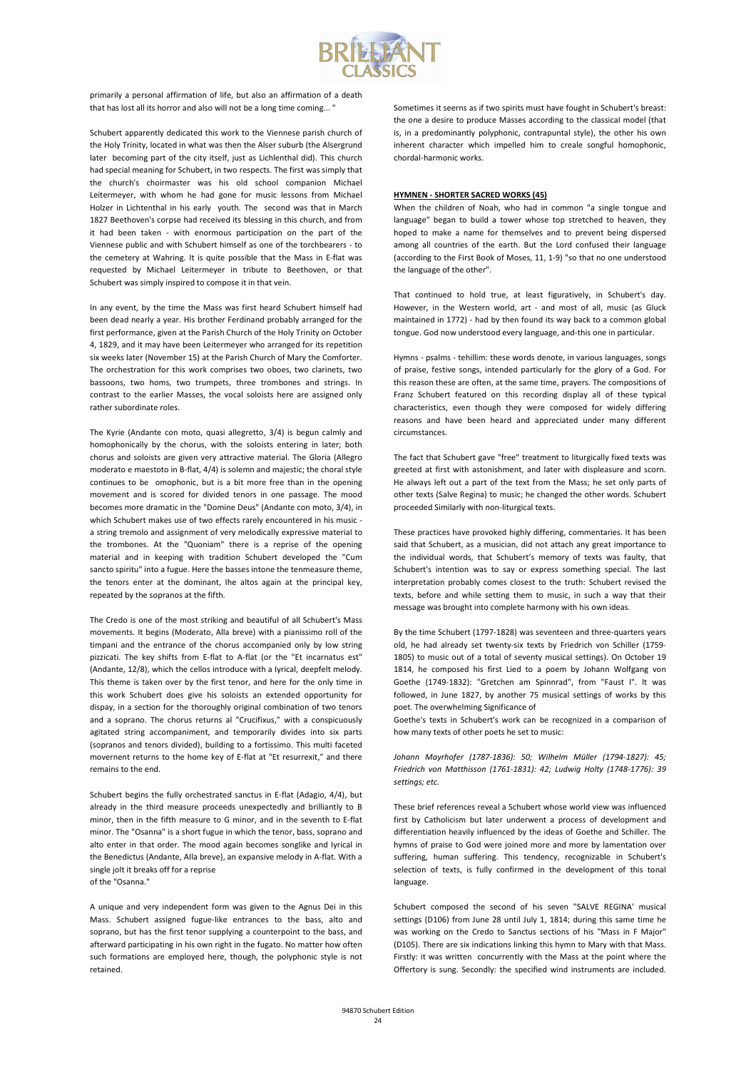primarily a personal affirmation of life, but also an affirmation of a death that has lost all its horror and also will not be a long time coming... "

Schubert apparently dedicated this work to the Viennese parish church of the Holy Trinity, located in what was then the Alser suburb (the Alsergrund later becoming part of the city itself, just as Lichlenthal did). This church had special meaning for Schubert, in two respects. The first was simply that the church's choirmaster was his old school companion Michael Leitermeyer, with whom he had gone for music lessons from Michael Holzer in Lichtenthal in his early youth. The second was that in March 1827 Beethoven's corpse had received its blessing in this church, and from it had been taken - with enormous participation on the part of the Viennese public and with Schubert himself as one of the torchbearers - to the cemetery at Wahring. It is quite possible that the Mass in E-flat was requested by Michael Leitermeyer in tribute to Beethoven, or that Schubert was simply inspired to compose it in that vein.

In any event, by the time the Mass was first heard Schubert himself had been dead nearly a year. His brother Ferdinand probably arranged for the first performance, given at the Parish Church of the Holy Trinity on October 4, 1829, and it may have been Leitermeyer who arranged for its repetition six weeks later (November 15) at the Parish Church of Mary the Comforter. The orchestration for this work comprises two oboes, two clarinets, two bassoons, two homs, two trumpets, three trombones and strings. In contrast to the earlier Masses, the vocal soloists here are assigned only rather subordinate roles.

The Kyrie (Andante con moto, quasi allegretto, 3/4) is begun calmly and homophonically by the chorus, with the soloists entering in later; both chorus and soloists are given very attractive material. The Gloria (Allegro moderato e maestoto in B-flat, 4/4) is solemn and majestic; the choral style continues to be omophonic, but is a bit more free than in the opening movement and is scored for divided tenors in one passage. The mood becomes more dramatic in the "Domine Deus" (Andante con moto, 3/4), in which Schubert makes use of two effects rarely encountered in his music - a string tremolo and assignment of very melodically expressive material to the trombones. At the "Quoniam" there is a reprise of the opening material and in keeping with tradition Schubert developed the "Cum sancto spiritu" into a fugue. Here the basses intone the tenmeasure theme, the tenors enter at the dominant, lhe altos again at the principal key, repeated by the sopranos at the fifth.

The Credo is one of the most striking and beautiful of all Schubert's Mass movements. It begins (Moderato, Alla breve) with a pianissimo roll of the timpani and the entrance of the chorus accompanied only by low string pizzicati. The key shifts from E-flat to A-flat (or the "Et incarnatus est" (Andante, 12/8), which the cellos introduce with a lyrical, deepfelt melody. This theme is taken over by the first tenor, and here for the only time in this work Schubert does give his soloists an extended opportunity for dispay, in a section for the thoroughly original combination of two tenors and a soprano. The chorus returns al "Crucifixus," with a conspicuously agitated string accompaniment, and temporarily divides into six parts (sopranos and tenors divided), building to a fortissimo. This multi faceted movernent returns to the home key of E-flat at "Et resurrexit," and there remains to the end.

Schubert begins the fully orchestrated sanctus in E-flat (Adagio, 4/4), but already in the third measure proceeds unexpectedly and brilliantly to B minor, then in the fifth measure to G minor, and in the seventh to E-flat minor. The "Osanna" is a short fugue in which the tenor, bass, soprano and alto enter in that order. The mood again becomes songlike and lyrical in the Benedictus (Andante, Alla breve), an expansive melody in A-flat. With a single jolt it breaks off for a reprise of the "Osanna."

A unique and very independent form was given to the Agnus Dei in this Mass. Schubert assigned fugue-like entrances to the bass, alto and soprano, but has the first tenor supplying a counterpoint to the bass, and afterward participating in his own right in the fugato. No matter how often such formations are employed here, though, the polyphonic style is not retained.

Sometimes it seerns as if two spirits must have fought in Schubert's breast: the one a desire to produce Masses according to the classical model (that is, in a predominantly polyphonic, contrapuntal style), the other his own inherent character which impelled him to creale songful homophonic, chordal-harmonic works.

**HYMNEN - SHORTER SACRED WORKS (45)**

When the children of Noah, who had in common "a single tongue and language" began to build a tower whose top stretched to heaven, they hoped to make a name for themselves and to prevent being dispersed among all countries of the earth. But the Lord confused their language (according to the First Book of Moses, 11, 1-9) "so that no one understood the language of the other".

That continued to hold true, at least figuratively, in Schubert's day. However, in the Western world, art - and most of all, music (as Gluck maintained in 1772) - had by then found its way back to a common global tongue. God now understood every language, and-this one in particular.

Hymns - psalms - tehillim: these words denote, in various languages, songs of praise, festive songs, intended particularly for the glory of a God. For this reason these are often, at the same time, prayers. The compositions of Franz Schubert featured on this recording display all of these typical characteristics, even though they were composed for widely differing reasons and have been heard and appreciated under many different circumstances.

The fact that Schubert gave "free" treatment to liturgically fixed texts was greeted at first with astonishment, and later with displeasure and scorn. He always left out a part of the text from the Mass; he set only parts of other texts (Salve Regina) to music; he changed the other words. Schubert proceeded Similarly with non-liturgical texts.

These practices have provoked highly differing, commentaries. It has been said that Schubert, as a musician, did not attach any great importance to the individual words, that Schubert's memory of texts was faulty, that Schubert's intention was to say or express something special. The last interpretation probably comes closest to the truth: Schubert revised the texts, before and while setting them to music, in such a way that their message was brought into complete harmony with his own ideas.

By the time Schubert (1797-1828) was seventeen and three-quarters years old, he had already set twenty-six texts by Friedrich von Schiller (1759-1805) to music out of a total of seventy musical settings). On October 19 1814, he composed his first Lied to a poem by Johann Wolfgang von Goethe (1749-1832): "Gretchen am Spinnrad", from "Faust I". It was followed, in June 1827, by another 75 musical settings of works by this poet. The overwhelming Significance of
Goethe's texts in Schubert's work can be recognized in a comparison of how many texts of other poets he set to music:

*Johann Mayrhofer (1787-1836): 50; Wilhelm Müller (1794-1827): 45; Friedrich von Matthisson (1761-1831): 42; Ludwig Holty (1748-1776): 39 settings; etc.*

These brief references reveal a Schubert whose world view was influenced first by Catholicism but later underwent a process of development and differentiation heavily influenced by the ideas of Goethe and Schiller. The hymns of praise to God were joined more and more by lamentation over suffering, human suffering. This tendency, recognizable in Schubert's selection of texts, is fully confirmed in the development of this tonal language.

Schubert composed the second of his seven "SALVE REGINA' musical settings (D106) from June 28 until July 1, 1814; during this same time he was working on the Credo to Sanctus sections of his "Mass in F Major" (D105). There are six indications linking this hymn to Mary with that Mass. Firstly: it was written concurrently with the Mass at the point where the Offertory is sung. Secondly: the specified wind instruments are included.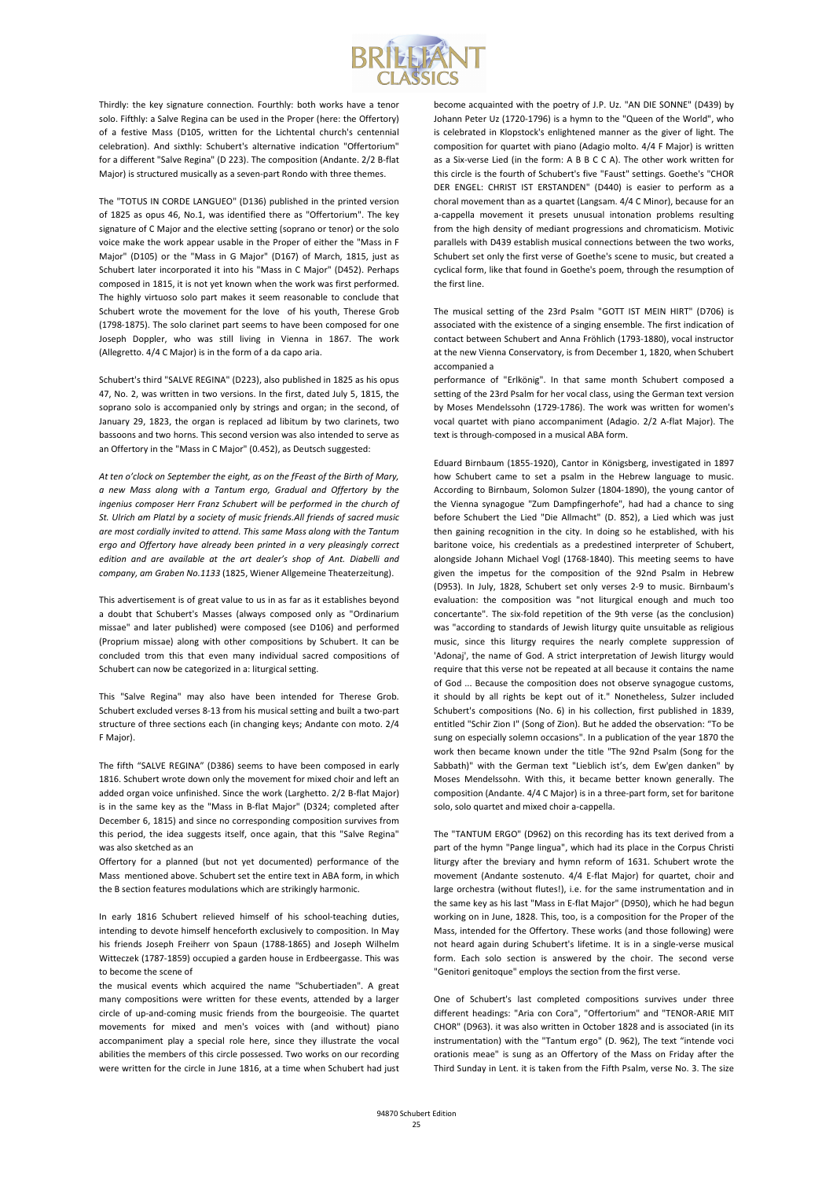Thirdly: the key signature connection. Fourthly: both works have a tenor solo. Fifthly: a Salve Regina can be used in the Proper (here: the Offertory) of a festive Mass (D105, written for the Lichtental church's centennial celebration). And sixthly: Schubert's alternative indication "Offertorium" for a different "Salve Regina" (D 223). The composition (Andante. 2/2 B-flat Major) is structured musically as a seven-part Rondo with three themes.

The "TOTUS IN CORDE LANGUEO" (D136) published in the printed version of 1825 as opus 46, No.1, was identified there as "Offertorium". The key signature of C Major and the elective setting (soprano or tenor) or the solo voice make the work appear usable in the Proper of either the "Mass in F Major" (D105) or the "Mass in G Major" (D167) of March, 1815, just as Schubert later incorporated it into his "Mass in C Major" (D452). Perhaps composed in 1815, it is not yet known when the work was first performed. The highly virtuoso solo part makes it seem reasonable to conclude that Schubert wrote the movement for the love of his youth, Therese Grob (1798-1875). The solo clarinet part seems to have been composed for one Joseph Doppler, who was still living in Vienna in 1867. The work (Allegretto. 4/4 C Major) is in the form of a da capo aria.

Schubert's third "SALVE REGINA" (D223), also published in 1825 as his opus 47, No. 2, was written in two versions. In the first, dated July 5, 1815, the soprano solo is accompanied only by strings and organ; in the second, of January 29, 1823, the organ is replaced ad libitum by two clarinets, two bassoons and two horns. This second version was also intended to serve as an Offertory in the "Mass in C Major" (0.452), as Deutsch suggested:

*At ten o'clock on September the eight, as on the fFeast of the Birth of Mary, a new Mass along with a Tantum ergo, Gradual and Offertory by the ingenius composer Herr Franz Schubert will be performed in the church of St. Ulrich am Platzl by a society of music friends.All friends of sacred music are most cordially invited to attend. This same Mass along with the Tantum ergo and Offertory have already been printed in a very pleasingly correct edition and are available at the art dealer's shop of Ant. Diabelli and company, am Graben No.1133* (1825, Wiener Allgemeine Theaterzeitung).

This advertisement is of great value to us in as far as it establishes beyond a doubt that Schubert's Masses (always composed only as "Ordinarium missae" and later published) were composed (see D106) and performed (Proprium missae) along with other compositions by Schubert. It can be concluded trom this that even many individual sacred compositions of Schubert can now be categorized in a: liturgical setting.

This "Salve Regina" may also have been intended for Therese Grob. Schubert excluded verses 8-13 from his musical setting and built a two-part structure of three sections each (in changing keys; Andante con moto. 2/4 F Major).

The fifth "SALVE REGINA" (D386) seems to have been composed in early 1816. Schubert wrote down only the movement for mixed choir and left an added organ voice unfinished. Since the work (Larghetto. 2/2 B-flat Major) is in the same key as the "Mass in B-flat Major" (D324; completed after December 6, 1815) and since no corresponding composition survives from this period, the idea suggests itself, once again, that this "Salve Regina" was also sketched as an Offertory for a planned (but not yet documented) performance of the Mass mentioned above. Schubert set the entire text in ABA form, in which the B section features modulations which are strikingly harmonic.

In early 1816 Schubert relieved himself of his school-teaching duties, intending to devote himself henceforth exclusively to composition. In May his friends Joseph Freiherr von Spaun (1788-1865) and Joseph Wilhelm Witteczek (1787-1859) occupied a garden house in Erdbeergasse. This was to become the scene of the musical events which acquired the name "Schubertiaden". A great many compositions were written for these events, attended by a larger circle of up-and-coming music friends from the bourgeoisie. The quartet movements for mixed and men's voices with (and without) piano accompaniment play a special role here, since they illustrate the vocal abilities the members of this circle possessed. Two works on our recording were written for the circle in June 1816, at a time when Schubert had just become acquainted with the poetry of J.P. Uz. "AN DIE SONNE" (D439) by Johann Peter Uz (1720-1796) is a hymn to the "Queen of the World", who is celebrated in Klopstock's enlightened manner as the giver of light. The composition for quartet with piano (Adagio molto. 4/4 F Major) is written as a Six-verse Lied (in the form: A B B C C A). The other work written for this circle is the fourth of Schubert's five "Faust" settings. Goethe's "CHOR DER ENGEL: CHRIST IST ERSTANDEN" (D440) is easier to perform as a choral movement than as a quartet (Langsam. 4/4 C Minor), because for an a-cappella movement it presets unusual intonation problems resulting from the high density of mediant progressions and chromaticism. Motivic parallels with D439 establish musical connections between the two works, Schubert set only the first verse of Goethe's scene to music, but created a cyclical form, like that found in Goethe's poem, through the resumption of the first line.

The musical setting of the 23rd Psalm "GOTT IST MEIN HIRT" (D706) is associated with the existence of a singing ensemble. The first indication of contact between Schubert and Anna Fröhlich (1793-1880), vocal instructor at the new Vienna Conservatory, is from December 1, 1820, when Schubert accompanied a performance of "Erlkönig". In that same month Schubert composed a setting of the 23rd Psalm for her vocal class, using the German text version by Moses Mendelssohn (1729-1786). The work was written for women's vocal quartet with piano accompaniment (Adagio. 2/2 A-flat Major). The text is through-composed in a musical ABA form.

Eduard Birnbaum (1855-1920), Cantor in Königsberg, investigated in 1897 how Schubert came to set a psalm in the Hebrew language to music. According to Birnbaum, Solomon Sulzer (1804-1890), the young cantor of the Vienna synagogue "Zum Dampfingerhofe", had had a chance to sing before Schubert the Lied "Die Allmacht" (D. 852), a Lied which was just then gaining recognition in the city. In doing so he established, with his baritone voice, his credentials as a predestined interpreter of Schubert, alongside Johann Michael Vogl (1768-1840). This meeting seems to have given the impetus for the composition of the 92nd Psalm in Hebrew (D953). In July, 1828, Schubert set only verses 2-9 to music. Birnbaum's evaluation: the composition was "not liturgical enough and much too concertante". The six-fold repetition of the 9th verse (as the conclusion) was "according to standards of Jewish liturgy quite unsuitable as religious music, since this liturgy requires the nearly complete suppression of 'Adonaj', the name of God. A strict interpretation of Jewish liturgy would require that this verse not be repeated at all because it contains the name of God ... Because the composition does not observe synagogue customs, it should by all rights be kept out of it." Nonetheless, Sulzer included Schubert's compositions (No. 6) in his collection, first published in 1839, entitled "Schir Zion I" (Song of Zion). But he added the observation: "To be sung on especially solemn occasions". In a publication of the year 1870 the work then became known under the title "The 92nd Psalm (Song for the Sabbath)" with the German text "Lieblich ist's, dem Ew'gen danken" by Moses Mendelssohn. With this, it became better known generally. The composition (Andante. 4/4 C Major) is in a three-part form, set for baritone solo, solo quartet and mixed choir a-cappella.

The "TANTUM ERGO" (D962) on this recording has its text derived from a part of the hymn "Pange lingua", which had its place in the Corpus Christi liturgy after the breviary and hymn reform of 1631. Schubert wrote the movement (Andante sostenuto. 4/4 E-flat Major) for quartet, choir and large orchestra (without flutes!), i.e. for the same instrumentation and in the same key as his last "Mass in E-flat Major" (D950), which he had begun working on in June, 1828. This, too, is a composition for the Proper of the Mass, intended for the Offertory. These works (and those following) were not heard again during Schubert's lifetime. It is in a single-verse musical form. Each solo section is answered by the choir. The second verse "Genitori genitoque" employs the section from the first verse.

One of Schubert's last completed compositions survives under three different headings: "Aria con Cora", "Offertorium" and "TENOR-ARIE MIT CHOR" (D963). it was also written in October 1828 and is associated (in its instrumentation) with the "Tantum ergo" (D. 962), The text "intende voci orationis meae" is sung as an Offertory of the Mass on Friday after the Third Sunday in Lent. it is taken from the Fifth Psalm, verse No. 3. The size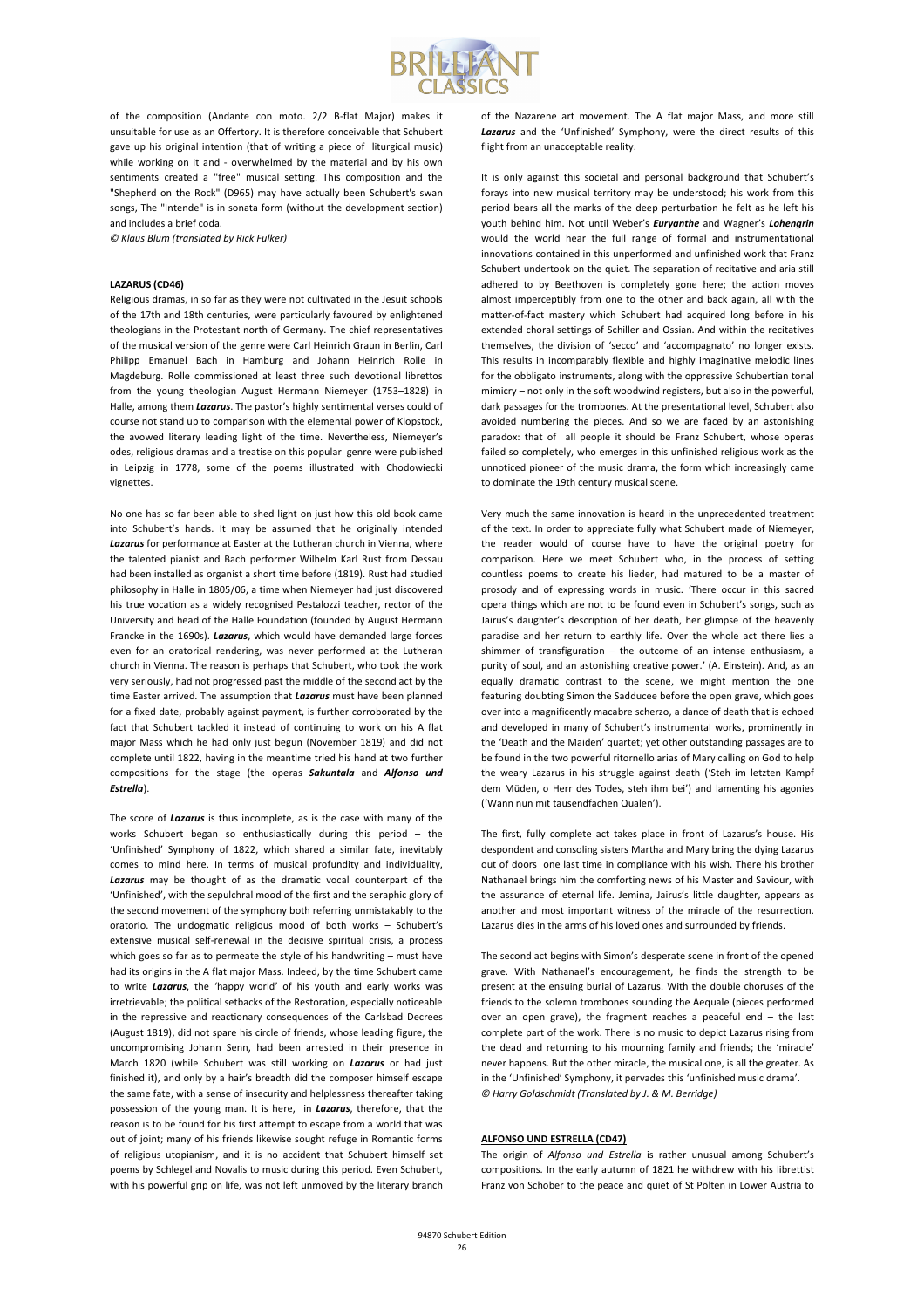of the composition (Andante con moto. 2/2 B-flat Major) makes it unsuitable for use as an Offertory. It is therefore conceivable that Schubert gave up his original intention (that of writing a piece of liturgical music) while working on it and - overwhelmed by the material and by his own sentiments created a "free" musical setting. This composition and the "Shepherd on the Rock" (D965) may have actually been Schubert's swan songs, The "Intende" is in sonata form (without the development section) and includes a brief coda.

*© Klaus Blum (translated by Rick Fulker)*

**LAZARUS (CD46)**

Religious dramas, in so far as they were not cultivated in the Jesuit schools of the 17th and 18th centuries, were particularly favoured by enlightened theologians in the Protestant north of Germany. The chief representatives of the musical version of the genre were Carl Heinrich Graun in Berlin, Carl Philipp Emanuel Bach in Hamburg and Johann Heinrich Rolle in Magdeburg. Rolle commissioned at least three such devotional librettos from the young theologian August Hermann Niemeyer (1753–1828) in Halle, among them ***Lazarus***. The pastor's highly sentimental verses could of course not stand up to comparison with the elemental power of Klopstock, the avowed literary leading light of the time. Nevertheless, Niemeyer's odes, religious dramas and a treatise on this popular genre were published in Leipzig in 1778, some of the poems illustrated with Chodowiecki vignettes.

No one has so far been able to shed light on just how this old book came into Schubert's hands. It may be assumed that he originally intended ***Lazarus*** for performance at Easter at the Lutheran church in Vienna, where the talented pianist and Bach performer Wilhelm Karl Rust from Dessau had been installed as organist a short time before (1819). Rust had studied philosophy in Halle in 1805/06, a time when Niemeyer had just discovered his true vocation as a widely recognised Pestalozzi teacher, rector of the University and head of the Halle Foundation (founded by August Hermann Francke in the 1690s). ***Lazarus***, which would have demanded large forces even for an oratorical rendering, was never performed at the Lutheran church in Vienna. The reason is perhaps that Schubert, who took the work very seriously, had not progressed past the middle of the second act by the time Easter arrived. The assumption that ***Lazarus*** must have been planned for a fixed date, probably against payment, is further corroborated by the fact that Schubert tackled it instead of continuing to work on his A flat major Mass which he had only just begun (November 1819) and did not complete until 1822, having in the meantime tried his hand at two further compositions for the stage (the operas ***Sakuntala*** and ***Alfonso und Estrella***).

The score of ***Lazarus*** is thus incomplete, as is the case with many of the works Schubert began so enthusiastically during this period – the 'Unfinished' Symphony of 1822, which shared a similar fate, inevitably comes to mind here. In terms of musical profundity and individuality, ***Lazarus*** may be thought of as the dramatic vocal counterpart of the 'Unfinished', with the sepulchral mood of the first and the seraphic glory of the second movement of the symphony both referring unmistakably to the oratorio. The undogmatic religious mood of both works – Schubert's extensive musical self-renewal in the decisive spiritual crisis, a process which goes so far as to permeate the style of his handwriting – must have had its origins in the A flat major Mass. Indeed, by the time Schubert came to write ***Lazarus***, the 'happy world' of his youth and early works was irretrievable; the political setbacks of the Restoration, especially noticeable in the repressive and reactionary consequences of the Carlsbad Decrees (August 1819), did not spare his circle of friends, whose leading figure, the uncompromising Johann Senn, had been arrested in their presence in March 1820 (while Schubert was still working on ***Lazarus*** or had just finished it), and only by a hair's breadth did the composer himself escape the same fate, with a sense of insecurity and helplessness thereafter taking possession of the young man. It is here, in ***Lazarus***, therefore, that the reason is to be found for his first attempt to escape from a world that was out of joint; many of his friends likewise sought refuge in Romantic forms of religious utopianism, and it is no accident that Schubert himself set poems by Schlegel and Novalis to music during this period. Even Schubert, with his powerful grip on life, was not left unmoved by the literary branch of the Nazarene art movement. The A flat major Mass, and more still ***Lazarus*** and the 'Unfinished' Symphony, were the direct results of this flight from an unacceptable reality.

It is only against this societal and personal background that Schubert's forays into new musical territory may be understood; his work from this period bears all the marks of the deep perturbation he felt as he left his youth behind him. Not until Weber's ***Euryanthe*** and Wagner's ***Lohengrin*** would the world hear the full range of formal and instrumentational innovations contained in this unperformed and unfinished work that Franz Schubert undertook on the quiet. The separation of recitative and aria still adhered to by Beethoven is completely gone here; the action moves almost imperceptibly from one to the other and back again, all with the matter-of-fact mastery which Schubert had acquired long before in his extended choral settings of Schiller and Ossian. And within the recitatives themselves, the division of 'secco' and 'accompagnato' no longer exists. This results in incomparably flexible and highly imaginative melodic lines for the obbligato instruments, along with the oppressive Schubertian tonal mimicry – not only in the soft woodwind registers, but also in the powerful, dark passages for the trombones. At the presentational level, Schubert also avoided numbering the pieces. And so we are faced by an astonishing paradox: that of all people it should be Franz Schubert, whose operas failed so completely, who emerges in this unfinished religious work as the unnoticed pioneer of the music drama, the form which increasingly came to dominate the 19th century musical scene.

Very much the same innovation is heard in the unprecedented treatment of the text. In order to appreciate fully what Schubert made of Niemeyer, the reader would of course have to have the original poetry for comparison. Here we meet Schubert who, in the process of setting countless poems to create his lieder, had matured to be a master of prosody and of expressing words in music. 'There occur in this sacred opera things which are not to be found even in Schubert's songs, such as Jairus's daughter's description of her death, her glimpse of the heavenly paradise and her return to earthly life. Over the whole act there lies a shimmer of transfiguration – the outcome of an intense enthusiasm, a purity of soul, and an astonishing creative power.' (A. Einstein). And, as an equally dramatic contrast to the scene, we might mention the one featuring doubting Simon the Sadducee before the open grave, which goes over into a magnificently macabre scherzo, a dance of death that is echoed and developed in many of Schubert's instrumental works, prominently in the 'Death and the Maiden' quartet; yet other outstanding passages are to be found in the two powerful ritornello arias of Mary calling on God to help the weary Lazarus in his struggle against death ('Steh im letzten Kampf dem Müden, o Herr des Todes, steh ihm bei') and lamenting his agonies ('Wann nun mit tausendfachen Qualen').

The first, fully complete act takes place in front of Lazarus's house. His despondent and consoling sisters Martha and Mary bring the dying Lazarus out of doors one last time in compliance with his wish. There his brother Nathanael brings him the comforting news of his Master and Saviour, with the assurance of eternal life. Jemina, Jairus's little daughter, appears as another and most important witness of the miracle of the resurrection. Lazarus dies in the arms of his loved ones and surrounded by friends.

The second act begins with Simon's desperate scene in front of the opened grave. With Nathanael's encouragement, he finds the strength to be present at the ensuing burial of Lazarus. With the double choruses of the friends to the solemn trombones sounding the Aequale (pieces performed over an open grave), the fragment reaches a peaceful end – the last complete part of the work. There is no music to depict Lazarus rising from the dead and returning to his mourning family and friends; the 'miracle' never happens. But the other miracle, the musical one, is all the greater. As in the 'Unfinished' Symphony, it pervades this 'unfinished music drama'.

*© Harry Goldschmidt (Translated by J. & M. Berridge)*

**ALFONSO UND ESTRELLA (CD47)**

The origin of *Alfonso und Estrella* is rather unusual among Schubert's compositions. In the early autumn of 1821 he withdrew with his librettist Franz von Schober to the peace and quiet of St Pölten in Lower Austria to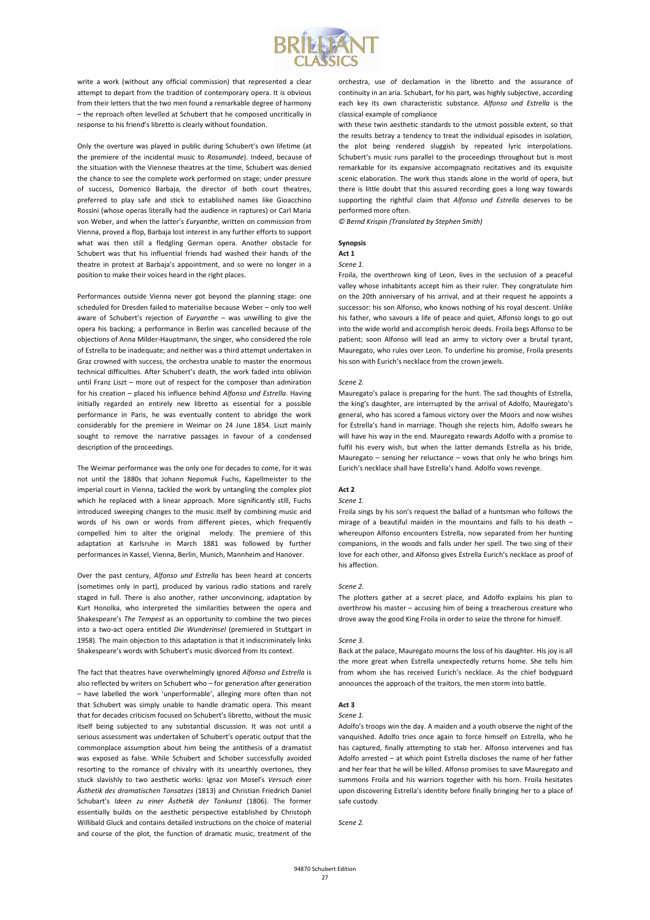write a work (without any official commission) that represented a clear attempt to depart from the tradition of contemporary opera. It is obvious from their letters that the two men found a remarkable degree of harmony – the reproach often levelled at Schubert that he composed uncritically in response to his friend's libretto is clearly without foundation.

Only the overture was played in public during Schubert's own lifetime (at the premiere of the incidental music to *Rosamunde*). Indeed, because of the situation with the Viennese theatres at the time, Schubert was denied the chance to see the complete work performed on stage; under pressure of success, Domenico Barbaja, the director of both court theatres, preferred to play safe and stick to established names like Gioacchino Rossini (whose operas literally had the audience in raptures) or Carl Maria von Weber, and when the latter's *Euryanthe*, written on commission from Vienna, proved a flop, Barbaja lost interest in any further efforts to support what was then still a fledgling German opera. Another obstacle for Schubert was that his influential friends had washed their hands of the theatre in protest at Barbaja's appointment, and so were no longer in a position to make their voices heard in the right places.

Performances outside Vienna never got beyond the planning stage: one scheduled for Dresden failed to materialise because Weber – only too well aware of Schubert's rejection of *Euryanthe* – was unwilling to give the opera his backing; a performance in Berlin was cancelled because of the objections of Anna Milder-Hauptmann, the singer, who considered the role of Estrella to be inadequate; and neither was a third attempt undertaken in Graz crowned with success, the orchestra unable to master the enormous technical difficulties. After Schubert's death, the work faded into oblivion until Franz Liszt – more out of respect for the composer than admiration for his creation – placed his influence behind *Alfonso und Estrella*. Having initially regarded an entirely new libretto as essential for a possible performance in Paris, he was eventually content to abridge the work considerably for the premiere in Weimar on 24 June 1854. Liszt mainly sought to remove the narrative passages in favour of a condensed description of the proceedings.

The Weimar performance was the only one for decades to come, for it was not until the 1880s that Johann Nepomuk Fuchs, Kapellmeister to the imperial court in Vienna, tackled the work by untangling the complex plot which he replaced with a linear approach. More significantly still, Fuchs introduced sweeping changes to the music itself by combining music and words of his own or words from different pieces, which frequently compelled him to alter the original melody. The premiere of this adaptation at Karlsruhe in March 1881 was followed by further performances in Kassel, Vienna, Berlin, Munich, Mannheim and Hanover.

Over the past century, *Alfonso und Estrella* has been heard at concerts (sometimes only in part), produced by various radio stations and rarely staged in full. There is also another, rather unconvincing, adaptation by Kurt Honolka, who interpreted the similarities between the opera and Shakespeare's *The Tempest* as an opportunity to combine the two pieces into a two-act opera entitled *Die Wunderinsel* (premiered in Stuttgart in 1958). The main objection to this adaptation is that it indiscriminately links Shakespeare's words with Schubert's music divorced from its context.

The fact that theatres have overwhelmingly ignored *Alfonso und Estrella* is also reflected by writers on Schubert who – for generation after generation – have labelled the work 'unperformable', alleging more often than not that Schubert was simply unable to handle dramatic opera. This meant that for decades criticism focused on Schubert's libretto, without the music itself being subjected to any substantial discussion. It was not until a serious assessment was undertaken of Schubert's operatic output that the commonplace assumption about him being the antithesis of a dramatist was exposed as false. While Schubert and Schober successfully avoided resorting to the romance of chivalry with its unearthly overtones, they stuck slavishly to two aesthetic works: Ignaz von Mosel's *Versuch einer Ästhetik des dramatischen Tonsatzes* (1813) and Christian Friedrich Daniel Schubart's *Ideen zu einer Ästhetik der Tonkunst* (1806). The former essentially builds on the aesthetic perspective established by Christoph Willibald Gluck and contains detailed instructions on the choice of material and course of the plot, the function of dramatic music, treatment of the orchestra, use of declamation in the libretto and the assurance of continuity in an aria. Schubart, for his part, was highly subjective, according each key its own characteristic substance. *Alfonso und Estrella* is the classical example of compliance

with these twin aesthetic standards to the utmost possible extent, so that the results betray a tendency to treat the individual episodes in isolation, the plot being rendered sluggish by repeated lyric interpolations. Schubert's music runs parallel to the proceedings throughout but is most remarkable for its expansive accompagnato recitatives and its exquisite scenic elaboration. The work thus stands alone in the world of opera, but there is little doubt that this assured recording goes a long way towards supporting the rightful claim that *Alfonso und Estrella* deserves to be performed more often.

*© Bernd Krispin (Translated by Stephen Smith)*

## Synopsis

### Act 1

*Scene 1.*

Froila, the overthrown king of Leon, lives in the seclusion of a peaceful valley whose inhabitants accept him as their ruler. They congratulate him on the 20th anniversary of his arrival, and at their request he appoints a successor: his son Alfonso, who knows nothing of his royal descent. Unlike his father, who savours a life of peace and quiet, Alfonso longs to go out into the wide world and accomplish heroic deeds. Froila begs Alfonso to be patient; soon Alfonso will lead an army to victory over a brutal tyrant, Mauregato, who rules over Leon. To underline his promise, Froila presents his son with Eurich's necklace from the crown jewels.

*Scene 2.*

Mauregato's palace is preparing for the hunt. The sad thoughts of Estrella, the king's daughter, are interrupted by the arrival of Adolfo, Mauregato's general, who has scored a famous victory over the Moors and now wishes for Estrella's hand in marriage. Though she rejects him, Adolfo swears he will have his way in the end. Mauregato rewards Adolfo with a promise to fulfil his every wish, but when the latter demands Estrella as his bride, Mauregato – sensing her reluctance – vows that only he who brings him Eurich's necklace shall have Estrella's hand. Adolfo vows revenge.

### Act 2

*Scene 1.*

Froila sings by his son's request the ballad of a huntsman who follows the mirage of a beautiful maiden in the mountains and falls to his death – whereupon Alfonso encounters Estrella, now separated from her hunting companions, in the woods and falls under her spell. The two sing of their love for each other, and Alfonso gives Estrella Eurich's necklace as proof of his affection.

*Scene 2.*

The plotters gather at a secret place, and Adolfo explains his plan to overthrow his master – accusing him of being a treacherous creature who drove away the good King Froila in order to seize the throne for himself.

*Scene 3.*

Back at the palace, Mauregato mourns the loss of his daughter. His joy is all the more great when Estrella unexpectedly returns home. She tells him from whom she has received Eurich's necklace. As the chief bodyguard announces the approach of the traitors, the men storm into battle.

### Act 3

*Scene 1.*

Adolfo's troops win the day. A maiden and a youth observe the night of the vanquished. Adolfo tries once again to force himself on Estrella, who he has captured, finally attempting to stab her. Alfonso intervenes and has Adolfo arrested – at which point Estrella discloses the name of her father and her fear that he will be killed. Alfonso promises to save Mauregato and summons Froila and his warriors together with his horn. Froila hesitates upon discovering Estrella's identity before finally bringing her to a place of safe custody.

*Scene 2.*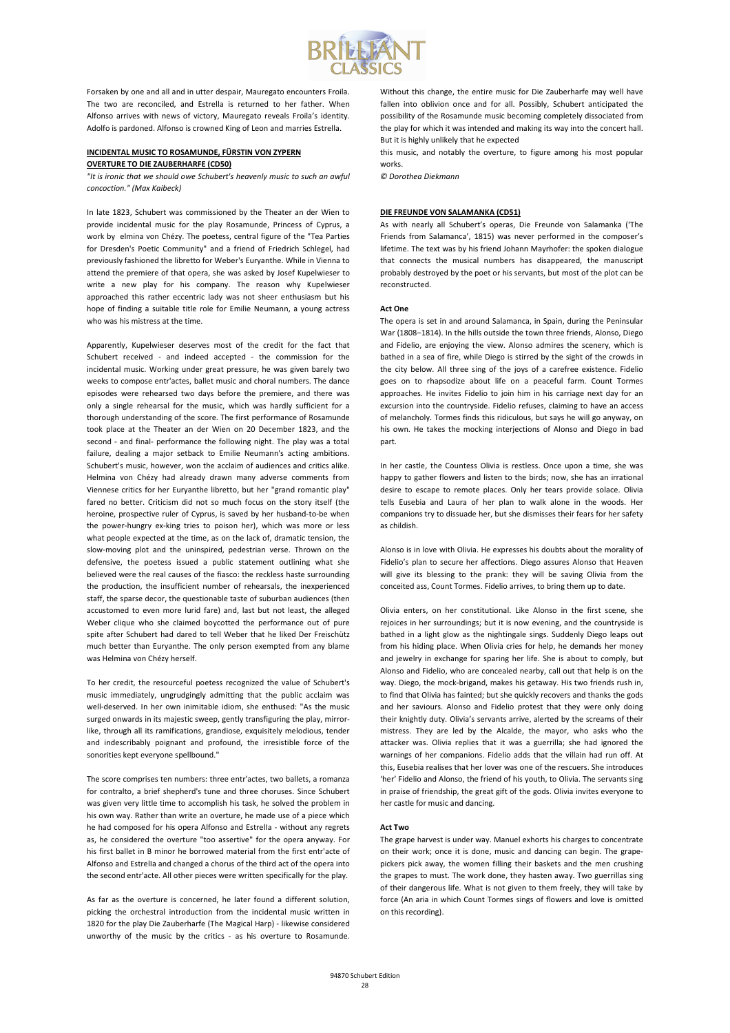Forsaken by one and all and in utter despair, Mauregato encounters Froila. The two are reconciled, and Estrella is returned to her father. When Alfonso arrives with news of victory, Mauregato reveals Froila's identity. Adolfo is pardoned. Alfonso is crowned King of Leon and marries Estrella.

**INCIDENTAL MUSIC TO ROSAMUNDE, FÜRSTIN VON ZYPERN**
**OVERTURE TO DIE ZAUBERHARFE (CD50)**

*"It is ironic that we should owe Schubert's heavenly music to such an awful concoction." (Max Kaibeck)*

In late 1823, Schubert was commissioned by the Theater an der Wien to provide incidental music for the play Rosamunde, Princess of Cyprus, a work by elmina von Chézy. The poetess, central figure of the "Tea Parties for Dresden's Poetic Community" and a friend of Friedrich Schlegel, had previously fashioned the libretto for Weber's Euryanthe. While in Vienna to attend the premiere of that opera, she was asked by Josef Kupelwieser to write a new play for his company. The reason why Kupelwieser approached this rather eccentric lady was not sheer enthusiasm but his hope of finding a suitable title role for Emilie Neumann, a young actress who was his mistress at the time.

Apparently, Kupelwieser deserves most of the credit for the fact that Schubert received - and indeed accepted - the commission for the incidental music. Working under great pressure, he was given barely two weeks to compose entr'actes, ballet music and choral numbers. The dance episodes were rehearsed two days before the premiere, and there was only a single rehearsal for the music, which was hardly sufficient for a thorough understanding of the score. The first performance of Rosamunde took place at the Theater an der Wien on 20 December 1823, and the second - and final- performance the following night. The play was a total failure, dealing a major setback to Emilie Neumann's acting ambitions. Schubert's music, however, won the acclaim of audiences and critics alike. Helmina von Chézy had already drawn many adverse comments from Viennese critics for her Euryanthe libretto, but her "grand romantic play" fared no better. Criticism did not so much focus on the story itself (the heroine, prospective ruler of Cyprus, is saved by her husband-to-be when the power-hungry ex-king tries to poison her), which was more or less what people expected at the time, as on the lack of, dramatic tension, the slow-moving plot and the uninspired, pedestrian verse. Thrown on the defensive, the poetess issued a public statement outlining what she believed were the real causes of the fiasco: the reckless haste surrounding the production, the insufficient number of rehearsals, the inexperienced staff, the sparse decor, the questionable taste of suburban audiences (then accustomed to even more lurid fare) and, last but not least, the alleged Weber clique who she claimed boycotted the performance out of pure spite after Schubert had dared to tell Weber that he liked Der Freischütz much better than Euryanthe. The only person exempted from any blame was Helmina von Chézy herself.

To her credit, the resourceful poetess recognized the value of Schubert's music immediately, ungrudgingly admitting that the public acclaim was well-deserved. In her own inimitable idiom, she enthused: "As the music surged onwards in its majestic sweep, gently transfiguring the play, mirror-like, through all its ramifications, grandiose, exquisitely melodious, tender and indescribably poignant and profound, the irresistible force of the sonorities kept everyone spellbound."

The score comprises ten numbers: three entr'actes, two ballets, a romanza for contralto, a brief shepherd's tune and three choruses. Since Schubert was given very little time to accomplish his task, he solved the problem in his own way. Rather than write an overture, he made use of a piece which he had composed for his opera Alfonso and Estrella - without any regrets as, he considered the overture "too assertive" for the opera anyway. For his first ballet in B minor he borrowed material from the first entr'acte of Alfonso and Estrella and changed a chorus of the third act of the opera into the second entr'acte. All other pieces were written specifically for the play.

As far as the overture is concerned, he later found a different solution, picking the orchestral introduction from the incidental music written in 1820 for the play Die Zauberharfe (The Magical Harp) - likewise considered unworthy of the music by the critics - as his overture to Rosamunde. Without this change, the entire music for Die Zauberharfe may well have fallen into oblivion once and for all. Possibly, Schubert anticipated the possibility of the Rosamunde music becoming completely dissociated from the play for which it was intended and making its way into the concert hall. But it is highly unlikely that he expected

this music, and notably the overture, to figure among his most popular works.

*© Dorothea Diekmann*

**DIE FREUNDE VON SALAMANKA (CD51)**

As with nearly all Schubert's operas, Die Freunde von Salamanka ('The Friends from Salamanca', 1815) was never performed in the composer's lifetime. The text was by his friend Johann Mayrhofer: the spoken dialogue that connects the musical numbers has disappeared, the manuscript probably destroyed by the poet or his servants, but most of the plot can be reconstructed.

**Act One**

The opera is set in and around Salamanca, in Spain, during the Peninsular War (1808–1814). In the hills outside the town three friends, Alonso, Diego and Fidelio, are enjoying the view. Alonso admires the scenery, which is bathed in a sea of fire, while Diego is stirred by the sight of the crowds in the city below. All three sing of the joys of a carefree existence. Fidelio goes on to rhapsodize about life on a peaceful farm. Count Tormes approaches. He invites Fidelio to join him in his carriage next day for an excursion into the countryside. Fidelio refuses, claiming to have an access of melancholy. Tormes finds this ridiculous, but says he will go anyway, on his own. He takes the mocking interjections of Alonso and Diego in bad part.

In her castle, the Countess Olivia is restless. Once upon a time, she was happy to gather flowers and listen to the birds; now, she has an irrational desire to escape to remote places. Only her tears provide solace. Olivia tells Eusebia and Laura of her plan to walk alone in the woods. Her companions try to dissuade her, but she dismisses their fears for her safety as childish.

Alonso is in love with Olivia. He expresses his doubts about the morality of Fidelio's plan to secure her affections. Diego assures Alonso that Heaven will give its blessing to the prank: they will be saving Olivia from the conceited ass, Count Tormes. Fidelio arrives, to bring them up to date.

Olivia enters, on her constitutional. Like Alonso in the first scene, she rejoices in her surroundings; but it is now evening, and the countryside is bathed in a light glow as the nightingale sings. Suddenly Diego leaps out from his hiding place. When Olivia cries for help, he demands her money and jewelry in exchange for sparing her life. She is about to comply, but Alonso and Fidelio, who are concealed nearby, call out that help is on the way. Diego, the mock-brigand, makes his getaway. His two friends rush in, to find that Olivia has fainted; but she quickly recovers and thanks the gods and her saviours. Alonso and Fidelio protest that they were only doing their knightly duty. Olivia's servants arrive, alerted by the screams of their mistress. They are led by the Alcalde, the mayor, who asks who the attacker was. Olivia replies that it was a guerrilla; she had ignored the warnings of her companions. Fidelio adds that the villain had run off. At this, Eusebia realises that her lover was one of the rescuers. She introduces 'her' Fidelio and Alonso, the friend of his youth, to Olivia. The servants sing in praise of friendship, the great gift of the gods. Olivia invites everyone to her castle for music and dancing.

**Act Two**

The grape harvest is under way. Manuel exhorts his charges to concentrate on their work; once it is done, music and dancing can begin. The grape-pickers pick away, the women filling their baskets and the men crushing the grapes to must. The work done, they hasten away. Two guerrillas sing of their dangerous life. What is not given to them freely, they will take by force (An aria in which Count Tormes sings of flowers and love is omitted on this recording).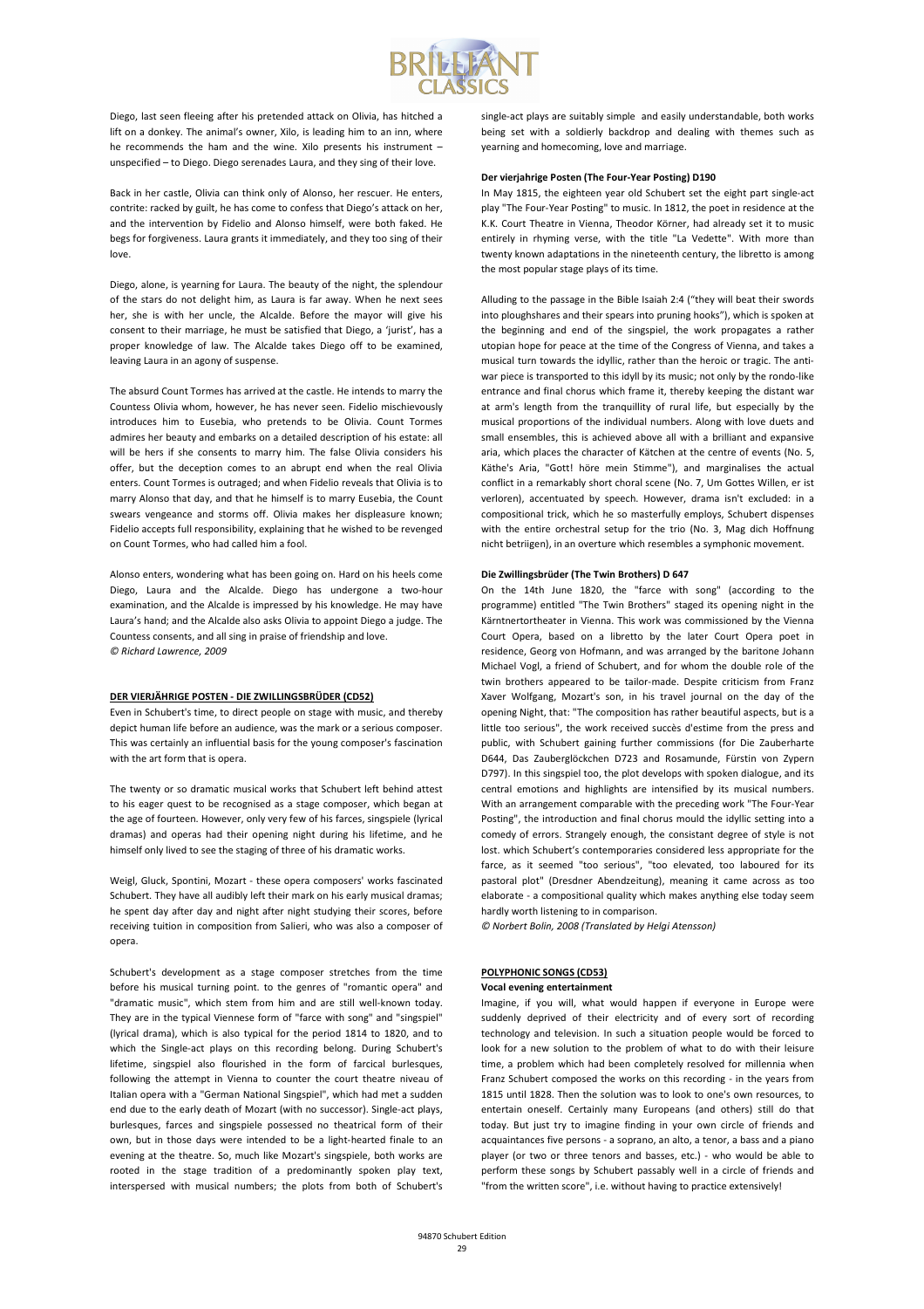Diego, last seen fleeing after his pretended attack on Olivia, has hitched a lift on a donkey. The animal's owner, Xilo, is leading him to an inn, where he recommends the ham and the wine. Xilo presents his instrument – unspecified – to Diego. Diego serenades Laura, and they sing of their love.

Back in her castle, Olivia can think only of Alonso, her rescuer. He enters, contrite: racked by guilt, he has come to confess that Diego's attack on her, and the intervention by Fidelio and Alonso himself, were both faked. He begs for forgiveness. Laura grants it immediately, and they too sing of their love.

Diego, alone, is yearning for Laura. The beauty of the night, the splendour of the stars do not delight him, as Laura is far away. When he next sees her, she is with her uncle, the Alcalde. Before the mayor will give his consent to their marriage, he must be satisfied that Diego, a 'jurist', has a proper knowledge of law. The Alcalde takes Diego off to be examined, leaving Laura in an agony of suspense.

The absurd Count Tormes has arrived at the castle. He intends to marry the Countess Olivia whom, however, he has never seen. Fidelio mischievously introduces him to Eusebia, who pretends to be Olivia. Count Tormes admires her beauty and embarks on a detailed description of his estate: all will be hers if she consents to marry him. The false Olivia considers his offer, but the deception comes to an abrupt end when the real Olivia enters. Count Tormes is outraged; and when Fidelio reveals that Olivia is to marry Alonso that day, and that he himself is to marry Eusebia, the Count swears vengeance and storms off. Olivia makes her displeasure known; Fidelio accepts full responsibility, explaining that he wished to be revenged on Count Tormes, who had called him a fool.

Alonso enters, wondering what has been going on. Hard on his heels come Diego, Laura and the Alcalde. Diego has undergone a two-hour examination, and the Alcalde is impressed by his knowledge. He may have Laura's hand; and the Alcalde also asks Olivia to appoint Diego a judge. The Countess consents, and all sing in praise of friendship and love.

*© Richard Lawrence, 2009*

## DER VIERJÄHRIGE POSTEN - DIE ZWILLINGSBRÜDER (CD52)

Even in Schubert's time, to direct people on stage with music, and thereby depict human life before an audience, was the mark or a serious composer. This was certainly an influential basis for the young composer's fascination with the art form that is opera.

The twenty or so dramatic musical works that Schubert left behind attest to his eager quest to be recognised as a stage composer, which began at the age of fourteen. However, only very few of his farces, singspiele (lyrical dramas) and operas had their opening night during his lifetime, and he himself only lived to see the staging of three of his dramatic works.

Weigl, Gluck, Spontini, Mozart - these opera composers' works fascinated Schubert. They have all audibly left their mark on his early musical dramas; he spent day after day and night after night studying their scores, before receiving tuition in composition from Salieri, who was also a composer of opera.

Schubert's development as a stage composer stretches from the time before his musical turning point. to the genres of "romantic opera" and "dramatic music", which stem from him and are still well-known today. They are in the typical Viennese form of "farce with song" and "singspiel" (lyrical drama), which is also typical for the period 1814 to 1820, and to which the Single-act plays on this recording belong. During Schubert's lifetime, singspiel also flourished in the form of farcical burlesques, following the attempt in Vienna to counter the court theatre niveau of Italian opera with a "German National Singspiel", which had met a sudden end due to the early death of Mozart (with no successor). Single-act plays, burlesques, farces and singspiele possessed no theatrical form of their own, but in those days were intended to be a light-hearted finale to an evening at the theatre. So, much like Mozart's singspiele, both works are rooted in the stage tradition of a predominantly spoken play text, interspersed with musical numbers; the plots from both of Schubert's single-act plays are suitably simple and easily understandable, both works being set with a soldierly backdrop and dealing with themes such as yearning and homecoming, love and marriage.

**Der vierjahrige Posten (The Four-Year Posting) D190**

In May 1815, the eighteen year old Schubert set the eight part single-act play "The Four-Year Posting" to music. In 1812, the poet in residence at the K.K. Court Theatre in Vienna, Theodor Körner, had already set it to music entirely in rhyming verse, with the title "La Vedette". With more than twenty known adaptations in the nineteenth century, the libretto is among the most popular stage plays of its time.

Alluding to the passage in the Bible Isaiah 2:4 ("they will beat their swords into ploughshares and their spears into pruning hooks"), which is spoken at the beginning and end of the singspiel, the work propagates a rather utopian hope for peace at the time of the Congress of Vienna, and takes a musical turn towards the idyllic, rather than the heroic or tragic. The anti-war piece is transported to this idyll by its music; not only by the rondo-like entrance and final chorus which frame it, thereby keeping the distant war at arm's length from the tranquillity of rural life, but especially by the musical proportions of the individual numbers. Along with love duets and small ensembles, this is achieved above all with a brilliant and expansive aria, which places the character of Kätchen at the centre of events (No. 5, Käthe's Aria, "Gott! höre mein Stimme"), and marginalises the actual conflict in a remarkably short choral scene (No. 7, Um Gottes Willen, er ist verloren), accentuated by speech. However, drama isn't excluded: in a compositional trick, which he so masterfully employs, Schubert dispenses with the entire orchestral setup for the trio (No. 3, Mag dich Hoffnung nicht betriigen), in an overture which resembles a symphonic movement.

**Die Zwillingsbrüder (The Twin Brothers) D 647**

On the 14th June 1820, the "farce with song" (according to the programme) entitled "The Twin Brothers" staged its opening night in the Kärntnertortheater in Vienna. This work was commissioned by the Vienna Court Opera, based on a libretto by the later Court Opera poet in residence, Georg von Hofmann, and was arranged by the baritone Johann Michael Vogl, a friend of Schubert, and for whom the double role of the twin brothers appeared to be tailor-made. Despite criticism from Franz Xaver Wolfgang, Mozart's son, in his travel journal on the day of the opening Night, that: "The composition has rather beautiful aspects, but is a little too serious", the work received succès d'estime from the press and public, with Schubert gaining further commissions (for Die Zauberharte D644, Das Zauberglöckchen D723 and Rosamunde, Fürstin von Zypern D797). In this singspiel too, the plot develops with spoken dialogue, and its central emotions and highlights are intensified by its musical numbers. With an arrangement comparable with the preceding work "The Four-Year Posting", the introduction and final chorus mould the idyllic setting into a comedy of errors. Strangely enough, the consistant degree of style is not lost. which Schubert's contemporaries considered less appropriate for the farce, as it seemed "too serious", "too elevated, too laboured for its pastoral plot" (Dresdner Abendzeitung), meaning it came across as too elaborate - a compositional quality which makes anything else today seem hardly worth listening to in comparison.

*© Norbert Bolin, 2008 (Translated by Helgi Atensson)*

## POLYPHONIC SONGS (CD53)

**Vocal evening entertainment**

Imagine, if you will, what would happen if everyone in Europe were suddenly deprived of their electricity and of every sort of recording technology and television. In such a situation people would be forced to look for a new solution to the problem of what to do with their leisure time, a problem which had been completely resolved for millennia when Franz Schubert composed the works on this recording - in the years from 1815 until 1828. Then the solution was to look to one's own resources, to entertain oneself. Certainly many Europeans (and others) still do that today. But just try to imagine finding in your own circle of friends and acquaintances five persons - a soprano, an alto, a tenor, a bass and a piano player (or two or three tenors and basses, etc.) - who would be able to perform these songs by Schubert passably well in a circle of friends and "from the written score", i.e. without having to practice extensively!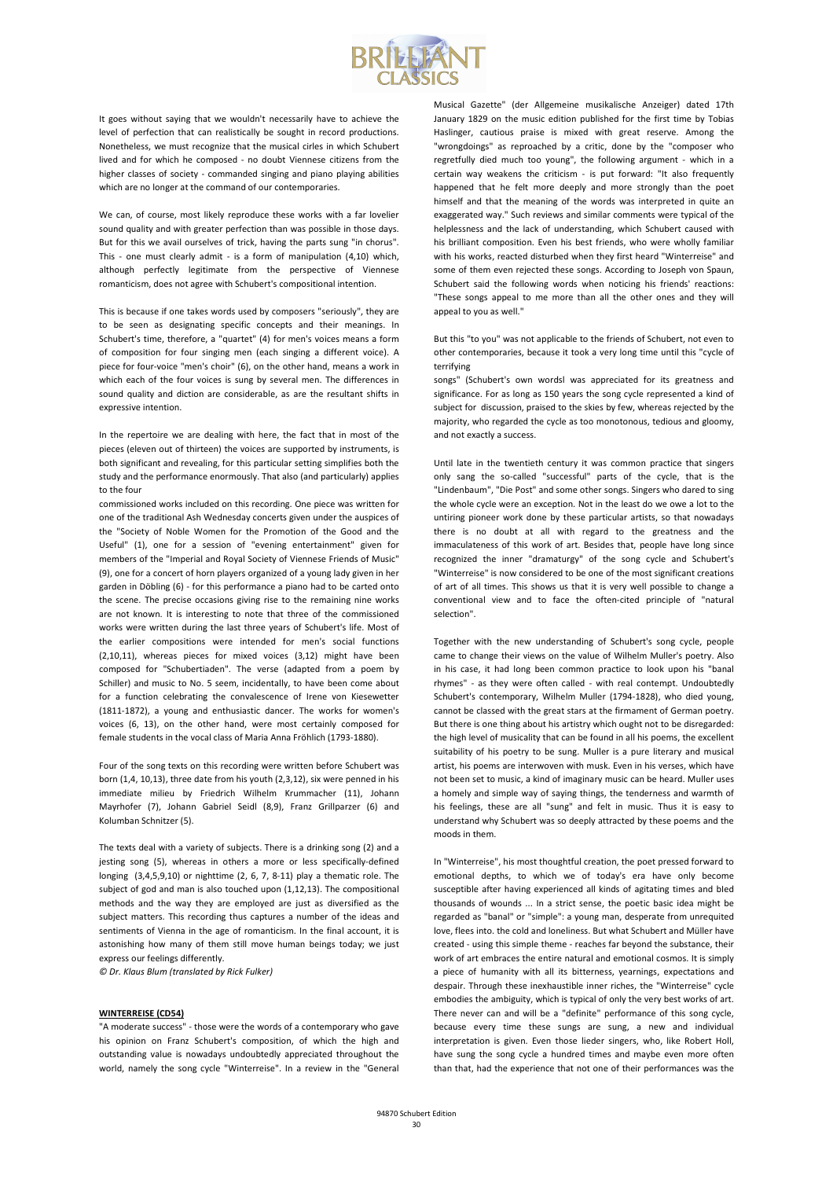It goes without saying that we wouldn't necessarily have to achieve the level of perfection that can realistically be sought in record productions. Nonetheless, we must recognize that the musical cirles in which Schubert lived and for which he composed - no doubt Viennese citizens from the higher classes of society - commanded singing and piano playing abilities which are no longer at the command of our contemporaries.

We can, of course, most likely reproduce these works with a far lovelier sound quality and with greater perfection than was possible in those days. But for this we avail ourselves of trick, having the parts sung "in chorus". This - one must clearly admit - is a form of manipulation (4,10) which, although perfectly legitimate from the perspective of Viennese romanticism, does not agree with Schubert's compositional intention.

This is because if one takes words used by composers "seriously", they are to be seen as designating specific concepts and their meanings. In Schubert's time, therefore, a "quartet" (4) for men's voices means a form of composition for four singing men (each singing a different voice). A piece for four-voice "men's choir" (6), on the other hand, means a work in which each of the four voices is sung by several men. The differences in sound quality and diction are considerable, as are the resultant shifts in expressive intention.

In the repertoire we are dealing with here, the fact that in most of the pieces (eleven out of thirteen) the voices are supported by instruments, is both significant and revealing, for this particular setting simplifies both the study and the performance enormously. That also (and particularly) applies to the four commissioned works included on this recording. One piece was written for one of the traditional Ash Wednesday concerts given under the auspices of the "Society of Noble Women for the Promotion of the Good and the Useful" (1), one for a session of "evening entertainment" given for members of the "Imperial and Royal Society of Viennese Friends of Music" (9), one for a concert of horn players organized of a young lady given in her garden in Döbling (6) - for this performance a piano had to be carted onto the scene. The precise occasions giving rise to the remaining nine works are not known. It is interesting to note that three of the commissioned works were written during the last three years of Schubert's life. Most of the earlier compositions were intended for men's social functions (2,10,11), whereas pieces for mixed voices (3,12) might have been composed for "Schubertiaden". The verse (adapted from a poem by Schiller) and music to No. 5 seem, incidentally, to have been come about for a function celebrating the convalescence of Irene von Kiesewetter (1811-1872), a young and enthusiastic dancer. The works for women's voices (6, 13), on the other hand, were most certainly composed for female students in the vocal class of Maria Anna Fröhlich (1793-1880).

Four of the song texts on this recording were written before Schubert was born (1,4, 10,13), three date from his youth (2,3,12), six were penned in his immediate milieu by Friedrich Wilhelm Krummacher (11), Johann Mayrhofer (7), Johann Gabriel Seidl (8,9), Franz Grillparzer (6) and Kolumban Schnitzer (5).

The texts deal with a variety of subjects. There is a drinking song (2) and a jesting song (5), whereas in others a more or less specifically-defined longing (3,4,5,9,10) or nighttime (2, 6, 7, 8-11) play a thematic role. The subject of god and man is also touched upon (1,12,13). The compositional methods and the way they are employed are just as diversified as the subject matters. This recording thus captures a number of the ideas and sentiments of Vienna in the age of romanticism. In the final account, it is astonishing how many of them still move human beings today; we just express our feelings differently.

*© Dr. Klaus Blum (translated by Rick Fulker)*

## WINTERREISE (CD54)

"A moderate success" - those were the words of a contemporary who gave his opinion on Franz Schubert's composition, of which the high and outstanding value is nowadays undoubtedly appreciated throughout the world, namely the song cycle "Winterreise". In a review in the "General Musical Gazette" (der Allgemeine musikalische Anzeiger) dated 17th January 1829 on the music edition published for the first time by Tobias Haslinger, cautious praise is mixed with great reserve. Among the "wrongdoings" as reproached by a critic, done by the "composer who regretfully died much too young", the following argument - which in a certain way weakens the criticism - is put forward: "It also frequently happened that he felt more deeply and more strongly than the poet himself and that the meaning of the words was interpreted in quite an exaggerated way." Such reviews and similar comments were typical of the helplessness and the lack of understanding, which Schubert caused with his brilliant composition. Even his best friends, who were wholly familiar with his works, reacted disturbed when they first heard "Winterreise" and some of them even rejected these songs. According to Joseph von Spaun, Schubert said the following words when noticing his friends' reactions: "These songs appeal to me more than all the other ones and they will appeal to you as well."

But this "to you" was not applicable to the friends of Schubert, not even to other contemporaries, because it took a very long time until this "cycle of terrifying songs" (Schubert's own wordsl was appreciated for its greatness and significance. For as long as 150 years the song cycle represented a kind of subject for discussion, praised to the skies by few, whereas rejected by the majority, who regarded the cycle as too monotonous, tedious and gloomy, and not exactly a success.

Until late in the twentieth century it was common practice that singers only sang the so-called "successful" parts of the cycle, that is the "Lindenbaum", "Die Post" and some other songs. Singers who dared to sing the whole cycle were an exception. Not in the least do we owe a lot to the untiring pioneer work done by these particular artists, so that nowadays there is no doubt at all with regard to the greatness and the immaculateness of this work of art. Besides that, people have long since recognized the inner "dramaturgy" of the song cycle and Schubert's "Winterreise" is now considered to be one of the most significant creations of art of all times. This shows us that it is very well possible to change a conventional view and to face the often-cited principle of "natural selection".

Together with the new understanding of Schubert's song cycle, people came to change their views on the value of Wilhelm Muller's poetry. Also in his case, it had long been common practice to look upon his "banal rhymes" - as they were often called - with real contempt. Undoubtedly Schubert's contemporary, Wilhelm Muller (1794-1828), who died young, cannot be classed with the great stars at the firmament of German poetry. But there is one thing about his artistry which ought not to be disregarded: the high level of musicality that can be found in all his poems, the excellent suitability of his poetry to be sung. Muller is a pure literary and musical artist, his poems are interwoven with musk. Even in his verses, which have not been set to music, a kind of imaginary music can be heard. Muller uses a homely and simple way of saying things, the tenderness and warmth of his feelings, these are all "sung" and felt in music. Thus it is easy to understand why Schubert was so deeply attracted by these poems and the moods in them.

In "Winterreise", his most thoughtful creation, the poet pressed forward to emotional depths, to which we of today's era have only become susceptible after having experienced all kinds of agitating times and bled thousands of wounds ... In a strict sense, the poetic basic idea might be regarded as "banal" or "simple": a young man, desperate from unrequited love, flees into. the cold and loneliness. But what Schubert and Müller have created - using this simple theme - reaches far beyond the substance, their work of art embraces the entire natural and emotional cosmos. It is simply a piece of humanity with all its bitterness, yearnings, expectations and despair. Through these inexhaustible inner riches, the "Winterreise" cycle embodies the ambiguity, which is typical of only the very best works of art. There never can and will be a "definite" performance of this song cycle, because every time these sungs are sung, a new and individual interpretation is given. Even those lieder singers, who, like Robert Holl, have sung the song cycle a hundred times and maybe even more often than that, had the experience that not one of their performances was the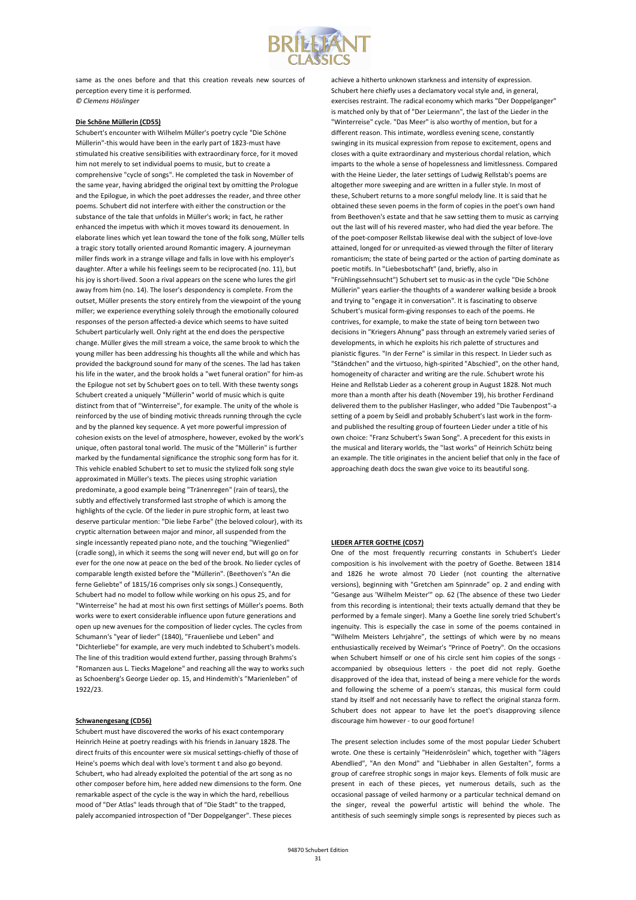same as the ones before and that this creation reveals new sources of perception every time it is performed.
*© Clemens Höslinger*

**Die Schöne Müllerin (CD55)**

Schubert's encounter with Wilhelm Müller's poetry cycle "Die Schöne Müllerin"-this would have been in the early part of 1823-must have stimulated his creative sensibilities with extraordinary force, for it moved him not merely to set individual poems to music, but to create a comprehensive "cycle of songs". He completed the task in November of the same year, having abridged the original text by omitting the Prologue and the Epilogue, in which the poet addresses the reader, and three other poems. Schubert did not interfere with either the construction or the substance of the tale that unfolds in Müller's work; in fact, he rather enhanced the impetus with which it moves toward its denouement. In elaborate lines which yet lean toward the tone of the folk song, Müller tells a tragic story totally oriented around Romantic imagery. A journeyman miller finds work in a strange village and falls in love with his employer's daughter. After a while his feelings seem to be reciprocated (no. 11), but his joy is short-lived. Soon a rival appears on the scene who lures the girl away from him (no. 14). The loser's despondency is complete. From the outset, Müller presents the story entirely from the viewpoint of the young miller; we experience everything solely through the emotionally coloured responses of the person affected-a device which seems to have suited Schubert particularly well. Only right at the end does the perspective change. Müller gives the mill stream a voice, the same brook to which the young miller has been addressing his thoughts all the while and which has provided the background sound for many of the scenes. The lad has taken his life in the water, and the brook holds a "wet funeral oration" for him-as the Epilogue not set by Schubert goes on to tell. With these twenty songs Schubert created a uniquely "Müllerin" world of music which is quite distinct from that of "Winterreise", for example. The unity of the whole is reinforced by the use of binding motivic threads running through the cycle and by the planned key sequence. A yet more powerful impression of cohesion exists on the level of atmosphere, however, evoked by the work's unique, often pastoral tonal world. The music of the "Müllerin" is further marked by the fundamental significance the strophic song form has for it. This vehicle enabled Schubert to set to music the stylized folk song style approximated in Müller's texts. The pieces using strophic variation predominate, a good example being "Tränenregen" (rain of tears), the subtly and effectively transformed last strophe of which is among the highlights of the cycle. Of the lieder in pure strophic form, at least two deserve particular mention: "Die liebe Farbe" (the beloved colour), with its cryptic alternation between major and minor, all suspended from the single incessantly repeated piano note, and the touching "Wiegenlied" (cradle song), in which it seems the song will never end, but will go on for ever for the one now at peace on the bed of the brook. No lieder cycles of comparable length existed before the "Müllerin". (Beethoven's "An die ferne Geliebte" of 1815/16 comprises only six songs.) Consequently, Schubert had no model to follow while working on his opus 25, and for "Winterreise" he had at most his own first settings of Müller's poems. Both works were to exert considerable influence upon future generations and open up new avenues for the composition of lieder cycles. The cycles from Schumann's "year of lieder" (1840), "Frauenliebe und Leben" and "Dichterliebe" for example, are very much indebted to Schubert's models. The line of this tradition would extend further, passing through Brahms's "Romanzen aus L. Tiecks Magelone" and reaching all the way to works such as Schoenberg's George Lieder op. 15, and Hindemith's "Marienleben" of 1922/23.

**Schwanengesang (CD56)**

Schubert must have discovered the works of his exact contemporary Heinrich Heine at poetry readings with his friends in January 1828. The direct fruits of this encounter were six musical settings-chiefly of those of Heine's poems which deal with love's torment t and also go beyond. Schubert, who had already exploited the potential of the art song as no other composer before him, here added new dimensions to the form. One remarkable aspect of the cycle is the way in which the hard, rebellious mood of "Der Atlas" leads through that of "Die Stadt" to the trapped, palely accompanied introspection of "Der Doppelganger". These pieces achieve a hitherto unknown starkness and intensity of expression. Schubert here chiefly uses a declamatory vocal style and, in general, exercises restraint. The radical economy which marks "Der Doppelganger" is matched only by that of "Der Leiermann", the last of the Lieder in the "Winterreise" cycle. "Das Meer" is also worthy of mention, but for a different reason. This intimate, wordless evening scene, constantly swinging in its musical expression from repose to excitement, opens and closes with a quite extraordinary and mysterious chordal relation, which imparts to the whole a sense of hopelessness and limitlessness. Compared with the Heine Lieder, the later settings of Ludwig Rellstab's poems are altogether more sweeping and are written in a fuller style. In most of these, Schubert returns to a more songful melody line. It is said that he obtained these seven poems in the form of copies in the poet's own hand from Beethoven's estate and that he saw setting them to music as carrying out the last will of his revered master, who had died the year before. The of the poet-composer Rellstab likewise deal with the subject of love-love attained, longed for or unrequited-as viewed through the filter of literary romanticism; the state of being parted or the action of parting dominate as poetic motifs. In "Liebesbotschaft" (and, briefly, also in "Frühlingssehnsucht") Schubert set to music-as in the cycle "Die Schöne Müllerin" years earlier-the thoughts of a wanderer walking beside a brook and trying to "engage it in conversation". It is fascinating to observe Schubert's musical form-giving responses to each of the poems. He contrives, for example, to make the state of being torn between two decisions in "Kriegers Ahnung" pass through an extremely varied series of developments, in which he exploits his rich palette of structures and pianistic figures. "In der Ferne" is similar in this respect. In Lieder such as "Ständchen" and the virtuoso, high-spirited "Abschied", on the other hand, homogeneity of character and writing are the rule. Schubert wrote his Heine and Rellstab Lieder as a coherent group in August 1828. Not much more than a month after his death (November 19), his brother Ferdinand delivered them to the publisher Haslinger, who added "Die Taubenpost"-a setting of a poem by Seidl and probably Schubert's last work in the form-and published the resulting group of fourteen Lieder under a title of his own choice: "Franz Schubert's Swan Song". A precedent for this exists in the musical and literary worlds, the "last works" of Heinrich Schütz being an example. The title originates in the ancient belief that only in the face of approaching death docs the swan give voice to its beautiful song.

**LIEDER AFTER GOETHE (CD57)**

One of the most frequently recurring constants in Schubert's Lieder composition is his involvement with the poetry of Goethe. Between 1814 and 1826 he wrote almost 70 Lieder (not counting the alternative versions), beginning with "Gretchen am Spinnrade" op. 2 and ending with "Gesange aus 'Wilhelm Meister'" op. 62 (The absence of these two Lieder from this recording is intentional; their texts actually demand that they be performed by a female singer). Many a Goethe line sorely tried Schubert's ingenuity. This is especially the case in some of the poems contained in "Wilhelm Meisters Lehrjahre", the settings of which were by no means enthusiastically received by Weimar's "Prince of Poetry". On the occasions when Schubert himself or one of his circle sent him copies of the songs - accompanied by obsequious letters - the poet did not reply. Goethe disapproved of the idea that, instead of being a mere vehicle for the words and following the scheme of a poem's stanzas, this musical form could stand by itself and not necessarily have to reflect the original stanza form. Schubert does not appear to have let the poet's disapproving silence discourage him however - to our good fortune!

The present selection includes some of the most popular Lieder Schubert wrote. One these is certainly "Heidenröslein" which, together with "Jägers Abendlied", "An den Mond" and "Liebhaber in allen Gestalten", forms a group of carefree strophic songs in major keys. Elements of folk music are present in each of these pieces, yet numerous details, such as the occasional passage of veiled harmony or a particular technical demand on the singer, reveal the powerful artistic will behind the whole. The antithesis of such seemingly simple songs is represented by pieces such as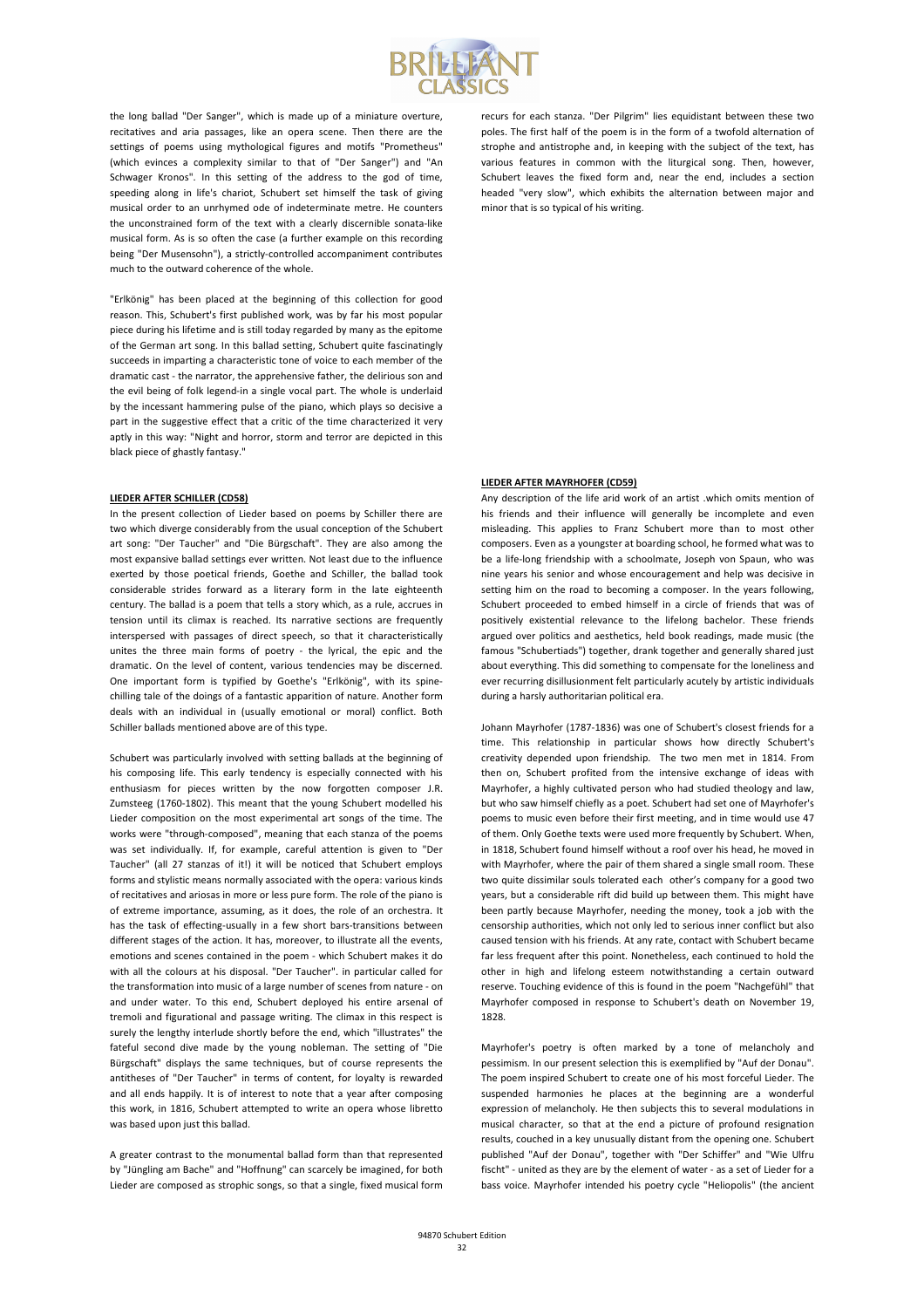the long ballad "Der Sanger", which is made up of a miniature overture, recitatives and aria passages, like an opera scene. Then there are the settings of poems using mythological figures and motifs "Prometheus" (which evinces a complexity similar to that of "Der Sanger") and "An Schwager Kronos". In this setting of the address to the god of time, speeding along in life's chariot, Schubert set himself the task of giving musical order to an unrhymed ode of indeterminate metre. He counters the unconstrained form of the text with a clearly discernible sonata-like musical form. As is so often the case (a further example on this recording being "Der Musensohn"), a strictly-controlled accompaniment contributes much to the outward coherence of the whole.

"Erlkönig" has been placed at the beginning of this collection for good reason. This, Schubert's first published work, was by far his most popular piece during his lifetime and is still today regarded by many as the epitome of the German art song. In this ballad setting, Schubert quite fascinatingly succeeds in imparting a characteristic tone of voice to each member of the dramatic cast - the narrator, the apprehensive father, the delirious son and the evil being of folk legend-in a single vocal part. The whole is underlaid by the incessant hammering pulse of the piano, which plays so decisive a part in the suggestive effect that a critic of the time characterized it very aptly in this way: "Night and horror, storm and terror are depicted in this black piece of ghastly fantasy."

**LIEDER AFTER SCHILLER (CD58)**

In the present collection of Lieder based on poems by Schiller there are two which diverge considerably from the usual conception of the Schubert art song: "Der Taucher" and "Die Bürgschaft". They are also among the most expansive ballad settings ever written. Not least due to the influence exerted by those poetical friends, Goethe and Schiller, the ballad took considerable strides forward as a literary form in the late eighteenth century. The ballad is a poem that tells a story which, as a rule, accrues in tension until its climax is reached. Its narrative sections are frequently interspersed with passages of direct speech, so that it characteristically unites the three main forms of poetry - the lyrical, the epic and the dramatic. On the level of content, various tendencies may be discerned. One important form is typified by Goethe's "Erlkönig", with its spine-chilling tale of the doings of a fantastic apparition of nature. Another form deals with an individual in (usually emotional or moral) conflict. Both Schiller ballads mentioned above are of this type.

Schubert was particularly involved with setting ballads at the beginning of his composing life. This early tendency is especially connected with his enthusiasm for pieces written by the now forgotten composer J.R. Zumsteeg (1760-1802). This meant that the young Schubert modelled his Lieder composition on the most experimental art songs of the time. The works were "through-composed", meaning that each stanza of the poems was set individually. If, for example, careful attention is given to "Der Taucher" (all 27 stanzas of it!) it will be noticed that Schubert employs forms and stylistic means normally associated with the opera: various kinds of recitatives and ariosas in more or less pure form. The role of the piano is of extreme importance, assuming, as it does, the role of an orchestra. It has the task of effecting-usually in a few short bars-transitions between different stages of the action. It has, moreover, to illustrate all the events, emotions and scenes contained in the poem - which Schubert makes it do with all the colours at his disposal. "Der Taucher". in particular called for the transformation into music of a large number of scenes from nature - on and under water. To this end, Schubert deployed his entire arsenal of tremoli and figurational and passage writing. The climax in this respect is surely the lengthy interlude shortly before the end, which "illustrates" the fateful second dive made by the young nobleman. The setting of "Die Bürgschaft" displays the same techniques, but of course represents the antitheses of "Der Taucher" in terms of content, for loyalty is rewarded and all ends happily. It is of interest to note that a year after composing this work, in 1816, Schubert attempted to write an opera whose libretto was based upon just this ballad.

A greater contrast to the monumental ballad form than that represented by "Jüngling am Bache" and "Hoffnung" can scarcely be imagined, for both Lieder are composed as strophic songs, so that a single, fixed musical form recurs for each stanza. "Der Pilgrim" lies equidistant between these two poles. The first half of the poem is in the form of a twofold alternation of strophe and antistrophe and, in keeping with the subject of the text, has various features in common with the liturgical song. Then, however, Schubert leaves the fixed form and, near the end, includes a section headed "very slow", which exhibits the alternation between major and minor that is so typical of his writing.

**LIEDER AFTER MAYRHOFER (CD59)**

Any description of the life arid work of an artist .which omits mention of his friends and their influence will generally be incomplete and even misleading. This applies to Franz Schubert more than to most other composers. Even as a youngster at boarding school, he formed what was to be a life-long friendship with a schoolmate, Joseph von Spaun, who was nine years his senior and whose encouragement and help was decisive in setting him on the road to becoming a composer. In the years following, Schubert proceeded to embed himself in a circle of friends that was of positively existential relevance to the lifelong bachelor. These friends argued over politics and aesthetics, held book readings, made music (the famous "Schubertiads") together, drank together and generally shared just about everything. This did something to compensate for the loneliness and ever recurring disillusionment felt particularly acutely by artistic individuals during a harsly authoritarian political era.

Johann Mayrhofer (1787-1836) was one of Schubert's closest friends for a time. This relationship in particular shows how directly Schubert's creativity depended upon friendship. The two men met in 1814. From then on, Schubert profited from the intensive exchange of ideas with Mayrhofer, a highly cultivated person who had studied theology and law, but who saw himself chiefly as a poet. Schubert had set one of Mayrhofer's poems to music even before their first meeting, and in time would use 47 of them. Only Goethe texts were used more frequently by Schubert. When, in 1818, Schubert found himself without a roof over his head, he moved in with Mayrhofer, where the pair of them shared a single small room. These two quite dissimilar souls tolerated each other's company for a good two years, but a considerable rift did build up between them. This might have been partly because Mayrhofer, needing the money, took a job with the censorship authorities, which not only led to serious inner conflict but also caused tension with his friends. At any rate, contact with Schubert became far less frequent after this point. Nonetheless, each continued to hold the other in high and lifelong esteem notwithstanding a certain outward reserve. Touching evidence of this is found in the poem "Nachgefühl" that Mayrhofer composed in response to Schubert's death on November 19, 1828.

Mayrhofer's poetry is often marked by a tone of melancholy and pessimism. In our present selection this is exemplified by "Auf der Donau". The poem inspired Schubert to create one of his most forceful Lieder. The suspended harmonies he places at the beginning are a wonderful expression of melancholy. He then subjects this to several modulations in musical character, so that at the end a picture of profound resignation results, couched in a key unusually distant from the opening one. Schubert published "Auf der Donau", together with "Der Schiffer" and "Wie Ulfru fischt" - united as they are by the element of water - as a set of Lieder for a bass voice. Mayrhofer intended his poetry cycle "Heliopolis" (the ancient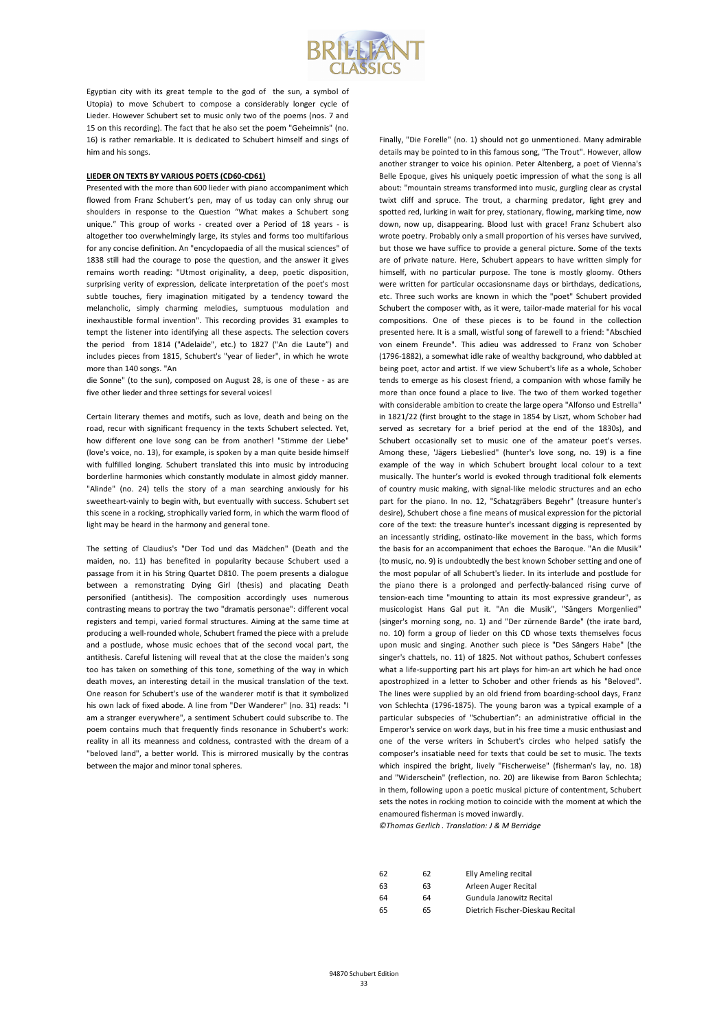Egyptian city with its great temple to the god of the sun, a symbol of Utopia) to move Schubert to compose a considerably longer cycle of Lieder. However Schubert set to music only two of the poems (nos. 7 and 15 on this recording). The fact that he also set the poem "Geheimnis" (no. 16) is rather remarkable. It is dedicated to Schubert himself and sings of him and his songs.

**LIEDER ON TEXTS BY VARIOUS POETS (CD60-CD61)**

Presented with the more than 600 lieder with piano accompaniment which flowed from Franz Schubert's pen, may of us today can only shrug our shoulders in response to the Question "What makes a Schubert song unique." This group of works - created over a Period of 18 years - is altogether too overwhelmingly large, its styles and forms too multifarious for any concise definition. An "encyclopaedia of all the musical sciences" of 1838 still had the courage to pose the question, and the answer it gives remains worth reading: "Utmost originality, a deep, poetic disposition, surprising verity of expression, delicate interpretation of the poet's most subtle touches, fiery imagination mitigated by a tendency toward the melancholic, simply charming melodies, sumptuous modulation and inexhaustible formal invention". This recording provides 31 examples to tempt the listener into identifying all these aspects. The selection covers the period from 1814 ("Adelaide", etc.) to 1827 ("An die Laute") and includes pieces from 1815, Schubert's "year of lieder", in which he wrote more than 140 songs. "An die Sonne" (to the sun), composed on August 28, is one of these - as are five other lieder and three settings for several voices!

Certain literary themes and motifs, such as love, death and being on the road, recur with significant frequency in the texts Schubert selected. Yet, how different one love song can be from another! "Stimme der Liebe" (love's voice, no. 13), for example, is spoken by a man quite beside himself with fulfilled longing. Schubert translated this into music by introducing borderline harmonies which constantly modulate in almost giddy manner. "Alinde" (no. 24) tells the story of a man searching anxiously for his sweetheart-vainly to begin with, but eventually with success. Schubert set this scene in a rocking, strophically varied form, in which the warm flood of light may be heard in the harmony and general tone.

The setting of Claudius's "Der Tod und das Mädchen" (Death and the maiden, no. 11) has benefited in popularity because Schubert used a passage from it in his String Quartet D810. The poem presents a dialogue between a remonstrating Dying Girl (thesis) and placating Death personified (antithesis). The composition accordingly uses numerous contrasting means to portray the two "dramatis personae": different vocal registers and tempi, varied formal structures. Aiming at the same time at producing a well-rounded whole, Schubert framed the piece with a prelude and a postlude, whose music echoes that of the second vocal part, the antithesis. Careful listening will reveal that at the close the maiden's song too has taken on something of this tone, something of the way in which death moves, an interesting detail in the musical translation of the text. One reason for Schubert's use of the wanderer motif is that it symbolized his own lack of fixed abode. A line from "Der Wanderer" (no. 31) reads: "I am a stranger everywhere", a sentiment Schubert could subscribe to. The poem contains much that frequently finds resonance in Schubert's work: reality in all its meanness and coldness, contrasted with the dream of a "beloved land", a better world. This is mirrored musically by the contras between the major and minor tonal spheres.

Finally, "Die Forelle" (no. 1) should not go unmentioned. Many admirable details may be pointed to in this famous song, "The Trout". However, allow another stranger to voice his opinion. Peter Altenberg, a poet of Vienna's Belle Epoque, gives his uniquely poetic impression of what the song is all about: "mountain streams transformed into music, gurgling clear as crystal twixt cliff and spruce. The trout, a charming predator, light grey and spotted red, lurking in wait for prey, stationary, flowing, marking time, now down, now up, disappearing. Blood lust with grace! Franz Schubert also wrote poetry. Probably only a small proportion of his verses have survived, but those we have suffice to provide a general picture. Some of the texts are of private nature. Here, Schubert appears to have written simply for himself, with no particular purpose. The tone is mostly gloomy. Others were written for particular occasionsname days or birthdays, dedications, etc. Three such works are known in which the "poet" Schubert provided Schubert the composer with, as it were, tailor-made material for his vocal compositions. One of these pieces is to be found in the collection presented here. It is a small, wistful song of farewell to a friend: "Abschied von einem Freunde". This adieu was addressed to Franz von Schober (1796-1882), a somewhat idle rake of wealthy background, who dabbled at being poet, actor and artist. If we view Schubert's life as a whole, Schober tends to emerge as his closest friend, a companion with whose family he more than once found a place to live. The two of them worked together with considerable ambition to create the large opera "Alfonso und Estrella" in 1821/22 (first brought to the stage in 1854 by Liszt, whom Schober had served as secretary for a brief period at the end of the 1830s), and Schubert occasionally set to music one of the amateur poet's verses. Among these, 'Jägers Liebeslied" (hunter's love song, no. 19) is a fine example of the way in which Schubert brought local colour to a text musically. The hunter's world is evoked through traditional folk elements of country music making, with signal-like melodic structures and an echo part for the piano. In no. 12, "Schatzgräbers Begehr" (treasure hunter's desire), Schubert chose a fine means of musical expression for the pictorial core of the text: the treasure hunter's incessant digging is represented by an incessantly striding, ostinato-like movement in the bass, which forms the basis for an accompaniment that echoes the Baroque. "An die Musik" (to music, no. 9) is undoubtedly the best known Schober setting and one of the most popular of all Schubert's lieder. In its interlude and postlude for the piano there is a prolonged and perfectly-balanced rising curve of tension-each time "mounting to attain its most expressive grandeur", as musicologist Hans Gal put it. "An die Musik", "Sängers Morgenlied" (singer's morning song, no. 1) and "Der zürnende Barde" (the irate bard, no. 10) form a group of lieder on this CD whose texts themselves focus upon music and singing. Another such piece is "Des Sängers Habe" (the singer's chattels, no. 11) of 1825. Not without pathos, Schubert confesses what a life-supporting part his art plays for him-an art which he had once apostrophized in a letter to Schober and other friends as his "Beloved". The lines were supplied by an old friend from boarding-school days, Franz von Schlechta (1796-1875). The young baron was a typical example of a particular subspecies of "Schubertian": an administrative official in the Emperor's service on work days, but in his free time a music enthusiast and one of the verse writers in Schubert's circles who helped satisfy the composer's insatiable need for texts that could be set to music. The texts which inspired the bright, lively "Fischerweise" (fisherman's lay, no. 18) and "Widerschein" (reflection, no. 20) are likewise from Baron Schlechta; in them, following upon a poetic musical picture of contentment, Schubert sets the notes in rocking motion to coincide with the moment at which the enamoured fisherman is moved inwardly.

*©Thomas Gerlich . Translation: J & M Berridge*

| | | |
|---|---|---|
| 62 | 62 | Elly Ameling recital |
| 63 | 63 | Arleen Auger Recital |
| 64 | 64 | Gundula Janowitz Recital |
| 65 | 65 | Dietrich Fischer-Dieskau Recital |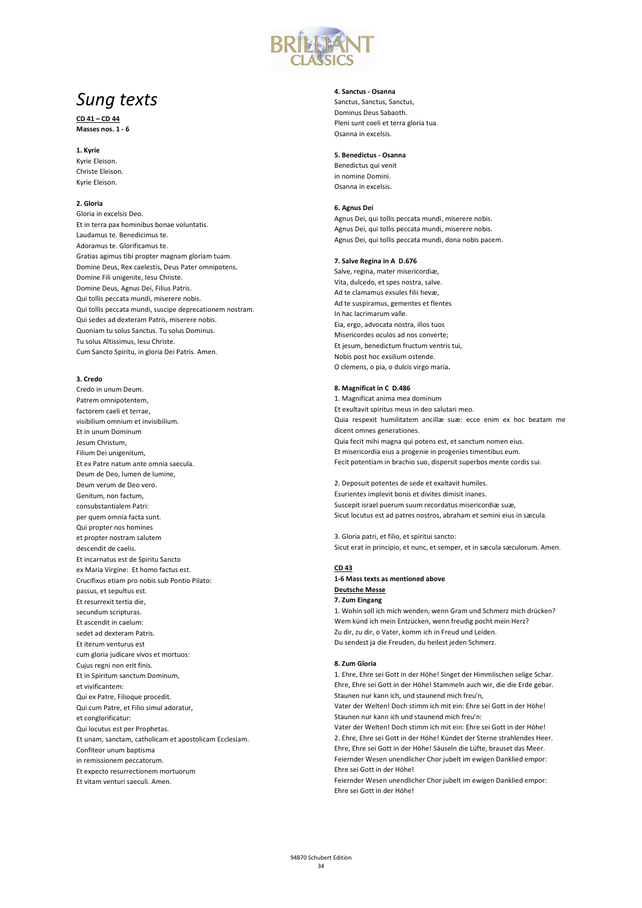# *Sung texts*

**CD 41 – CD 44**
**Masses nos. 1 - 6**

**1. Kyrie**
Kyrie Eleison.
Christe Eleison.
Kyrie Eleison.

**2. Gloria**
Gloria in excelsis Deo.
Et in terra pax hominibus bonae voluntatis.
Laudamus te. Benedicimus te.
Adoramus te. Glorificamus te.
Gratias agimus tibi propter magnam gloriam tuam.
Domine Deus, Rex caelestis, Deus Pater omnipotens.
Domine Fili unigenite, Iesu Christe.
Domine Deus, Agnus Dei, Filius Patris.
Qui tollis peccata mundi, miserere nobis.
Qui tollis peccata mundi, suscipe deprecationem nostram.
Qui sedes ad dexteram Patris, miserere nobis.
Quoniam tu solus Sanctus. Tu solus Dominus.
Tu solus Altissimus, Iesu Christe.
Cum Sancto Spiritu, in gloria Dei Patris. Amen.

**3. Credo**
Credo in unum Deum.
Patrem omnipotentem,
factorem caeli et terrae,
visibilium omnium et invisibilium.
Et in unum Dominum
Jesum Christum,
Filium Dei unigenitum,
Et ex Patre natum ante omnia saecula.
Deum de Deo, lumen de lumine,
Deum verum de Deo vero.
Genitum, non factum,
consubstantialem Patri:
per quem omnia facta sunt.
Qui propter nos homines
et propter nostram salutem
descendit de caelis.
Et incarnatus est de Spiritu Sancto
ex Maria Virgine: Et homo factus est.
Crucifixus etiam pro nobis sub Pontio Pilato:
passus, et sepultus est.
Et resurrexit tertia die,
secundum scripturas.
Et ascendit in caelum:
sedet ad dexteram Patris.
Et iterum venturus est
cum gloria judicare vivos et mortuos:
Cujus regni non erit finis.
Et in Spiritum sanctum Dominum,
et vivificantem:
Qui ex Patre, Filioque procedit.
Qui cum Patre, et Filio simul adoratur,
et conglorificatur:
Qui locutus est per Prophetas.
Et unam, sanctam, catholicam et apostolicam Ecclesiam.
Confiteor unum baptisma
in remissionem peccatorum.
Et expecto resurrectionem mortuorum
Et vitam venturi saeculi. Amen.

**4. Sanctus - Osanna**
Sanctus, Sanctus, Sanctus,
Dominus Deus Sabaoth.
Pleni sunt coeli et terra gloria tua.
Osanna in excelsis.

**5. Benedictus - Osanna**
Benedictus qui venit
in nomine Domini.
Osanna in excelsis.

**6. Agnus Dei**
Agnus Dei, qui tollis peccata mundi, miserere nobis.
Agnus Dei, qui tollis peccata mundi, miserere nobis.
Agnus Dei, qui tollis peccata mundi, dona nobis pacem.

**7. Salve Regina in A D.676**
Salve, regina, mater misericordiæ,
Vita, dulcedo, et spes nostra, salve.
Ad te clamamus exsules filii hevæ,
Ad te suspiramus, gementes et flentes
In hac lacrimarum valle.
Eia, ergo, advocata nostra, illos tuos
Misericordes oculos ad nos converte;
Et jesum, benedictum fructum ventris tui,
Nobis post hoc exsilium ostende.
O clemens, o pia, o dulcis virgo maria**.**

**8. Magnificat in C D.486**
1. Magnificat anima mea dominum
Et exultavit spiritus meus in deo salutari meo.
Quia respexit humilitatem ancillæ suæ: ecce enim ex hoc beatam me dicent omnes generationes.
Quia fecit mihi magna qui potens est, et sanctum nomen eius.
Et misericordia eius a progenie in progenies timentibus eum.
Fecit potentiam in brachio suo, dispersit superbos mente cordis sui.

2. Deposuit potentes de sede et exaltavit humiles.
Esurientes implevit bonis et divites dimisit inanes.
Suscepit israel puerum suum recordatus misericordiæ suæ,
Sicut locutus est ad patres nostros, abraham et semini eius in sæcula.

3. Gloria patri, et filio, et spiritui sancto:
Sicut erat in principio, et nunc, et semper, et in sæcula sæculorum. Amen.

**CD 43**
**1-6 Mass texts as mentioned above**
**Deutsche Messe**
**7. Zum Eingang**
1. Wohin soll ich mich wenden, wenn Gram und Schmerz mich drücken?
Wem künd ich mein Entzücken, wenn freudig pocht mein Herz?
Zu dir, zu dir, o Vater, komm ich in Freud und Leiden.
Du sendest ja die Freuden, du heilest jeden Schmerz.

**8. Zum Gloria**
1. Ehre, Ehre sei Gott in der Höhe! Singet der Himmlischen selige Schar.
Ehre, Ehre sei Gott in der Höhe! Stammeln auch wir, die die Erde gebar.
Staunen nur kann ich, und staunend mich freu'n,
Vater der Welten! Doch stimm ich mit ein: Ehre sei Gott in der Höhe!
Staunen nur kann ich und staunend mich freu'n:
Vater der Welten! Doch stimm ich mit ein: Ehre sei Gott in der Höhe!
2. Ehre, Ehre sei Gott in der Höhe! Kündet der Sterne strahlendes Heer.
Ehre, Ehre sei Gott in der Höhe! Säuseln die Lüfte, brauset das Meer.
Feiernder Wesen unendlicher Chor jubelt im ewigen Danklied empor:
Ehre sei Gott in der Höhe!
Feiernder Wesen unendlicher Chor jubelt im ewigen Danklied empor:
Ehre sei Gott in der Höhe!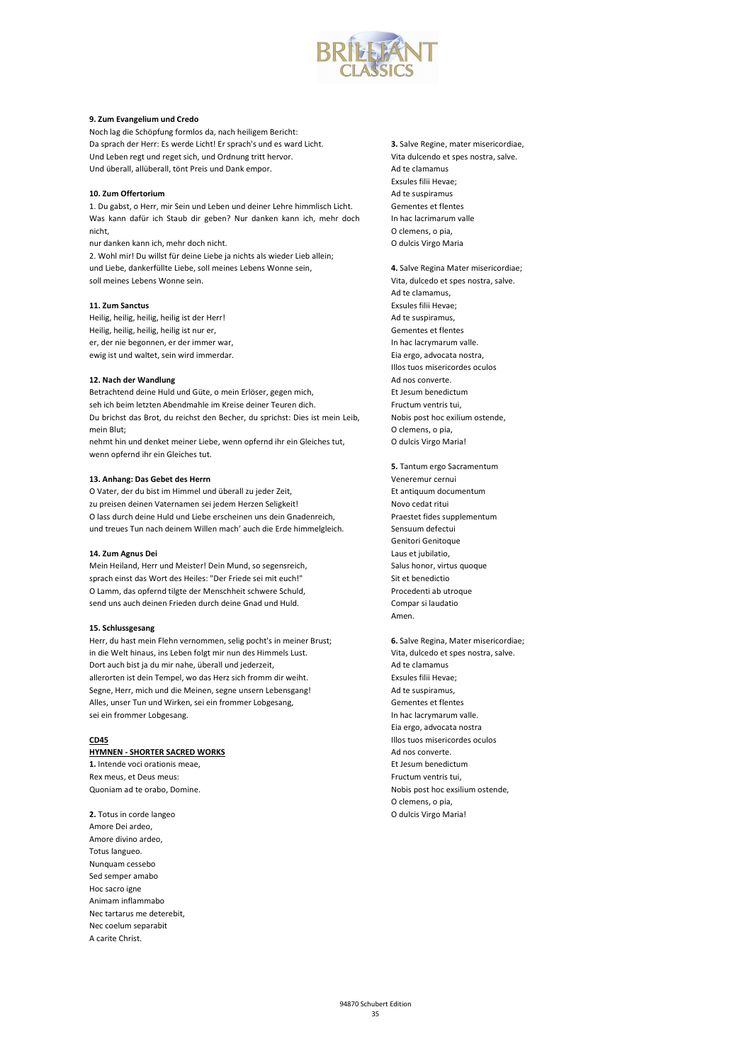**9. Zum Evangelium und Credo**

Noch lag die Schöpfung formlos da, nach heiligem Bericht:
Da sprach der Herr: Es werde Licht! Er sprach's und es ward Licht.
Und Leben regt und reget sich, und Ordnung tritt hervor.
Und überall, allüberall, tönt Preis und Dank empor.

**10. Zum Offertorium**

1. Du gabst, o Herr, mir Sein und Leben und deiner Lehre himmlisch Licht. Was kann dafür ich Staub dir geben? Nur danken kann ich, mehr doch nicht,
nur danken kann ich, mehr doch nicht.
2. Wohl mir! Du willst für deine Liebe ja nichts als wieder Lieb allein;
und Liebe, dankerfüllte Liebe, soll meines Lebens Wonne sein,
soll meines Lebens Wonne sein.

**11. Zum Sanctus**

Heilig, heilig, heilig, heilig ist der Herr!
Heilig, heilig, heilig, heilig ist nur er,
er, der nie begonnen, er der immer war,
ewig ist und waltet, sein wird immerdar.

**12. Nach der Wandlung**

Betrachtend deine Huld und Güte, o mein Erlöser, gegen mich,
seh ich beim letzten Abendmahle im Kreise deiner Teuren dich.
Du brichst das Brot, du reichst den Becher, du sprichst: Dies ist mein Leib, mein Blut;
nehmt hin und denket meiner Liebe, wenn opfernd ihr ein Gleiches tut,
wenn opfernd ihr ein Gleiches tut.

**13. Anhang: Das Gebet des Herrn**

O Vater, der du bist im Himmel und überall zu jeder Zeit,
zu preisen deinen Vaternamen sei jedem Herzen Seligkeit!
O lass durch deine Huld und Liebe erscheinen uns dein Gnadenreich,
und treues Tun nach deinem Willen mach' auch die Erde himmelgleich.

**14. Zum Agnus Dei**

Mein Heiland, Herr und Meister! Dein Mund, so segensreich,
sprach einst das Wort des Heiles: "Der Friede sei mit euch!"
O Lamm, das opfernd tilgte der Menschheit schwere Schuld,
send uns auch deinen Frieden durch deine Gnad und Huld.

**15. Schlussgesang**

Herr, du hast mein Flehn vernommen, selig pocht's in meiner Brust;
in die Welt hinaus, ins Leben folgt mir nun des Himmels Lust.
Dort auch bist ja du mir nahe, überall und jederzeit,
allerorten ist dein Tempel, wo das Herz sich fromm dir weiht.
Segne, Herr, mich und die Meinen, segne unsern Lebensgang!
Alles, unser Tun und Wirken, sei ein frommer Lobgesang,
sei ein frommer Lobgesang.

**CD45**

**HYMNEN - SHORTER SACRED WORKS**

**1.** Intende voci orationis meae,
Rex meus, et Deus meus:
Quoniam ad te orabo, Domine.

**2.** Totus in corde langeo
Amore Dei ardeo,
Amore divino ardeo,
Totus langueo.
Nunquam cessebo
Sed semper amabo
Hoc sacro igne
Animam inflammabo
Nec tartarus me deterebit,
Nec coelum separabit
A carite Christ.

**3.** Salve Regine, mater misericordiae,
Vita dulcendo et spes nostra, salve.
Ad te clamamus
Exsules filii Hevae;
Ad te suspiramus
Gementes et flentes
In hac lacrimarum valle
O clemens, o pia,
O dulcis Virgo Maria

**4.** Salve Regina Mater misericordiae;
Vita, dulcedo et spes nostra, salve.
Ad te clamamus,
Exsules filii Hevae;
Ad te suspiramus,
Gementes et flentes
In hac lacrymarum valle.
Eia ergo, advocata nostra,
Illos tuos misericordes oculos
Ad nos converte.
Et Jesum benedictum
Fructum ventris tui,
Nobis post hoc exilium ostende,
O clemens, o pia,
O dulcis Virgo Maria!

**5.** Tantum ergo Sacramentum
Veneremur cernui
Et antiquum documentum
Novo cedat ritui
Praestet fides supplementum
Sensuum defectui
Genitori Genitoque
Laus et jubilatio,
Salus honor, virtus quoque
Sit et benedictio
Procedenti ab utroque
Compar si laudatio
Amen.

**6.** Salve Regina, Mater misericordiae;
Vita, dulcedo et spes nostra, salve.
Ad te clamamus
Exsules filii Hevae;
Ad te suspiramus,
Gementes et flentes
In hac lacrymarum valle.
Eia ergo, advocata nostra
Illos tuos misericordes oculos
Ad nos converte.
Et Jesum benedictum
Fructum ventris tui,
Nobis post hoc exsilium ostende,
O clemens, o pia,
O dulcis Virgo Maria!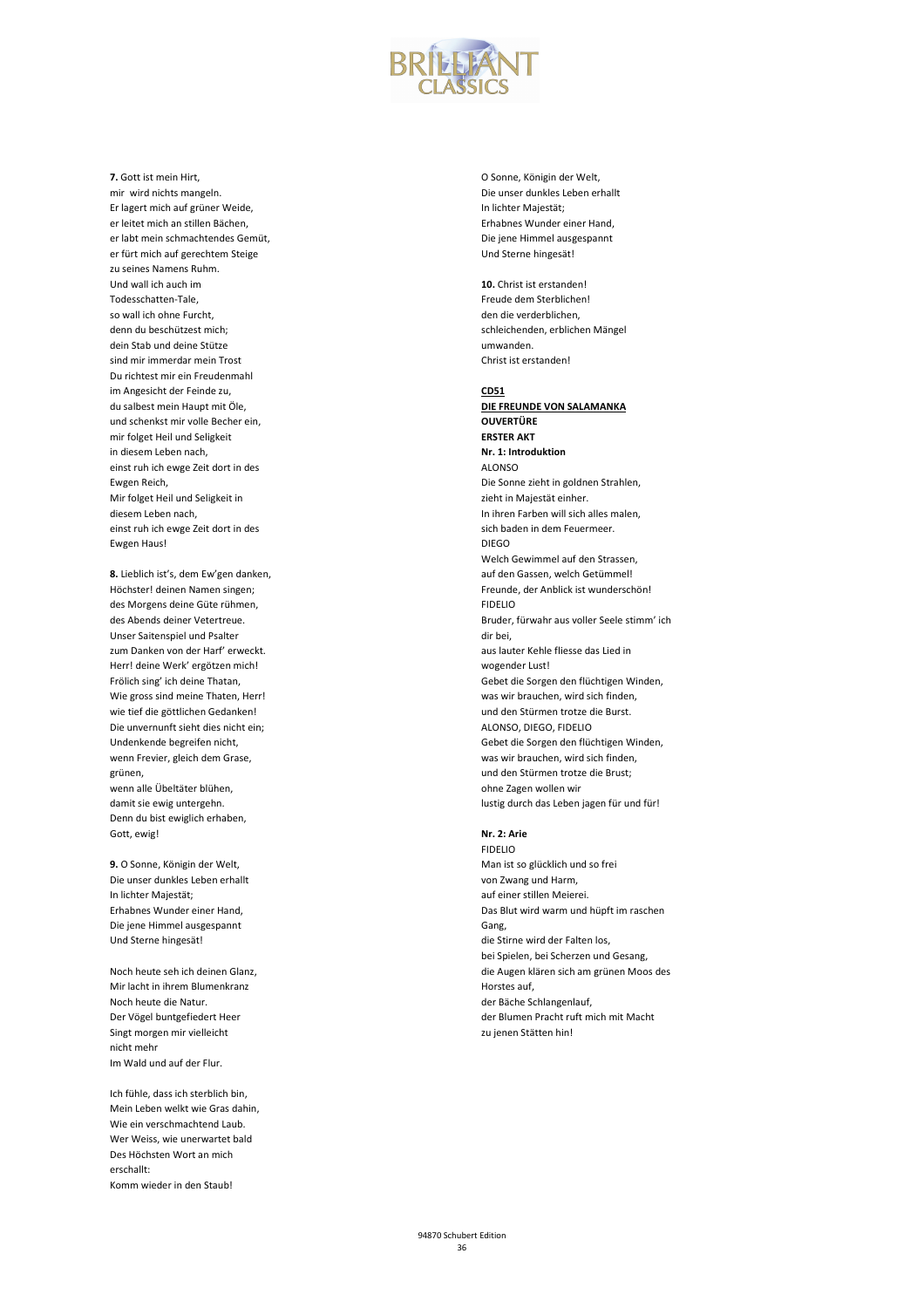**7.** Gott ist mein Hirt,
mir  wird nichts mangeln.
Er lagert mich auf grüner Weide,
er leitet mich an stillen Bächen,
er labt mein schmachtendes Gemüt,
er fürt mich auf gerechtem Steige
zu seines Namens Ruhm.
Und wall ich auch im
Todesschatten-Tale,
so wall ich ohne Furcht,
denn du beschützest mich;
dein Stab und deine Stütze
sind mir immerdar mein Trost
Du richtest mir ein Freudenmahl
im Angesicht der Feinde zu,
du salbest mein Haupt mit Öle,
und schenkst mir volle Becher ein,
mir folget Heil und Seligkeit
in diesem Leben nach,
einst ruh ich ewge Zeit dort in des
Ewgen Reich,
Mir folget Heil und Seligkeit in
diesem Leben nach,
einst ruh ich ewge Zeit dort in des
Ewgen Haus!

**8.** Lieblich ist's, dem Ew'gen danken,
Höchster! deinen Namen singen;
des Morgens deine Güte rühmen,
des Abends deiner Vetertreue.
Unser Saitenspiel und Psalter
zum Danken von der Harf' erweckt.
Herr! deine Werk' ergötzen mich!
Frölich sing' ich deine Thatan,
Wie gross sind meine Thaten, Herr!
wie tief die göttlichen Gedanken!
Die unvernunft sieht dies nicht ein;
Undenkende begreifen nicht,
wenn Frevier, gleich dem Grase,
grünen,
wenn alle Übeltäter blühen,
damit sie ewig untergehn.
Denn du bist ewiglich erhaben,
Gott, ewig!

**9.** O Sonne, Königin der Welt,
Die unser dunkles Leben erhallt
In lichter Majestät;
Erhabnes Wunder einer Hand,
Die jene Himmel ausgespannt
Und Sterne hingesät!

Noch heute seh ich deinen Glanz,
Mir lacht in ihrem Blumenkranz
Noch heute die Natur.
Der Vögel buntgefiedert Heer
Singt morgen mir vielleicht
nicht mehr
Im Wald und auf der Flur.

Ich fühle, dass ich sterblich bin,
Mein Leben welkt wie Gras dahin,
Wie ein verschmachtend Laub.
Wer Weiss, wie unerwartet bald
Des Höchsten Wort an mich
erschallt:
Komm wieder in den Staub!

O Sonne, Königin der Welt,
Die unser dunkles Leben erhallt
In lichter Majestät;
Erhabnes Wunder einer Hand,
Die jene Himmel ausgespannt
Und Sterne hingesät!

**10.** Christ ist erstanden!
Freude dem Sterblichen!
den die verderblichen,
schleichenden, erblichen Mängel
umwanden.
Christ ist erstanden!

**CD51**

**DIE FREUNDE VON SALAMANKA**
**OUVERTÜRE**
**ERSTER AKT**
**Nr. 1: Introduktion**

ALONSO
Die Sonne zieht in goldnen Strahlen,
zieht in Majestät einher.
In ihren Farben will sich alles malen,
sich baden in dem Feuermeer.
DIEGO
Welch Gewimmel auf den Strassen,
auf den Gassen, welch Getümmel!
Freunde, der Anblick ist wunderschön!
FIDELIO
Bruder, fürwahr aus voller Seele stimm' ich
dir bei,
aus lauter Kehle fliesse das Lied in
wogender Lust!
Gebet die Sorgen den flüchtigen Winden,
was wir brauchen, wird sich finden,
und den Stürmen trotze die Burst.
ALONSO, DIEGO, FIDELIO
Gebet die Sorgen den flüchtigen Winden,
was wir brauchen, wird sich finden,
und den Stürmen trotze die Brust;
ohne Zagen wollen wir
lustig durch das Leben jagen für und für!

**Nr. 2: Arie**

FIDELIO
Man ist so glücklich und so frei
von Zwang und Harm,
auf einer stillen Meierei.
Das Blut wird warm und hüpft im raschen
Gang,
die Stirne wird der Falten los,
bei Spielen, bei Scherzen und Gesang,
die Augen klären sich am grünen Moos des
Horstes auf,
der Bäche Schlangenlauf,
der Blumen Pracht ruft mich mit Macht
zu jenen Stätten hin!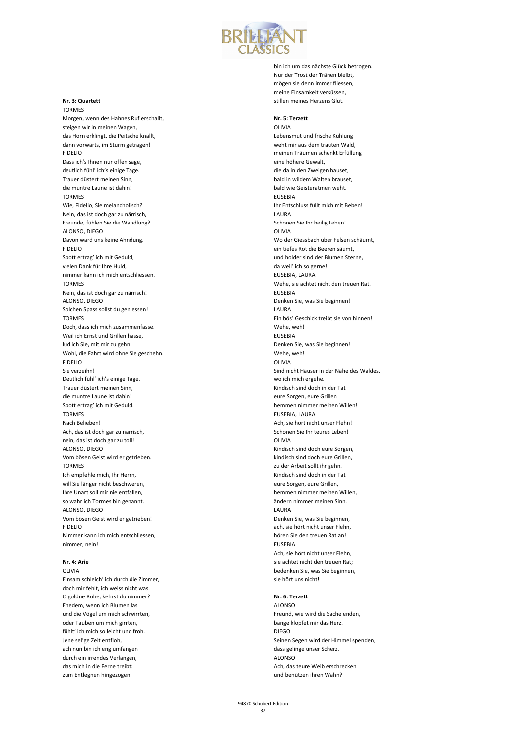**Nr. 3: Quartett**

TORMES
Morgen, wenn des Hahnes Ruf erschallt,
steigen wir in meinen Wagen,
das Horn erklingt, die Peitsche knallt,
dann vorwärts, im Sturm getragen!
FIDELIO
Dass ich's Ihnen nur offen sage,
deutlich fühl' ich's einige Tage.
Trauer düstert meinen Sinn,
die muntre Laune ist dahin!
TORMES
Wie, Fidelio, Sie melancholisch?
Nein, das ist doch gar zu närrisch,
Freunde, fühlen Sie die Wandlung?
ALONSO, DIEGO
Davon ward uns keine Ahndung.
FIDELIO
Spott ertrag' ich mit Geduld,
vielen Dank für Ihre Huld,
nimmer kann ich mich entschliessen.
TORMES
Nein, das ist doch gar zu närrisch!
ALONSO, DIEGO
Solchen Spass sollst du geniessen!
TORMES
Doch, dass ich mich zusammenfasse.
Weil ich Ernst und Grillen hasse,
lud ich Sie, mit mir zu gehn.
Wohl, die Fahrt wird ohne Sie geschehn.
FIDELIO
Sie verzeihn!
Deutlich fühl' ich's einige Tage.
Trauer düstert meinen Sinn,
die muntre Laune ist dahin!
Spott ertrag' ich mit Geduld.
TORMES
Nach Belieben!
Ach, das ist doch gar zu närrisch,
nein, das ist doch gar zu toll!
ALONSO, DIEGO
Vom bösen Geist wird er getrieben.
TORMES
Ich empfehle mich, Ihr Herrn,
will Sie länger nicht beschweren,
Ihre Unart soll mir nie entfallen,
so wahr ich Tormes bin genannt.
ALONSO, DIEGO
Vom bösen Geist wird er getrieben!
FIDELIO
Nimmer kann ich mich entschliessen,
nimmer, nein!

**Nr. 4: Arie**

OLIVIA
Einsam schleich' ich durch die Zimmer,
doch mir fehlt, ich weiss nicht was.
O goldne Ruhe, kehrst du nimmer?
Ehedem, wenn ich Blumen las
und die Vögel um mich schwirrten,
oder Tauben um mich girrten,
fühlt' ich mich so leicht und froh.
Jene sel'ge Zeit entfloh,
ach nun bin ich eng umfangen
durch ein irrendes Verlangen,
das mich in die Ferne treibt:
zum Entlegnen hingezogen
bin ich um das nächste Glück betrogen.
Nur der Trost der Tränen bleibt,
mögen sie denn immer fliessen,
meine Einsamkeit versüssen,
stillen meines Herzens Glut.

**Nr. 5: Terzett**

OLIVIA
Lebensmut und frische Kühlung
weht mir aus dem trauten Wald,
meinen Träumen schenkt Erfüllung
eine höhere Gewalt,
die da in den Zweigen hauset,
bald in wildem Walten brauset,
bald wie Geisteratmen weht.
EUSEBIA
Ihr Entschluss füllt mich mit Beben!
LAURA
Schonen Sie Ihr heilig Leben!
OLIVIA
Wo der Giessbach über Felsen schäumt,
ein tiefes Rot die Beeren säumt,
und holder sind der Blumen Sterne,
da weil' ich so gerne!
EUSEBIA, LAURA
Wehe, sie achtet nicht den treuen Rat.
EUSEBIA
Denken Sie, was Sie beginnen!
LAURA
Ein bös' Geschick treibt sie von hinnen!
Wehe, weh!
EUSEBIA
Denken Sie, was Sie beginnen!
Wehe, weh!
OLIVIA
Sind nicht Häuser in der Nähe des Waldes,
wo ich mich ergehe.
Kindisch sind doch in der Tat
eure Sorgen, eure Grillen
hemmen nimmer meinen Willen!
EUSEBIA, LAURA
Ach, sie hört nicht unser Flehn!
Schonen Sie Ihr teures Leben!
OLIVIA
Kindisch sind doch eure Sorgen,
kindisch sind doch eure Grillen,
zu der Arbeit sollt ihr gehn.
Kindisch sind doch in der Tat
eure Sorgen, eure Grillen,
hemmen nimmer meinen Willen,
ändern nimmer meinen Sinn.
LAURA
Denken Sie, was Sie beginnen,
ach, sie hört nicht unser Flehn,
hören Sie den treuen Rat an!
EUSEBIA
Ach, sie hört nicht unser Flehn,
sie achtet nicht den treuen Rat;
bedenken Sie, was Sie beginnen,
sie hört uns nicht!

**Nr. 6: Terzett**

ALONSO
Freund, wie wird die Sache enden,
bange klopfet mir das Herz.
DIEGO
Seinen Segen wird der Himmel spenden,
dass gelinge unser Scherz.
ALONSO
Ach, das teure Weib erschrecken
und benützen ihren Wahn?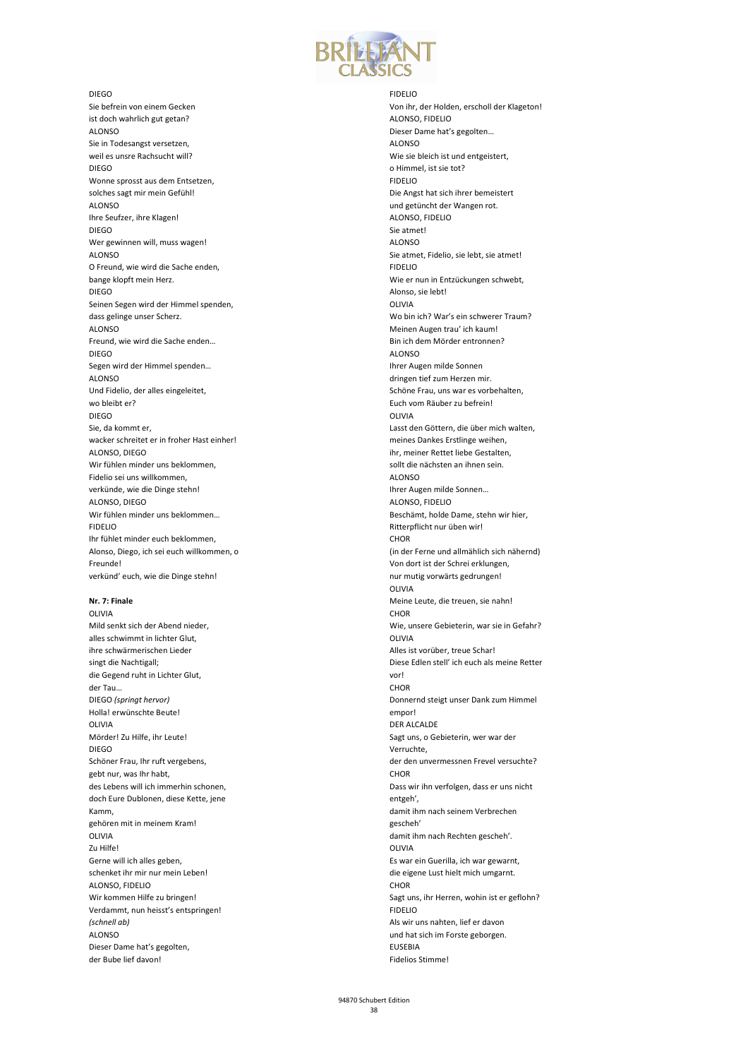DIEGO
Sie befrein von einem Gecken
ist doch wahrlich gut getan?
ALONSO
Sie in Todesangst versetzen,
weil es unsre Rachsucht will?
DIEGO
Wonne sprosst aus dem Entsetzen,
solches sagt mir mein Gefühl!
ALONSO
Ihre Seufzer, ihre Klagen!
DIEGO
Wer gewinnen will, muss wagen!
ALONSO
O Freund, wie wird die Sache enden,
bange klopft mein Herz.
DIEGO
Seinen Segen wird der Himmel spenden,
dass gelinge unser Scherz.
ALONSO
Freund, wie wird die Sache enden…
DIEGO
Segen wird der Himmel spenden…
ALONSO
Und Fidelio, der alles eingeleitet,
wo bleibt er?
DIEGO
Sie, da kommt er,
wacker schreitet er in froher Hast einher!
ALONSO, DIEGO
Wir fühlen minder uns beklommen,
Fidelio sei uns willkommen,
verkünde, wie die Dinge stehn!
ALONSO, DIEGO
Wir fühlen minder uns beklommen…
FIDELIO
Ihr fühlet minder euch beklommen,
Alonso, Diego, ich sei euch willkommen, o Freunde!
verkünd' euch, wie die Dinge stehn!

**Nr. 7: Finale**

OLIVIA
Mild senkt sich der Abend nieder,
alles schwimmt in lichter Glut,
ihre schwärmerischen Lieder
singt die Nachtigall;
die Gegend ruht in Lichter Glut,
der Tau…
DIEGO *(springt hervor)*
Holla! erwünschte Beute!
OLIVIA
Mörder! Zu Hilfe, ihr Leute!
DIEGO
Schöner Frau, Ihr ruft vergebens,
gebt nur, was Ihr habt,
des Lebens will ich immerhin schonen,
doch Eure Dublonen, diese Kette, jene Kamm,
gehören mit in meinem Kram!
OLIVIA
Zu Hilfe!
Gerne will ich alles geben,
schenket ihr mir nur mein Leben!
ALONSO, FIDELIO
Wir kommen Hilfe zu bringen!
Verdammt, nun heisst's entspringen!
*(schnell ab)*
ALONSO
Dieser Dame hat's gegolten,
der Bube lief davon!

FIDELIO
Von ihr, der Holden, erscholl der Klageton!
ALONSO, FIDELIO
Dieser Dame hat's gegolten…
ALONSO
Wie sie bleich ist und entgeistert,
o Himmel, ist sie tot?
FIDELIO
Die Angst hat sich ihrer bemeistert
und getüncht der Wangen rot.
ALONSO, FIDELIO
Sie atmet!
ALONSO
Sie atmet, Fidelio, sie lebt, sie atmet!
FIDELIO
Wie er nun in Entzückungen schwebt,
Alonso, sie lebt!
OLIVIA
Wo bin ich? War's ein schwerer Traum?
Meinen Augen trau' ich kaum!
Bin ich dem Mörder entronnen?
ALONSO
Ihrer Augen milde Sonnen
dringen tief zum Herzen mir.
Schöne Frau, uns war es vorbehalten,
Euch vom Räuber zu befrein!
OLIVIA
Lasst den Göttern, die über mich walten,
meines Dankes Erstlinge weihen,
ihr, meiner Rettet liebe Gestalten,
sollt die nächsten an ihnen sein.
ALONSO
Ihrer Augen milde Sonnen…
ALONSO, FIDELIO
Beschämt, holde Dame, stehn wir hier,
Ritterpflicht nur üben wir!
CHOR
(in der Ferne und allmählich sich nähernd)
Von dort ist der Schrei erklungen,
nur mutig vorwärts gedrungen!
OLIVIA
Meine Leute, die treuen, sie nahn!
CHOR
Wie, unsere Gebieterin, war sie in Gefahr?
OLIVIA
Alles ist vorüber, treue Schar!
Diese Edlen stell' ich euch als meine Retter vor!
CHOR
Donnernd steigt unser Dank zum Himmel empor!
DER ALCALDE
Sagt uns, o Gebieterin, wer war der Verruchte,
der den unvermessnen Frevel versuchte?
CHOR
Dass wir ihn verfolgen, dass er uns nicht entgeh',
damit ihm nach seinem Verbrechen gescheh'
damit ihm nach Rechten gescheh'.
OLIVIA
Es war ein Guerilla, ich war gewarnt,
die eigene Lust hielt mich umgarnt.
CHOR
Sagt uns, ihr Herren, wohin ist er geflohn?
FIDELIO
Als wir uns nahten, lief er davon
und hat sich im Forste geborgen.
EUSEBIA
Fidelios Stimme!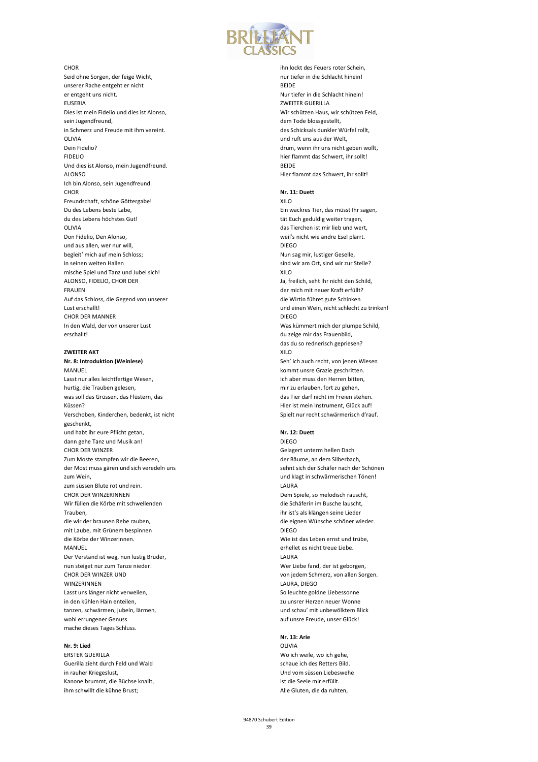CHOR
Seid ohne Sorgen, der feige Wicht,
unserer Rache entgeht er nicht
er entgeht uns nicht.
EUSEBIA
Dies ist mein Fidelio und dies ist Alonso,
sein Jugendfreund,
in Schmerz und Freude mit ihm vereint.
OLIVIA
Dein Fidelio?
FIDELIO
Und dies ist Alonso, mein Jugendfreund.
ALONSO
Ich bin Alonso, sein Jugendfreund.
CHOR
Freundschaft, schöne Göttergabe!
Du des Lebens beste Labe,
du des Lebens höchstes Gut!
OLIVIA
Don Fidelio, Den Alonso,
und aus allen, wer nur will,
begleit' mich auf mein Schloss;
in seinen weiten Hallen
mische Spiel und Tanz und Jubel sich!
ALONSO, FIDELIO, CHOR DER FRAUEN
Auf das Schloss, die Gegend von unserer Lust erschallt!
CHOR DER MANNER
In den Wald, der von unserer Lust erschallt!

**ZWEITER AKT**

**Nr. 8: Introduktion (Weinlese)**

MANUEL
Lasst nur alles leichtfertige Wesen,
hurtig, die Trauben gelesen,
was soll das Grüssen, das Flüstern, das Küssen?
Verschoben, Kinderchen, bedenkt, ist nicht geschenkt,
und habt ihr eure Pflicht getan,
dann gehe Tanz und Musik an!
CHOR DER WINZER
Zum Moste stampfen wir die Beeren,
der Most muss gären und sich veredeln uns zum Wein,
zum süssen Blute rot und rein.
CHOR DER WINZERINNEN
Wir füllen die Körbe mit schwellenden Trauben,
die wir der braunen Rebe rauben,
mit Laube, mit Grünem bespinnen
die Körbe der Winzerinnen.
MANUEL
Der Verstand ist weg, nun lustig Brüder,
nun steiget nur zum Tanze nieder!
CHOR DER WINZER UND WINZERINNEN
Lasst uns länger nicht verweilen,
in den kühlen Hain enteilen,
tanzen, schwärmen, jubeln, lärmen,
wohl errungener Genuss
mache dieses Tages Schluss.

**Nr. 9: Lied**

ERSTER GUERILLA
Guerilla zieht durch Feld und Wald
in rauher Kriegeslust,
Kanone brummt, die Büchse knallt,
ihm schwillt die kühne Brust;
ihn lockt des Feuers roter Schein,
nur tiefer in die Schlacht hinein!
BEIDE
Nur tiefer in die Schlacht hinein!
ZWEITER GUERILLA
Wir schützen Haus, wir schützen Feld,
dem Tode blossgestellt,
des Schicksals dunkler Würfel rollt,
und ruft uns aus der Welt,
drum, wenn ihr uns nicht geben wollt,
hier flammt das Schwert, ihr sollt!
BEIDE
Hier flammt das Schwert, ihr sollt!

**Nr. 11: Duett**

XILO
Ein wackres Tier, das müsst Ihr sagen,
tät Euch geduldig weiter tragen,
das Tierchen ist mir lieb und wert,
weil's nicht wie andre Esel plärrt.
DIEGO
Nun sag mir, lustiger Geselle,
sind wir am Ort, sind wir zur Stelle?
XILO
Ja, freilich, seht Ihr nicht den Schild,
der mich mit neuer Kraft erfüllt?
die Wirtin führet gute Schinken
und einen Wein, nicht schlecht zu trinken!
DIEGO
Was kümmert mich der plumpe Schild,
du zeige mir das Frauenbild,
das du so rednerisch gepriesen?
XILO
Seh' ich auch recht, von jenen Wiesen
kommt unsre Grazie geschritten.
Ich aber muss den Herren bitten,
mir zu erlauben, fort zu gehen,
das Tier darf nicht im Freien stehen.
Hier ist mein Instrument, Glück auf!
Spielt nur recht schwärmerisch d'rauf.

**Nr. 12: Duett**

DIEGO
Gelagert unterm hellen Dach
der Bäume, an dem Silberbach,
sehnt sich der Schäfer nach der Schönen
und klagt in schwärmerischen Tönen!
LAURA
Dem Spiele, so melodisch rauscht,
die Schäferin im Busche lauscht,
ihr ist's als klängen seine Lieder
die eignen Wünsche schöner wieder.
DIEGO
Wie ist das Leben ernst und trübe,
erhellet es nicht treue Liebe.
LAURA
Wer Liebe fand, der ist geborgen,
von jedem Schmerz, von allen Sorgen.
LAURA, DIEGO
So leuchte goldne Liebessonne
zu unsrer Herzen neuer Wonne
und schau' mit unbewölktem Blick
auf unsre Freude, unser Glück!

**Nr. 13: Arie**

OLIVIA
Wo ich weile, wo ich gehe,
schaue ich des Retters Bild.
Und vom süssen Liebeswehe
ist die Seele mir erfüllt.
Alle Gluten, die da ruhten,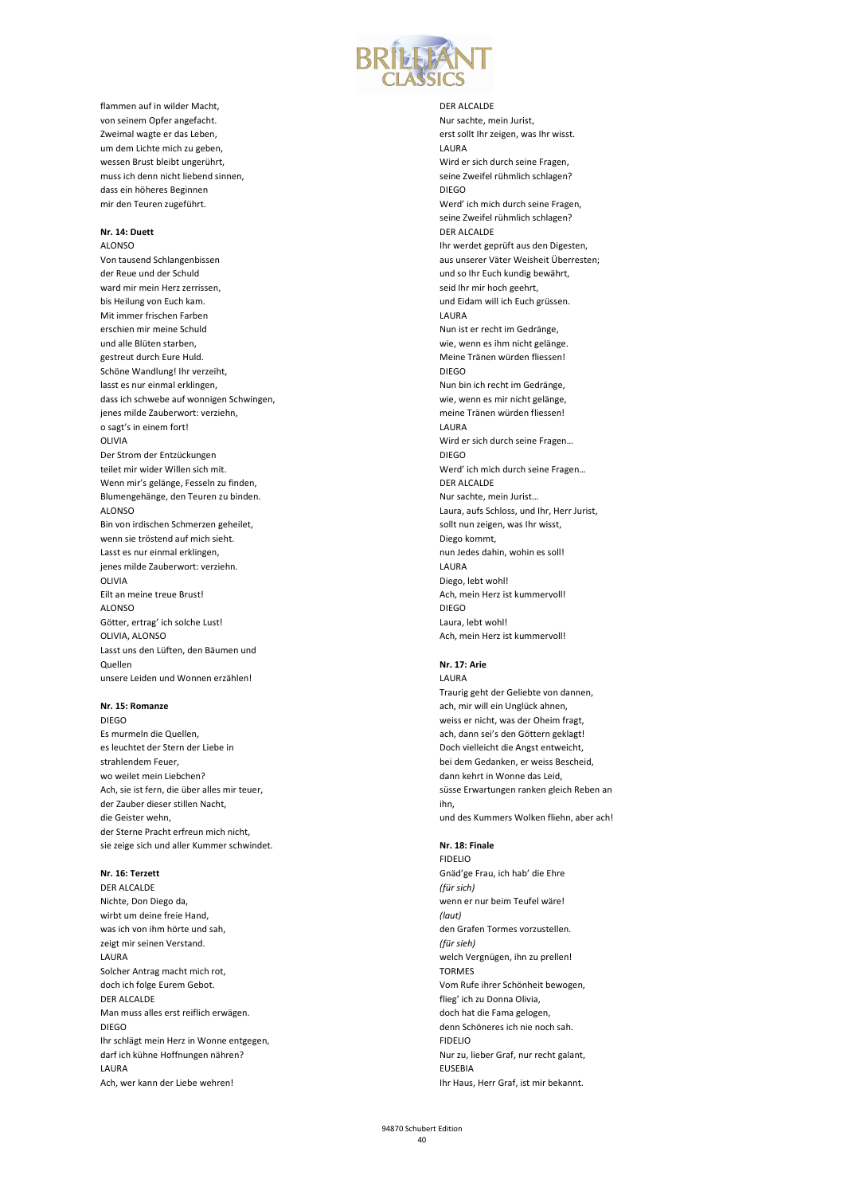flammen auf in wilder Macht,
von seinem Opfer angefacht.
Zweimal wagte er das Leben,
um dem Lichte mich zu geben,
wessen Brust bleibt ungerührt,
muss ich denn nicht liebend sinnen,
dass ein höheres Beginnen
mir den Teuren zugeführt.

**Nr. 14: Duett**

ALONSO
Von tausend Schlangenbissen
der Reue und der Schuld
ward mir mein Herz zerrissen,
bis Heilung von Euch kam.
Mit immer frischen Farben
erschien mir meine Schuld
und alle Blüten starben,
gestreut durch Eure Huld.
Schöne Wandlung! Ihr verzeiht,
lasst es nur einmal erklingen,
dass ich schwebe auf wonnigen Schwingen,
jenes milde Zauberwort: verziehn,
o sagt's in einem fort!
OLIVIA
Der Strom der Entzückungen
teilet mir wider Willen sich mit.
Wenn mir's gelänge, Fesseln zu finden,
Blumengehänge, den Teuren zu binden.
ALONSO
Bin von irdischen Schmerzen geheilet,
wenn sie tröstend auf mich sieht.
Lasst es nur einmal erklingen,
jenes milde Zauberwort: verziehn.
OLIVIA
Eilt an meine treue Brust!
ALONSO
Götter, ertrag' ich solche Lust!
OLIVIA, ALONSO
Lasst uns den Lüften, den Bäumen und
Quellen
unsere Leiden und Wonnen erzählen!

**Nr. 15: Romanze**

DIEGO
Es murmeln die Quellen,
es leuchtet der Stern der Liebe in
strahlendem Feuer,
wo weilet mein Liebchen?
Ach, sie ist fern, die über alles mir teuer,
der Zauber dieser stillen Nacht,
die Geister wehn,
der Sterne Pracht erfreun mich nicht,
sie zeige sich und aller Kummer schwindet.

**Nr. 16: Terzett**

DER ALCALDE
Nichte, Don Diego da,
wirbt um deine freie Hand,
was ich von ihm hörte und sah,
zeigt mir seinen Verstand.
LAURA
Solcher Antrag macht mich rot,
doch ich folge Eurem Gebot.
DER ALCALDE
Man muss alles erst reiflich erwägen.
DIEGO
Ihr schlägt mein Herz in Wonne entgegen,
darf ich kühne Hoffnungen nähren?
LAURA
Ach, wer kann der Liebe wehren!
DER ALCALDE
Nur sachte, mein Jurist,
erst sollt Ihr zeigen, was Ihr wisst.
LAURA
Wird er sich durch seine Fragen,
seine Zweifel rühmlich schlagen?
DIEGO
Werd' ich mich durch seine Fragen,
seine Zweifel rühmlich schlagen?
DER ALCALDE
Ihr werdet geprüft aus den Digesten,
aus unserer Väter Weisheit Überresten;
und so Ihr Euch kundig bewährt,
seid Ihr mir hoch geehrt,
und Eidam will ich Euch grüssen.
LAURA
Nun ist er recht im Gedränge,
wie, wenn es ihm nicht gelänge.
Meine Tränen würden fliessen!
DIEGO
Nun bin ich recht im Gedränge,
wie, wenn es mir nicht gelänge,
meine Tränen würden fliessen!
LAURA
Wird er sich durch seine Fragen…
DIEGO
Werd' ich mich durch seine Fragen…
DER ALCALDE
Nur sachte, mein Jurist…
Laura, aufs Schloss, und Ihr, Herr Jurist,
sollt nun zeigen, was Ihr wisst,
Diego kommt,
nun Jedes dahin, wohin es soll!
LAURA
Diego, lebt wohl!
Ach, mein Herz ist kummervoll!
DIEGO
Laura, lebt wohl!
Ach, mein Herz ist kummervoll!

**Nr. 17: Arie**

LAURA
Traurig geht der Geliebte von dannen,
ach, mir will ein Unglück ahnen,
weiss er nicht, was der Oheim fragt,
ach, dann sei's den Göttern geklagt!
Doch vielleicht die Angst entweicht,
bei dem Gedanken, er weiss Bescheid,
dann kehrt in Wonne das Leid,
süsse Erwartungen ranken gleich Reben an
ihn,
und des Kummers Wolken fliehn, aber ach!

**Nr. 18: Finale**

FIDELIO
Gnäd'ge Frau, ich hab' die Ehre
*(für sich)*
wenn er nur beim Teufel wäre!
*(laut)*
den Grafen Tormes vorzustellen.
*(für sieh)*
welch Vergnügen, ihn zu prellen!
TORMES
Vom Rufe ihrer Schönheit bewogen,
flieg' ich zu Donna Olivia,
doch hat die Fama gelogen,
denn Schöneres ich nie noch sah.
FIDELIO
Nur zu, lieber Graf, nur recht galant,
EUSEBIA
Ihr Haus, Herr Graf, ist mir bekannt.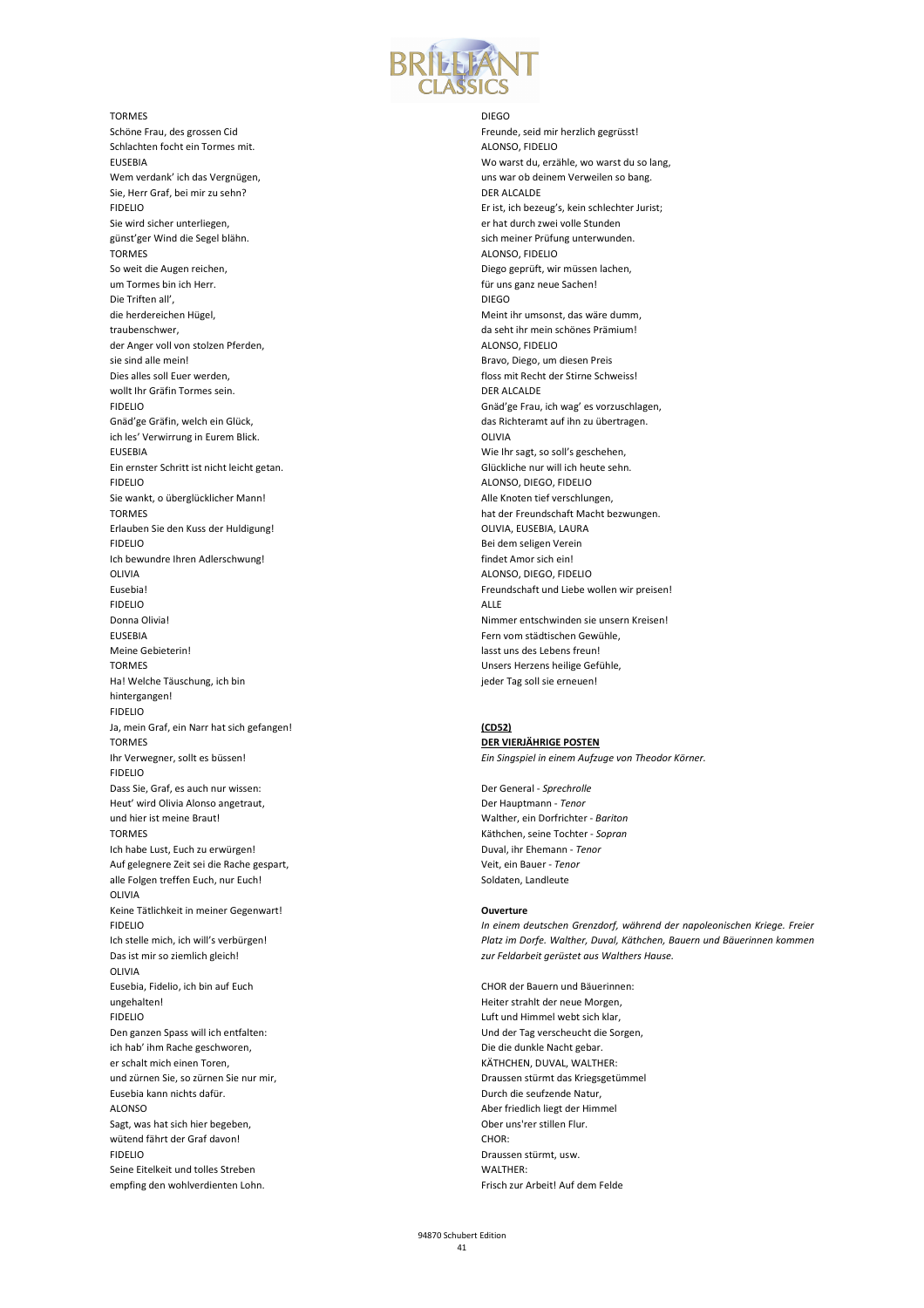TORMES
Schöne Frau, des grossen Cid
Schlachten focht ein Tormes mit.
EUSEBIA
Wem verdank' ich das Vergnügen,
Sie, Herr Graf, bei mir zu sehn?
FIDELIO
Sie wird sicher unterliegen,
günst'ger Wind die Segel blähn.
TORMES
So weit die Augen reichen,
um Tormes bin ich Herr.
Die Triften all',
die herdereichen Hügel,
traubenschwer,
der Anger voll von stolzen Pferden,
sie sind alle mein!
Dies alles soll Euer werden,
wollt Ihr Gräfin Tormes sein.
FIDELIO
Gnäd'ge Gräfin, welch ein Glück,
ich les' Verwirrung in Eurem Blick.
EUSEBIA
Ein ernster Schritt ist nicht leicht getan.
FIDELIO
Sie wankt, o überglücklicher Mann!
TORMES
Erlauben Sie den Kuss der Huldigung!
FIDELIO
Ich bewundre Ihren Adlerschwung!
OLIVIA
Eusebia!
FIDELIO
Donna Olivia!
EUSEBIA
Meine Gebieterin!
TORMES
Ha! Welche Täuschung, ich bin
hintergangen!
FIDELIO
Ja, mein Graf, ein Narr hat sich gefangen!
TORMES
Ihr Verwegner, sollt es büssen!
FIDELIO
Dass Sie, Graf, es auch nur wissen:
Heut' wird Olivia Alonso angetraut,
und hier ist meine Braut!
TORMES
Ich habe Lust, Euch zu erwürgen!
Auf gelegnere Zeit sei die Rache gespart,
alle Folgen treffen Euch, nur Euch!
OLIVIA
Keine Tätlichkeit in meiner Gegenwart!
FIDELIO
Ich stelle mich, ich will's verbürgen!
Das ist mir so ziemlich gleich!
OLIVIA
Eusebia, Fidelio, ich bin auf Euch
ungehalten!
FIDELIO
Den ganzen Spass will ich entfalten:
ich hab' ihm Rache geschworen,
er schalt mich einen Toren,
und zürnen Sie, so zürnen Sie nur mir,
Eusebia kann nichts dafür.
ALONSO
Sagt, was hat sich hier begeben,
wütend fährt der Graf davon!
FIDELIO
Seine Eitelkeit und tolles Streben
empfing den wohlverdienten Lohn.

DIEGO
Freunde, seid mir herzlich gegrüsst!
ALONSO, FIDELIO
Wo warst du, erzähle, wo warst du so lang,
uns war ob deinem Verweilen so bang.
DER ALCALDE
Er ist, ich bezeug's, kein schlechter Jurist;
er hat durch zwei volle Stunden
sich meiner Prüfung unterwunden.
ALONSO, FIDELIO
Diego geprüft, wir müssen lachen,
für uns ganz neue Sachen!
DIEGO
Meint ihr umsonst, das wäre dumm,
da seht ihr mein schönes Prämium!
ALONSO, FIDELIO
Bravo, Diego, um diesen Preis
floss mit Recht der Stirne Schweiss!
DER ALCALDE
Gnäd'ge Frau, ich wag' es vorzuschlagen,
das Richteramt auf ihn zu übertragen.
OLIVIA
Wie Ihr sagt, so soll's geschehen,
Glückliche nur will ich heute sehn.
ALONSO, DIEGO, FIDELIO
Alle Knoten tief verschlungen,
hat der Freundschaft Macht bezwungen.
OLIVIA, EUSEBIA, LAURA
Bei dem seligen Verein
findet Amor sich ein!
ALONSO, DIEGO, FIDELIO
Freundschaft und Liebe wollen wir preisen!
ALLE
Nimmer entschwinden sie unsern Kreisen!
Fern vom städtischen Gewühle,
lasst uns des Lebens freun!
Unsers Herzens heilige Gefühle,
jeder Tag soll sie erneuen!

**(CD52)**
**DER VIERJÄHRIGE POSTEN**
*Ein Singspiel in einem Aufzuge von Theodor Körner.*

Der General - *Sprechrolle*
Der Hauptmann - *Tenor*
Walther, ein Dorfrichter - *Bariton*
Käthchen, seine Tochter - *Sopran*
Duval, ihr Ehemann - *Tenor*
Veit, ein Bauer - *Tenor*
Soldaten, Landleute

**Ouverture**
*In einem deutschen Grenzdorf, während der napoleonischen Kriege. Freier Platz im Dorfe. Walther, Duval, Käthchen, Bauern und Bäuerinnen kommen zur Feldarbeit gerüstet aus Walthers Hause.*

CHOR der Bauern und Bäuerinnen:
Heiter strahlt der neue Morgen,
Luft und Himmel webt sich klar,
Und der Tag verscheucht die Sorgen,
Die die dunkle Nacht gebar.
KÄTHCHEN, DUVAL, WALTHER:
Draussen stürmt das Kriegsgetümmel
Durch die seufzende Natur,
Aber friedlich liegt der Himmel
Ober uns'rer stillen Flur.
CHOR:
Draussen stürmt, usw.
WALTHER:
Frisch zur Arbeit! Auf dem Felde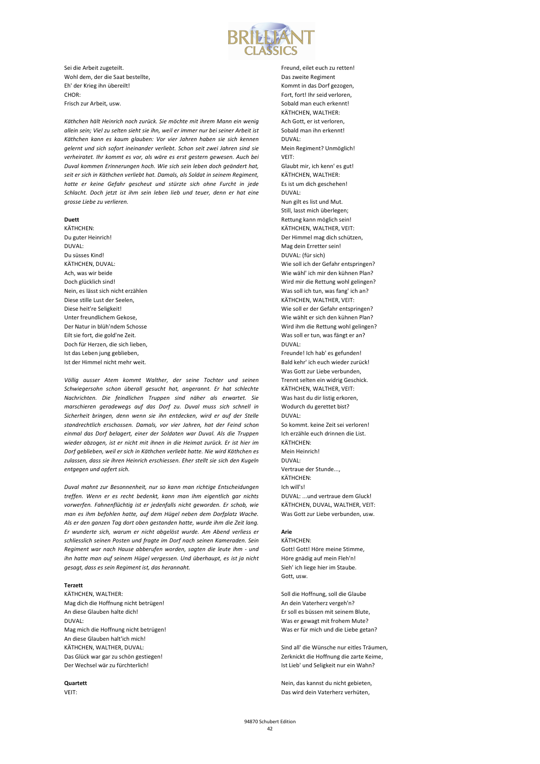Sei die Arbeit zugeteilt.
Wohl dem, der die Saat bestellte,
Eh' der Krieg ihn übereilt!
CHOR:
Frisch zur Arbeit, usw.

*Käthchen hält Heinrich noch zurück. Sie möchte mit ihrem Mann ein wenig allein sein; Viel zu selten sieht sie ihn, weil er immer nur bei seiner Arbeit ist Käthchen kann es kaum glauben: Vor vier Jahren haben sie sich kennen gelernt und sich sofort ineinander verliebt. Schon seit zwei Jahren sind sie verheiratet. Ihr kommt es vor, als wäre es erst gestern gewesen. Auch bei Duval kommen Erinnerungen hoch. Wie sich sein leben doch geändert hat, seit er sich in Käthchen verliebt hat. Damals, als Soldat in seinem Regiment, hatte er keine Gefahr gescheut und stürzte sich ohne Furcht in jede Schlacht. Doch jetzt ist ihm sein leben lieb und teuer, denn er hat eine grosse Liebe zu verlieren.*

**Duett**

KÄTHCHEN:
Du guter Heinrich!
DUVAL:
Du süsses Kind!
KÄTHCHEN, DUVAL:
Ach, was wir beide
Doch glücklich sind!
Nein, es lässt sich nicht erzählen
Diese stille Lust der Seelen,
Diese heit're Seligkeit!
Unter freundlichem Gekose,
Der Natur in blüh'ndem Schosse
Eilt sie fort, die gold'ne Zeit.
Doch für Herzen, die sich lieben,
Ist das Leben jung geblieben,
Ist der Himmel nicht mehr weit.

*Völlig ausser Atem kommt Walther, der seine Tochter und seinen Schwiegersohn schon überall gesucht hat, angerannt. Er hat schlechte Nachrichten. Die feindlichen Truppen sind näher als erwartet. Sie marschieren geradewegs auf das Dorf zu. Duval muss sich schnell in Sicherheit bringen, denn wenn sie ihn entdecken, wird er auf der Stelle standrechtlich erschossen. Damals, vor vier Jahren, hat der Feind schon einmal das Dorf belagert, einer der Soldaten war Duval. Als die Truppen wieder abzogen, ist er nicht mit ihnen in die Heimat zurück. Er ist hier im Dorf geblieben, weil er sich in Käthchen verliebt hatte. Nie wird Käthchen es zulassen, dass sie ihren Heinrich erschiessen. Eher stellt sie sich den Kugeln entgegen und opfert sich.*

*Duval mahnt zur Besonnenheit, nur so kann man richtige Entscheidungen treffen. Wenn er es recht bedenkt, kann man ihm eigentlich gar nichts vorwerfen. Fahnenflüchtig ist er jedenfalls nicht geworden. Er schob, wie man es ihm befohlen hatte, auf dem Hügel neben dem Dorfplatz Wache. Als er den ganzen Tag dort oben gestanden hatte, wurde ihm die Zeit lang. Er wunderte sich, warum er nicht abgelöst wurde. Am Abend verliess er schliesslich seinen Posten und fragte im Dorf nach seinen Kameraden. Sein Regiment war nach Hause abberufen worden, sagten die leute ihm - und ihn hatte man auf seinem Hügel vergessen. Und überhaupt, es ist ja nicht gesagt, dass es sein Regiment ist, das herannaht.*

**Terzett**

KÄTHCHEN, WALTHER:
Mag dich die Hoffnung nicht betrügen!
An diese Glauben halte dich!
DUVAL:
Mag mich die Hoffnung nicht betrügen!
An diese Glauben halt'ich mich!
KÄTHCHEN, WALTHER, DUVAL:
Das Glück war gar zu schön gestiegen!
Der Wechsel wär zu fürchterlich!

**Quartett**

VEIT:
Freund, eilet euch zu retten!
Das zweite Regiment
Kommt in das Dorf gezogen,
Fort, fort! Ihr seid verloren,
Sobald man euch erkennt!
KÄTHCHEN, WALTHER:
Ach Gott, er ist verloren,
Sobald man ihn erkennt!
DUVAL:
Mein Regiment? Unmöglich!
VEIT:
Glaubt mir, ich kenn' es gut!
KÄTHCHEN, WALTHER:
Es ist um dich geschehen!
DUVAL:
Nun gilt es list und Mut.
Still, lasst mich überlegen;
Rettung kann möglich sein!
KÄTHCHEN, WALTHER, VEIT:
Der Himmel mag dich schützen,
Mag dein Erretter sein!
DUVAL: (für sich)
Wie soll ich der Gefahr entspringen?
Wie wähl' ich mir den kühnen Plan?
Wird mir die Rettung wohl gelingen?
Was soll ich tun, was fang' ich an?
KÄTHCHEN, WALTHER, VEIT:
Wie soll er der Gefahr entspringen?
Wie wählt er sich den kühnen Plan?
Wird ihm die Rettung wohl gelingen?
Was soll er tun, was fängt er an?
DUVAL:
Freunde! Ich hab' es gefunden!
Bald kehr' ich euch wieder zurück!
Was Gott zur Liebe verbunden,
Trennt selten ein widrig Geschick.
KÄTHCHEN, WALTHER, VEIT:
Was hast du dir listig erkoren,
Wodurch du gerettet bist?
DUVAL:
So kommt. keine Zeit sei verloren!
Ich erzähle euch drinnen die List.
KÄTHCHEN:
Mein Heinrich!
DUVAL:
Vertraue der Stunde...,
KÄTHCHEN:
Ich will's!
DUVAL: ...und vertraue dem Gluck!
KÄTHCHEN, DUVAL, WALTHER, VEIT:
Was Gott zur Liebe verbunden, usw.

**Arie**

KÄTHCHEN:
Gott! Gott! Höre meine Stimme,
Höre gnädig auf mein Fleh'n!
Sieh' ich liege hier im Staube.
Gott, usw.

Soll die Hoffnung, soll die Glaube
An dein Vaterherz vergeh'n?
Er soll es büssen mit seinem Blute,
Was er gewagt mit frohem Mute?
Was er für mich und die Liebe getan?

Sind all' die Wünsche nur eitles Träumen,
Zerknickt die Hoffnung die zarte Keime,
Ist Lieb' und Seligkeit nur ein Wahn?

Nein, das kannst du nicht gebieten,
Das wird dein Vaterherz verhüten,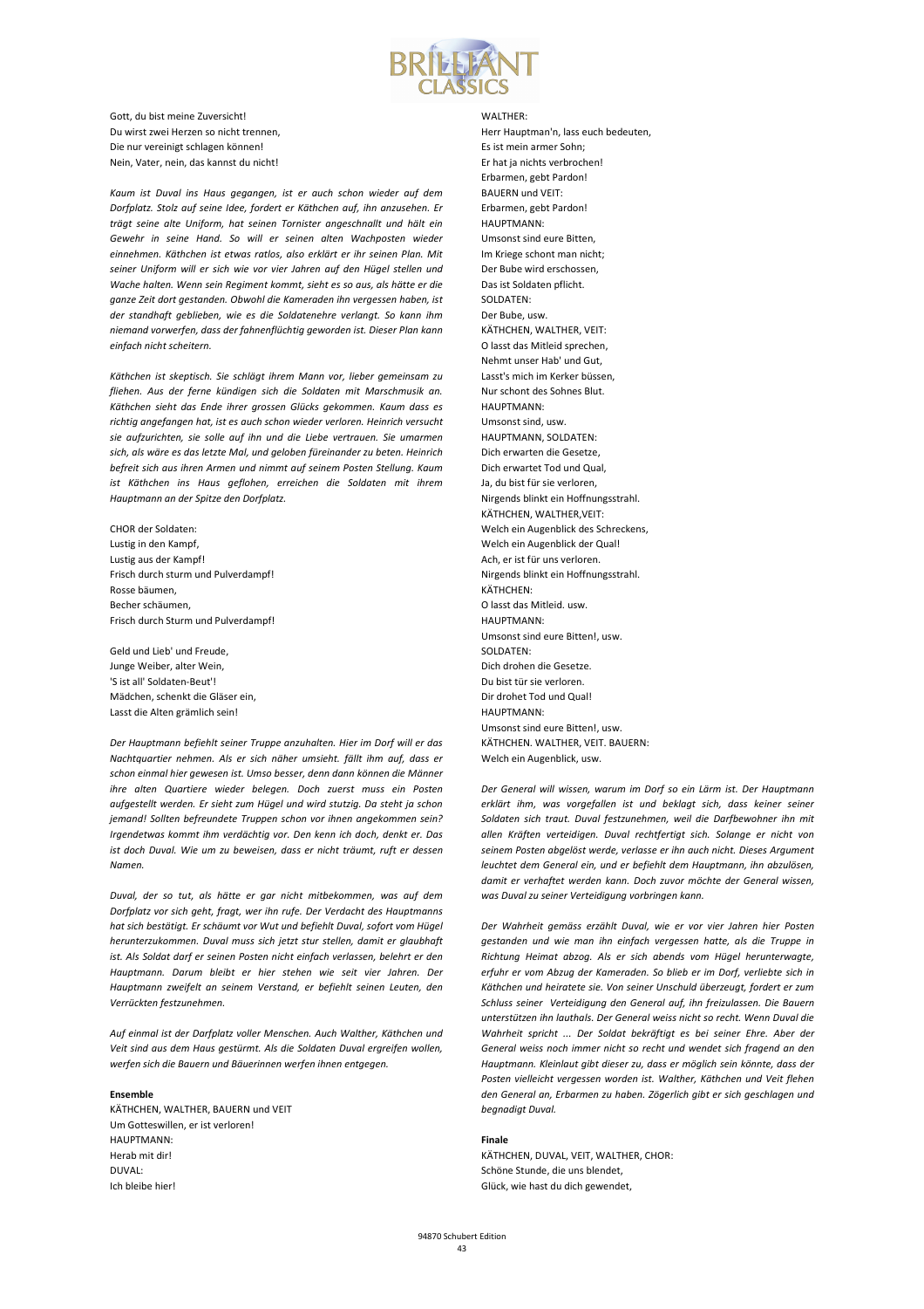Gott, du bist meine Zuversicht!
Du wirst zwei Herzen so nicht trennen,
Die nur vereinigt schlagen können!
Nein, Vater, nein, das kannst du nicht!

*Kaum ist Duval ins Haus gegangen, ist er auch schon wieder auf dem Dorfplatz. Stolz auf seine Idee, fordert er Käthchen auf, ihn anzusehen. Er trägt seine alte Uniform, hat seinen Tornister angeschnallt und hält ein Gewehr in seine Hand. So will er seinen alten Wachposten wieder einnehmen. Käthchen ist etwas ratlos, also erklärt er ihr seinen Plan. Mit seiner Uniform will er sich wie vor vier Jahren auf den Hügel stellen und Wache halten. Wenn sein Regiment kommt, sieht es so aus, als hätte er die ganze Zeit dort gestanden. Obwohl die Kameraden ihn vergessen haben, ist der standhaft geblieben, wie es die Soldatenehre verlangt. So kann ihm niemand vorwerfen, dass der fahnenflüchtig geworden ist. Dieser Plan kann einfach nicht scheitern.*

*Käthchen ist skeptisch. Sie schlägt ihrem Mann vor, lieber gemeinsam zu fliehen. Aus der ferne kündigen sich die Soldaten mit Marschmusik an. Käthchen sieht das Ende ihrer grossen Glücks gekommen. Kaum dass es richtig angefangen hat, ist es auch schon wieder verloren. Heinrich versucht sie aufzurichten, sie solle auf ihn und die Liebe vertrauen. Sie umarmen sich, als wäre es das letzte Mal, und geloben füreinander zu beten. Heinrich befreit sich aus ihren Armen und nimmt auf seinem Posten Stellung. Kaum ist Käthchen ins Haus geflohen, erreichen die Soldaten mit ihrem Hauptmann an der Spitze den Dorfplatz.*

CHOR der Soldaten:
Lustig in den Kampf,
Lustig aus der Kampf!
Frisch durch sturm und Pulverdampf!
Rosse bäumen,
Becher schäumen,
Frisch durch Sturm und Pulverdampf!

Geld und Lieb' und Freude,
Junge Weiber, alter Wein,
'S ist all' Soldaten-Beut'!
Mädchen, schenkt die Gläser ein,
Lasst die Alten grämlich sein!

*Der Hauptmann befiehlt seiner Truppe anzuhalten. Hier im Dorf will er das Nachtquartier nehmen. Als er sich näher umsieht. fällt ihm auf, dass er schon einmal hier gewesen ist. Umso besser, denn dann können die Männer ihre alten Quartiere wieder belegen. Doch zuerst muss ein Posten aufgestellt werden. Er sieht zum Hügel und wird stutzig. Da steht ja schon jemand! Sollten befreundete Truppen schon vor ihnen angekommen sein? Irgendetwas kommt ihm verdächtig vor. Den kenn ich doch, denkt er. Das ist doch Duval. Wie um zu beweisen, dass er nicht träumt, ruft er dessen Namen.*

*Duval, der so tut, als hätte er gar nicht mitbekommen, was auf dem Dorfplatz vor sich geht, fragt, wer ihn rufe. Der Verdacht des Hauptmanns hat sich bestätigt. Er schäumt vor Wut und befiehlt Duval, sofort vom Hügel herunterzukommen. Duval muss sich jetzt stur stellen, damit er glaubhaft ist. Als Soldat darf er seinen Posten nicht einfach verlassen, belehrt er den Hauptmann. Darum bleibt er hier stehen wie seit vier Jahren. Der Hauptmann zweifelt an seinem Verstand, er befiehlt seinen Leuten, den Verrückten festzunehmen.*

*Auf einmal ist der Darfplatz voller Menschen. Auch Walther, Käthchen und Veit sind aus dem Haus gestürmt. Als die Soldaten Duval ergreifen wollen, werfen sich die Bauern und Bäuerinnen werfen ihnen entgegen.*

**Ensemble**
KÄTHCHEN, WALTHER, BAUERN und VEIT
Um Gotteswillen, er ist verloren!
HAUPTMANN:
Herab mit dir!
DUVAL:
Ich bleibe hier!

WALTHER:
Herr Hauptman'n, lass euch bedeuten,
Es ist mein armer Sohn;
Er hat ja nichts verbrochen!
Erbarmen, gebt Pardon!
BAUERN und VEIT:
Erbarmen, gebt Pardon!
HAUPTMANN:
Umsonst sind eure Bitten,
Im Kriege schont man nicht;
Der Bube wird erschossen,
Das ist Soldaten pflicht.
SOLDATEN:
Der Bube, usw.
KÄTHCHEN, WALTHER, VEIT:
O lasst das Mitleid sprechen,
Nehmt unser Hab' und Gut,
Lasst's mich im Kerker büssen,
Nur schont des Sohnes Blut.
HAUPTMANN:
Umsonst sind, usw.
HAUPTMANN, SOLDATEN:
Dich erwarten die Gesetze,
Dich erwartet Tod und Qual,
Ja, du bist für sie verloren,
Nirgends blinkt ein Hoffnungsstrahl.
KÄTHCHEN, WALTHER,VEIT:
Welch ein Augenblick des Schreckens,
Welch ein Augenblick der Qual!
Ach, er ist für uns verloren.
Nirgends blinkt ein Hoffnungsstrahl.
KÄTHCHEN:
O lasst das Mitleid. usw.
HAUPTMANN:
Umsonst sind eure Bitten!, usw.
SOLDATEN:
Dich drohen die Gesetze.
Du bist tür sie verloren.
Dir drohet Tod und Qual!
HAUPTMANN:
Umsonst sind eure Bitten!, usw.
KÄTHCHEN. WALTHER, VEIT. BAUERN:
Welch ein Augenblick, usw.

*Der General will wissen, warum im Dorf so ein Lärm ist. Der Hauptmann erklärt ihm, was vorgefallen ist und beklagt sich, dass keiner seiner Soldaten sich traut. Duval festzunehmen, weil die Darfbewohner ihn mit allen Kräften verteidigen. Duval rechtfertigt sich. Solange er nicht von seinem Posten abgelöst werde, verlasse er ihn auch nicht. Dieses Argument leuchtet dem General ein, und er befiehlt dem Hauptmann, ihn abzulösen, damit er verhaftet werden kann. Doch zuvor möchte der General wissen, was Duval zu seiner Verteidigung vorbringen kann.*

*Der Wahrheit gemäss erzählt Duval, wie er vor vier Jahren hier Posten gestanden und wie man ihn einfach vergessen hatte, als die Truppe in Richtung Heimat abzog. Als er sich abends vom Hügel herunterwagte, erfuhr er vom Abzug der Kameraden. So blieb er im Dorf, verliebte sich in Käthchen und heiratete sie. Von seiner Unschuld überzeugt, fordert er zum Schluss seiner Verteidigung den General auf, ihn freizulassen. Die Bauern unterstützen ihn lauthals. Der General weiss nicht so recht. Wenn Duval die Wahrheit spricht ... Der Soldat bekräftigt es bei seiner Ehre. Aber der General weiss noch immer nicht so recht und wendet sich fragend an den Hauptmann. Kleinlaut gibt dieser zu, dass er möglich sein könnte, dass der Posten vielleicht vergessen worden ist. Walther, Käthchen und Veit flehen den General an, Erbarmen zu haben. Zögerlich gibt er sich geschlagen und begnadigt Duval.*

**Finale**
KÄTHCHEN, DUVAL, VEIT, WALTHER, CHOR:
Schöne Stunde, die uns blendet,
Glück, wie hast du dich gewendet,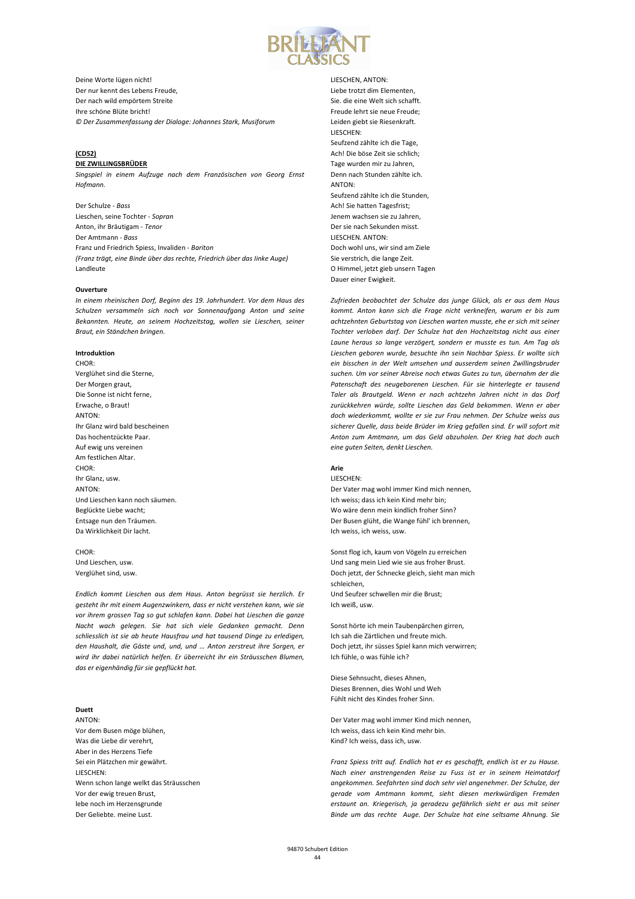Deine Worte lügen nicht!
Der nur kennt des Lebens Freude,
Der nach wild empörtem Streite
Ihre schöne Blüte bricht!
*© Der Zusammenfassung der Dialoge: Johannes Stark, Musiforum*

**(CD52)**
**DIE ZWILLINGSBRÜDER**
*Singspiel in einem Aufzuge nach dem Französischen von Georg Ernst Hofmann.*

Der Schulze - *Bass*
Lieschen, seine Tochter - *Sopran*
Anton, ihr Bräutigam - *Tenor*
Der Amtmann - *Bass*
Franz und Friedrich Spiess, Invaliden - *Bariton*
*(Franz trägt, eine Binde über das rechte, Friedrich über das linke Auge)*
Landleute

**Ouverture**
*In einem rheinischen Dorf, Beginn des 19. Jahrhundert. Vor dem Haus des Schulzen versammeln sich noch vor Sonnenaufgang Anton und seine Bekannten. Heute, an seinem Hochzeitstag, wollen sie Lieschen, seiner Braut, ein Ständchen bringen.*

**Introduktion**
CHOR:
Verglühet sind die Sterne,
Der Morgen graut,
Die Sonne ist nicht ferne,
Erwache, o Braut!
ANTON:
Ihr Glanz wird bald bescheinen
Das hochentzückte Paar.
Auf ewig uns vereinen
Am festlichen Altar.
CHOR:
Ihr Glanz, usw.
ANTON:
Und Lieschen kann noch säumen.
Beglückte Liebe wacht;
Entsage nun den Träumen.
Da Wirklichkeit Dir lacht.

CHOR:
Und Lieschen, usw.
Verglühet sind, usw.

*Endlich kommt Lieschen aus dem Haus. Anton begrüsst sie herzlich. Er gesteht ihr mit einem Augenzwinkern, dass er nicht verstehen kann, wie sie vor ihrem grossen Tag so gut schlafen kann. Dabei hat Lieschen die ganze Nacht wach gelegen. Sie hat sich viele Gedanken gemacht. Denn schliesslich ist sie ab heute Hausfrau und hat tausend Dinge zu erledigen, den Haushalt, die Gäste und, und, und … Anton zerstreut ihre Sorgen, er wird ihr dabei natürlich helfen. Er überreicht ihr ein Sträusschen Blumen, das er eigenhändig für sie gepflückt hat.*

**Duett**
ANTON:
Vor dem Busen möge blühen,
Was die Liebe dir verehrt,
Aber in des Herzens Tiefe
Sei ein Plätzchen mir gewährt.
LIESCHEN:
Wenn schon lange welkt das Sträusschen
Vor der ewig treuen Brust,
lebe noch im Herzensgrunde
Der Geliebte. meine Lust.

LIESCHEN, ANTON:
Liebe trotzt dim Elementen,
Sie. die eine Welt sich schafft.
Freude lehrt sie neue Freude;
Leiden giebt sie Riesenkraft.
LIESCHEN:
Seufzend zählte ich die Tage,
Ach! Die böse Zeit sie schlich;
Tage wurden mir zu Jahren,
Denn nach Stunden zählte ich.
ANTON:
Seufzend zählte ich die Stunden,
Ach! Sie hatten Tagesfrist;
Jenem wachsen sie zu Jahren,
Der sie nach Sekunden misst.
LIESCHEN. ANTON:
Doch wohl uns, wir sind am Ziele
Sie verstrich, die lange Zeit.
O Himmel, jetzt gieb unsern Tagen
Dauer einer Ewigkeit.

*Zufrieden beobachtet der Schulze das junge Glück, als er aus dem Haus kommt. Anton kann sich die Frage nicht verkneifen, warum er bis zum achtzehnten Geburtstag von Lieschen warten musste, ehe er sich mit seiner Tochter verloben darf. Der Schulze hat den Hochzeitstag nicht aus einer Laune heraus so lange verzögert, sondern er musste es tun. Am Tag als Lieschen geboren wurde, besuchte ihn sein Nachbar Spiess. Er wollte sich ein bisschen in der Welt umsehen und ausserdem seinen Zwillingsbruder suchen. Um vor seiner Abreise noch etwas Gutes zu tun, übernahm der die Patenschaft des neugeborenen Lieschen. Für sie hinterlegte er tausend Taler als Brautgeld. Wenn er nach achtzehn Jahren nicht in das Dorf zurückkehren würde, sollte Lieschen das Geld bekommen. Wenn er aber doch wiederkommt, wollte er sie zur Frau nehmen. Der Schulze weiss aus sicherer Quelle, dass beide Brüder im Krieg gefallen sind. Er will sofort mit Anton zum Amtmann, um das Geld abzuholen. Der Krieg hat doch auch eine guten Seiten, denkt Lieschen.*

**Arie**
LIESCHEN:
Der Vater mag wohl immer Kind mich nennen,
Ich weiss; dass ich kein Kind mehr bin;
Wo wäre denn mein kindlich froher Sinn?
Der Busen glüht, die Wange fühl' ich brennen,
Ich weiss, ich weiss, usw.

Sonst flog ich, kaum von Vögeln zu erreichen
Und sang mein Lied wie sie aus froher Brust.
Doch jetzt, der Schnecke gleich, sieht man mich schleichen,
Und Seufzer schwellen mir die Brust;
Ich weiß, usw.

Sonst hörte ich mein Taubenpärchen girren,
Ich sah die Zärtlichen und freute mich.
Doch jetzt, ihr süsses Spiel kann mich verwirren;
Ich fühle, o was fühle ich?

Diese Sehnsucht, dieses Ahnen,
Dieses Brennen, dies Wohl und Weh
Fühlt nicht des Kindes froher Sinn.

Der Vater mag wohl immer Kind mich nennen,
Ich weiss, dass ich kein Kind mehr bin.
Kind? Ich weiss, dass ich, usw.

*Franz Spiess tritt auf. Endlich hat er es geschafft, endlich ist er zu Hause. Nach einer anstrengenden Reise zu Fuss ist er in seinem Heimatdorf angekommen. Seefahrten sind doch sehr viel angenehmer. Der Schulze, der gerade vom Amtmann kommt, sieht diesen merkwürdigen Fremden erstaunt an. Kriegerisch, ja geradezu gefährlich sieht er aus mit seiner Binde um das rechte Auge. Der Schulze hat eine seltsame Ahnung. Sie*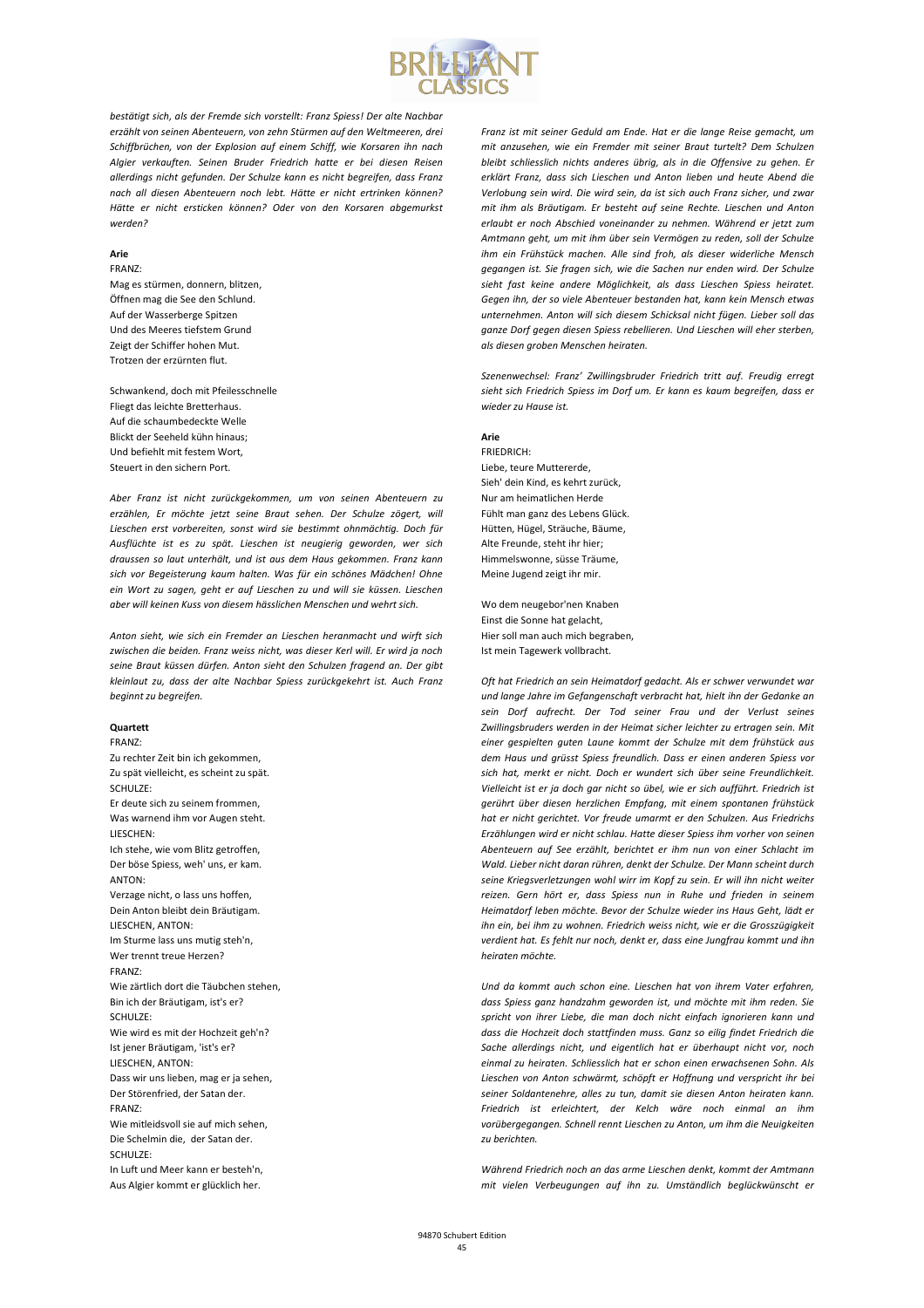*bestätigt sich, als der Fremde sich vorstellt: Franz Spiess! Der alte Nachbar erzählt von seinen Abenteuern, von zehn Stürmen auf den Weltmeeren, drei Schiffbrüchen, von der Explosion auf einem Schiff, wie Korsaren ihn nach Algier verkauften. Seinen Bruder Friedrich hatte er bei diesen Reisen allerdings nicht gefunden. Der Schulze kann es nicht begreifen, dass Franz nach all diesen Abenteuern noch lebt. Hätte er nicht ertrinken können? Hätte er nicht ersticken können? Oder von den Korsaren abgemurkst werden?*

**Arie**

FRANZ:
Mag es stürmen, donnern, blitzen,
Öffnen mag die See den Schlund.
Auf der Wasserberge Spitzen
Und des Meeres tiefstem Grund
Zeigt der Schiffer hohen Mut.
Trotzen der erzürnten flut.

Schwankend, doch mit Pfeilesschnelle
Fliegt das leichte Bretterhaus.
Auf die schaumbedeckte Welle
Blickt der Seeheld kühn hinaus;
Und befiehlt mit festem Wort,
Steuert in den sichern Port.

*Aber Franz ist nicht zurückgekommen, um von seinen Abenteuern zu erzählen, Er möchte jetzt seine Braut sehen. Der Schulze zögert, will Lieschen erst vorbereiten, sonst wird sie bestimmt ohnmächtig. Doch für Ausflüchte ist es zu spät. Lieschen ist neugierig geworden, wer sich draussen so laut unterhält, und ist aus dem Haus gekommen. Franz kann sich vor Begeisterung kaum halten. Was für ein schönes Mädchen! Ohne ein Wort zu sagen, geht er auf Lieschen zu und will sie küssen. Lieschen aber will keinen Kuss von diesem hässlichen Menschen und wehrt sich.*

*Anton sieht, wie sich ein Fremder an Lieschen heranmacht und wirft sich zwischen die beiden. Franz weiss nicht, was dieser Kerl will. Er wird ja noch seine Braut küssen dürfen. Anton sieht den Schulzen fragend an. Der gibt kleinlaut zu, dass der alte Nachbar Spiess zurückgekehrt ist. Auch Franz beginnt zu begreifen.*

**Quartett**

FRANZ:
Zu rechter Zeit bin ich gekommen,
Zu spät vielleicht, es scheint zu spät.
SCHULZE:
Er deute sich zu seinem frommen,
Was warnend ihm vor Augen steht.
LIESCHEN:
Ich stehe, wie vom Blitz getroffen,
Der böse Spiess, weh' uns, er kam.
ANTON:
Verzage nicht, o lass uns hoffen,
Dein Anton bleibt dein Bräutigam.
LIESCHEN, ANTON:
Im Sturme lass uns mutig steh'n,
Wer trennt treue Herzen?
FRANZ:
Wie zärtlich dort die Täubchen stehen,
Bin ich der Bräutigam, ist's er?
SCHULZE:
Wie wird es mit der Hochzeit geh'n?
Ist jener Bräutigam, 'ist's er?
LIESCHEN, ANTON:
Dass wir uns lieben, mag er ja sehen,
Der Störenfried, der Satan der.
FRANZ:
Wie mitleidsvoll sie auf mich sehen,
Die Schelmin die, der Satan der.
SCHULZE:
In Luft und Meer kann er besteh'n,
Aus Algier kommt er glücklich her.

*Franz ist mit seiner Geduld am Ende. Hat er die lange Reise gemacht, um mit anzusehen, wie ein Fremder mit seiner Braut turtelt? Dem Schulzen bleibt schliesslich nichts anderes übrig, als in die Offensive zu gehen. Er erklärt Franz, dass sich Lieschen und Anton lieben und heute Abend die Verlobung sein wird. Die wird sein, da ist sich auch Franz sicher, und zwar mit ihm als Bräutigam. Er besteht auf seine Rechte. Lieschen und Anton erlaubt er noch Abschied voneinander zu nehmen. Während er jetzt zum Amtmann geht, um mit ihm über sein Vermögen zu reden, soll der Schulze ihm ein Frühstück machen. Alle sind froh, als dieser widerliche Mensch gegangen ist. Sie fragen sich, wie die Sachen nur enden wird. Der Schulze sieht fast keine andere Möglichkeit, als dass Lieschen Spiess heiratet. Gegen ihn, der so viele Abenteuer bestanden hat, kann kein Mensch etwas unternehmen. Anton will sich diesem Schicksal nicht fügen. Lieber soll das ganze Dorf gegen diesen Spiess rebellieren. Und Lieschen will eher sterben, als diesen groben Menschen heiraten.*

*Szenenwechsel: Franz' Zwillingsbruder Friedrich tritt auf. Freudig erregt sieht sich Friedrich Spiess im Dorf um. Er kann es kaum begreifen, dass er wieder zu Hause ist.*

**Arie**

FRIEDRICH:
Liebe, teure Muttererde,
Sieh' dein Kind, es kehrt zurück,
Nur am heimatlichen Herde
Fühlt man ganz des Lebens Glück.
Hütten, Hügel, Sträuche, Bäume,
Alte Freunde, steht ihr hier;
Himmelswonne, süsse Träume,
Meine Jugend zeigt ihr mir.

Wo dem neugebor'nen Knaben
Einst die Sonne hat gelacht,
Hier soll man auch mich begraben,
Ist mein Tagewerk vollbracht.

*Oft hat Friedrich an sein Heimatdorf gedacht. Als er schwer verwundet war und lange Jahre im Gefangenschaft verbracht hat, hielt ihn der Gedanke an sein Dorf aufrecht. Der Tod seiner Frau und der Verlust seines Zwillingsbruders werden in der Heimat sicher leichter zu ertragen sein. Mit einer gespielten guten Laune kommt der Schulze mit dem frühstück aus dem Haus und grüsst Spiess freundlich. Dass er einen anderen Spiess vor sich hat, merkt er nicht. Doch er wundert sich über seine Freundlichkeit. Vielleicht ist er ja doch gar nicht so übel, wie er sich aufführt. Friedrich ist gerührt über diesen herzlichen Empfang, mit einem spontanen frühstück hat er nicht gerichtet. Vor freude umarmt er den Schulzen. Aus Friedrichs Erzählungen wird er nicht schlau. Hatte dieser Spiess ihm vorher von seinen Abenteuern auf See erzählt, berichtet er ihm nun von einer Schlacht im Wald. Lieber nicht daran rühren, denkt der Schulze. Der Mann scheint durch seine Kriegsverletzungen wohl wirr im Kopf zu sein. Er will ihn nicht weiter reizen. Gern hört er, dass Spiess nun in Ruhe und frieden in seinem Heimatdorf leben möchte. Bevor der Schulze wieder ins Haus Geht, lädt er ihn ein, bei ihm zu wohnen. Friedrich weiss nicht, wie er die Grosszügigkeit verdient hat. Es fehlt nur noch, denkt er, dass eine Jungfrau kommt und ihn heiraten möchte.*

*Und da kommt auch schon eine. Lieschen hat von ihrem Vater erfahren, dass Spiess ganz handzahm geworden ist, und möchte mit ihm reden. Sie spricht von ihrer Liebe, die man doch nicht einfach ignorieren kann und dass die Hochzeit doch stattfinden muss. Ganz so eilig findet Friedrich die Sache allerdings nicht, und eigentlich hat er überhaupt nicht vor, noch einmal zu heiraten. Schliesslich hat er schon einen erwachsenen Sohn. Als Lieschen von Anton schwärmt, schöpft er Hoffnung und verspricht ihr bei seiner Soldantenehre, alles zu tun, damit sie diesen Anton heiraten kann. Friedrich ist erleichtert, der Kelch wäre noch einmal an ihm vorübergegangen. Schnell rennt Lieschen zu Anton, um ihm die Neuigkeiten zu berichten.*

*Während Friedrich noch an das arme Lieschen denkt, kommt der Amtmann mit vielen Verbeugungen auf ihn zu. Umständlich beglückwünscht er*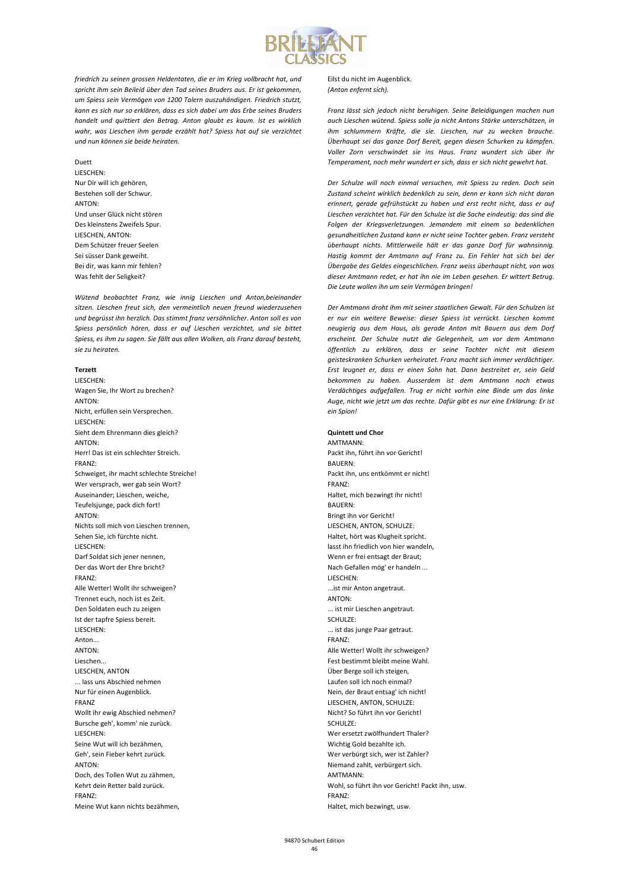*friedrich zu seinen grossen Heldentaten, die er im Krieg vollbracht hat, und spricht ihm sein Beileid über den Tod seines Bruders aus. Er ist gekommen, um Spiess sein Vermögen von 1200 Talern auszuhändigen. Friedrich stutzt, kann es sich nur so erklären, dass es sich dabei um das Erbe seines Bruders handelt und quittiert den Betrag. Anton glaubt es kaum. Ist es wirklich wahr, was Lieschen ihm gerade erzählt hat? Spiess hat auf sie verzichtet und nun können sie beide heiraten.*

Duett
LIESCHEN:
Nur Dir will ich gehören,
Bestehen soll der Schwur.
ANTON:
Und unser Glück nicht stören
Des kleinstens Zweifels Spur.
LIESCHEN, ANTON:
Dem Schützer freuer Seelen
Sei süsser Dank geweiht.
Bei dir, was kann mir fehlen?
Was fehlt der Seligkeit?

*Wütend beobachtet Franz, wie innig Lieschen und Anton,beieinander sitzen. Lieschen freut sich, den vermeintlich neuen freund wiederzusehen und begrüsst ihn herzlich. Das stimmt franz versöhnlicher. Anton soll es von Spiess persönlich hören, dass er auf Lieschen verzichtet, und sie bittet Spiess, es ihm zu sagen. Sie fällt aus allen Wolken, als Franz darauf besteht, sie zu heiraten.*

**Terzett**
LIESCHEN:
Wagen Sie, Ihr Wort zu brechen?
ANTON:
Nicht, erfüllen sein Versprechen.
LIESCHEN:
Sieht dem Ehrenmann dies gleich?
ANTON:
Herr! Das ist ein schlechter Streich.
FRANZ:
Schweiget, ihr macht schlechte Streiche!
Wer versprach, wer gab sein Wort?
Auseinander; Lieschen, weiche,
Teufelsjunge, pack dich fort!
ANTON:
Nichts soll mich von Lieschen trennen,
Sehen Sie, ich fürchte nicht.
LIESCHEN:
Darf Soldat sich jener nennen,
Der das Wort der Ehre bricht?
FRANZ:
Alle Wetter! Wollt ihr schweigen?
Trennet euch, noch ist es Zeit.
Den Soldaten euch zu zeigen
Ist der tapfre Spiess bereit.
LIESCHEN:
Anton...
ANTON:
Lieschen...
LIESCHEN, ANTON
... lass uns Abschied nehmen
Nur für einen Augenblick.
FRANZ
Wollt ihr ewig Abschied nehmen?
Bursche geh', komm' nie zurück.
LIESCHEN:
Seine Wut will ich bezähmen,
Geh', sein Fieber kehrt zurück.
ANTON:
Doch, des Tollen Wut zu zähmen,
Kehrt dein Retter bald zurück.
FRANZ:
Meine Wut kann nichts bezähmen,
Eilst du nicht im Augenblick.
*(Anton enfernt sich).*

*Franz lässt sich jedoch nicht beruhigen. Seine Beleidigungen machen nun auch Lieschen wütend. Spiess solle ja nicht Antons Stärke unterschätzen, in ihm schlummern Kräfte, die sie. Lieschen, nur zu wecken brauche. Überhaupt sei das ganze Dorf Bereit, gegen diesen Schurken zu kämpfen. Voller Zorn verschwindet sie ins Haus. Franz wundert sich über ihr Temperament, noch mehr wundert er sich, dass er sich nicht gewehrt hat.*

*Der Schulze will noch einmal versuchen, mit Spiess zu reden. Doch sein Zustand scheint wirklich bedenklich zu sein, denn er kann sich nicht daran erinnert, gerade gefrühstückt zu haben und erst recht nicht, dass er auf Lieschen verzichtet hat. Für den Schulze ist die Sache eindeutig: das sind die Folgen der Kriegsverletzungen. Jemandem mit einem so bedenklichen gesundheitlichen Zustand kann er nicht seine Tochter geben. Franz versteht überhaupt nichts. Mittlerweile hält er das ganze Dorf für wahnsinnig. Hastig kommt der Amtmann auf Franz zu. Ein Fehler hat sich bei der Übergabe des Geldes eingeschlichen. Franz weiss überhaupt nicht, von was dieser Amtmann redet, er hat ihn nie im Leben gesehen. Er wittert Betrug. Die Leute wollen ihn um sein Vermögen bringen!*

*Der Amtmann droht ihm mit seiner staatlichen Gewalt. Für den Schulzen ist er nur ein weitere Beweise: dieser Spiess ist verrückt. Lieschen kommt neugierig aus dem Haus, als gerade Anton mit Bauern aus dem Dorf erscheint. Der Schulze nutzt die Gelegenheit, um vor dem Amtmann öffentlich zu erklären, dass er seine Tochter nicht mit diesem geisteskranken Schurken verheiratet. Franz macht sich immer verdächtiger. Erst leugnet er, dass er einen Sohn hat. Dann bestreitet er, sein Geld bekommen zu haben. Ausserdem ist dem Amtmann noch etwas Verdächtiges aufgefallen. Trug er nicht vorhin eine Binde um das linke Auge, nicht wie jetzt um das rechte. Dafür gibt es nur eine Erklärung: Er ist ein Spion!*

**Quintett und Chor**
AMTMANN:
Packt ihn, führt ihn vor Gericht!
BAUERN:
Packt ihn, uns entkömmt er nicht!
FRANZ:
Haltet, mich bezwingt ihr nicht!
BAUERN:
Bringt ihn vor Gericht!
LIESCHEN, ANTON, SCHULZE:
Haltet, hört was Klugheit spricht.
lasst ihn friedlich von hier wandeln,
Wenn er frei entsagt der Braut;
Nach Gefallen mög' er handeln ...
LIESCHEN:
...ist mir Anton angetraut.
ANTON:
... ist mir Lieschen angetraut.
SCHULZE:
... ist das junge Paar getraut.
FRANZ:
Alle Wetter! Wollt ihr schweigen?
Fest bestimmt bleibt meine Wahl.
Über Berge soll ich steigen,
Laufen soll ich noch einmal?
Nein, der Braut entsag' ich nicht!
LIESCHEN, ANTON, SCHULZE:
Nicht? So führt ihn vor Gericht!
SCHULZE:
Wer ersetzt zwölfhundert Thaler?
Wichtig Gold bezahlte ich.
Wer verbürgt sich, wer ist Zahler?
Niemand zahlt, verbürgert sich.
AMTMANN:
Wohl, so führt ihn vor Gericht! Packt ihn, usw.
FRANZ:
Haltet, mich bezwingt, usw.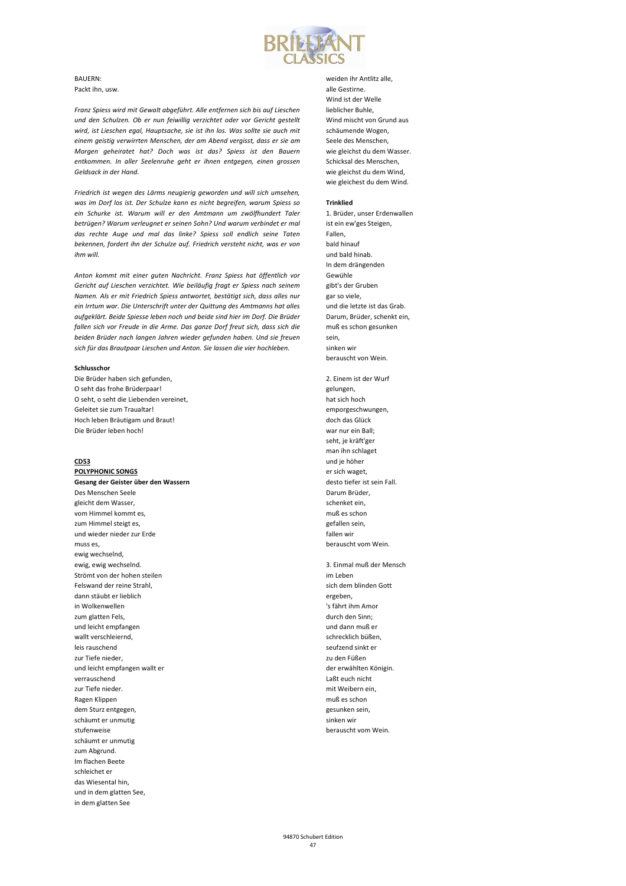BAUERN:
Packt ihn, usw.

*Franz Spiess wird mit Gewalt abgeführt. Alle entfernen sich bis auf Lieschen und den Schulzen. Ob er nun feiwillig verzichtet oder vor Gericht gestellt wird, ist Lieschen egal, Hauptsache, sie ist ihn los. Was sollte sie auch mit einem geistig verwirrten Menschen, der am Abend vergisst, dass er sie am Morgen geheiratet hat? Doch was ist das? Spiess ist den Bauern entkommen. In aller Seelenruhe geht er ihnen entgegen, einen grossen Geldsack in der Hand.*

*Friedrich ist wegen des Lärms neugierig geworden und will sich umsehen, was im Dorf los ist. Der Schulze kann es nicht begreifen, warum Spiess so ein Schurke ist. Warum will er den Amtmann um zwölfhundert Taler betrügen? Warum verleugnet er seinen Sohn? Und warum verbindet er mal das rechte Auge und mal das linke? Spiess soll endlich seine Taten bekennen, fordert ihn der Schulze auf. Friedrich versteht nicht, was er von ihm will.*

*Anton kommt mit einer guten Nachricht. Franz Spiess hat öffentlich vor Gericht auf Lieschen verzichtet. Wie beiläufig fragt er Spiess nach seinem Namen. Als er mit Friedrich Spiess antwortet, bestätigt sich, dass alles nur ein Irrtum war. Die Unterschrift unter der Quittung des Amtmanns hat alles aufgeklärt. Beide Spiesse leben noch und beide sind hier im Dorf. Die Brüder fallen sich vor Freude in die Arme. Das ganze Dorf freut sich, dass sich die beiden Brüder nach langen Jahren wieder gefunden haben. Und sie freuen sich für das Brautpaar Lieschen und Anton. Sie lassen die vier hochleben.*

**Schlusschor**

Die Brüder haben sich gefunden,
O seht das frohe Brüderpaar!
O seht, o seht die Liebenden vereinet,
Geleitet sie zum Traualtar!
Hoch leben Bräutigam und Braut!
Die Brüder leben hoch!

## CD53

## POLYPHONIC SONGS

**Gesang der Geister über den Wassern**

Des Menschen Seele
gleicht dem Wasser,
vom Himmel kommt es,
zum Himmel steigt es,
und wieder nieder zur Erde
muss es,
ewig wechselnd,
ewig, ewig wechselnd.
Strömt von der hohen steilen
Felswand der reine Strahl,
dann stäubt er lieblich
in Wolkenwellen
zum glatten Fels,
und leicht empfangen
wallt verschleiernd,
leis rauschend
zur Tiefe nieder,
und leicht empfangen wallt er
verrauschend
zur Tiefe nieder.
Ragen Klippen
dem Sturz entgegen,
schäumt er unmutig
stufenweise
schäumt er unmutig
zum Abgrund.
Im flachen Beete
schleichet er
das Wiesental hin,
und in dem glatten See,
in dem glatten See
weiden ihr Antlitz alle,
alle Gestirne.
Wind ist der Welle
lieblicher Buhle,
Wind mischt von Grund aus
schäumende Wogen,
Seele des Menschen,
wie gleichst du dem Wasser.
Schicksal des Menschen,
wie gleichst du dem Wind,
wie gleichest du dem Wind.

**Trinklied**

1. Brüder, unser Erdenwallen
ist ein ew'ges Steigen,
Fallen,
bald hinauf
und bald hinab.
In dem drängenden
Gewühle
gibt's der Gruben
gar so viele,
und die letzte ist das Grab.
Darum, Brüder, schenkt ein,
muß es schon gesunken
sein,
sinken wir
berauscht von Wein.

2. Einem ist der Wurf
gelungen,
hat sich hoch
emporgeschwungen,
doch das Glück
war nur ein Ball;
seht, je kräft'ger
man ihn schlaget
und je höher
er sich waget,
desto tiefer ist sein Fall.
Darum Brüder,
schenket ein,
muß es schon
gefallen sein,
fallen wir
berauscht vom Wein.

3. Einmal muß der Mensch
im Leben
sich dem blinden Gott
ergeben,
's fährt ihm Amor
durch den Sinn;
und dann muß er
schrecklich büßen,
seufzend sinkt er
zu den Füßen
der erwählten Königin.
Laßt euch nicht
mit Weibern ein,
muß es schon
gesunken sein,
sinken wir
berauscht vom Wein.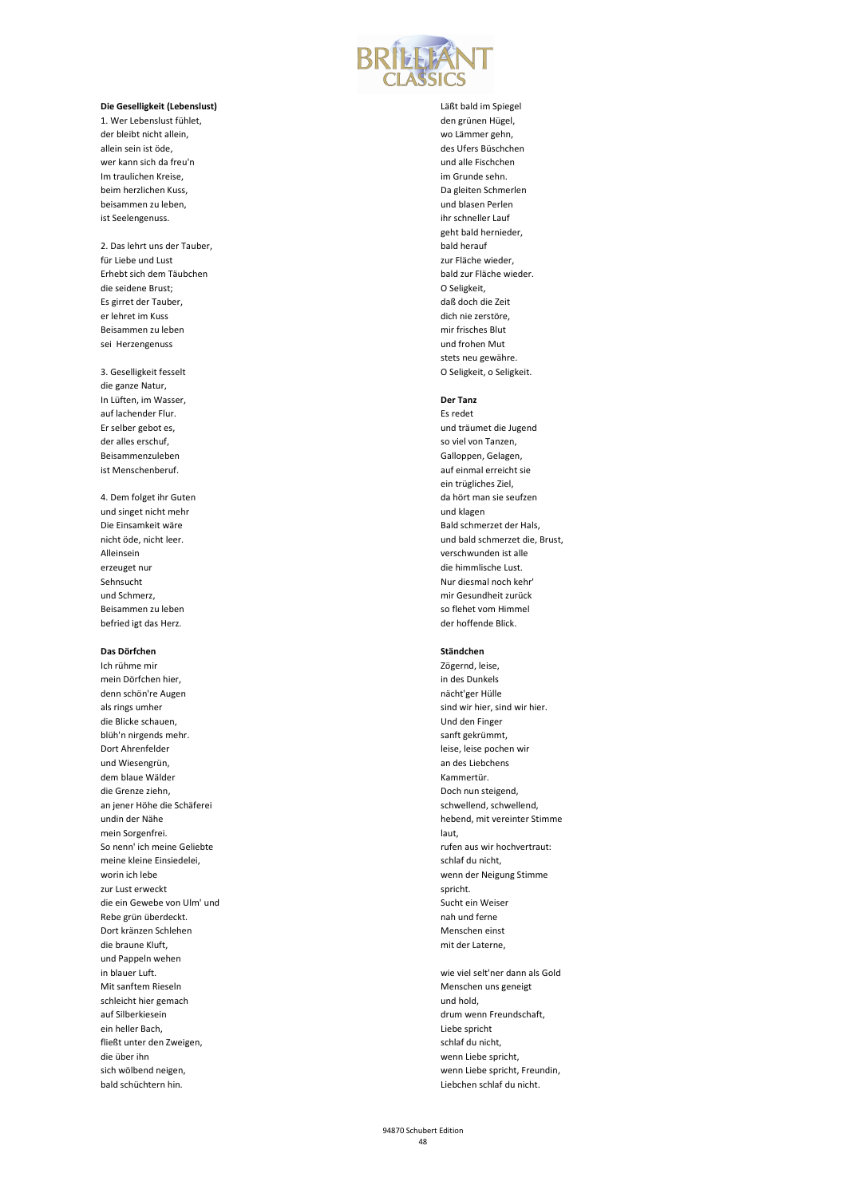**Die Geselligkeit (Lebenslust)**

1. Wer Lebenslust fühlet,
der bleibt nicht allein,
allein sein ist öde,
wer kann sich da freu'n
Im traulichen Kreise,
beim herzlichen Kuss,
beisammen zu leben,
ist Seelengenuss.

2. Das lehrt uns der Tauber,
für Liebe und Lust
Erhebt sich dem Täubchen
die seidene Brust;
Es girret der Tauber,
er lehret im Kuss
Beisammen zu leben
sei Herzengenuss

3. Geselligkeit fesselt
die ganze Natur,
In Lüften, im Wasser,
auf lachender Flur.
Er selber gebot es,
der alles erschuf,
Beisammenzuleben
ist Menschenberuf.

4. Dem folget ihr Guten
und singet nicht mehr
Die Einsamkeit wäre
nicht öde, nicht leer.
Alleinsein
erzeuget nur
Sehnsucht
und Schmerz,
Beisammen zu leben
befried igt das Herz.

**Das Dörfchen**

Ich rühme mir
mein Dörfchen hier,
denn schön're Augen
als rings umher
die Blicke schauen,
blüh'n nirgends mehr.
Dort Ahrenfelder
und Wiesengrün,
dem blaue Wälder
die Grenze ziehn,
an jener Höhe die Schäferei
undin der Nähe
mein Sorgenfrei.
So nenn' ich meine Geliebte
meine kleine Einsiedelei,
worin ich lebe
zur Lust erweckt
die ein Gewebe von Ulm' und
Rebe grün überdeckt.
Dort kränzen Schlehen
die braune Kluft,
und Pappeln wehen
in blauer Luft.
Mit sanftem Rieseln
schleicht hier gemach
auf Silberkiesein
ein heller Bach,
fließt unter den Zweigen,
die über ihn
sich wölbend neigen,
bald schüchtern hin.
Läßt bald im Spiegel
den grünen Hügel,
wo Lämmer gehn,
des Ufers Büschchen
und alle Fischchen
im Grunde sehn.
Da gleiten Schmerlen
und blasen Perlen
ihr schneller Lauf
geht bald hernieder,
bald herauf
zur Fläche wieder,
bald zur Fläche wieder.
O Seligkeit,
daß doch die Zeit
dich nie zerstöre,
mir frisches Blut
und frohen Mut
stets neu gewähre.
O Seligkeit, o Seligkeit.

**Der Tanz**

Es redet
und träumet die Jugend
so viel von Tanzen,
Galloppen, Gelagen,
auf einmal erreicht sie
ein trügliches Ziel,
da hört man sie seufzen
und klagen
Bald schmerzet der Hals,
und bald schmerzet die, Brust,
verschwunden ist alle
die himmlische Lust.
Nur diesmal noch kehr'
mir Gesundheit zurück
so flehet vom Himmel
der hoffende Blick.

**Ständchen**

Zögernd, leise,
in des Dunkels
nächt'ger Hülle
sind wir hier, sind wir hier.
Und den Finger
sanft gekrümmt,
leise, leise pochen wir
an des Liebchens
Kammertür.
Doch nun steigend,
schwellend, schwellend,
hebend, mit vereinter Stimme
laut,
rufen aus wir hochvertraut:
schlaf du nicht,
wenn der Neigung Stimme
spricht.
Sucht ein Weiser
nah und ferne
Menschen einst
mit der Laterne,

wie viel selt'ner dann als Gold
Menschen uns geneigt
und hold,
drum wenn Freundschaft,
Liebe spricht
schlaf du nicht,
wenn Liebe spricht,
wenn Liebe spricht, Freundin,
Liebchen schlaf du nicht.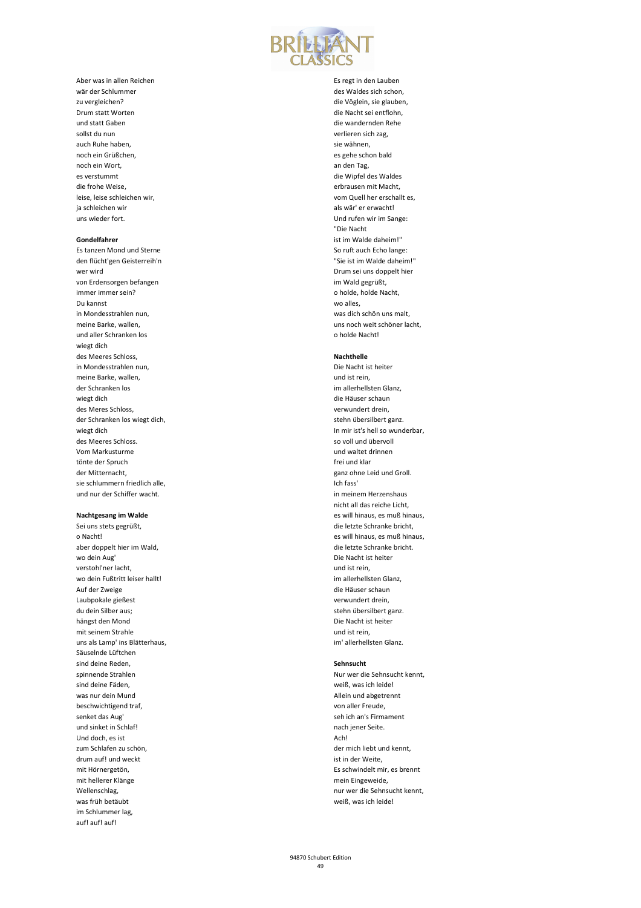Aber was in allen Reichen
wär der Schlummer
zu vergleichen?
Drum statt Worten
und statt Gaben
sollst du nun
auch Ruhe haben,
noch ein Grüßchen,
noch ein Wort,
es verstummt
die frohe Weise,
leise, leise schleichen wir,
ja schleichen wir
uns wieder fort.

**Gondelfahrer**

Es tanzen Mond und Sterne
den flücht'gen Geisterreih'n
wer wird
von Erdensorgen befangen
immer immer sein?
Du kannst
in Mondesstrahlen nun,
meine Barke, wallen,
und aller Schranken los
wiegt dich
des Meeres Schloss,
in Mondesstrahlen nun,
meine Barke, wallen,
der Schranken los
wiegt dich
des Meres Schloss,
der Schranken los wiegt dich,
wiegt dich
des Meeres Schloss.
Vom Markusturme
tönte der Spruch
der Mitternacht,
sie schlummern friedlich alle,
und nur der Schiffer wacht.

**Nachtgesang im Walde**

Sei uns stets gegrüßt,
o Nacht!
aber doppelt hier im Wald,
wo dein Aug'
verstohl'ner lacht,
wo dein Fußtritt leiser hallt!
Auf der Zweige
Laubpokale gießest
du dein Silber aus;
hängst den Mond
mit seinem Strahle
uns als Lamp' ins Blätterhaus,
Säuselnde Lüftchen
sind deine Reden,
spinnende Strahlen
sind deine Fäden,
was nur dein Mund
beschwichtigend traf,
senket das Aug'
und sinket in Schlaf!
Und doch, es ist
zum Schlafen zu schön,
drum auf! und weckt
mit Hörnergetön,
mit hellerer Klänge
Wellenschlag,
was früh betäubt
im Schlummer lag,
auf! auf! auf!

Es regt in den Lauben
des Waldes sich schon,
die Vöglein, sie glauben,
die Nacht sei entflohn,
die wandernden Rehe
verlieren sich zag,
sie wähnen,
es gehe schon bald
an den Tag,
die Wipfel des Waldes
erbrausen mit Macht,
vom Quell her erschallt es,
als wär' er erwacht!
Und rufen wir im Sange:
"Die Nacht
ist im Walde daheim!"
So ruft auch Echo lange:
"Sie ist im Walde daheim!"
Drum sei uns doppelt hier
im Wald gegrüßt,
o holde, holde Nacht,
wo alles,
was dich schön uns malt,
uns noch weit schöner lacht,
o holde Nacht!

**Nachthelle**

Die Nacht ist heiter
und ist rein,
im allerhellsten Glanz,
die Häuser schaun
verwundert drein,
stehn übersilbert ganz.
In mir ist's hell so wunderbar,
so voll und übervoll
und waltet drinnen
frei und klar
ganz ohne Leid und Groll.
Ich fass'
in meinem Herzenshaus
nicht all das reiche Licht,
es will hinaus, es muß hinaus,
die letzte Schranke bricht,
es will hinaus, es muß hinaus,
die letzte Schranke bricht.
Die Nacht ist heiter
und ist rein,
im allerhellsten Glanz,
die Häuser schaun
verwundert drein,
stehn übersilbert ganz.
Die Nacht ist heiter
und ist rein,
im' allerhellsten Glanz.

**Sehnsucht**

Nur wer die Sehnsucht kennt,
weiß, was ich leide!
Allein und abgetrennt
von aller Freude,
seh ich an's Firmament
nach jener Seite.
Ach!
der mich liebt und kennt,
ist in der Weite,
Es schwindelt mir, es brennt
mein Eingeweide,
nur wer die Sehnsucht kennt,
weiß, was ich leide!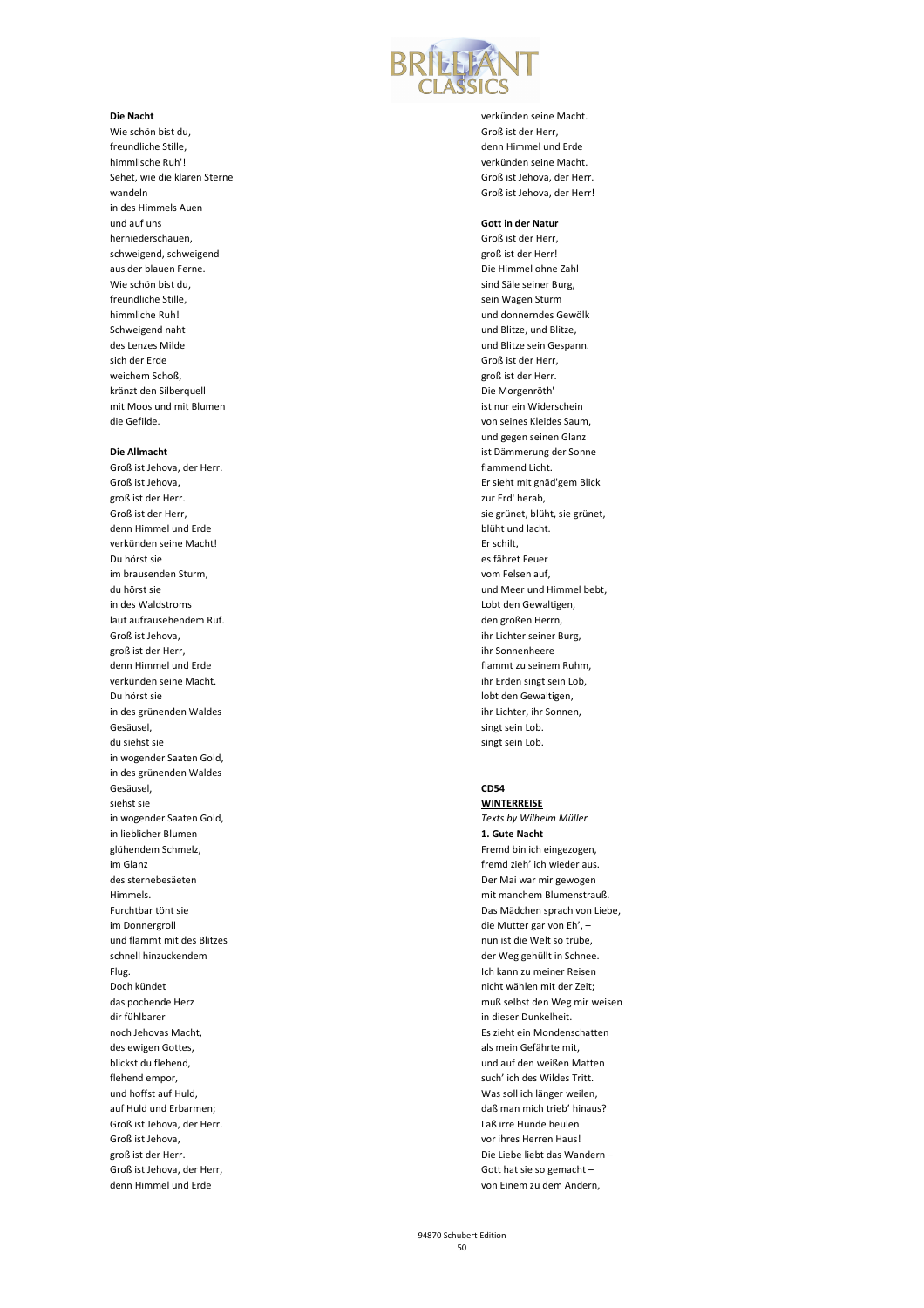**Die Nacht**
Wie schön bist du,
freundliche Stille,
himmlische Ruh'!
Sehet, wie die klaren Sterne
wandeln
in des Himmels Auen
und auf uns
herniederschauen,
schweigend, schweigend
aus der blauen Ferne.
Wie schön bist du,
freundliche Stille,
himmliche Ruh!
Schweigend naht
des Lenzes Milde
sich der Erde
weichem Schoß,
kränzt den Silberquell
mit Moos und mit Blumen
die Gefilde.

**Die Allmacht**
Groß ist Jehova, der Herr.
Groß ist Jehova,
groß ist der Herr.
Groß ist der Herr,
denn Himmel und Erde
verkünden seine Macht!
Du hörst sie
im brausenden Sturm,
du hörst sie
in des Waldstroms
laut aufrausehendem Ruf.
Groß ist Jehova,
groß ist der Herr,
denn Himmel und Erde
verkünden seine Macht.
Du hörst sie
in des grünenden Waldes
Gesäusel,
du siehst sie
in wogender Saaten Gold,
in des grünenden Waldes
Gesäusel,
siehst sie
in wogender Saaten Gold,
in lieblicher Blumen
glühendem Schmelz,
im Glanz
des sternebesäeten
Himmels.
Furchtbar tönt sie
im Donnergroll
und flammt mit des Blitzes
schnell hinzuckendem
Flug.
Doch kündet
das pochende Herz
dir fühlbarer
noch Jehovas Macht,
des ewigen Gottes,
blickst du flehend,
flehend empor,
und hoffst auf Huld,
auf Huld und Erbarmen;
Groß ist Jehova, der Herr.
Groß ist Jehova,
groß ist der Herr.
Groß ist Jehova, der Herr,
denn Himmel und Erde
verkünden seine Macht.
Groß ist der Herr,
denn Himmel und Erde
verkünden seine Macht.
Groß ist Jehova, der Herr.
Groß ist Jehova, der Herr!

**Gott in der Natur**
Groß ist der Herr,
groß ist der Herr!
Die Himmel ohne Zahl
sind Säle seiner Burg,
sein Wagen Sturm
und donnerndes Gewölk
und Blitze, und Blitze,
und Blitze sein Gespann.
Groß ist der Herr,
groß ist der Herr.
Die Morgenröth'
ist nur ein Widerschein
von seines Kleides Saum,
und gegen seinen Glanz
ist Dämmerung der Sonne
flammend Licht.
Er sieht mit gnäd'gem Blick
zur Erd' herab,
sie grünet, blüht, sie grünet,
blüht und lacht.
Er schilt,
es fähret Feuer
vom Felsen auf,
und Meer und Himmel bebt,
Lobt den Gewaltigen,
den großen Herrn,
ihr Lichter seiner Burg,
ihr Sonnenheere
flammt zu seinem Ruhm,
ihr Erden singt sein Lob,
lobt den Gewaltigen,
ihr Lichter, ihr Sonnen,
singt sein Lob.
singt sein Lob.

**CD54**
**WINTERREISE**
*Texts by Wilhelm Müller*
**1. Gute Nacht**
Fremd bin ich eingezogen,
fremd zieh' ich wieder aus.
Der Mai war mir gewogen
mit manchem Blumenstrauß.
Das Mädchen sprach von Liebe,
die Mutter gar von Eh', –
nun ist die Welt so trübe,
der Weg gehüllt in Schnee.
Ich kann zu meiner Reisen
nicht wählen mit der Zeit;
muß selbst den Weg mir weisen
in dieser Dunkelheit.
Es zieht ein Mondenschatten
als mein Gefährte mit,
und auf den weißen Matten
such' ich des Wildes Tritt.
Was soll ich länger weilen,
daß man mich trieb' hinaus?
Laß irre Hunde heulen
vor ihres Herren Haus!
Die Liebe liebt das Wandern –
Gott hat sie so gemacht –
von Einem zu dem Andern,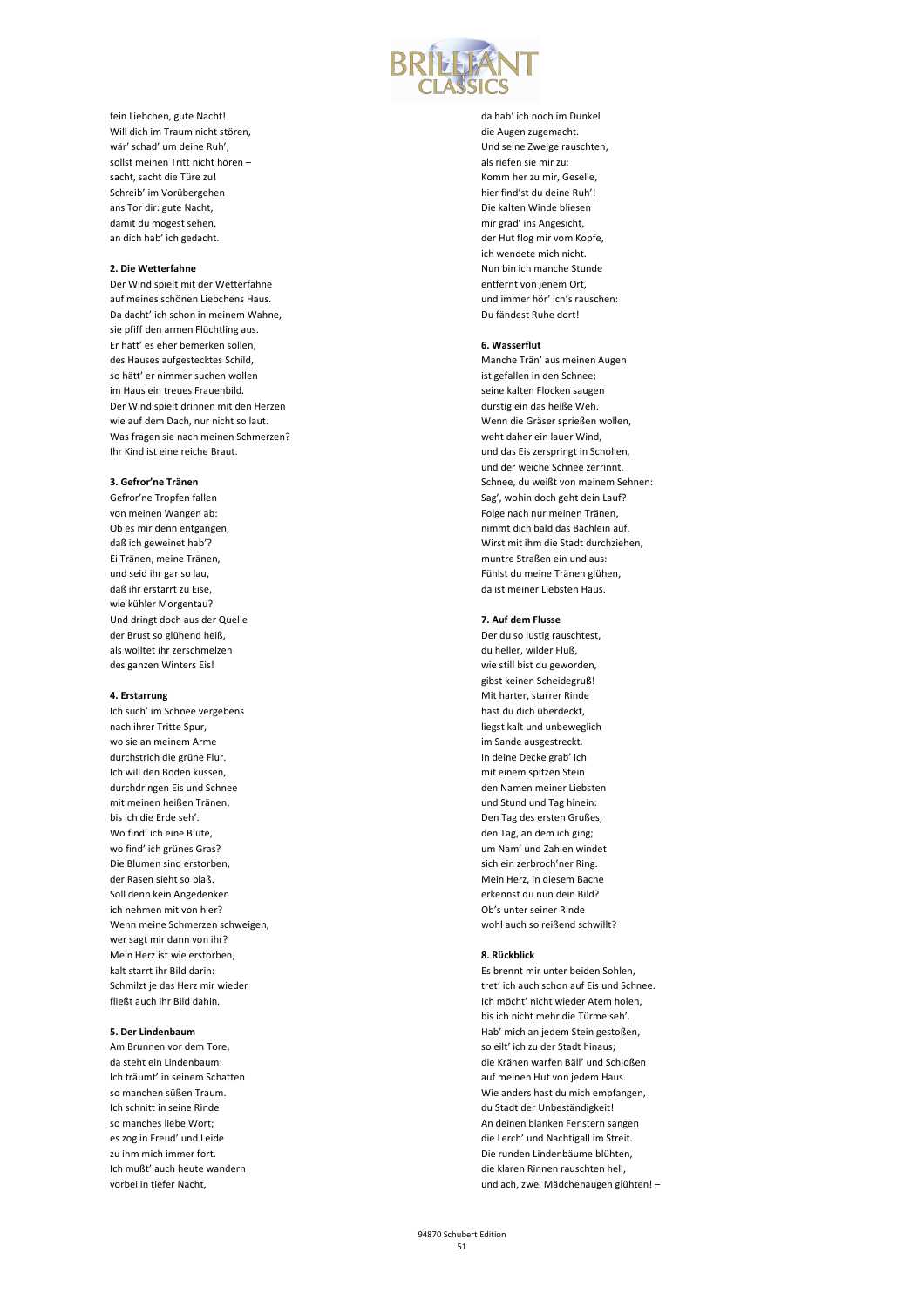fein Liebchen, gute Nacht!
Will dich im Traum nicht stören,
wär' schad' um deine Ruh',
sollst meinen Tritt nicht hören –
sacht, sacht die Türe zu!
Schreib' im Vorübergehen
ans Tor dir: gute Nacht,
damit du mögest sehen,
an dich hab' ich gedacht.

**2. Die Wetterfahne**

Der Wind spielt mit der Wetterfahne
auf meines schönen Liebchens Haus.
Da dacht' ich schon in meinem Wahne,
sie pfiff den armen Flüchtling aus.
Er hätt' es eher bemerken sollen,
des Hauses aufgestecktes Schild,
so hätt' er nimmer suchen wollen
im Haus ein treues Frauenbild.
Der Wind spielt drinnen mit den Herzen
wie auf dem Dach, nur nicht so laut.
Was fragen sie nach meinen Schmerzen?
Ihr Kind ist eine reiche Braut.

**3. Gefror'ne Tränen**

Gefror'ne Tropfen fallen
von meinen Wangen ab:
Ob es mir denn entgangen,
daß ich geweinet hab'?
Ei Tränen, meine Tränen,
und seid ihr gar so lau,
daß ihr erstarrt zu Eise,
wie kühler Morgentau?
Und dringt doch aus der Quelle
der Brust so glühend heiß,
als wolltet ihr zerschmelzen
des ganzen Winters Eis!

**4. Erstarrung**

Ich such' im Schnee vergebens
nach ihrer Tritte Spur,
wo sie an meinem Arme
durchstrich die grüne Flur.
Ich will den Boden küssen,
durchdringen Eis und Schnee
mit meinen heißen Tränen,
bis ich die Erde seh'.
Wo find' ich eine Blüte,
wo find' ich grünes Gras?
Die Blumen sind erstorben,
der Rasen sieht so blaß.
Soll denn kein Angedenken
ich nehmen mit von hier?
Wenn meine Schmerzen schweigen,
wer sagt mir dann von ihr?
Mein Herz ist wie erstorben,
kalt starrt ihr Bild darin:
Schmilzt je das Herz mir wieder
fließt auch ihr Bild dahin.

**5. Der Lindenbaum**

Am Brunnen vor dem Tore,
da steht ein Lindenbaum:
Ich träumt' in seinem Schatten
so manchen süßen Traum.
Ich schnitt in seine Rinde
so manches liebe Wort;
es zog in Freud' und Leide
zu ihm mich immer fort.
Ich mußt' auch heute wandern
vorbei in tiefer Nacht,
da hab' ich noch im Dunkel
die Augen zugemacht.
Und seine Zweige rauschten,
als riefen sie mir zu:
Komm her zu mir, Geselle,
hier find'st du deine Ruh'!
Die kalten Winde bliesen
mir grad' ins Angesicht,
der Hut flog mir vom Kopfe,
ich wendete mich nicht.
Nun bin ich manche Stunde
entfernt von jenem Ort,
und immer hör' ich's rauschen:
Du fändest Ruhe dort!

**6. Wasserflut**

Manche Trän' aus meinen Augen
ist gefallen in den Schnee;
seine kalten Flocken saugen
durstig ein das heiße Weh.
Wenn die Gräser sprießen wollen,
weht daher ein lauer Wind,
und das Eis zerspringt in Schollen,
und der weiche Schnee zerrinnt.
Schnee, du weißt von meinem Sehnen:
Sag', wohin doch geht dein Lauf?
Folge nach nur meinen Tränen,
nimmt dich bald das Bächlein auf.
Wirst mit ihm die Stadt durchziehen,
muntre Straßen ein und aus:
Fühlst du meine Tränen glühen,
da ist meiner Liebsten Haus.

**7. Auf dem Flusse**

Der du so lustig rauschtest,
du heller, wilder Fluß,
wie still bist du geworden,
gibst keinen Scheidegruß!
Mit harter, starrer Rinde
hast du dich überdeckt,
liegst kalt und unbeweglich
im Sande ausgestreckt.
In deine Decke grab' ich
mit einem spitzen Stein
den Namen meiner Liebsten
und Stund und Tag hinein:
Den Tag des ersten Grußes,
den Tag, an dem ich ging;
um Nam' und Zahlen windet
sich ein zerbroch'ner Ring.
Mein Herz, in diesem Bache
erkennst du nun dein Bild?
Ob's unter seiner Rinde
wohl auch so reißend schwillt?

**8. Rückblick**

Es brennt mir unter beiden Sohlen,
tret' ich auch schon auf Eis und Schnee.
Ich möcht' nicht wieder Atem holen,
bis ich nicht mehr die Türme seh'.
Hab' mich an jedem Stein gestoßen,
so eilt' ich zu der Stadt hinaus;
die Krähen warfen Bäll' und Schloßen
auf meinen Hut von jedem Haus.
Wie anders hast du mich empfangen,
du Stadt der Unbeständigkeit!
An deinen blanken Fenstern sangen
die Lerch' und Nachtigall im Streit.
Die runden Lindenbäume blühten,
die klaren Rinnen rauschten hell,
und ach, zwei Mädchenaugen glühten! –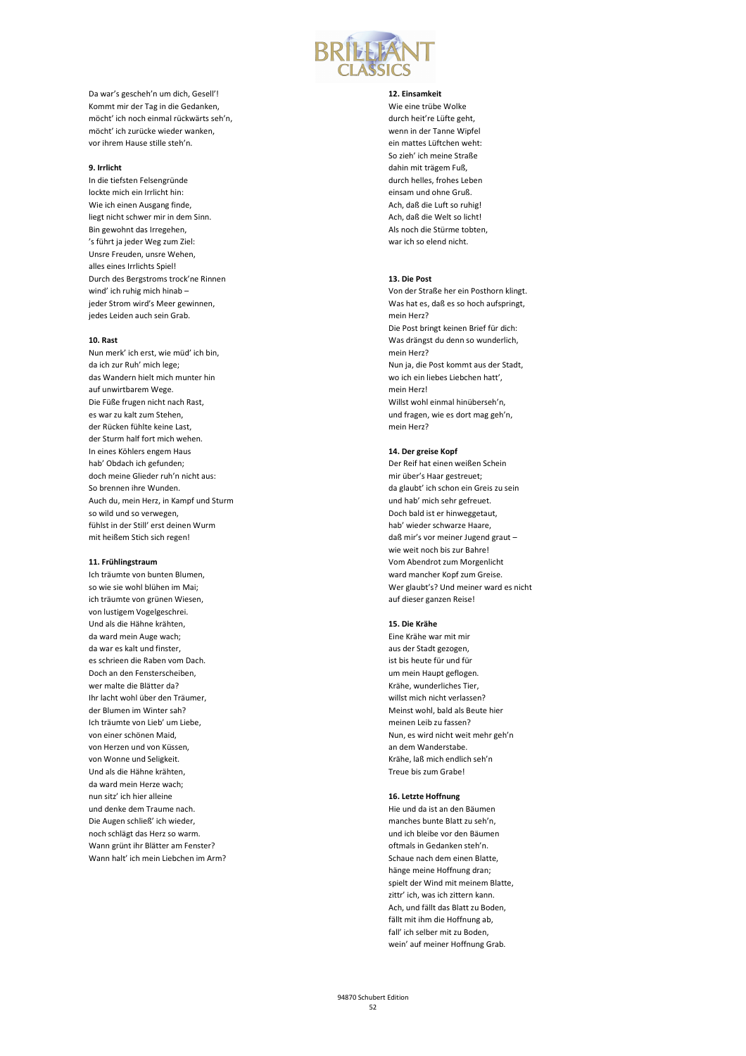Da war's gescheh'n um dich, Gesell'!
Kommt mir der Tag in die Gedanken,
möcht' ich noch einmal rückwärts seh'n,
möcht' ich zurücke wieder wanken,
vor ihrem Hause stille steh'n.

**9. Irrlicht**

In die tiefsten Felsengründe
lockte mich ein Irrlicht hin:
Wie ich einen Ausgang finde,
liegt nicht schwer mir in dem Sinn.
Bin gewohnt das Irregehen,
's führt ja jeder Weg zum Ziel:
Unsre Freuden, unsre Wehen,
alles eines Irrlichts Spiel!
Durch des Bergstroms trock'ne Rinnen
wind' ich ruhig mich hinab –
jeder Strom wird's Meer gewinnen,
jedes Leiden auch sein Grab.

**10. Rast**

Nun merk' ich erst, wie müd' ich bin,
da ich zur Ruh' mich lege;
das Wandern hielt mich munter hin
auf unwirtbarem Wege.
Die Füße frugen nicht nach Rast,
es war zu kalt zum Stehen,
der Rücken fühlte keine Last,
der Sturm half fort mich wehen.
In eines Köhlers engem Haus
hab' Obdach ich gefunden;
doch meine Glieder ruh'n nicht aus:
So brennen ihre Wunden.
Auch du, mein Herz, in Kampf und Sturm
so wild und so verwegen,
fühlst in der Still' erst deinen Wurm
mit heißem Stich sich regen!

**11. Frühlingstraum**

Ich träumte von bunten Blumen,
so wie sie wohl blühen im Mai;
ich träumte von grünen Wiesen,
von lustigem Vogelgeschrei.
Und als die Hähne krähten,
da ward mein Auge wach;
da war es kalt und finster,
es schrieen die Raben vom Dach.
Doch an den Fensterscheiben,
wer malte die Blätter da?
Ihr lacht wohl über den Träumer,
der Blumen im Winter sah?
Ich träumte von Lieb' um Liebe,
von einer schönen Maid,
von Herzen und von Küssen,
von Wonne und Seligkeit.
Und als die Hähne krähten,
da ward mein Herze wach;
nun sitz' ich hier alleine
und denke dem Traume nach.
Die Augen schließ' ich wieder,
noch schlägt das Herz so warm.
Wann grünt ihr Blätter am Fenster?
Wann halt' ich mein Liebchen im Arm?

**12. Einsamkeit**

Wie eine trübe Wolke
durch heit're Lüfte geht,
wenn in der Tanne Wipfel
ein mattes Lüftchen weht:
So zieh' ich meine Straße
dahin mit trägem Fuß,
durch helles, frohes Leben
einsam und ohne Gruß.
Ach, daß die Luft so ruhig!
Ach, daß die Welt so licht!
Als noch die Stürme tobten,
war ich so elend nicht.

**13. Die Post**

Von der Straße her ein Posthorn klingt.
Was hat es, daß es so hoch aufspringt,
mein Herz?
Die Post bringt keinen Brief für dich:
Was drängst du denn so wunderlich,
mein Herz?
Nun ja, die Post kommt aus der Stadt,
wo ich ein liebes Liebchen hatt',
mein Herz!
Willst wohl einmal hinüberseh'n,
und fragen, wie es dort mag geh'n,
mein Herz?

**14. Der greise Kopf**

Der Reif hat einen weißen Schein
mir über's Haar gestreuet;
da glaubt' ich schon ein Greis zu sein
und hab' mich sehr gefreuet.
Doch bald ist er hinweggetaut,
hab' wieder schwarze Haare,
daß mir's vor meiner Jugend graut –
wie weit noch bis zur Bahre!
Vom Abendrot zum Morgenlicht
ward mancher Kopf zum Greise.
Wer glaubt's? Und meiner ward es nicht
auf dieser ganzen Reise!

**15. Die Krähe**

Eine Krähe war mit mir
aus der Stadt gezogen,
ist bis heute für und für
um mein Haupt geflogen.
Krähe, wunderliches Tier,
willst mich nicht verlassen?
Meinst wohl, bald als Beute hier
meinen Leib zu fassen?
Nun, es wird nicht weit mehr geh'n
an dem Wanderstabe.
Krähe, laß mich endlich seh'n
Treue bis zum Grabe!

**16. Letzte Hoffnung**

Hie und da ist an den Bäumen
manches bunte Blatt zu seh'n,
und ich bleibe vor den Bäumen
oftmals in Gedanken steh'n.
Schaue nach dem einen Blatte,
hänge meine Hoffnung dran;
spielt der Wind mit meinem Blatte,
zittr' ich, was ich zittern kann.
Ach, und fällt das Blatt zu Boden,
fällt mit ihm die Hoffnung ab,
fall' ich selber mit zu Boden,
wein' auf meiner Hoffnung Grab.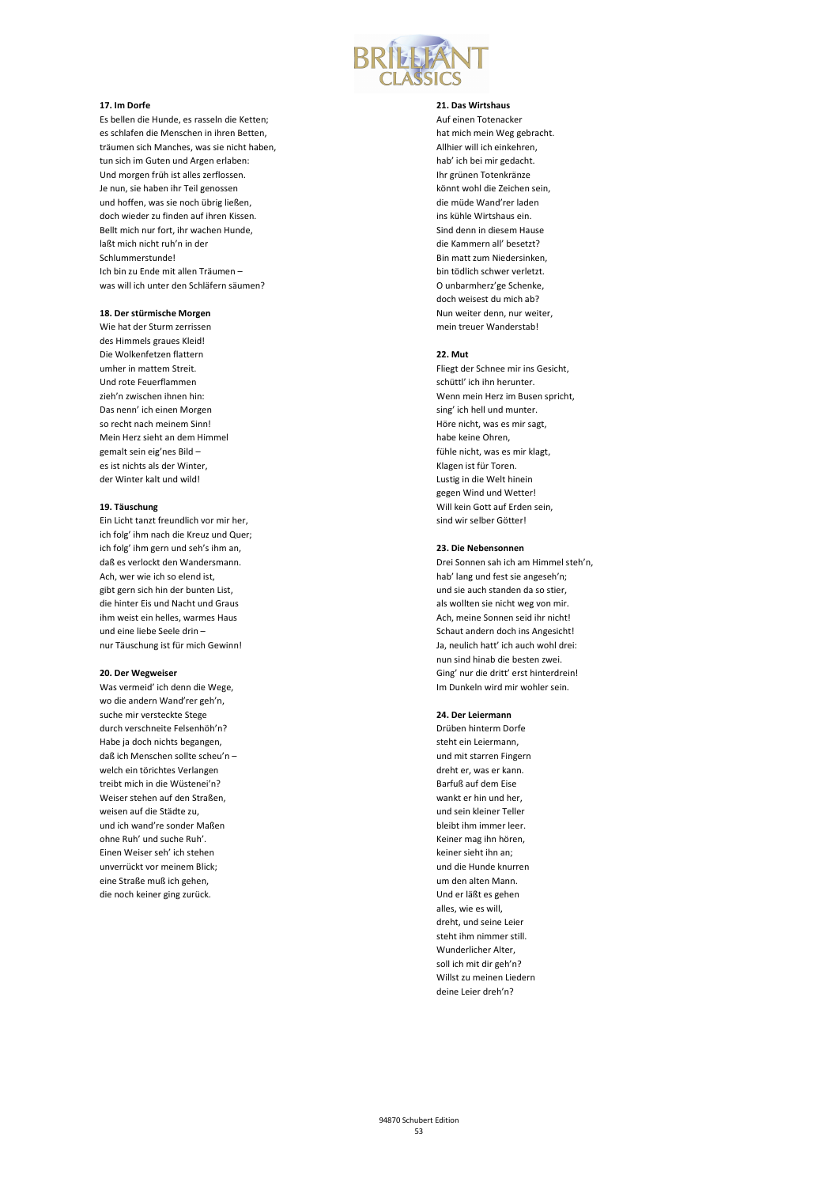**17. Im Dorfe**

Es bellen die Hunde, es rasseln die Ketten;
es schlafen die Menschen in ihren Betten,
träumen sich Manches, was sie nicht haben,
tun sich im Guten und Argen erlaben:
Und morgen früh ist alles zerflossen.
Je nun, sie haben ihr Teil genossen
und hoffen, was sie noch übrig ließen,
doch wieder zu finden auf ihren Kissen.
Bellt mich nur fort, ihr wachen Hunde,
laßt mich nicht ruh'n in der
Schlummerstunde!
Ich bin zu Ende mit allen Träumen –
was will ich unter den Schläfern säumen?

**18. Der stürmische Morgen**

Wie hat der Sturm zerrissen
des Himmels graues Kleid!
Die Wolkenfetzen flattern
umher in mattem Streit.
Und rote Feuerflammen
zieh'n zwischen ihnen hin:
Das nenn' ich einen Morgen
so recht nach meinem Sinn!
Mein Herz sieht an dem Himmel
gemalt sein eig'nes Bild –
es ist nichts als der Winter,
der Winter kalt und wild!

**19. Täuschung**

Ein Licht tanzt freundlich vor mir her,
ich folg' ihm nach die Kreuz und Quer;
ich folg' ihm gern und seh's ihm an,
daß es verlockt den Wandersmann.
Ach, wer wie ich so elend ist,
gibt gern sich hin der bunten List,
die hinter Eis und Nacht und Graus
ihm weist ein helles, warmes Haus
und eine liebe Seele drin –
nur Täuschung ist für mich Gewinn!

**20. Der Wegweiser**

Was vermeid' ich denn die Wege,
wo die andern Wand'rer geh'n,
suche mir versteckte Stege
durch verschneite Felsenhöh'n?
Habe ja doch nichts begangen,
daß ich Menschen sollte scheu'n –
welch ein törichtes Verlangen
treibt mich in die Wüstenei'n?
Weiser stehen auf den Straßen,
weisen auf die Städte zu,
und ich wand're sonder Maßen
ohne Ruh' und suche Ruh'.
Einen Weiser seh' ich stehen
unverrückt vor meinem Blick;
eine Straße muß ich gehen,
die noch keiner ging zurück.

**21. Das Wirtshaus**

Auf einen Totenacker
hat mich mein Weg gebracht.
Allhier will ich einkehren,
hab' ich bei mir gedacht.
Ihr grünen Totenkränze
könnt wohl die Zeichen sein,
die müde Wand'rer laden
ins kühle Wirtshaus ein.
Sind denn in diesem Hause
die Kammern all' besetzt?
Bin matt zum Niedersinken,
bin tödlich schwer verletzt.
O unbarmherz'ge Schenke,
doch weisest du mich ab?
Nun weiter denn, nur weiter,
mein treuer Wanderstab!

**22. Mut**

Fliegt der Schnee mir ins Gesicht,
schüttl' ich ihn herunter.
Wenn mein Herz im Busen spricht,
sing' ich hell und munter.
Höre nicht, was es mir sagt,
habe keine Ohren,
fühle nicht, was es mir klagt,
Klagen ist für Toren.
Lustig in die Welt hinein
gegen Wind und Wetter!
Will kein Gott auf Erden sein,
sind wir selber Götter!

**23. Die Nebensonnen**

Drei Sonnen sah ich am Himmel steh'n,
hab' lang und fest sie angeseh'n;
und sie auch standen da so stier,
als wollten sie nicht weg von mir.
Ach, meine Sonnen seid ihr nicht!
Schaut andern doch ins Angesicht!
Ja, neulich hatt' ich auch wohl drei:
nun sind hinab die besten zwei.
Ging' nur die dritt' erst hinterdrein!
Im Dunkeln wird mir wohler sein.

**24. Der Leiermann**

Drüben hinterm Dorfe
steht ein Leiermann,
und mit starren Fingern
dreht er, was er kann.
Barfuß auf dem Eise
wankt er hin und her,
und sein kleiner Teller
bleibt ihm immer leer.
Keiner mag ihn hören,
keiner sieht ihn an;
und die Hunde knurren
um den alten Mann.
Und er läßt es gehen
alles, wie es will,
dreht, und seine Leier
steht ihm nimmer still.
Wunderlicher Alter,
soll ich mit dir geh'n?
Willst zu meinen Liedern
deine Leier dreh'n?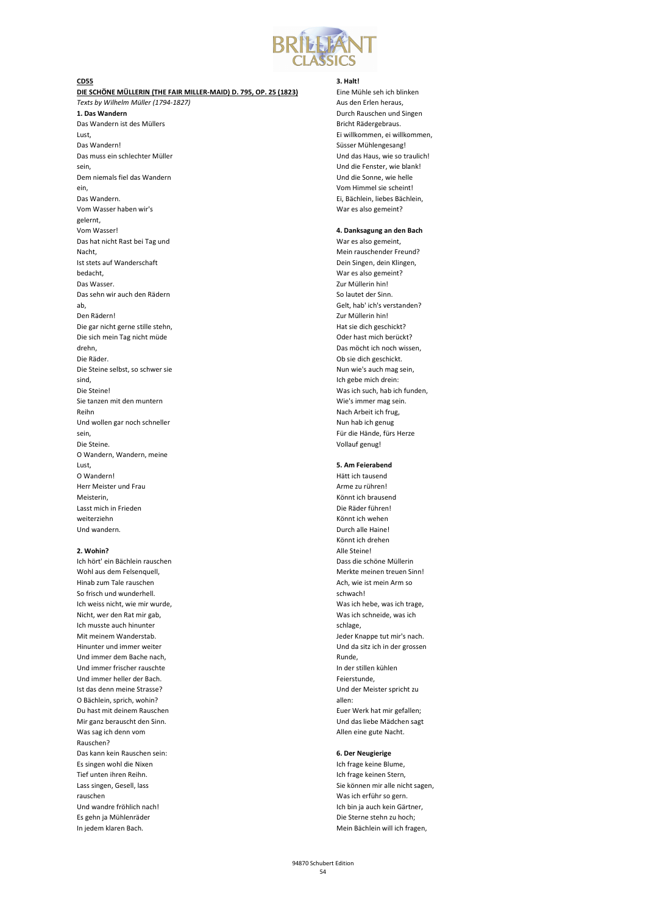**CD55**

**DIE SCHÖNE MÜLLERIN (THE FAIR MILLER-MAID) D. 795, OP. 25 (1823)**

*Texts by Wilhelm Müller (1794-1827)*

**1. Das Wandern**

Das Wandern ist des Müllers Lust,
Das Wandern!
Das muss ein schlechter Müller sein,
Dem niemals fiel das Wandern ein,
Das Wandern.
Vom Wasser haben wir's gelernt,
Vom Wasser!
Das hat nicht Rast bei Tag und Nacht,
Ist stets auf Wanderschaft bedacht,
Das Wasser.
Das sehn wir auch den Rädern ab,
Den Rädern!
Die gar nicht gerne stille stehn,
Die sich mein Tag nicht müde drehn,
Die Räder.
Die Steine selbst, so schwer sie sind,
Die Steine!
Sie tanzen mit den muntern Reihn
Und wollen gar noch schneller sein,
Die Steine.
O Wandern, Wandern, meine Lust,
O Wandern!
Herr Meister und Frau Meisterin,
Lasst mich in Frieden weiterziehn
Und wandern.

**2. Wohin?**

Ich hört' ein Bächlein rauschen
Wohl aus dem Felsenquell,
Hinab zum Tale rauschen
So frisch und wunderhell.
Ich weiss nicht, wie mir wurde,
Nicht, wer den Rat mir gab,
Ich musste auch hinunter
Mit meinem Wanderstab.
Hinunter und immer weiter
Und immer dem Bache nach,
Und immer frischer rauschte
Und immer heller der Bach.
Ist das denn meine Strasse?
O Bächlein, sprich, wohin?
Du hast mit deinem Rauschen
Mir ganz berauscht den Sinn.
Was sag ich denn vom Rauschen?
Das kann kein Rauschen sein:
Es singen wohl die Nixen
Tief unten ihren Reihn.
Lass singen, Gesell, lass rauschen
Und wandre fröhlich nach!
Es gehn ja Mühlenräder
In jedem klaren Bach.

**3. Halt!**

Eine Mühle seh ich blinken
Aus den Erlen heraus,
Durch Rauschen und Singen
Bricht Rädergebraus.
Ei willkommen, ei willkommen,
Süsser Mühlengesang!
Und das Haus, wie so traulich!
Und die Fenster, wie blank!
Und die Sonne, wie helle
Vom Himmel sie scheint!
Ei, Bächlein, liebes Bächlein,
War es also gemeint?

**4. Danksagung an den Bach**

War es also gemeint,
Mein rauschender Freund?
Dein Singen, dein Klingen,
War es also gemeint?
Zur Müllerin hin!
So lautet der Sinn.
Gelt, hab' ich's verstanden?
Zur Müllerin hin!
Hat sie dich geschickt?
Oder hast mich berückt?
Das möcht ich noch wissen,
Ob sie dich geschickt.
Nun wie's auch mag sein,
Ich gebe mich drein:
Was ich such, hab ich funden,
Wie's immer mag sein.
Nach Arbeit ich frug,
Nun hab ich genug
Für die Hände, fürs Herze
Vollauf genug!

**5. Am Feierabend**

Hätt ich tausend
Arme zu rühren!
Könnt ich brausend
Die Räder führen!
Könnt ich wehen
Durch alle Haine!
Könnt ich drehen
Alle Steine!
Dass die schöne Müllerin
Merkte meinen treuen Sinn!
Ach, wie ist mein Arm so schwach!
Was ich hebe, was ich trage,
Was ich schneide, was ich schlage,
Jeder Knappe tut mir's nach.
Und da sitz ich in der grossen Runde,
In der stillen kühlen Feierstunde,
Und der Meister spricht zu allen:
Euer Werk hat mir gefallen;
Und das liebe Mädchen sagt
Allen eine gute Nacht.

**6. Der Neugierige**

Ich frage keine Blume,
Ich frage keinen Stern,
Sie können mir alle nicht sagen,
Was ich erführ so gern.
Ich bin ja auch kein Gärtner,
Die Sterne stehn zu hoch;
Mein Bächlein will ich fragen,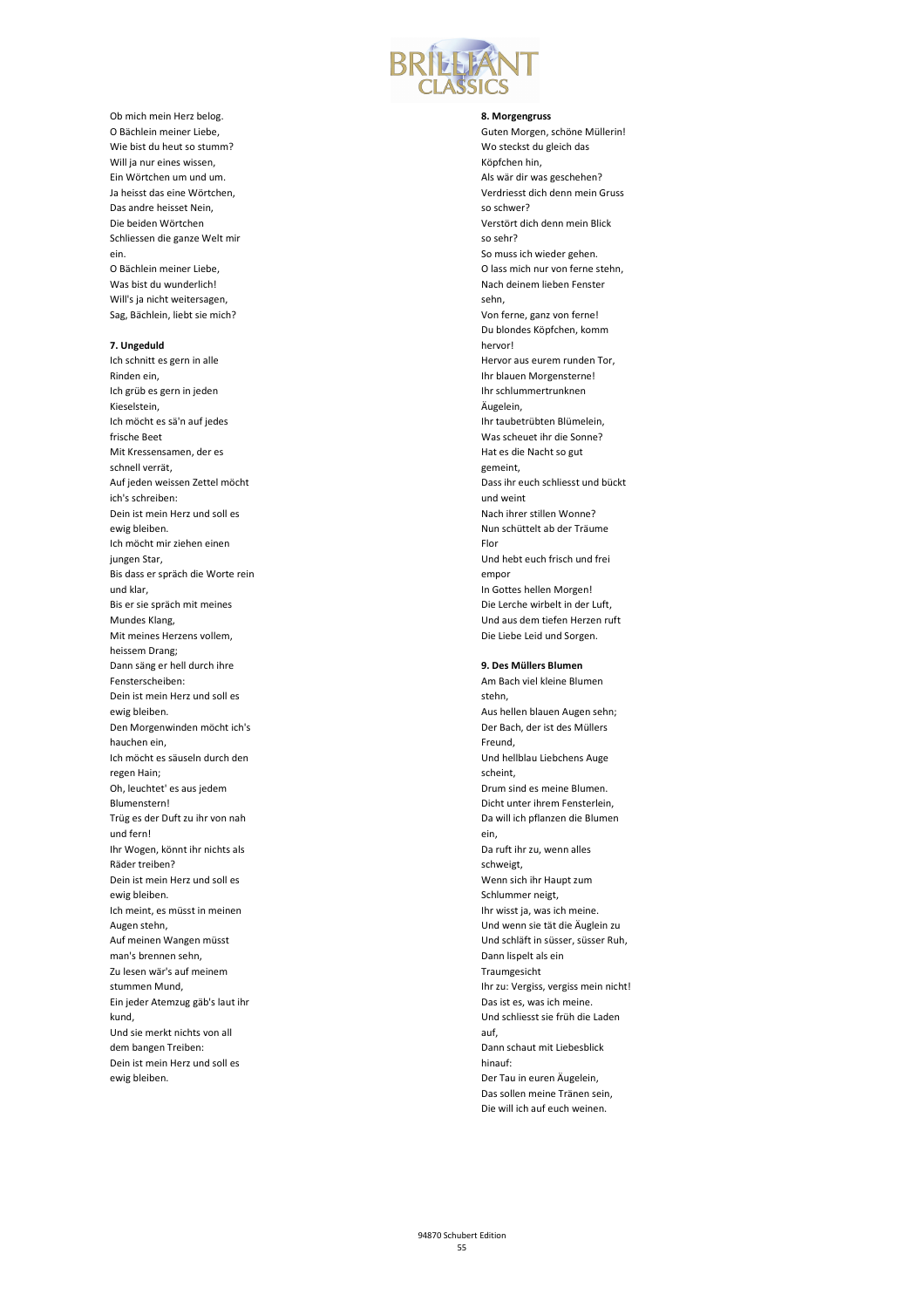Ob mich mein Herz belog.
O Bächlein meiner Liebe,
Wie bist du heut so stumm?
Will ja nur eines wissen,
Ein Wörtchen um und um.
Ja heisst das eine Wörtchen,
Das andre heisset Nein,
Die beiden Wörtchen
Schliessen die ganze Welt mir ein.
O Bächlein meiner Liebe,
Was bist du wunderlich!
Will's ja nicht weitersagen,
Sag, Bächlein, liebt sie mich?

**7. Ungeduld**

Ich schnitt es gern in alle Rinden ein,
Ich grüb es gern in jeden Kieselstein,
Ich möcht es sä'n auf jedes frische Beet
Mit Kressensamen, der es schnell verrät,
Auf jeden weissen Zettel möcht ich's schreiben:
Dein ist mein Herz und soll es ewig bleiben.
Ich möcht mir ziehen einen jungen Star,
Bis dass er spräch die Worte rein und klar,
Bis er sie spräch mit meines Mundes Klang,
Mit meines Herzens vollem, heissem Drang;
Dann säng er hell durch ihre Fensterscheiben:
Dein ist mein Herz und soll es ewig bleiben.
Den Morgenwinden möcht ich's hauchen ein,
Ich möcht es säuseln durch den regen Hain;
Oh, leuchtet' es aus jedem Blumenstern!
Trüg es der Duft zu ihr von nah und fern!
Ihr Wogen, könnt ihr nichts als Räder treiben?
Dein ist mein Herz und soll es ewig bleiben.
Ich meint, es müsst in meinen Augen stehn,
Auf meinen Wangen müsst man's brennen sehn,
Zu lesen wär's auf meinem stummen Mund,
Ein jeder Atemzug gäb's laut ihr kund,
Und sie merkt nichts von all dem bangen Treiben:
Dein ist mein Herz und soll es ewig bleiben.

**8. Morgengruss**

Guten Morgen, schöne Müllerin!
Wo steckst du gleich das Köpfchen hin,
Als wär dir was geschehen?
Verdriesst dich denn mein Gruss so schwer?
Verstört dich denn mein Blick so sehr?
So muss ich wieder gehen.
O lass mich nur von ferne stehn,
Nach deinem lieben Fenster sehn,
Von ferne, ganz von ferne!
Du blondes Köpfchen, komm hervor!
Hervor aus eurem runden Tor,
Ihr blauen Morgensterne!
Ihr schlummertrunknen Äugelein,
Ihr taubetrübten Blümelein,
Was scheuet ihr die Sonne?
Hat es die Nacht so gut gemeint,
Dass ihr euch schliesst und bückt und weint
Nach ihrer stillen Wonne?
Nun schüttelt ab der Träume Flor
Und hebt euch frisch und frei empor
In Gottes hellen Morgen!
Die Lerche wirbelt in der Luft,
Und aus dem tiefen Herzen ruft
Die Liebe Leid und Sorgen.

**9. Des Müllers Blumen**

Am Bach viel kleine Blumen stehn,
Aus hellen blauen Augen sehn;
Der Bach, der ist des Müllers Freund,
Und hellblau Liebchens Auge scheint,
Drum sind es meine Blumen.
Dicht unter ihrem Fensterlein,
Da will ich pflanzen die Blumen ein,
Da ruft ihr zu, wenn alles schweigt,
Wenn sich ihr Haupt zum Schlummer neigt,
Ihr wisst ja, was ich meine.
Und wenn sie tät die Äuglein zu
Und schläft in süsser, süsser Ruh,
Dann lispelt als ein Traumgesicht
Ihr zu: Vergiss, vergiss mein nicht!
Das ist es, was ich meine.
Und schliesst sie früh die Laden auf,
Dann schaut mit Liebesblick hinauf:
Der Tau in euren Äugelein,
Das sollen meine Tränen sein,
Die will ich auf euch weinen.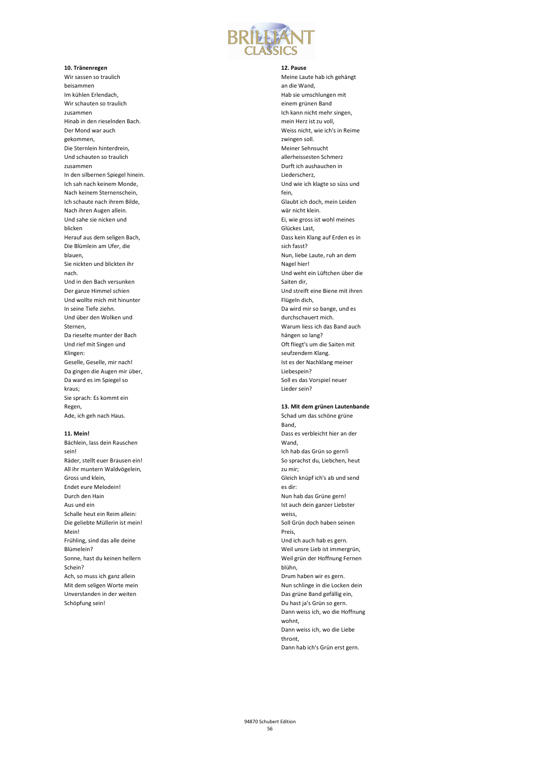**10. Tränenregen**

Wir sassen so traulich beisammen
Im kühlen Erlendach,
Wir schauten so traulich zusammen
Hinab in den rieselnden Bach.
Der Mond war auch gekommen,
Die Sternlein hinterdrein,
Und schauten so traulich zusammen
In den silbernen Spiegel hinein.
Ich sah nach keinem Monde,
Nach keinem Sternenschein,
Ich schaute nach ihrem Bilde,
Nach ihren Augen allein.
Und sahe sie nicken und blicken
Herauf aus dem seligen Bach,
Die Blümlein am Ufer, die blauen,
Sie nickten und blickten ihr nach.
Und in den Bach versunken
Der ganze Himmel schien
Und wollte mich mit hinunter
In seine Tiefe ziehn.
Und über den Wolken und Sternen,
Da rieselte munter der Bach
Und rief mit Singen und Klingen:
Geselle, Geselle, mir nach!
Da gingen die Augen mir über,
Da ward es im Spiegel so kraus;
Sie sprach: Es kommt ein Regen,
Ade, ich geh nach Haus.

**11. Mein!**

Bächlein, lass dein Rauschen sein!
Räder, stellt euer Brausen ein!
All ihr muntern Waldvögelein,
Gross und klein,
Endet eure Melodein!
Durch den Hain
Aus und ein
Schalle heut ein Reim allein:
Die geliebte Müllerin ist mein!
Mein!
Frühling, sind das alle deine Blümelein?
Sonne, hast du keinen hellern Schein?
Ach, so muss ich ganz allein
Mit dem seligen Worte mein
Unverstanden in der weiten Schöpfung sein!

**12. Pause**

Meine Laute hab ich gehängt an die Wand,
Hab sie umschlungen mit einem grünen Band
Ich kann nicht mehr singen, mein Herz ist zu voll,
Weiss nicht, wie ich's in Reime zwingen soll.
Meiner Sehnsucht allerheissesten Schmerz
Durft ich aushauchen in Liederscherz,
Und wie ich klagte so süss und fein,
Glaubt ich doch, mein Leiden wär nicht klein.
Ei, wie gross ist wohl meines Glückes Last,
Dass kein Klang auf Erden es in sich fasst?
Nun, liebe Laute, ruh an dem Nagel hier!
Und weht ein Lüftchen über die Saiten dir,
Und streift eine Biene mit ihren Flügeln dich,
Da wird mir so bange, und es durchschauert mich.
Warum liess ich das Band auch hängen so lang?
Oft fliegt's um die Saiten mit seufzendem Klang.
Ist es der Nachklang meiner Liebespein?
Soll es das Vorspiel neuer Lieder sein?

**13. Mit dem grünen Lautenbande**

Schad um das schöne grüne Band,
Dass es verbleicht hier an der Wand,
Ich hab das Grün so gern!¡
So sprachst du, Liebchen, heut zu mir;
Gleich knüpf ich's ab und send es dir:
Nun hab das Grüne gern!
Ist auch dein ganzer Liebster weiss,
Soll Grün doch haben seinen Preis,
Und ich auch hab es gern.
Weil unsre Lieb ist immergrün,
Weil grün der Hoffnung Fernen blühn,
Drum haben wir es gern.
Nun schlinge in die Locken dein
Das grüne Band gefällig ein,
Du hast ja's Grün so gern.
Dann weiss ich, wo die Hoffnung wohnt,
Dann weiss ich, wo die Liebe thront,
Dann hab ich's Grün erst gern.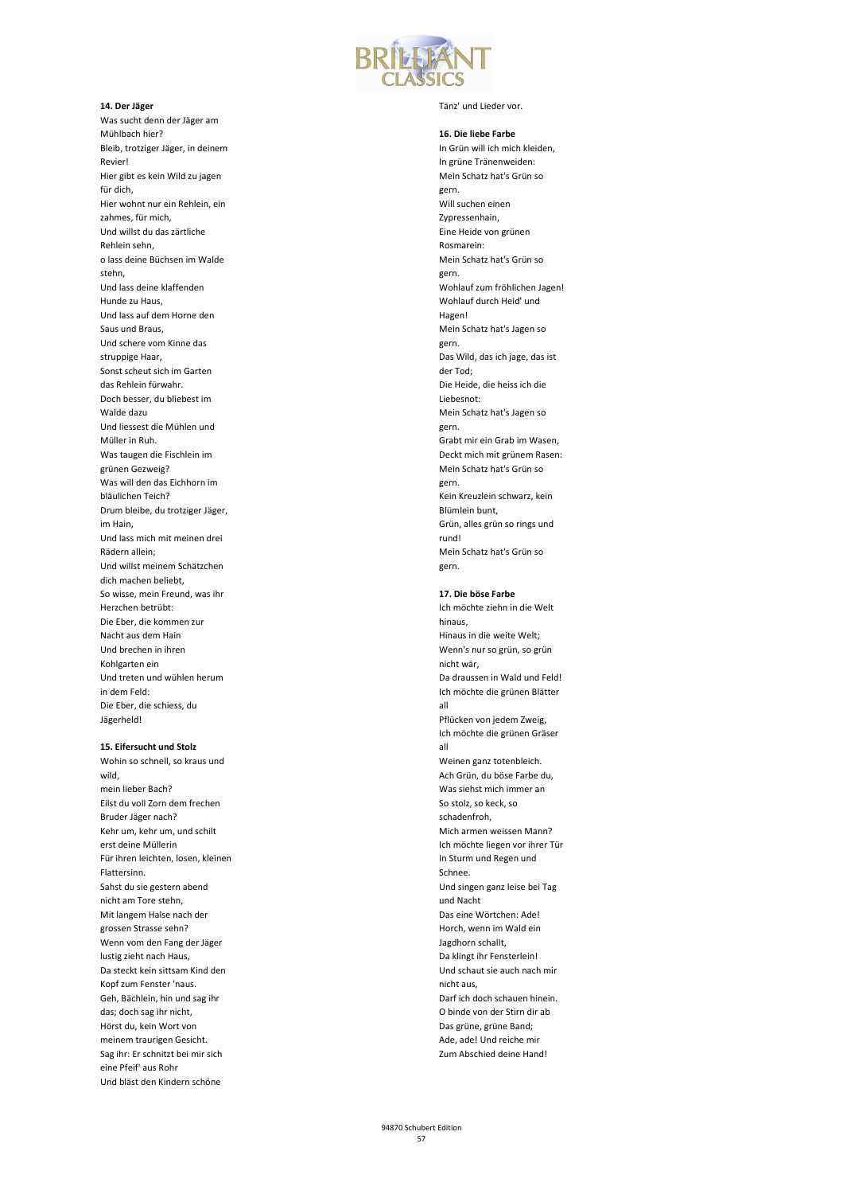**14. Der Jäger**

Was sucht denn der Jäger am Mühlbach hier?
Bleib, trotziger Jäger, in deinem Revier!
Hier gibt es kein Wild zu jagen für dich,
Hier wohnt nur ein Rehlein, ein zahmes, für mich,
Und willst du das zärtliche Rehlein sehn,
o lass deine Büchsen im Walde stehn,
Und lass deine klaffenden Hunde zu Haus,
Und lass auf dem Horne den Saus und Braus,
Und schere vom Kinne das struppige Haar,
Sonst scheut sich im Garten das Rehlein fürwahr.
Doch besser, du bliebest im Walde dazu
Und liessest die Mühlen und Müller in Ruh.
Was taugen die Fischlein im grünen Gezweig?
Was will den das Eichhorn im bläulichen Teich?
Drum bleibe, du trotziger Jäger, im Hain,
Und lass mich mit meinen drei Rädern allein;
Und willst meinem Schätzchen dich machen beliebt,
So wisse, mein Freund, was ihr Herzchen betrübt:
Die Eber, die kommen zur Nacht aus dem Hain
Und brechen in ihren Kohlgarten ein
Und treten und wühlen herum in dem Feld:
Die Eber, die schiess, du Jägerheld!

**15. Eifersucht und Stolz**

Wohin so schnell, so kraus und wild,
mein lieber Bach?
Eilst du voll Zorn dem frechen Bruder Jäger nach?
Kehr um, kehr um, und schilt erst deine Müllerin
Für ihren leichten, losen, kleinen Flattersinn.
Sahst du sie gestern abend nicht am Tore stehn,
Mit langem Halse nach der grossen Strasse sehn?
Wenn vom den Fang der Jäger lustig zieht nach Haus,
Da steckt kein sittsam Kind den Kopf zum Fenster 'naus.
Geh, Bächlein, hin und sag ihr das; doch sag ihr nicht,
Hörst du, kein Wort von meinem traurigen Gesicht.
Sag ihr: Er schnitzt bei mir sich eine Pfeif' aus Rohr
Und bläst den Kindern schöne Tänz' und Lieder vor.

**16. Die liebe Farbe**

In Grün will ich mich kleiden,
In grüne Tränenweiden:
Mein Schatz hat's Grün so gern.
Will suchen einen Zypressenhain,
Eine Heide von grünen Rosmarein:
Mein Schatz hat's Grün so gern.
Wohlauf zum fröhlichen Jagen!
Wohlauf durch Heid' und Hagen!
Mein Schatz hat's Jagen so gern.
Das Wild, das ich jage, das ist der Tod;
Die Heide, die heiss ich die Liebesnot:
Mein Schatz hat's Jagen so gern.
Grabt mir ein Grab im Wasen,
Deckt mich mit grünem Rasen:
Mein Schatz hat's Grün so gern.
Kein Kreuzlein schwarz, kein Blümlein bunt,
Grün, alles grün so rings und rund!
Mein Schatz hat's Grün so gern.

**17. Die böse Farbe**

Ich möchte ziehn in die Welt hinaus,
Hinaus in die weite Welt;
Wenn's nur so grün, so grün nicht wär,
Da draussen in Wald und Feld!
Ich möchte die grünen Blätter all
Pflücken von jedem Zweig,
Ich möchte die grünen Gräser all
Weinen ganz totenbleich.
Ach Grün, du böse Farbe du,
Was siehst mich immer an
So stolz, so keck, so schadenfroh,
Mich armen weissen Mann?
Ich möchte liegen vor ihrer Tür
In Sturm und Regen und Schnee.
Und singen ganz leise bei Tag und Nacht
Das eine Wörtchen: Ade!
Horch, wenn im Wald ein Jagdhorn schallt,
Da klingt ihr Fensterlein!
Und schaut sie auch nach mir nicht aus,
Darf ich doch schauen hinein.
O binde von der Stirn dir ab
Das grüne, grüne Band;
Ade, ade! Und reiche mir
Zum Abschied deine Hand!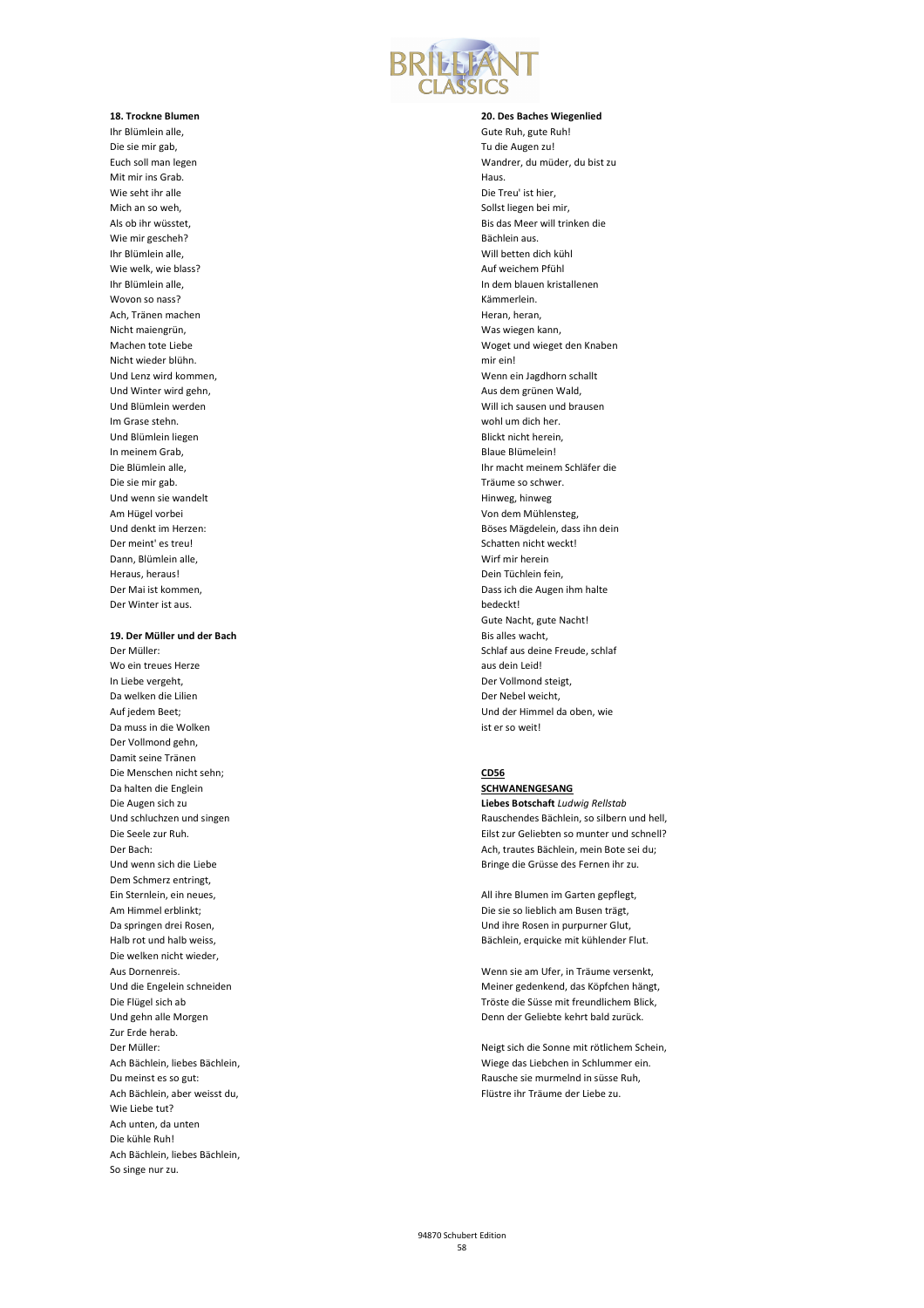**18. Trockne Blumen**
Ihr Blümlein alle,
Die sie mir gab,
Euch soll man legen
Mit mir ins Grab.
Wie seht ihr alle
Mich an so weh,
Als ob ihr wüsstet,
Wie mir gescheh?
Ihr Blümlein alle,
Wie welk, wie blass?
Ihr Blümlein alle,
Wovon so nass?
Ach, Tränen machen
Nicht maiengrün,
Machen tote Liebe
Nicht wieder blühn.
Und Lenz wird kommen,
Und Winter wird gehn,
Und Blümlein werden
Im Grase stehn.
Und Blümlein liegen
In meinem Grab,
Die Blümlein alle,
Die sie mir gab.
Und wenn sie wandelt
Am Hügel vorbei
Und denkt im Herzen:
Der meint' es treu!
Dann, Blümlein alle,
Heraus, heraus!
Der Mai ist kommen,
Der Winter ist aus.

**19. Der Müller und der Bach**
Der Müller:
Wo ein treues Herze
In Liebe vergeht,
Da welken die Lilien
Auf jedem Beet;
Da muss in die Wolken
Der Vollmond gehn,
Damit seine Tränen
Die Menschen nicht sehn;
Da halten die Englein
Die Augen sich zu
Und schluchzen und singen
Die Seele zur Ruh.
Der Bach:
Und wenn sich die Liebe
Dem Schmerz entringt,
Ein Sternlein, ein neues,
Am Himmel erblinkt;
Da springen drei Rosen,
Halb rot und halb weiss,
Die welken nicht wieder,
Aus Dornenreis.
Und die Engelein schneiden
Die Flügel sich ab
Und gehn alle Morgen
Zur Erde herab.
Der Müller:
Ach Bächlein, liebes Bächlein,
Du meinst es so gut:
Ach Bächlein, aber weisst du,
Wie Liebe tut?
Ach unten, da unten
Die kühle Ruh!
Ach Bächlein, liebes Bächlein,
So singe nur zu.

**20. Des Baches Wiegenlied**
Gute Ruh, gute Ruh!
Tu die Augen zu!
Wandrer, du müder, du bist zu Haus.
Die Treu' ist hier,
Sollst liegen bei mir,
Bis das Meer will trinken die Bächlein aus.
Will betten dich kühl
Auf weichem Pfühl
In dem blauen kristallenen Kämmerlein.
Heran, heran,
Was wiegen kann,
Woget und wieget den Knaben mir ein!
Wenn ein Jagdhorn schallt
Aus dem grünen Wald,
Will ich sausen und brausen wohl um dich her.
Blickt nicht herein,
Blaue Blümelein!
Ihr macht meinem Schläfer die Träume so schwer.
Hinweg, hinweg
Von dem Mühlensteg,
Böses Mägdelein, dass ihn dein Schatten nicht weckt!
Wirf mir herein
Dein Tüchlein fein,
Dass ich die Augen ihm halte bedeckt!
Gute Nacht, gute Nacht!
Bis alles wacht,
Schlaf aus deine Freude, schlaf aus dein Leid!
Der Vollmond steigt,
Der Nebel weicht,
Und der Himmel da oben, wie ist er so weit!

**CD56**
**SCHWANENGESANG**
**Liebes Botschaft** *Ludwig Rellstab*
Rauschendes Bächlein, so silbern und hell,
Eilst zur Geliebten so munter und schnell?
Ach, trautes Bächlein, mein Bote sei du;
Bringe die Grüsse des Fernen ihr zu.

All ihre Blumen im Garten gepflegt,
Die sie so lieblich am Busen trägt,
Und ihre Rosen in purpurner Glut,
Bächlein, erquicke mit kühlender Flut.

Wenn sie am Ufer, in Träume versenkt,
Meiner gedenkend, das Köpfchen hängt,
Tröste die Süsse mit freundlichem Blick,
Denn der Geliebte kehrt bald zurück.

Neigt sich die Sonne mit rötlichem Schein,
Wiege das Liebchen in Schlummer ein.
Rausche sie murmelnd in süsse Ruh,
Flüstre ihr Träume der Liebe zu.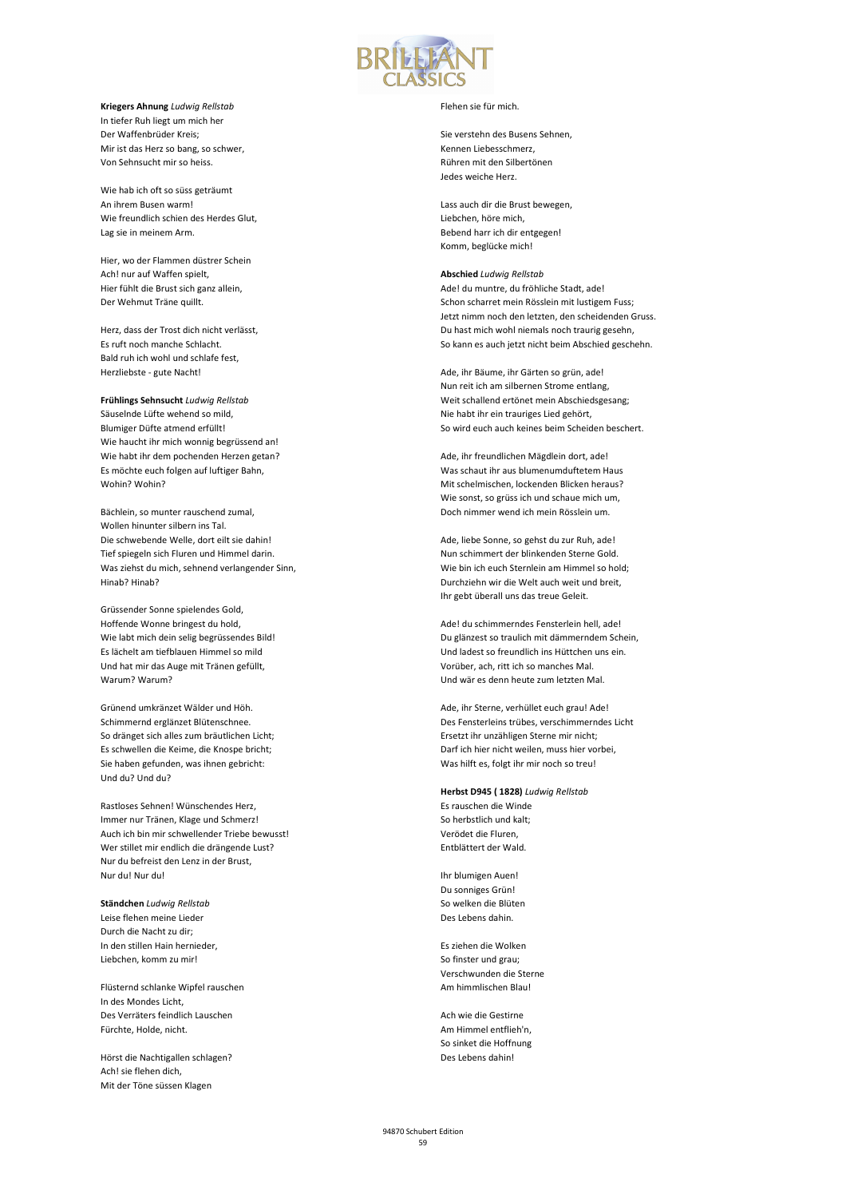**Kriegers Ahnung** *Ludwig Rellstab*
In tiefer Ruh liegt um mich her
Der Waffenbrüder Kreis;
Mir ist das Herz so bang, so schwer,
Von Sehnsucht mir so heiss.

Wie hab ich oft so süss geträumt
An ihrem Busen warm!
Wie freundlich schien des Herdes Glut,
Lag sie in meinem Arm.

Hier, wo der Flammen düstrer Schein
Ach! nur auf Waffen spielt,
Hier fühlt die Brust sich ganz allein,
Der Wehmut Träne quillt.

Herz, dass der Trost dich nicht verlässt,
Es ruft noch manche Schlacht.
Bald ruh ich wohl und schlafe fest,
Herzliebste - gute Nacht!

**Frühlings Sehnsucht** *Ludwig Rellstab*
Säuselnde Lüfte wehend so mild,
Blumiger Düfte atmend erfüllt!
Wie haucht ihr mich wonnig begrüssend an!
Wie habt ihr dem pochenden Herzen getan?
Es möchte euch folgen auf luftiger Bahn,
Wohin? Wohin?

Bächlein, so munter rauschend zumal,
Wollen hinunter silbern ins Tal.
Die schwebende Welle, dort eilt sie dahin!
Tief spiegeln sich Fluren und Himmel darin.
Was ziehst du mich, sehnend verlangender Sinn,
Hinab? Hinab?

Grüssender Sonne spielendes Gold,
Hoffende Wonne bringest du hold,
Wie labt mich dein selig begrüssendes Bild!
Es lächelt am tiefblauen Himmel so mild
Und hat mir das Auge mit Tränen gefüllt,
Warum? Warum?

Grünend umkränzet Wälder und Höh.
Schimmernd erglänzet Blütenschnee.
So dränget sich alles zum bräutlichen Licht;
Es schwellen die Keime, die Knospe bricht;
Sie haben gefunden, was ihnen gebricht:
Und du? Und du?

Rastloses Sehnen! Wünschendes Herz,
Immer nur Tränen, Klage und Schmerz!
Auch ich bin mir schwellender Triebe bewusst!
Wer stillet mir endlich die drängende Lust?
Nur du befreist den Lenz in der Brust,
Nur du! Nur du!

**Ständchen** *Ludwig Rellstab*
Leise flehen meine Lieder
Durch die Nacht zu dir;
In den stillen Hain hernieder,
Liebchen, komm zu mir!

Flüsternd schlanke Wipfel rauschen
In des Mondes Licht,
Des Verräters feindlich Lauschen
Fürchte, Holde, nicht.

Hörst die Nachtigallen schlagen?
Ach! sie flehen dich,
Mit der Töne süssen Klagen
Flehen sie für mich.

Sie verstehn des Busens Sehnen,
Kennen Liebesschmerz,
Rühren mit den Silbertönen
Jedes weiche Herz.

Lass auch dir die Brust bewegen,
Liebchen, höre mich,
Bebend harr ich dir entgegen!
Komm, beglücke mich!

**Abschied** *Ludwig Rellstab*
Ade! du muntre, du fröhliche Stadt, ade!
Schon scharret mein Rösslein mit lustigem Fuss;
Jetzt nimm noch den letzten, den scheidenden Gruss.
Du hast mich wohl niemals noch traurig gesehn,
So kann es auch jetzt nicht beim Abschied geschehn.

Ade, ihr Bäume, ihr Gärten so grün, ade!
Nun reit ich am silbernen Strome entlang,
Weit schallend ertönet mein Abschiedsgesang;
Nie habt ihr ein trauriges Lied gehört,
So wird euch auch keines beim Scheiden beschert.

Ade, ihr freundlichen Mägdlein dort, ade!
Was schaut ihr aus blumenumduftetem Haus
Mit schelmischen, lockenden Blicken heraus?
Wie sonst, so grüss ich und schaue mich um,
Doch nimmer wend ich mein Rösslein um.

Ade, liebe Sonne, so gehst du zur Ruh, ade!
Nun schimmert der blinkenden Sterne Gold.
Wie bin ich euch Sternlein am Himmel so hold;
Durchziehn wir die Welt auch weit und breit,
Ihr gebt überall uns das treue Geleit.

Ade! du schimmerndes Fensterlein hell, ade!
Du glänzest so traulich mit dämmerndem Schein,
Und ladest so freundlich ins Hüttchen uns ein.
Vorüber, ach, ritt ich so manches Mal.
Und wär es denn heute zum letzten Mal.

Ade, ihr Sterne, verhüllet euch grau! Ade!
Des Fensterleins trübes, verschimmerndes Licht
Ersetzt ihr unzähligen Sterne mir nicht;
Darf ich hier nicht weilen, muss hier vorbei,
Was hilft es, folgt ihr mir noch so treu!

**Herbst D945 ( 1828)** *Ludwig Rellstab*
Es rauschen die Winde
So herbstlich und kalt;
Verödet die Fluren,
Entblättert der Wald.

Ihr blumigen Auen!
Du sonniges Grün!
So welken die Blüten
Des Lebens dahin.

Es ziehen die Wolken
So finster und grau;
Verschwunden die Sterne
Am himmlischen Blau!

Ach wie die Gestirne
Am Himmel entflieh'n,
So sinket die Hoffnung
Des Lebens dahin!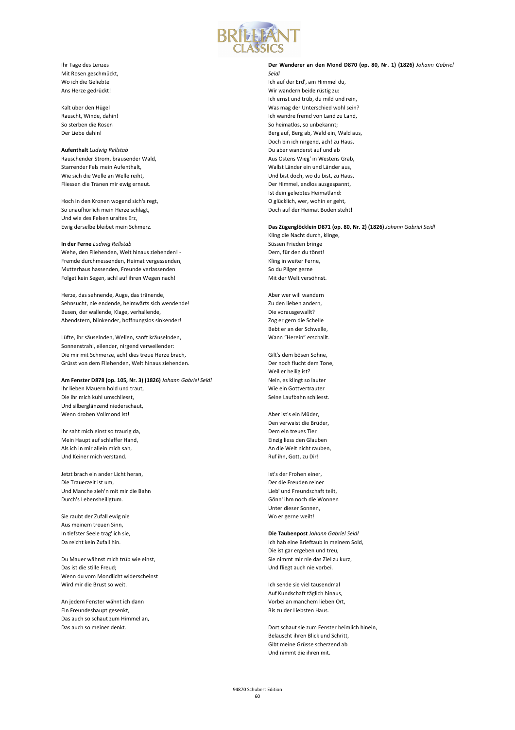Ihr Tage des Lenzes
Mit Rosen geschmückt,
Wo ich die Geliebte
Ans Herze gedrückt!

Kalt über den Hügel
Rauscht, Winde, dahin!
So sterben die Rosen
Der Liebe dahin!

**Aufenthalt** *Ludwig Rellstab*

Rauschender Strom, brausender Wald,
Starrender Fels mein Aufenthalt,
Wie sich die Welle an Welle reiht,
Fliessen die Tränen mir ewig erneut.

Hoch in den Kronen wogend sich's regt,
So unaufhörlich mein Herze schlägt,
Und wie des Felsen uraltes Erz,
Ewig derselbe bleibet mein Schmerz.

**In der Ferne** *Ludwig Rellstab*

Wehe, den Fliehenden, Welt hinaus ziehenden! -
Fremde durchmessenden, Heimat vergessenden,
Mutterhaus hassenden, Freunde verlassenden
Folget kein Segen, ach! auf ihren Wegen nach!

Herze, das sehnende, Auge, das tränende,
Sehnsucht, nie endende, heimwärts sich wendende!
Busen, der wallende, Klage, verhallende,
Abendstern, blinkender, hoffnungslos sinkender!

Lüfte, ihr säuselnden, Wellen, sanft kräuselnden,
Sonnenstrahl, eilender, nirgend verweilender:
Die mir mit Schmerze, ach! dies treue Herze brach,
Grüsst von dem Fliehenden, Welt hinaus ziehenden.

**Am Fenster D878 (op. 105, Nr. 3) (1826)** *Johann Gabriel Seidl*

Ihr lieben Mauern hold und traut,
Die ihr mich kühl umschliesst,
Und silberglänzend niederschaut,
Wenn droben Vollmond ist!

Ihr saht mich einst so traurig da,
Mein Haupt auf schlaffer Hand,
Als ich in mir allein mich sah,
Und Keiner mich verstand.

Jetzt brach ein ander Licht heran,
Die Trauerzeit ist um,
Und Manche zieh'n mit mir die Bahn
Durch's Lebensheiligtum.

Sie raubt der Zufall ewig nie
Aus meinem treuen Sinn,
In tiefster Seele trag' ich sie,
Da reicht kein Zufall hin.

Du Mauer wähnst mich trüb wie einst,
Das ist die stille Freud;
Wenn du vom Mondlicht widerscheinst
Wird mir die Brust so weit.

An jedem Fenster wähnt ich dann
Ein Freundeshaupt gesenkt,
Das auch so schaut zum Himmel an,
Das auch so meiner denkt.

**Der Wanderer an den Mond D870 (op. 80, Nr. 1) (1826)** *Johann Gabriel Seidl*

Ich auf der Erd', am Himmel du,
Wir wandern beide rüstig zu:
Ich ernst und trüb, du mild und rein,
Was mag der Unterschied wohl sein?
Ich wandre fremd von Land zu Land,
So heimatlos, so unbekannt;
Berg auf, Berg ab, Wald ein, Wald aus,
Doch bin ich nirgend, ach! zu Haus.
Du aber wanderst auf und ab
Aus Ostens Wieg' in Westens Grab,
Wallst Länder ein und Länder aus,
Und bist doch, wo du bist, zu Haus.
Der Himmel, endlos ausgespannt,
Ist dein geliebtes Heimatland:
O glücklich, wer, wohin er geht,
Doch auf der Heimat Boden steht!

**Das Zügenglöcklein D871 (op. 80, Nr. 2) (1826)** *Johann Gabriel Seidl*

Kling die Nacht durch, klinge,
Süssen Frieden bringe
Dem, für den du tönst!
Kling in weiter Ferne,
So du Pilger gerne
Mit der Welt versöhnst.

Aber wer will wandern
Zu den lieben andern,
Die vorausgewallt?
Zog er gern die Schelle
Bebt er an der Schwelle,
Wann "Herein" erschallt.

Gilt's dem bösen Sohne,
Der noch flucht dem Tone,
Weil er heilig ist?
Nein, es klingt so lauter
Wie ein Gottvertrauter
Seine Laufbahn schliesst.

Aber ist's ein Müder,
Den verwaist die Brüder,
Dem ein treues Tier
Einzig liess den Glauben
An die Welt nicht rauben,
Ruf ihn, Gott, zu Dir!

Ist's der Frohen einer,
Der die Freuden reiner
Lieb' und Freundschaft teilt,
Gönn' ihm noch die Wonnen
Unter dieser Sonnen,
Wo er gerne weilt!

**Die Taubenpost** *Johann Gabriel Seidl*

Ich hab eine Brieftaub in meinem Sold,
Die ist gar ergeben und treu,
Sie nimmt mir nie das Ziel zu kurz,
Und fliegt auch nie vorbei.

Ich sende sie viel tausendmal
Auf Kundschaft täglich hinaus,
Vorbei an manchem lieben Ort,
Bis zu der Liebsten Haus.

Dort schaut sie zum Fenster heimlich hinein,
Belauscht ihren Blick und Schritt,
Gibt meine Grüsse scherzend ab
Und nimmt die ihren mit.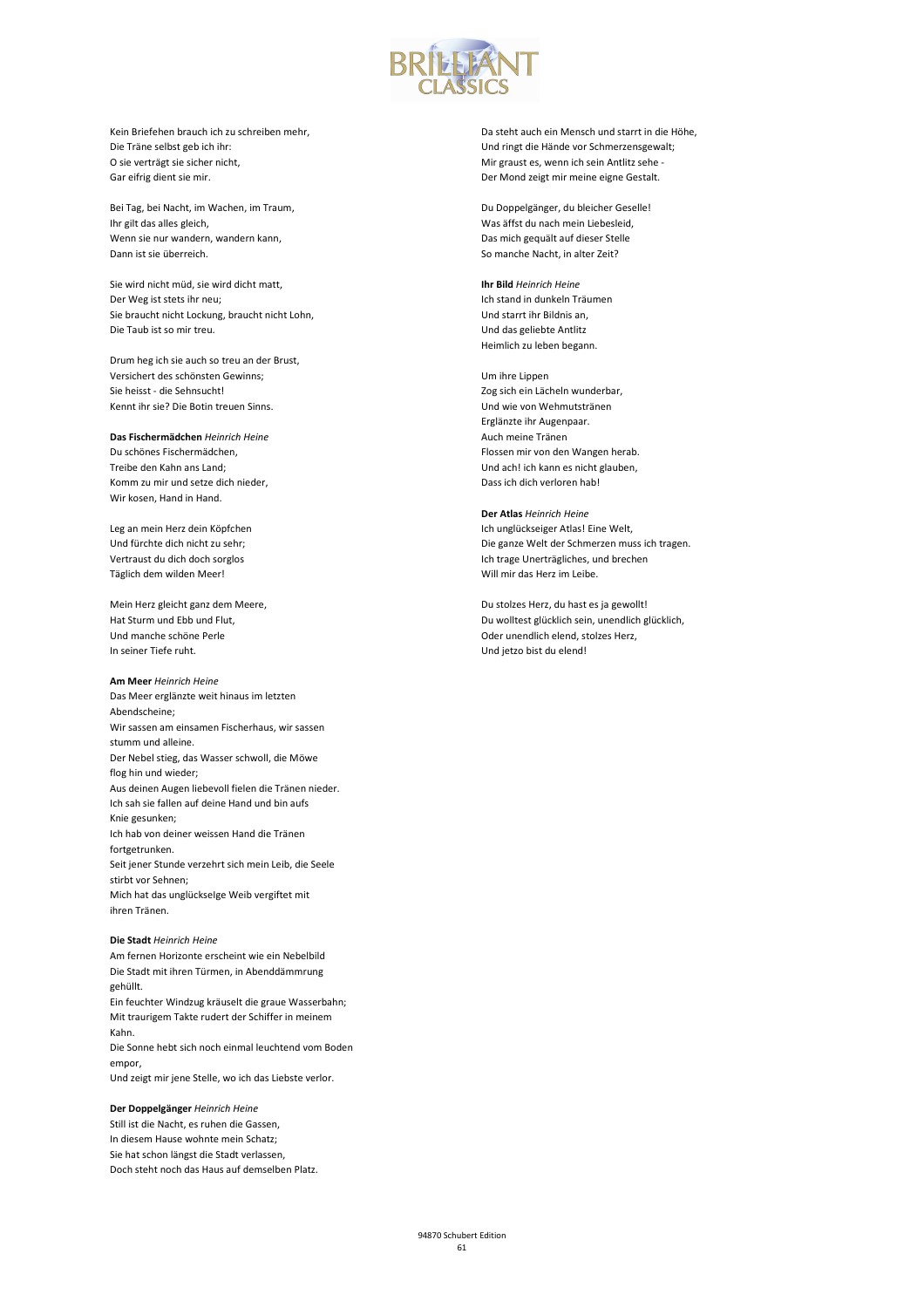Kein Briefehen brauch ich zu schreiben mehr,
Die Träne selbst geb ich ihr:
O sie verträgt sie sicher nicht,
Gar eifrig dient sie mir.

Bei Tag, bei Nacht, im Wachen, im Traum,
Ihr gilt das alles gleich,
Wenn sie nur wandern, wandern kann,
Dann ist sie überreich.

Sie wird nicht müd, sie wird dicht matt,
Der Weg ist stets ihr neu;
Sie braucht nicht Lockung, braucht nicht Lohn,
Die Taub ist so mir treu.

Drum heg ich sie auch so treu an der Brust,
Versichert des schönsten Gewinns;
Sie heisst - die Sehnsucht!
Kennt ihr sie? Die Botin treuen Sinns.

**Das Fischermädchen** *Heinrich Heine*
Du schönes Fischermädchen,
Treibe den Kahn ans Land;
Komm zu mir und setze dich nieder,
Wir kosen, Hand in Hand.

Leg an mein Herz dein Köpfchen
Und fürchte dich nicht zu sehr;
Vertraust du dich doch sorglos
Täglich dem wilden Meer!

Mein Herz gleicht ganz dem Meere,
Hat Sturm und Ebb und Flut,
Und manche schöne Perle
In seiner Tiefe ruht.

**Am Meer** *Heinrich Heine*
Das Meer erglänzte weit hinaus im letzten Abendscheine;
Wir sassen am einsamen Fischerhaus, wir sassen stumm und alleine.
Der Nebel stieg, das Wasser schwoll, die Möwe flog hin und wieder;
Aus deinen Augen liebevoll fielen die Tränen nieder.
Ich sah sie fallen auf deine Hand und bin aufs Knie gesunken;
Ich hab von deiner weissen Hand die Tränen fortgetrunken.
Seit jener Stunde verzehrt sich mein Leib, die Seele stirbt vor Sehnen;
Mich hat das unglückselge Weib vergiftet mit ihren Tränen.

**Die Stadt** *Heinrich Heine*
Am fernen Horizonte erscheint wie ein Nebelbild
Die Stadt mit ihren Türmen, in Abenddämmrung gehüllt.
Ein feuchter Windzug kräuselt die graue Wasserbahn;
Mit traurigem Takte rudert der Schiffer in meinem Kahn.
Die Sonne hebt sich noch einmal leuchtend vom Boden empor,
Und zeigt mir jene Stelle, wo ich das Liebste verlor.

**Der Doppelgänger** *Heinrich Heine*
Still ist die Nacht, es ruhen die Gassen,
In diesem Hause wohnte mein Schatz;
Sie hat schon längst die Stadt verlassen,
Doch steht noch das Haus auf demselben Platz.

Da steht auch ein Mensch und starrt in die Höhe,
Und ringt die Hände vor Schmerzensgewalt;
Mir graust es, wenn ich sein Antlitz sehe -
Der Mond zeigt mir meine eigne Gestalt.

Du Doppelgänger, du bleicher Geselle!
Was äffst du nach mein Liebesleid,
Das mich gequält auf dieser Stelle
So manche Nacht, in alter Zeit?

**Ihr Bild** *Heinrich Heine*
Ich stand in dunkeln Träumen
Und starrt ihr Bildnis an,
Und das geliebte Antlitz
Heimlich zu leben begann.

Um ihre Lippen
Zog sich ein Lächeln wunderbar,
Und wie von Wehmutstränen
Erglänzte ihr Augenpaar.
Auch meine Tränen
Flossen mir von den Wangen herab.
Und ach! ich kann es nicht glauben,
Dass ich dich verloren hab!

**Der Atlas** *Heinrich Heine*
Ich unglückseiger Atlas! Eine Welt,
Die ganze Welt der Schmerzen muss ich tragen.
Ich trage Unerträgliches, und brechen
Will mir das Herz im Leibe.

Du stolzes Herz, du hast es ja gewollt!
Du wolltest glücklich sein, unendlich glücklich,
Oder unendlich elend, stolzes Herz,
Und jetzo bist du elend!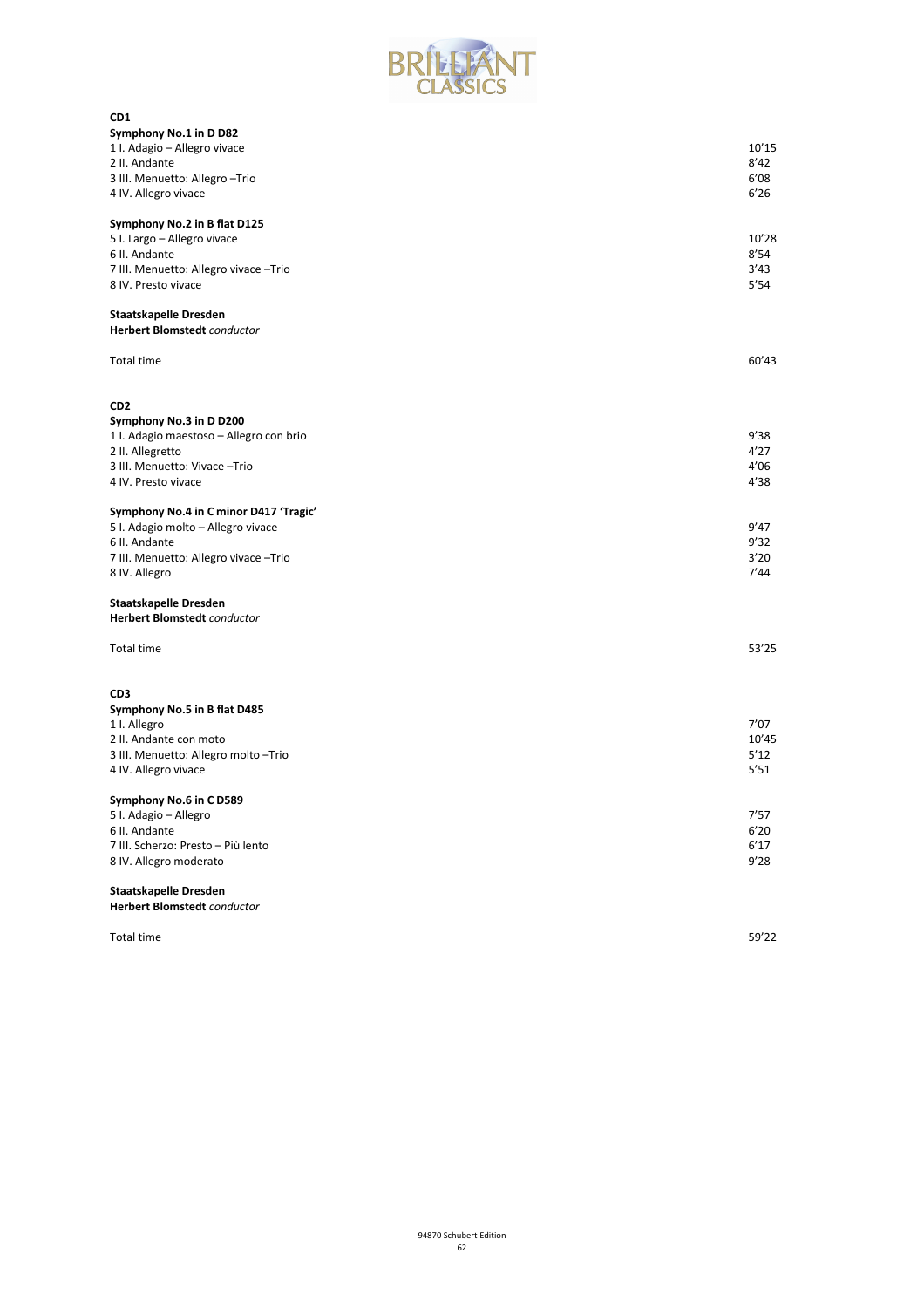**CD1**

**Symphony No.1 in D D82**

| | |
|---|---|
| 1 I. Adagio – Allegro vivace | 10'15 |
| 2 II. Andante | 8'42 |
| 3 III. Menuetto: Allegro –Trio | 6'08 |
| 4 IV. Allegro vivace | 6'26 |

**Symphony No.2 in B flat D125**

| | |
|---|---|
| 5 I. Largo – Allegro vivace | 10'28 |
| 6 II. Andante | 8'54 |
| 7 III. Menuetto: Allegro vivace –Trio | 3'43 |
| 8 IV. Presto vivace | 5'54 |

**Staatskapelle Dresden**
**Herbert Blomstedt** *conductor*

Total time 60'43

**CD2**

**Symphony No.3 in D D200**

| | |
|---|---|
| 1 I. Adagio maestoso – Allegro con brio | 9'38 |
| 2 II. Allegretto | 4'27 |
| 3 III. Menuetto: Vivace –Trio | 4'06 |
| 4 IV. Presto vivace | 4'38 |

**Symphony No.4 in C minor D417 'Tragic'**

| | |
|---|---|
| 5 I. Adagio molto – Allegro vivace | 9'47 |
| 6 II. Andante | 9'32 |
| 7 III. Menuetto: Allegro vivace –Trio | 3'20 |
| 8 IV. Allegro | 7'44 |

**Staatskapelle Dresden**
**Herbert Blomstedt** *conductor*

Total time 53'25

**CD3**

**Symphony No.5 in B flat D485**

| | |
|---|---|
| 1 I. Allegro | 7'07 |
| 2 II. Andante con moto | 10'45 |
| 3 III. Menuetto: Allegro molto –Trio | 5'12 |
| 4 IV. Allegro vivace | 5'51 |

**Symphony No.6 in C D589**

| | |
|---|---|
| 5 I. Adagio – Allegro | 7'57 |
| 6 II. Andante | 6'20 |
| 7 III. Scherzo: Presto – Più lento | 6'17 |
| 8 IV. Allegro moderato | 9'28 |

**Staatskapelle Dresden**
**Herbert Blomstedt** *conductor*

Total time 59'22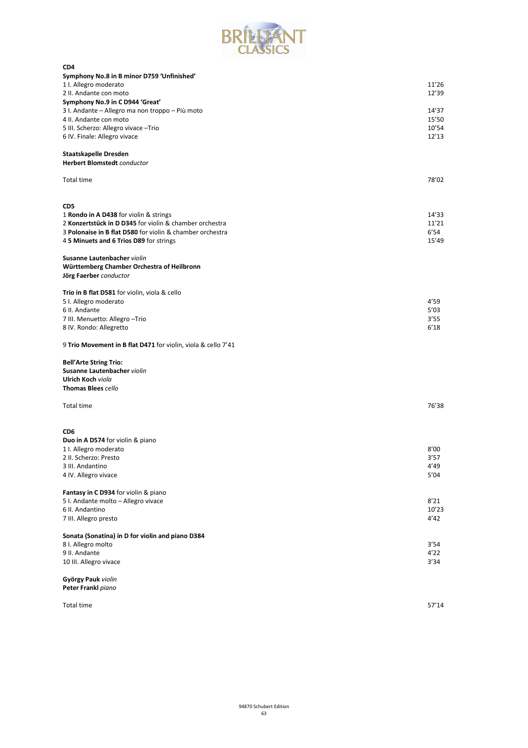## CD4

**Symphony No.8 in B minor D759 'Unfinished'**

| | |
|---|---|
| 1 I. Allegro moderato | 11'26 |
| 2 II. Andante con moto | 12'39 |

**Symphony No.9 in C D944 'Great'**

| | |
|---|---|
| 3 I. Andante – Allegro ma non troppo – Più moto | 14'37 |
| 4 II. Andante con moto | 15'50 |
| 5 III. Scherzo: Allegro vivace –Trio | 10'54 |
| 6 IV. Finale: Allegro vivace | 12'13 |

**Staatskapelle Dresden**
**Herbert Blomstedt** *conductor*

Total time 78'02

## CD5

| | |
|---|---|
| 1 **Rondo in A D438** for violin & strings | 14'33 |
| 2 **Konzertstück in D D345** for violin & chamber orchestra | 11'21 |
| 3 **Polonaise in B flat D580** for violin & chamber orchestra | 6'54 |
| 4 **5 Minuets and 6 Trios D89** for strings | 15'49 |

**Susanne Lautenbacher** *violin*
**Württemberg Chamber Orchestra of Heilbronn**
**Jörg Faerber** *conductor*

**Trio in B flat D581** for violin, viola & cello

| | |
|---|---|
| 5 I. Allegro moderato | 4'59 |
| 6 II. Andante | 5'03 |
| 7 III. Menuetto: Allegro –Trio | 3'55 |
| 8 IV. Rondo: Allegretto | 6'18 |

9 **Trio Movement in B flat D471** for violin, viola & cello 7'41

**Bell'Arte String Trio:**
**Susanne Lautenbacher** *violin*
**Ulrich Koch** *viola*
**Thomas Blees** *cello*

Total time 76'38

## CD6

**Duo in A D574** for violin & piano

| | |
|---|---|
| 1 I. Allegro moderato | 8'00 |
| 2 II. Scherzo: Presto | 3'57 |
| 3 III. Andantino | 4'49 |
| 4 IV. Allegro vivace | 5'04 |

**Fantasy in C D934** for violin & piano

| | |
|---|---|
| 5 I. Andante molto – Allegro vivace | 8'21 |
| 6 II. Andantino | 10'23 |
| 7 III. Allegro presto | 4'42 |

**Sonata (Sonatina) in D for violin and piano D384**

| | |
|---|---|
| 8 I. Allegro molto | 3'54 |
| 9 II. Andante | 4'22 |
| 10 III. Allegro vivace | 3'34 |

**György Pauk** *violin*
**Peter Frankl** *piano*

Total time 57'14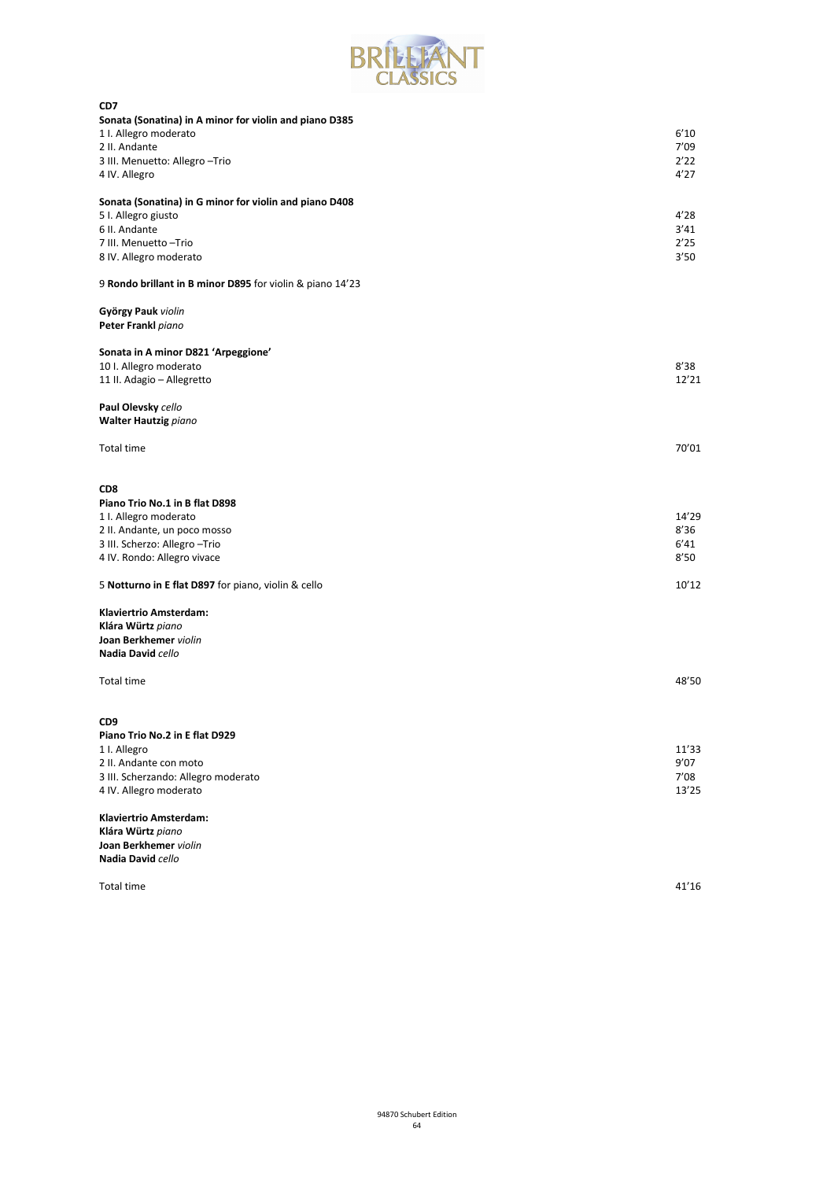## CD7

**Sonata (Sonatina) in A minor for violin and piano D385**

| | |
|---|---|
| 1 I. Allegro moderato | 6'10 |
| 2 II. Andante | 7'09 |
| 3 III. Menuetto: Allegro –Trio | 2'22 |
| 4 IV. Allegro | 4'27 |

**Sonata (Sonatina) in G minor for violin and piano D408**

| | |
|---|---|
| 5 I. Allegro giusto | 4'28 |
| 6 II. Andante | 3'41 |
| 7 III. Menuetto –Trio | 2'25 |
| 8 IV. Allegro moderato | 3'50 |

9 **Rondo brillant in B minor D895** for violin & piano 14'23

**György Pauk** *violin*
**Peter Frankl** *piano*

**Sonata in A minor D821 'Arpeggione'**

| | |
|---|---|
| 10 I. Allegro moderato | 8'38 |
| 11 II. Adagio – Allegretto | 12'21 |

**Paul Olevsky** *cello*
**Walter Hautzig** *piano*

| | |
|---|---|
| Total time | 70'01 |

## CD8

**Piano Trio No.1 in B flat D898**

| | |
|---|---|
| 1 I. Allegro moderato | 14'29 |
| 2 II. Andante, un poco mosso | 8'36 |
| 3 III. Scherzo: Allegro –Trio | 6'41 |
| 4 IV. Rondo: Allegro vivace | 8'50 |
| 5 **Notturno in E flat D897** for piano, violin & cello | 10'12 |

**Klaviertrio Amsterdam:**
**Klára Würtz** *piano*
**Joan Berkhemer** *violin*
**Nadia David** *cello*

| | |
|---|---|
| Total time | 48'50 |

## CD9

**Piano Trio No.2 in E flat D929**

| | |
|---|---|
| 1 I. Allegro | 11'33 |
| 2 II. Andante con moto | 9'07 |
| 3 III. Scherzando: Allegro moderato | 7'08 |
| 4 IV. Allegro moderato | 13'25 |

**Klaviertrio Amsterdam:**
**Klára Würtz** *piano*
**Joan Berkhemer** *violin*
**Nadia David** *cello*

| | |
|---|---|
| Total time | 41'16 |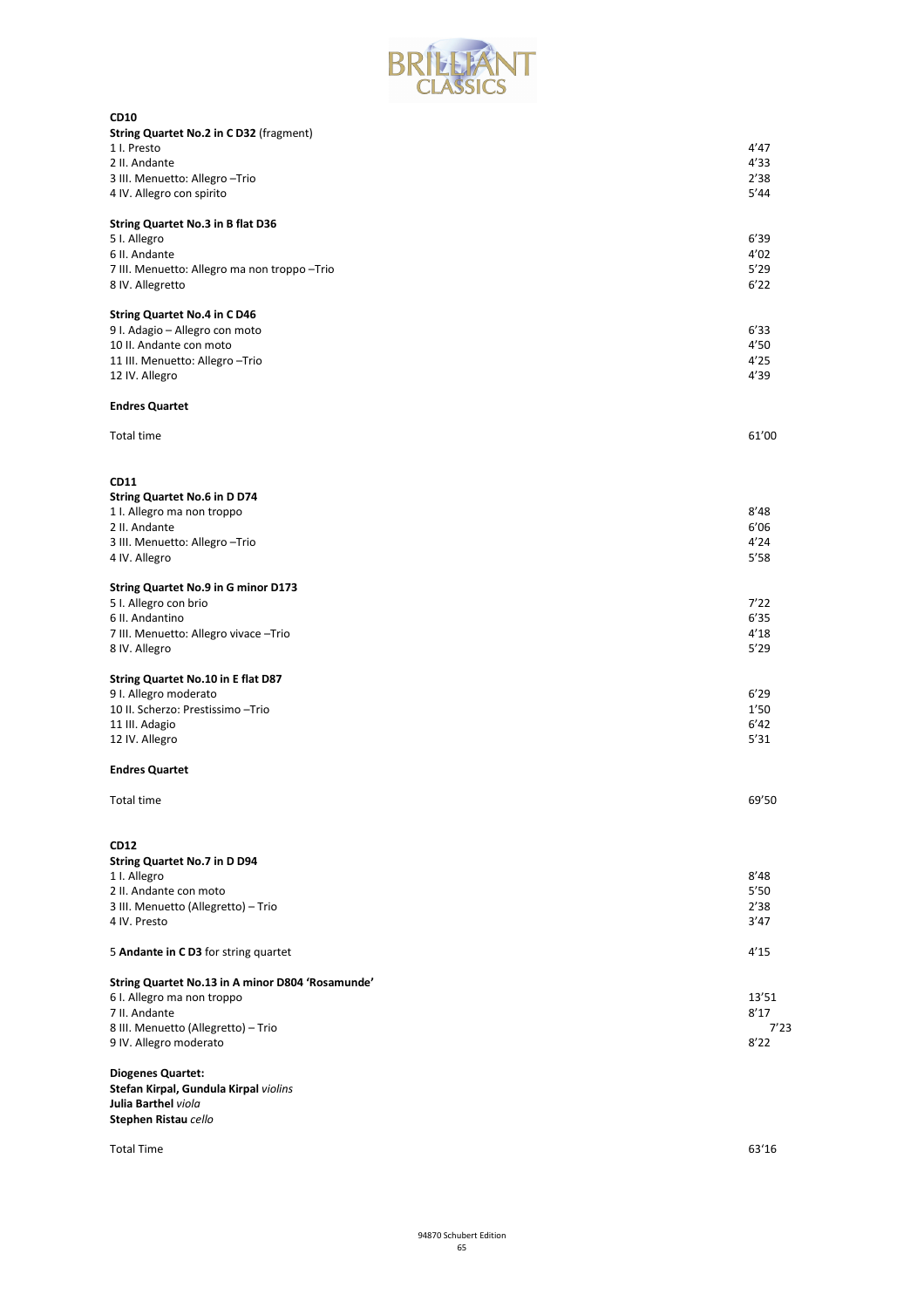**CD10**

**String Quartet No.2 in C D32** (fragment)

| | |
|---|---|
| 1 I. Presto | 4'47 |
| 2 II. Andante | 4'33 |
| 3 III. Menuetto: Allegro –Trio | 2'38 |
| 4 IV. Allegro con spirito | 5'44 |

**String Quartet No.3 in B flat D36**

| | |
|---|---|
| 5 I. Allegro | 6'39 |
| 6 II. Andante | 4'02 |
| 7 III. Menuetto: Allegro ma non troppo –Trio | 5'29 |
| 8 IV. Allegretto | 6'22 |

**String Quartet No.4 in C D46**

| | |
|---|---|
| 9 I. Adagio – Allegro con moto | 6'33 |
| 10 II. Andante con moto | 4'50 |
| 11 III. Menuetto: Allegro –Trio | 4'25 |
| 12 IV. Allegro | 4'39 |

**Endres Quartet**

Total time 61'00

**CD11**

**String Quartet No.6 in D D74**

| | |
|---|---|
| 1 I. Allegro ma non troppo | 8'48 |
| 2 II. Andante | 6'06 |
| 3 III. Menuetto: Allegro –Trio | 4'24 |
| 4 IV. Allegro | 5'58 |

**String Quartet No.9 in G minor D173**

| | |
|---|---|
| 5 I. Allegro con brio | 7'22 |
| 6 II. Andantino | 6'35 |
| 7 III. Menuetto: Allegro vivace –Trio | 4'18 |
| 8 IV. Allegro | 5'29 |

**String Quartet No.10 in E flat D87**

| | |
|---|---|
| 9 I. Allegro moderato | 6'29 |
| 10 II. Scherzo: Prestissimo –Trio | 1'50 |
| 11 III. Adagio | 6'42 |
| 12 IV. Allegro | 5'31 |

**Endres Quartet**

Total time 69'50

**CD12**

**String Quartet No.7 in D D94**

| | |
|---|---|
| 1 I. Allegro | 8'48 |
| 2 II. Andante con moto | 5'50 |
| 3 III. Menuetto (Allegretto) – Trio | 2'38 |
| 4 IV. Presto | 3'47 |

5 **Andante in C D3** for string quartet 4'15

**String Quartet No.13 in A minor D804 'Rosamunde'**

| | |
|---|---|
| 6 I. Allegro ma non troppo | 13'51 |
| 7 II. Andante | 8'17 |
| 8 III. Menuetto (Allegretto) – Trio | 7'23 |
| 9 IV. Allegro moderato | 8'22 |

**Diogenes Quartet:**
**Stefan Kirpal, Gundula Kirpal** *violins*
**Julia Barthel** *viola*
**Stephen Ristau** *cello*

Total Time 63'16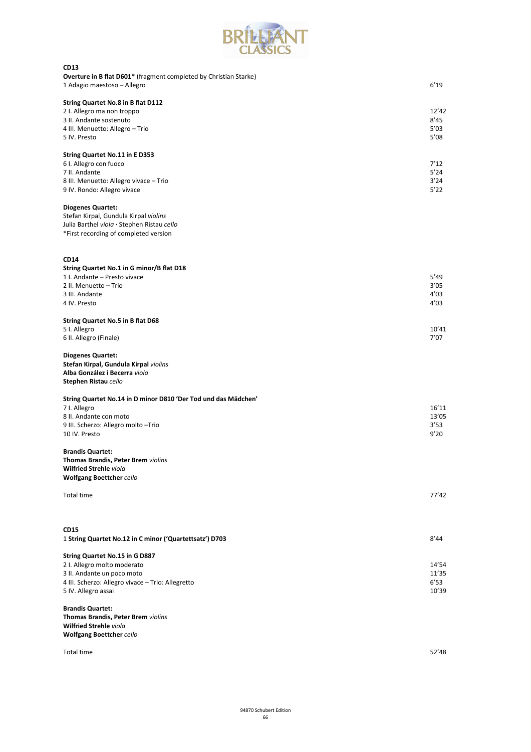## CD13

**Overture in B flat D601*** (fragment completed by Christian Starke)

| | |
|---|---|
| 1 Adagio maestoso – Allegro | 6'19 |

**String Quartet No.8 in B flat D112**

| | |
|---|---|
| 2 I. Allegro ma non troppo | 12'42 |
| 3 II. Andante sostenuto | 8'45 |
| 4 III. Menuetto: Allegro – Trio | 5'03 |
| 5 IV. Presto | 5'08 |

**String Quartet No.11 in E D353**

| | |
|---|---|
| 6 I. Allegro con fuoco | 7'12 |
| 7 II. Andante | 5'24 |
| 8 III. Menuetto: Allegro vivace – Trio | 3'24 |
| 9 IV. Rondo: Allegro vivace | 5'22 |

**Diogenes Quartet:**
Stefan Kirpal, Gundula Kirpal *violins*
Julia Barthel *viola* · Stephen Ristau *cello*
*First recording of completed version

## CD14

**String Quartet No.1 in G minor/B flat D18**

| | |
|---|---|
| 1 I. Andante – Presto vivace | 5'49 |
| 2 II. Menuetto – Trio | 3'05 |
| 3 III. Andante | 4'03 |
| 4 IV. Presto | 4'03 |

**String Quartet No.5 in B flat D68**

| | |
|---|---|
| 5 I. Allegro | 10'41 |
| 6 II. Allegro (Finale) | 7'07 |

**Diogenes Quartet:**
**Stefan Kirpal, Gundula Kirpal** *violins*
**Alba González i Becerra** *viola*
**Stephen Ristau** *cello*

**String Quartet No.14 in D minor D810 'Der Tod und das Mädchen'**

| | |
|---|---|
| 7 I. Allegro | 16'11 |
| 8 II. Andante con moto | 13'05 |
| 9 III. Scherzo: Allegro molto –Trio | 3'53 |
| 10 IV. Presto | 9'20 |

**Brandis Quartet:**
**Thomas Brandis, Peter Brem** *violins*
**Wilfried Strehle** *viola*
**Wolfgang Boettcher** *cello*

Total time 77'42

## CD15

| | |
|---|---|
| 1 **String Quartet No.12 in C minor ('Quartettsatz') D703** | 8'44 |

**String Quartet No.15 in G D887**

| | |
|---|---|
| 2 I. Allegro molto moderato | 14'54 |
| 3 II. Andante un poco moto | 11'35 |
| 4 III. Scherzo: Allegro vivace – Trio: Allegretto | 6'53 |
| 5 IV. Allegro assai | 10'39 |

**Brandis Quartet:**
**Thomas Brandis, Peter Brem** *violins*
**Wilfried Strehle** *viola*
**Wolfgang Boettcher** *cello*

Total time 52'48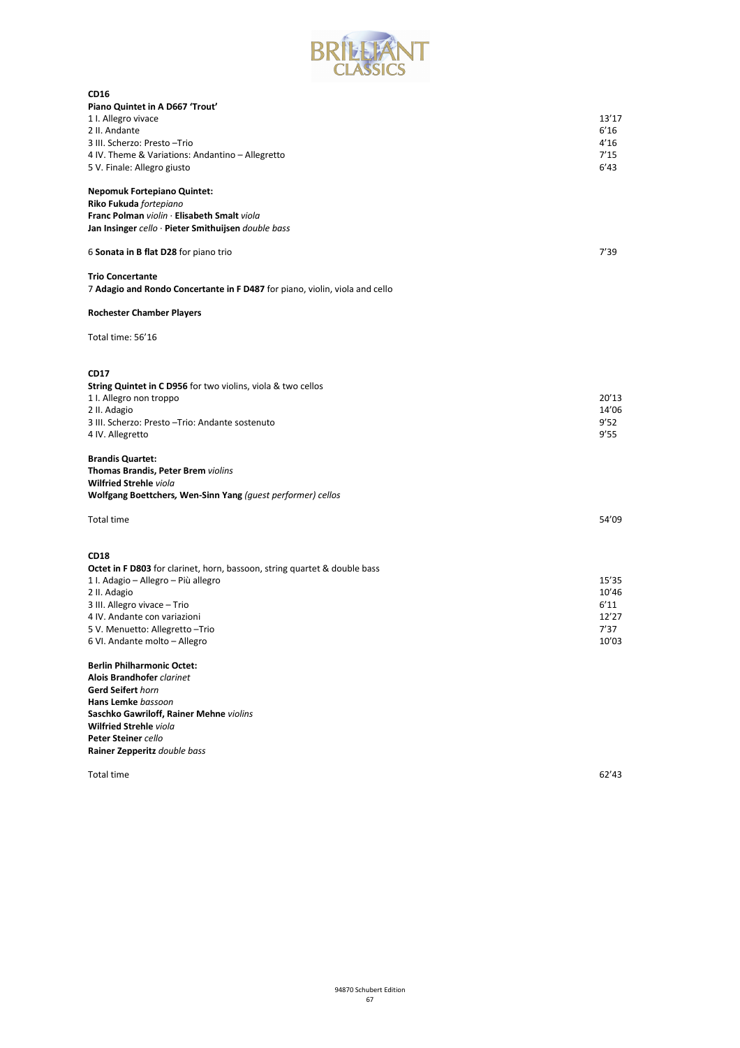## CD16

**Piano Quintet in A D667 'Trout'**

| | |
|---|---|
| 1 I. Allegro vivace | 13'17 |
| 2 II. Andante | 6'16 |
| 3 III. Scherzo: Presto –Trio | 4'16 |
| 4 IV. Theme & Variations: Andantino – Allegretto | 7'15 |
| 5 V. Finale: Allegro giusto | 6'43 |

**Nepomuk Fortepiano Quintet:**
**Riko Fukuda** *fortepiano*
**Franc Polman** *violin* · **Elisabeth Smalt** *viola*
**Jan Insinger** *cello* · **Pieter Smithuijsen** *double bass*

6 **Sonata in B flat D28** for piano trio 7'39

**Trio Concertante**
7 **Adagio and Rondo Concertante in F D487** for piano, violin, viola and cello

**Rochester Chamber Players**

Total time: 56'16

## CD17

**String Quintet in C D956** for two violins, viola & two cellos

| | |
|---|---|
| 1 I. Allegro non troppo | 20'13 |
| 2 II. Adagio | 14'06 |
| 3 III. Scherzo: Presto –Trio: Andante sostenuto | 9'52 |
| 4 IV. Allegretto | 9'55 |

**Brandis Quartet:**
**Thomas Brandis, Peter Brem** *violins*
**Wilfried Strehle** *viola*
**Wolfgang Boettchers, Wen-Sinn Yang** *(guest performer) cellos*

Total time 54'09

## CD18

**Octet in F D803** for clarinet, horn, bassoon, string quartet & double bass

| | |
|---|---|
| 1 I. Adagio – Allegro – Più allegro | 15'35 |
| 2 II. Adagio | 10'46 |
| 3 III. Allegro vivace – Trio | 6'11 |
| 4 IV. Andante con variazioni | 12'27 |
| 5 V. Menuetto: Allegretto –Trio | 7'37 |
| 6 VI. Andante molto – Allegro | 10'03 |

**Berlin Philharmonic Octet:**
**Alois Brandhofer** *clarinet*
**Gerd Seifert** *horn*
**Hans Lemke** *bassoon*
**Saschko Gawriloff, Rainer Mehne** *violins*
**Wilfried Strehle** *viola*
**Peter Steiner** *cello*
**Rainer Zepperitz** *double bass*

Total time 62'43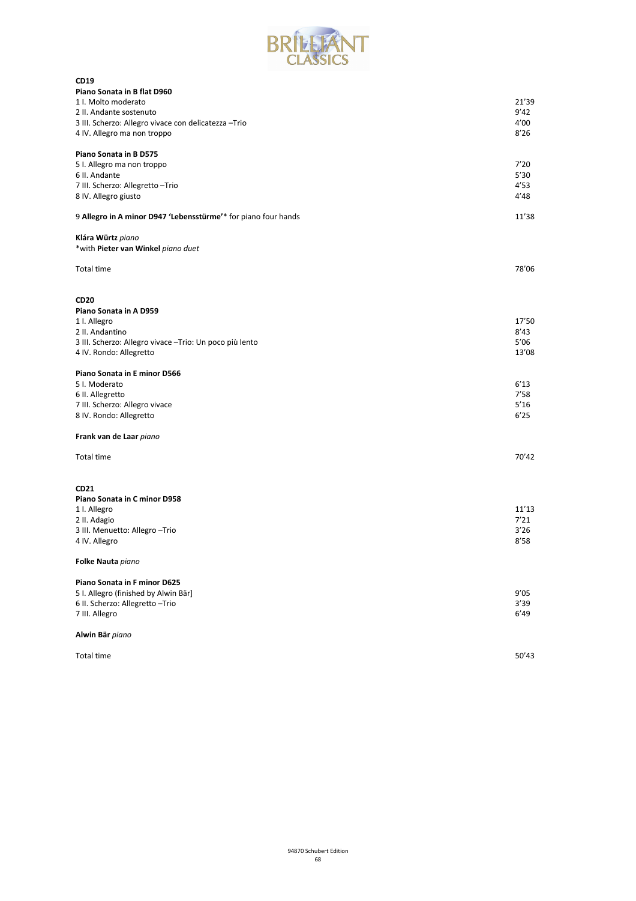**CD19**

**Piano Sonata in B flat D960**

| | |
|---|---|
| 1 I. Molto moderato | 21'39 |
| 2 II. Andante sostenuto | 9'42 |
| 3 III. Scherzo: Allegro vivace con delicatezza –Trio | 4'00 |
| 4 IV. Allegro ma non troppo | 8'26 |

**Piano Sonata in B D575**

| | |
|---|---|
| 5 I. Allegro ma non troppo | 7'20 |
| 6 II. Andante | 5'30 |
| 7 III. Scherzo: Allegretto –Trio | 4'53 |
| 8 IV. Allegro giusto | 4'48 |

| | |
|---|---|
| 9 **Allegro in A minor D947 'Lebensstürme'*** for piano four hands | 11'38 |

**Klára Würtz** *piano*
*with **Pieter van Winkel** *piano duet*

| | |
|---|---|
| Total time | 78'06 |

**CD20**

**Piano Sonata in A D959**

| | |
|---|---|
| 1 I. Allegro | 17'50 |
| 2 II. Andantino | 8'43 |
| 3 III. Scherzo: Allegro vivace –Trio: Un poco più lento | 5'06 |
| 4 IV. Rondo: Allegretto | 13'08 |

**Piano Sonata in E minor D566**

| | |
|---|---|
| 5 I. Moderato | 6'13 |
| 6 II. Allegretto | 7'58 |
| 7 III. Scherzo: Allegro vivace | 5'16 |
| 8 IV. Rondo: Allegretto | 6'25 |

**Frank van de Laar** *piano*

| | |
|---|---|
| Total time | 70'42 |

**CD21**

**Piano Sonata in C minor D958**

| | |
|---|---|
| 1 I. Allegro | 11'13 |
| 2 II. Adagio | 7'21 |
| 3 III. Menuetto: Allegro –Trio | 3'26 |
| 4 IV. Allegro | 8'58 |

**Folke Nauta** *piano*

**Piano Sonata in F minor D625**

| | |
|---|---|
| 5 I. Allegro (finished by Alwin Bär] | 9'05 |
| 6 II. Scherzo: Allegretto –Trio | 3'39 |
| 7 III. Allegro | 6'49 |

**Alwin Bär** *piano*

| | |
|---|---|
| Total time | 50'43 |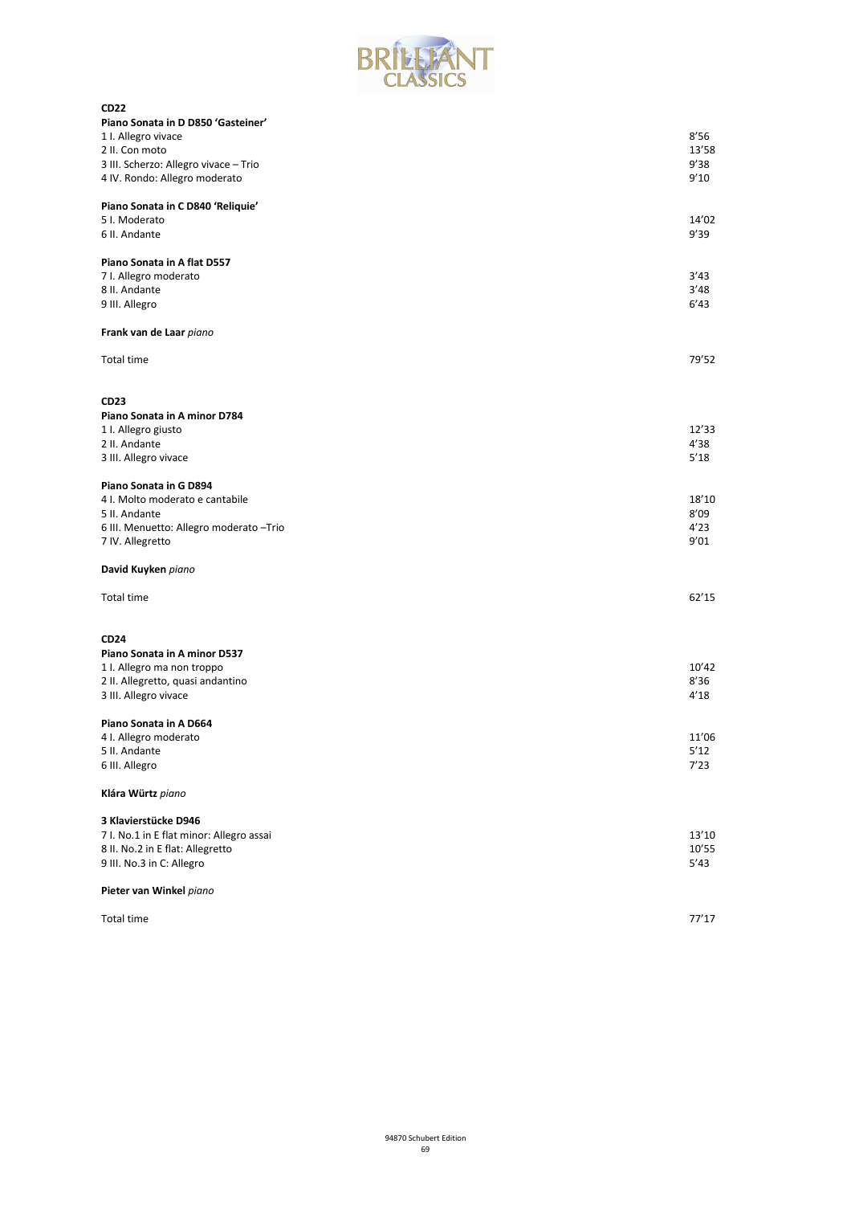## CD22

**Piano Sonata in D D850 'Gasteiner'**

| | |
|---|---|
| 1 I. Allegro vivace | 8'56 |
| 2 II. Con moto | 13'58 |
| 3 III. Scherzo: Allegro vivace – Trio | 9'38 |
| 4 IV. Rondo: Allegro moderato | 9'10 |

**Piano Sonata in C D840 'Reliquie'**

| | |
|---|---|
| 5 I. Moderato | 14'02 |
| 6 II. Andante | 9'39 |

**Piano Sonata in A flat D557**

| | |
|---|---|
| 7 I. Allegro moderato | 3'43 |
| 8 II. Andante | 3'48 |
| 9 III. Allegro | 6'43 |

**Frank van de Laar** *piano*

Total time 79'52

## CD23

**Piano Sonata in A minor D784**

| | |
|---|---|
| 1 I. Allegro giusto | 12'33 |
| 2 II. Andante | 4'38 |
| 3 III. Allegro vivace | 5'18 |

**Piano Sonata in G D894**

| | |
|---|---|
| 4 I. Molto moderato e cantabile | 18'10 |
| 5 II. Andante | 8'09 |
| 6 III. Menuetto: Allegro moderato –Trio | 4'23 |
| 7 IV. Allegretto | 9'01 |

**David Kuyken** *piano*

Total time 62'15

## CD24

**Piano Sonata in A minor D537**

| | |
|---|---|
| 1 I. Allegro ma non troppo | 10'42 |
| 2 II. Allegretto, quasi andantino | 8'36 |
| 3 III. Allegro vivace | 4'18 |

**Piano Sonata in A D664**

| | |
|---|---|
| 4 I. Allegro moderato | 11'06 |
| 5 II. Andante | 5'12 |
| 6 III. Allegro | 7'23 |

**Klára Würtz** *piano*

**3 Klavierstücke D946**

| | |
|---|---|
| 7 I. No.1 in E flat minor: Allegro assai | 13'10 |
| 8 II. No.2 in E flat: Allegretto | 10'55 |
| 9 III. No.3 in C: Allegro | 5'43 |

**Pieter van Winkel** *piano*

Total time 77'17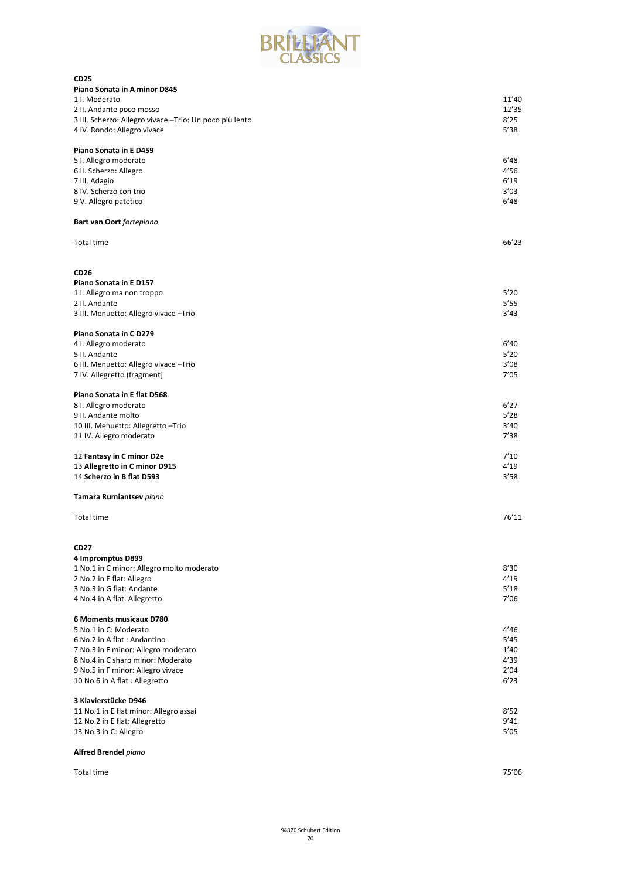## CD25

**Piano Sonata in A minor D845**

| | |
|---|---|
| 1 I. Moderato | 11'40 |
| 2 II. Andante poco mosso | 12'35 |
| 3 III. Scherzo: Allegro vivace –Trio: Un poco più lento | 8'25 |
| 4 IV. Rondo: Allegro vivace | 5'38 |

**Piano Sonata in E D459**

| | |
|---|---|
| 5 I. Allegro moderato | 6'48 |
| 6 II. Scherzo: Allegro | 4'56 |
| 7 III. Adagio | 6'19 |
| 8 IV. Scherzo con trio | 3'03 |
| 9 V. Allegro patetico | 6'48 |

**Bart van Oort** *fortepiano*

Total time 66'23

## CD26

**Piano Sonata in E D157**

| | |
|---|---|
| 1 I. Allegro ma non troppo | 5'20 |
| 2 II. Andante | 5'55 |
| 3 III. Menuetto: Allegro vivace –Trio | 3'43 |

**Piano Sonata in C D279**

| | |
|---|---|
| 4 I. Allegro moderato | 6'40 |
| 5 II. Andante | 5'20 |
| 6 III. Menuetto: Allegro vivace –Trio | 3'08 |
| 7 IV. Allegretto (fragment] | 7'05 |

**Piano Sonata in E flat D568**

| | |
|---|---|
| 8 I. Allegro moderato | 6'27 |
| 9 II. Andante molto | 5'28 |
| 10 III. Menuetto: Allegretto –Trio | 3'40 |
| 11 IV. Allegro moderato | 7'38 |

| | |
|---|---|
| 12 **Fantasy in C minor D2e** | 7'10 |
| 13 **Allegretto in C minor D915** | 4'19 |
| 14 **Scherzo in B flat D593** | 3'58 |

**Tamara Rumiantsev** *piano*

Total time 76'11

## CD27

**4 Impromptus D899**

| | |
|---|---|
| 1 No.1 in C minor: Allegro molto moderato | 8'30 |
| 2 No.2 in E flat: Allegro | 4'19 |
| 3 No.3 in G flat: Andante | 5'18 |
| 4 No.4 in A flat: Allegretto | 7'06 |

**6 Moments musicaux D780**

| | |
|---|---|
| 5 No.1 in C: Moderato | 4'46 |
| 6 No.2 in A flat : Andantino | 5'45 |
| 7 No.3 in F minor: Allegro moderato | 1'40 |
| 8 No.4 in C sharp minor: Moderato | 4'39 |
| 9 No.5 in F minor: Allegro vivace | 2'04 |
| 10 No.6 in A flat : Allegretto | 6'23 |

**3 Klavierstücke D946**

| | |
|---|---|
| 11 No.1 in E flat minor: Allegro assai | 8'52 |
| 12 No.2 in E flat: Allegretto | 9'41 |
| 13 No.3 in C: Allegro | 5'05 |

**Alfred Brendel** *piano*

Total time 75'06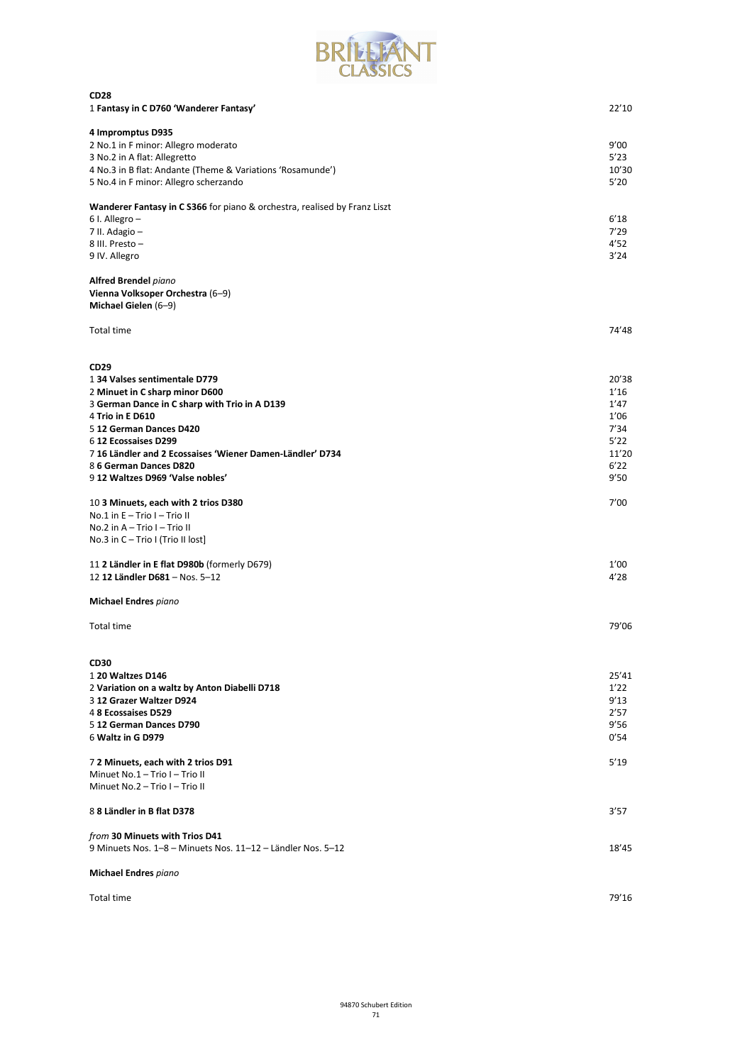## CD28

| | |
|---|---|
| 1 **Fantasy in C D760 'Wanderer Fantasy'** | 22'10 |
| **4 Impromptus D935** | |
| 2 No.1 in F minor: Allegro moderato | 9'00 |
| 3 No.2 in A flat: Allegretto | 5'23 |
| 4 No.3 in B flat: Andante (Theme & Variations 'Rosamunde') | 10'30 |
| 5 No.4 in F minor: Allegro scherzando | 5'20 |
| **Wanderer Fantasy in C S366** for piano & orchestra, realised by Franz Liszt | |
| 6 I. Allegro – | 6'18 |
| 7 II. Adagio – | 7'29 |
| 8 III. Presto – | 4'52 |
| 9 IV. Allegro | 3'24 |

**Alfred Brendel** *piano*
**Vienna Volksoper Orchestra** (6–9)
**Michael Gielen** (6–9)

Total time 74'48

## CD29

| | |
|---|---|
| 1 **34 Valses sentimentale D779** | 20'38 |
| 2 **Minuet in C sharp minor D600** | 1'16 |
| 3 **German Dance in C sharp with Trio in A D139** | 1'47 |
| 4 **Trio in E D610** | 1'06 |
| 5 **12 German Dances D420** | 7'34 |
| 6 **12 Ecossaises D299** | 5'22 |
| 7 **16 Ländler and 2 Ecossaises 'Wiener Damen-Ländler' D734** | 11'20 |
| 8 **6 German Dances D820** | 6'22 |
| 9 **12 Waltzes D969 'Valse nobles'** | 9'50 |
| 10 **3 Minuets, each with 2 trios D380** | 7'00 |
| No.1 in E – Trio I – Trio II | |
| No.2 in A – Trio I – Trio II | |
| No.3 in C – Trio I (Trio II lost] | |
| 11 **2 Ländler in E flat D980b** (formerly D679) | 1'00 |
| 12 **12 Ländler D681** – Nos. 5–12 | 4'28 |

**Michael Endres** *piano*

Total time 79'06

## CD30

| | |
|---|---|
| 1 **20 Waltzes D146** | 25'41 |
| 2 **Variation on a waltz by Anton Diabelli D718** | 1'22 |
| 3 **12 Grazer Waltzer D924** | 9'13 |
| 4 **8 Ecossaises D529** | 2'57 |
| 5 **12 German Dances D790** | 9'56 |
| 6 **Waltz in G D979** | 0'54 |
| 7 **2 Minuets, each with 2 trios D91** | 5'19 |
| Minuet No.1 – Trio I – Trio II | |
| Minuet No.2 – Trio I – Trio II | |
| 8 **8 Ländler in B flat D378** | 3'57 |
| *from* **30 Minuets with Trios D41** | |
| 9 Minuets Nos. 1–8 – Minuets Nos. 11–12 – Ländler Nos. 5–12 | 18'45 |

**Michael Endres** *piano*

Total time 79'16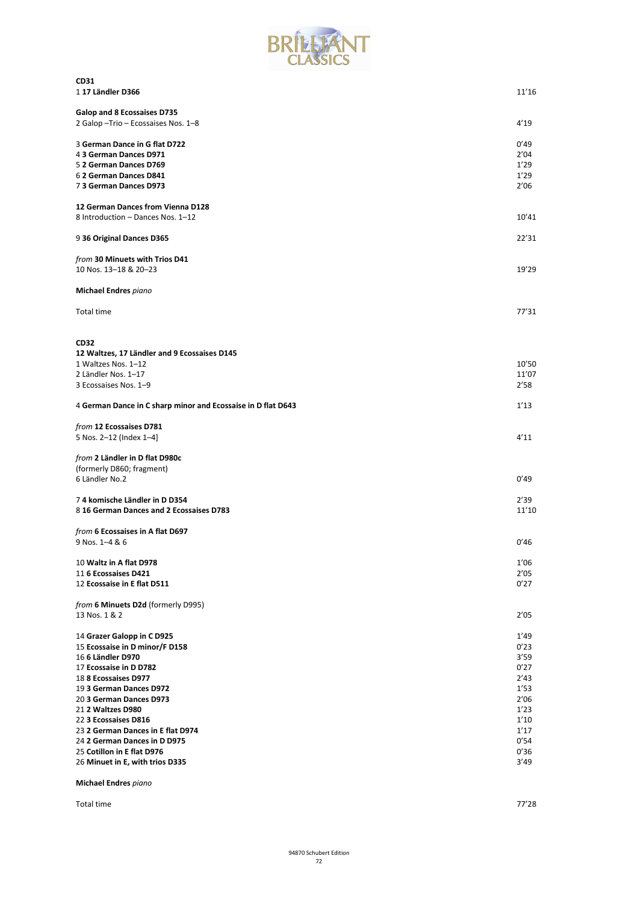**CD31**

1 **17 Ländler D366** 11'16

**Galop and 8 Ecossaises D735**
2 Galop –Trio – Ecossaises Nos. 1–8 4'19

3 **German Dance in G flat D722** 0'49
4 **3 German Dances D971** 2'04
5 **2 German Dances D769** 1'29
6 **2 German Dances D841** 1'29
7 **3 German Dances D973** 2'06

**12 German Dances from Vienna D128**
8 Introduction – Dances Nos. 1–12 10'41

9 **36 Original Dances D365** 22'31

*from* **30 Minuets with Trios D41**
10 Nos. 13–18 & 20–23 19'29

**Michael Endres** *piano*

Total time 77'31

**CD32**

**12 Waltzes, 17 Ländler and 9 Ecossaises D145**
1 Waltzes Nos. 1–12 10'50
2 Ländler Nos. 1–17 11'07
3 Ecossaises Nos. 1–9 2'58

4 **German Dance in C sharp minor and Ecossaise in D flat D643** 1'13

*from* **12 Ecossaises D781**
5 Nos. 2–12 (Index 1–4] 4'11

*from* **2 Ländler in D flat D980c**
(formerly D860; fragment)
6 Ländler No.2 0'49

7 **4 komische Ländler in D D354** 2'39
8 **16 German Dances and 2 Ecossaises D783** 11'10

*from* **6 Ecossaises in A flat D697**
9 Nos. 1–4 & 6 0'46

10 **Waltz in A flat D978** 1'06
11 **6 Ecossaises D421** 2'05
12 **Ecossaise in E flat D511** 0'27

*from* **6 Minuets D2d** (formerly D995)
13 Nos. 1 & 2 2'05

14 **Grazer Galopp in C D925** 1'49
15 **Ecossaise in D minor/F D158** 0'23
16 **6 Ländler D970** 3'59
17 **Ecossaise in D D782** 0'27
18 **8 Ecossaises D977** 2'43
19 **3 German Dances D972** 1'53
20 **3 German Dances D973** 2'06
21 **2 Waltzes D980** 1'23
22 **3 Ecossaises D816** 1'10
23 **2 German Dances in E flat D974** 1'17
24 **2 German Dances in D D975** 0'54
25 **Cotillon in E flat D976** 0'36
26 **Minuet in E, with trios D335** 3'49

**Michael Endres** *piano*

Total time 77'28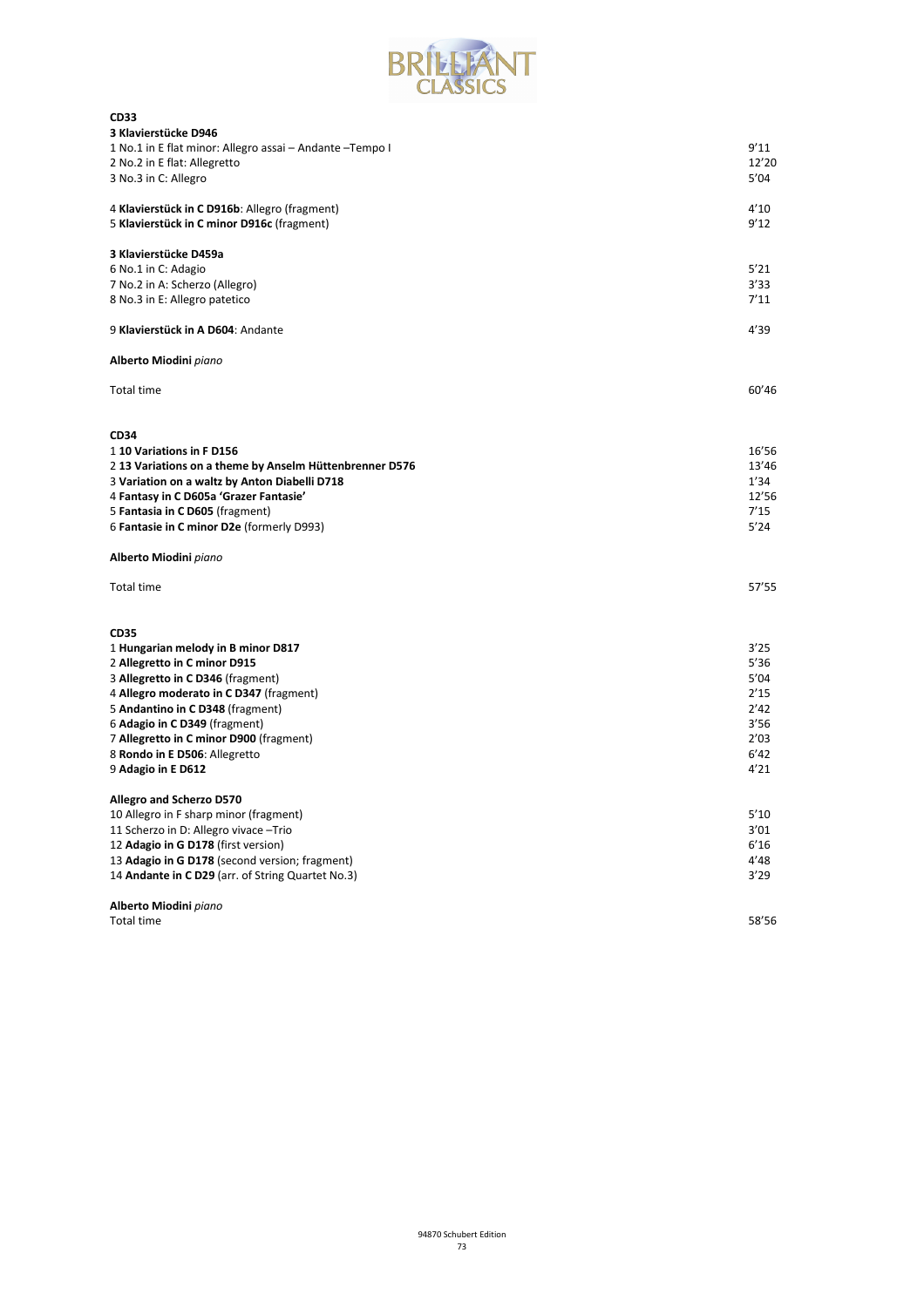## CD33

**3 Klavierstücke D946**

1 No.1 in E flat minor: Allegro assai – Andante –Tempo I 9'11
2 No.2 in E flat: Allegretto 12'20
3 No.3 in C: Allegro 5'04

4 **Klavierstück in C D916b**: Allegro (fragment) 4'10
5 **Klavierstück in C minor D916c** (fragment) 9'12

**3 Klavierstücke D459a**

6 No.1 in C: Adagio 5'21
7 No.2 in A: Scherzo (Allegro) 3'33
8 No.3 in E: Allegro patetico 7'11

9 **Klavierstück in A D604**: Andante 4'39

**Alberto Miodini** *piano*

Total time 60'46

## CD34

1 **10 Variations in F D156** 16'56
2 **13 Variations on a theme by Anselm Hüttenbrenner D576** 13'46
3 **Variation on a waltz by Anton Diabelli D718** 1'34
4 **Fantasy in C D605a 'Grazer Fantasie'** 12'56
5 **Fantasia in C D605** (fragment) 7'15
6 **Fantasie in C minor D2e** (formerly D993) 5'24

**Alberto Miodini** *piano*

Total time 57'55

## CD35

1 **Hungarian melody in B minor D817** 3'25
2 **Allegretto in C minor D915** 5'36
3 **Allegretto in C D346** (fragment) 5'04
4 **Allegro moderato in C D347** (fragment) 2'15
5 **Andantino in C D348** (fragment) 2'42
6 **Adagio in C D349** (fragment) 3'56
7 **Allegretto in C minor D900** (fragment) 2'03
8 **Rondo in E D506**: Allegretto 6'42
9 **Adagio in E D612** 4'21

**Allegro and Scherzo D570**

10 Allegro in F sharp minor (fragment) 5'10
11 Scherzo in D: Allegro vivace –Trio 3'01
12 **Adagio in G D178** (first version) 6'16
13 **Adagio in G D178** (second version; fragment) 4'48
14 **Andante in C D29** (arr. of String Quartet No.3) 3'29

**Alberto Miodini** *piano*

Total time 58'56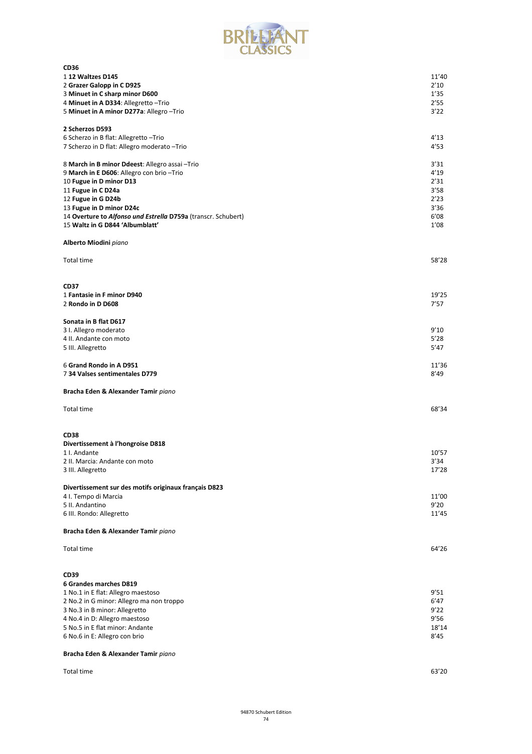**CD36**

1 **12 Waltzes D145** 11'40
2 **Grazer Galopp in C D925** 2'10
3 **Minuet in C sharp minor D600** 1'35
4 **Minuet in A D334**: Allegretto –Trio 2'55
5 **Minuet in A minor D277a**: Allegro –Trio 3'22

**2 Scherzos D593**
6 Scherzo in B flat: Allegretto –Trio 4'13
7 Scherzo in D flat: Allegro moderato –Trio 4'53

8 **March in B minor Ddeest**: Allegro assai –Trio 3'31
9 **March in E D606**: Allegro con brio –Trio 4'19
10 **Fugue in D minor D13** 2'31
11 **Fugue in C D24a** 3'58
12 **Fugue in G D24b** 2'23
13 **Fugue in D minor D24c** 3'36
14 **Overture to *Alfonso und Estrella* D759a** (transcr. Schubert) 6'08
15 **Waltz in G D844 'Albumblatt'** 1'08

**Alberto Miodini** *piano*

Total time 58'28

**CD37**

1 **Fantasie in F minor D940** 19'25
2 **Rondo in D D608** 7'57

**Sonata in B flat D617**
3 I. Allegro moderato 9'10
4 II. Andante con moto 5'28
5 III. Allegretto 5'47

6 **Grand Rondo in A D951** 11'36
7 **34 Valses sentimentales D779** 8'49

**Bracha Eden & Alexander Tamir** *piano*

Total time 68'34

**CD38**

**Divertissement à l'hongroise D818**
1 I. Andante 10'57
2 II. Marcia: Andante con moto 3'34
3 III. Allegretto 17'28

**Divertissement sur des motifs originaux français D823**
4 I. Tempo di Marcia 11'00
5 II. Andantino 9'20
6 III. Rondo: Allegretto 11'45

**Bracha Eden & Alexander Tamir** *piano*

Total time 64'26

**CD39**

**6 Grandes marches D819**
1 No.1 in E flat: Allegro maestoso 9'51
2 No.2 in G minor: Allegro ma non troppo 6'47
3 No.3 in B minor: Allegretto 9'22
4 No.4 in D: Allegro maestoso 9'56
5 No.5 in E flat minor: Andante 18'14
6 No.6 in E: Allegro con brio 8'45

**Bracha Eden & Alexander Tamir** *piano*

Total time 63'20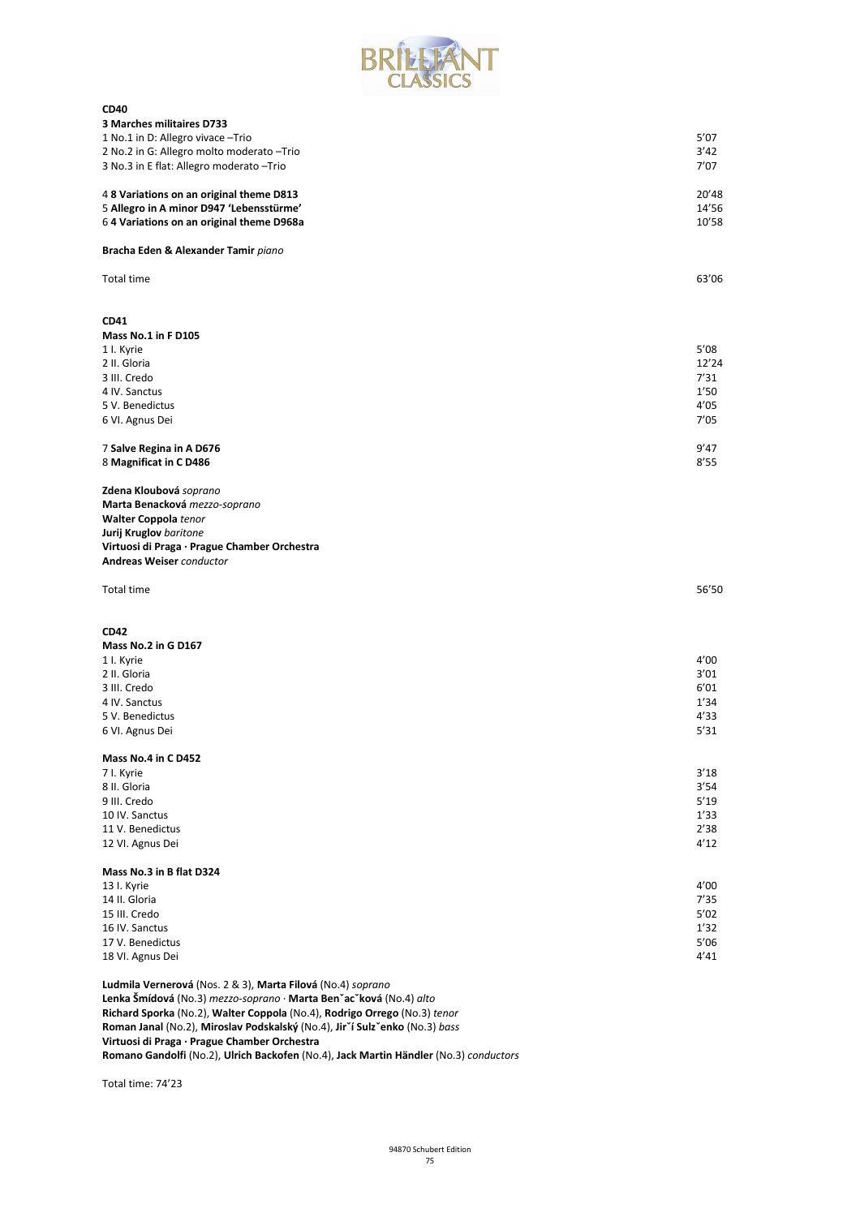**CD40**

**3 Marches militaires D733**

| | |
|---|---|
| 1 No.1 in D: Allegro vivace –Trio | 5'07 |
| 2 No.2 in G: Allegro molto moderato –Trio | 3'42 |
| 3 No.3 in E flat: Allegro moderato –Trio | 7'07 |
| 4 **8 Variations on an original theme D813** | 20'48 |
| 5 **Allegro in A minor D947 'Lebensstürme'** | 14'56 |
| 6 **4 Variations on an original theme D968a** | 10'58 |

**Bracha Eden & Alexander Tamir** *piano*

Total time 63'06

**CD41**

**Mass No.1 in F D105**

| | |
|---|---|
| 1 I. Kyrie | 5'08 |
| 2 II. Gloria | 12'24 |
| 3 III. Credo | 7'31 |
| 4 IV. Sanctus | 1'50 |
| 5 V. Benedictus | 4'05 |
| 6 VI. Agnus Dei | 7'05 |
| 7 **Salve Regina in A D676** | 9'47 |
| 8 **Magnificat in C D486** | 8'55 |

**Zdena Kloubová** *soprano*
**Marta Benacková** *mezzo-soprano*
**Walter Coppola** *tenor*
**Jurij Kruglov** *baritone*
**Virtuosi di Praga · Prague Chamber Orchestra**
**Andreas Weiser** *conductor*

Total time 56'50

**CD42**

**Mass No.2 in G D167**

| | |
|---|---|
| 1 I. Kyrie | 4'00 |
| 2 II. Gloria | 3'01 |
| 3 III. Credo | 6'01 |
| 4 IV. Sanctus | 1'34 |
| 5 V. Benedictus | 4'33 |
| 6 VI. Agnus Dei | 5'31 |

**Mass No.4 in C D452**

| | |
|---|---|
| 7 I. Kyrie | 3'18 |
| 8 II. Gloria | 3'54 |
| 9 III. Credo | 5'19 |
| 10 IV. Sanctus | 1'33 |
| 11 V. Benedictus | 2'38 |
| 12 VI. Agnus Dei | 4'12 |

**Mass No.3 in B flat D324**

| | |
|---|---|
| 13 I. Kyrie | 4'00 |
| 14 II. Gloria | 7'35 |
| 15 III. Credo | 5'02 |
| 16 IV. Sanctus | 1'32 |
| 17 V. Benedictus | 5'06 |
| 18 VI. Agnus Dei | 4'41 |

**Ludmila Vernerová** (Nos. 2 & 3), **Marta Filová** (No.4) *soprano*
**Lenka Šmídová** (No.3) *mezzo-soprano* · **Marta Benˇacˇková** (No.4) *alto*
**Richard Sporka** (No.2), **Walter Coppola** (No.4), **Rodrigo Orrego** (No.3) *tenor*
**Roman Janal** (No.2), **Miroslav Podskalský** (No.4), **Jirˇí Sulzˇenko** (No.3) *bass*
**Virtuosi di Praga · Prague Chamber Orchestra**
**Romano Gandolfi** (No.2), **Ulrich Backofen** (No.4), **Jack Martin Händler** (No.3) *conductors*

Total time: 74'23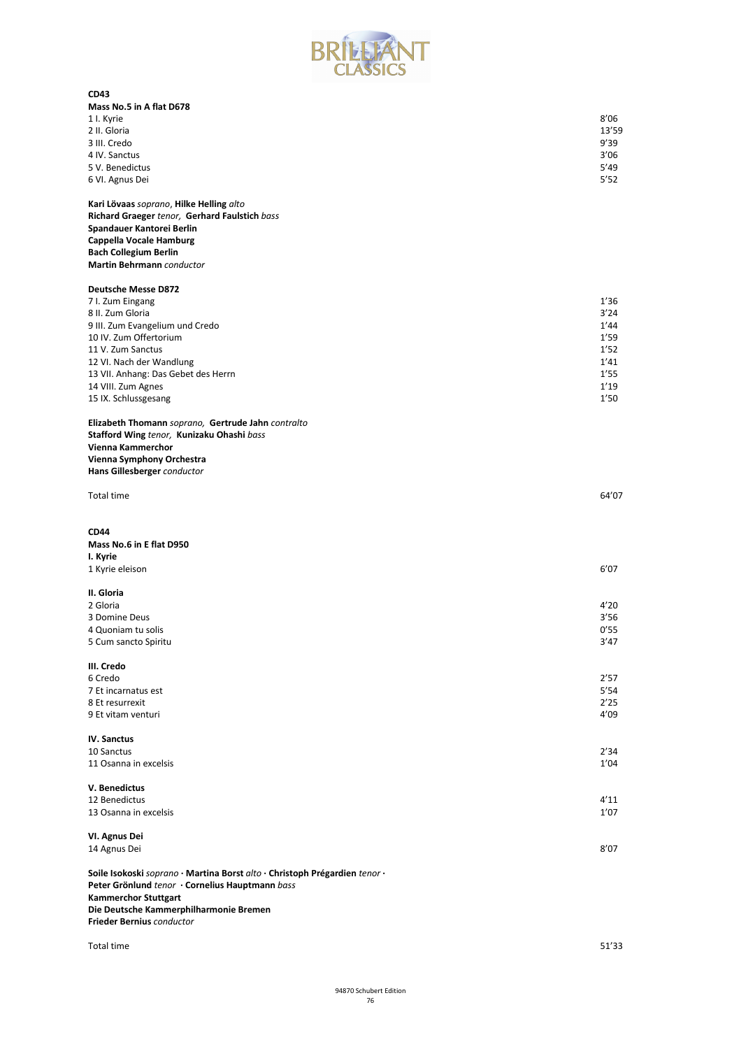**CD43**

**Mass No.5 in A flat D678**

| | |
|---|---|
| 1 I. Kyrie | 8'06 |
| 2 II. Gloria | 13'59 |
| 3 III. Credo | 9'39 |
| 4 IV. Sanctus | 3'06 |
| 5 V. Benedictus | 5'49 |
| 6 VI. Agnus Dei | 5'52 |

**Kari Lövaas** *soprano*, **Hilke Helling** *alto*
**Richard Graeger** *tenor*, **Gerhard Faulstich** *bass*
**Spandauer Kantorei Berlin**
**Cappella Vocale Hamburg**
**Bach Collegium Berlin**
**Martin Behrmann** *conductor*

**Deutsche Messe D872**

| | |
|---|---|
| 7 I. Zum Eingang | 1'36 |
| 8 II. Zum Gloria | 3'24 |
| 9 III. Zum Evangelium und Credo | 1'44 |
| 10 IV. Zum Offertorium | 1'59 |
| 11 V. Zum Sanctus | 1'52 |
| 12 VI. Nach der Wandlung | 1'41 |
| 13 VII. Anhang: Das Gebet des Herrn | 1'55 |
| 14 VIII. Zum Agnes | 1'19 |
| 15 IX. Schlussgesang | 1'50 |

**Elizabeth Thomann** *soprano*, **Gertrude Jahn** *contralto*
**Stafford Wing** *tenor*, **Kunizaku Ohashi** *bass*
**Vienna Kammerchor**
**Vienna Symphony Orchestra**
**Hans Gillesberger** *conductor*

Total time 64'07

**CD44**

**Mass No.6 in E flat D950**

**I. Kyrie**

| | |
|---|---|
| 1 Kyrie eleison | 6'07 |

**II. Gloria**

| | |
|---|---|
| 2 Gloria | 4'20 |
| 3 Domine Deus | 3'56 |
| 4 Quoniam tu solis | 0'55 |
| 5 Cum sancto Spiritu | 3'47 |

**III. Credo**

| | |
|---|---|
| 6 Credo | 2'57 |
| 7 Et incarnatus est | 5'54 |
| 8 Et resurrexit | 2'25 |
| 9 Et vitam venturi | 4'09 |

**IV. Sanctus**

| | |
|---|---|
| 10 Sanctus | 2'34 |
| 11 Osanna in excelsis | 1'04 |

**V. Benedictus**

| | |
|---|---|
| 12 Benedictus | 4'11 |
| 13 Osanna in excelsis | 1'07 |

**VI. Agnus Dei**

| | |
|---|---|
| 14 Agnus Dei | 8'07 |

**Soile Isokoski** *soprano* · **Martina Borst** *alto* · **Christoph Prégardien** *tenor* ·
**Peter Grönlund** *tenor* · **Cornelius Hauptmann** *bass*
**Kammerchor Stuttgart**
**Die Deutsche Kammerphilharmonie Bremen**
**Frieder Bernius** *conductor*

Total time 51'33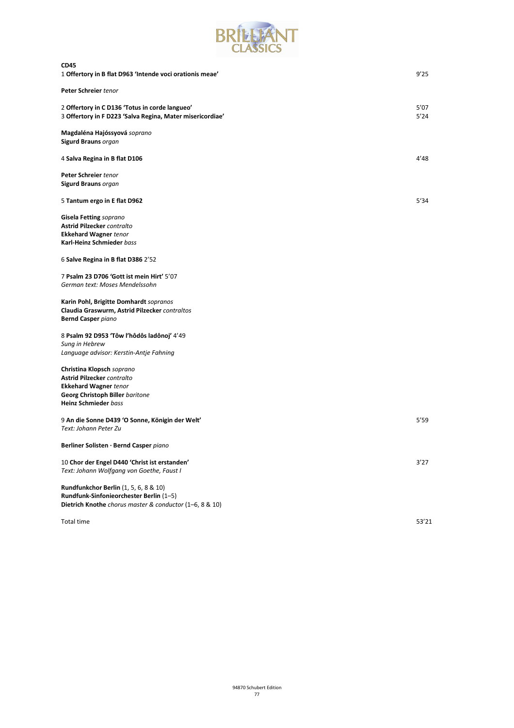**CD45**

1 **Offertory in B flat D963 'Intende voci orationis meae'** 9'25

**Peter Schreier** *tenor*

2 **Offertory in C D136 'Totus in corde langueo'** 5'07
3 **Offertory in F D223 'Salva Regina, Mater misericordiae'** 5'24

**Magdaléna Hajóssyová** *soprano*
**Sigurd Brauns** *organ*

4 **Salva Regina in B flat D106** 4'48

**Peter Schreier** *tenor*
**Sigurd Brauns** *organ*

5 **Tantum ergo in E flat D962** 5'34

**Gisela Fetting** *soprano*
**Astrid Pilzecker** *contralto*
**Ekkehard Wagner** *tenor*
**Karl-Heinz Schmieder** *bass*

6 **Salve Regina in B flat D386** 2'52

7 **Psalm 23 D706 'Gott ist mein Hirt'** 5'07
*German text: Moses Mendelssohn*

**Karin Pohl, Brigitte Domhardt** *sopranos*
**Claudia Graswurm, Astrid Pilzecker** *contraltos*
**Bernd Casper** *piano*

8 **Psalm 92 D953 'Tôw l'hôdôs ladônoj'** 4'49
*Sung in Hebrew*
*Language advisor: Kerstin-Antje Fahning*

**Christina Klopsch** *soprano*
**Astrid Pilzecker** *contralto*
**Ekkehard Wagner** *tenor*
**Georg Christoph Biller** *baritone*
**Heinz Schmieder** *bass*

9 **An die Sonne D439 'O Sonne, Königin der Welt'** 5'59
*Text: Johann Peter Zu*

**Berliner Solisten · Bernd Casper** *piano*

10 **Chor der Engel D440 'Christ ist erstanden'** 3'27
*Text: Johann Wolfgang von Goethe, Faust I*

**Rundfunkchor Berlin** (1, 5, 6, 8 & 10)
**Rundfunk-Sinfonieorchester Berlin** (1–5)
**Dietrich Knothe** *chorus master & conductor* (1–6, 8 & 10)

Total time 53'21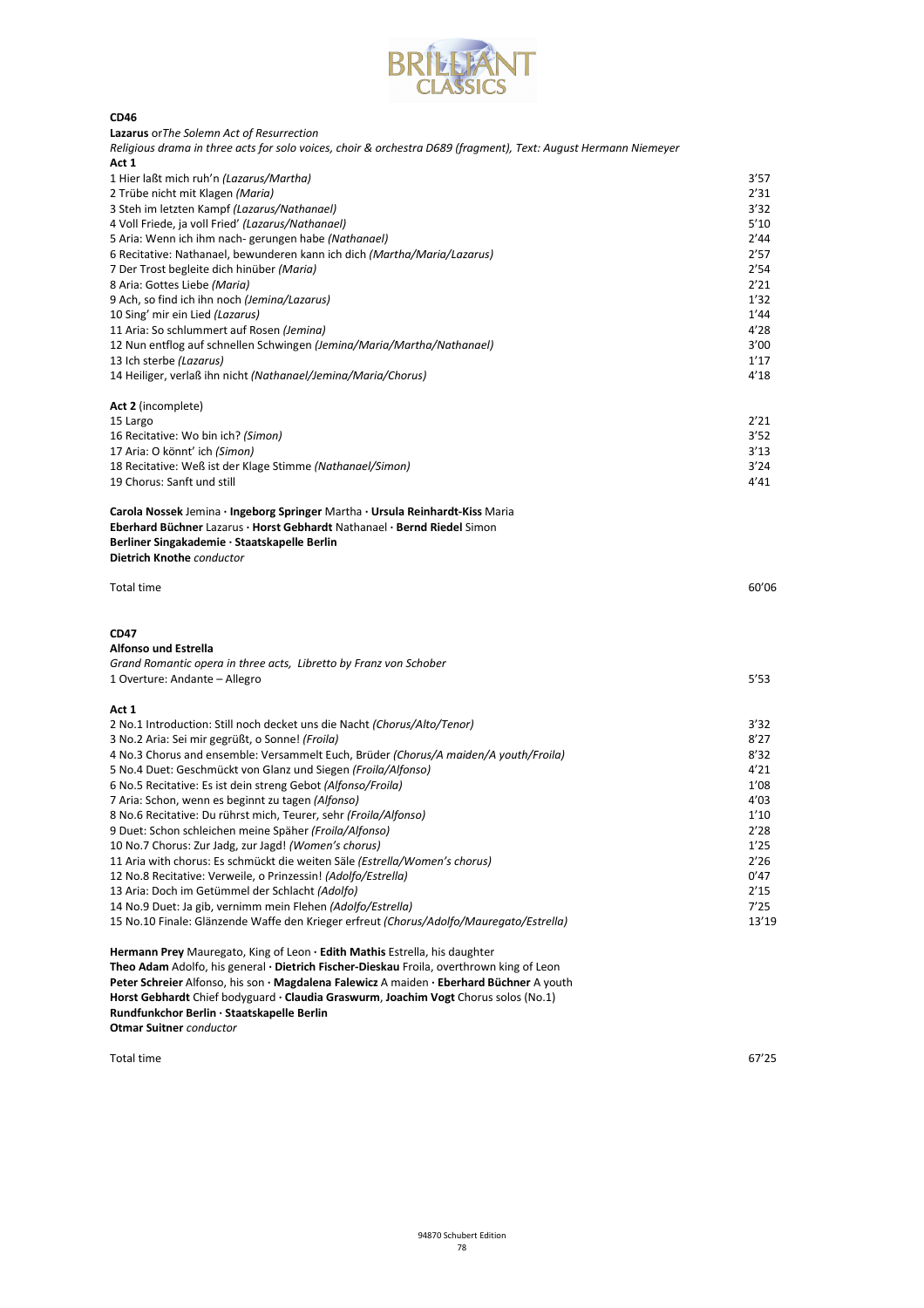**CD46**

**Lazarus** or *The Solemn Act of Resurrection*

*Religious drama in three acts for solo voices, choir & orchestra D689 (fragment), Text: August Hermann Niemeyer*

**Act 1**

| | |
|---|---|
| 1 Hier laßt mich ruh'n *(Lazarus/Martha)* | 3'57 |
| 2 Trübe nicht mit Klagen *(Maria)* | 2'31 |
| 3 Steh im letzten Kampf *(Lazarus/Nathanael)* | 3'32 |
| 4 Voll Friede, ja voll Fried' *(Lazarus/Nathanael)* | 5'10 |
| 5 Aria: Wenn ich ihm nach- gerungen habe *(Nathanael)* | 2'44 |
| 6 Recitative: Nathanael, bewunderen kann ich dich *(Martha/Maria/Lazarus)* | 2'57 |
| 7 Der Trost begleite dich hinüber *(Maria)* | 2'54 |
| 8 Aria: Gottes Liebe *(Maria)* | 2'21 |
| 9 Ach, so find ich ihn noch *(Jemina/Lazarus)* | 1'32 |
| 10 Sing' mir ein Lied *(Lazarus)* | 1'44 |
| 11 Aria: So schlummert auf Rosen *(Jemina)* | 4'28 |
| 12 Nun entflog auf schnellen Schwingen *(Jemina/Maria/Martha/Nathanael)* | 3'00 |
| 13 Ich sterbe *(Lazarus)* | 1'17 |
| 14 Heiliger, verlaß ihn nicht *(Nathanael/Jemina/Maria/Chorus)* | 4'18 |

**Act 2** (incomplete)

| | |
|---|---|
| 15 Largo | 2'21 |
| 16 Recitative: Wo bin ich? *(Simon)* | 3'52 |
| 17 Aria: O könnt' ich *(Simon)* | 3'13 |
| 18 Recitative: Weß ist der Klage Stimme *(Nathanael/Simon)* | 3'24 |
| 19 Chorus: Sanft und still | 4'41 |

**Carola Nossek** Jemina · **Ingeborg Springer** Martha · **Ursula Reinhardt-Kiss** Maria
**Eberhard Büchner** Lazarus · **Horst Gebhardt** Nathanael · **Bernd Riedel** Simon
**Berliner Singakademie · Staatskapelle Berlin**
**Dietrich Knothe** *conductor*

Total time 60'06

**CD47**

**Alfonso und Estrella**

*Grand Romantic opera in three acts, Libretto by Franz von Schober*

| | |
|---|---|
| 1 Overture: Andante – Allegro | 5'53 |

**Act 1**

| | |
|---|---|
| 2 No.1 Introduction: Still noch decket uns die Nacht *(Chorus/Alto/Tenor)* | 3'32 |
| 3 No.2 Aria: Sei mir gegrüßt, o Sonne! *(Froila)* | 8'27 |
| 4 No.3 Chorus and ensemble: Versammelt Euch, Brüder *(Chorus/A maiden/A youth/Froila)* | 8'32 |
| 5 No.4 Duet: Geschmückt von Glanz und Siegen *(Froila/Alfonso)* | 4'21 |
| 6 No.5 Recitative: Es ist dein streng Gebot *(Alfonso/Froila)* | 1'08 |
| 7 Aria: Schon, wenn es beginnt zu tagen *(Alfonso)* | 4'03 |
| 8 No.6 Recitative: Du rührst mich, Teurer, sehr *(Froila/Alfonso)* | 1'10 |
| 9 Duet: Schon schleichen meine Späher *(Froila/Alfonso)* | 2'28 |
| 10 No.7 Chorus: Zur Jadg, zur Jagd! *(Women's chorus)* | 1'25 |
| 11 Aria with chorus: Es schmückt die weiten Säle *(Estrella/Women's chorus)* | 2'26 |
| 12 No.8 Recitative: Verweile, o Prinzessin! *(Adolfo/Estrella)* | 0'47 |
| 13 Aria: Doch im Getümmel der Schlacht *(Adolfo)* | 2'15 |
| 14 No.9 Duet: Ja gib, vernimm mein Flehen *(Adolfo/Estrella)* | 7'25 |
| 15 No.10 Finale: Glänzende Waffe den Krieger erfreut *(Chorus/Adolfo/Mauregato/Estrella)* | 13'19 |

**Hermann Prey** Mauregato, King of Leon · **Edith Mathis** Estrella, his daughter
**Theo Adam** Adolfo, his general · **Dietrich Fischer-Dieskau** Froila, overthrown king of Leon
**Peter Schreier** Alfonso, his son · **Magdalena Falewicz** A maiden · **Eberhard Büchner** A youth
**Horst Gebhardt** Chief bodyguard · **Claudia Graswurm**, **Joachim Vogt** Chorus solos (No.1)
**Rundfunkchor Berlin · Staatskapelle Berlin**
**Otmar Suitner** *conductor*

Total time 67'25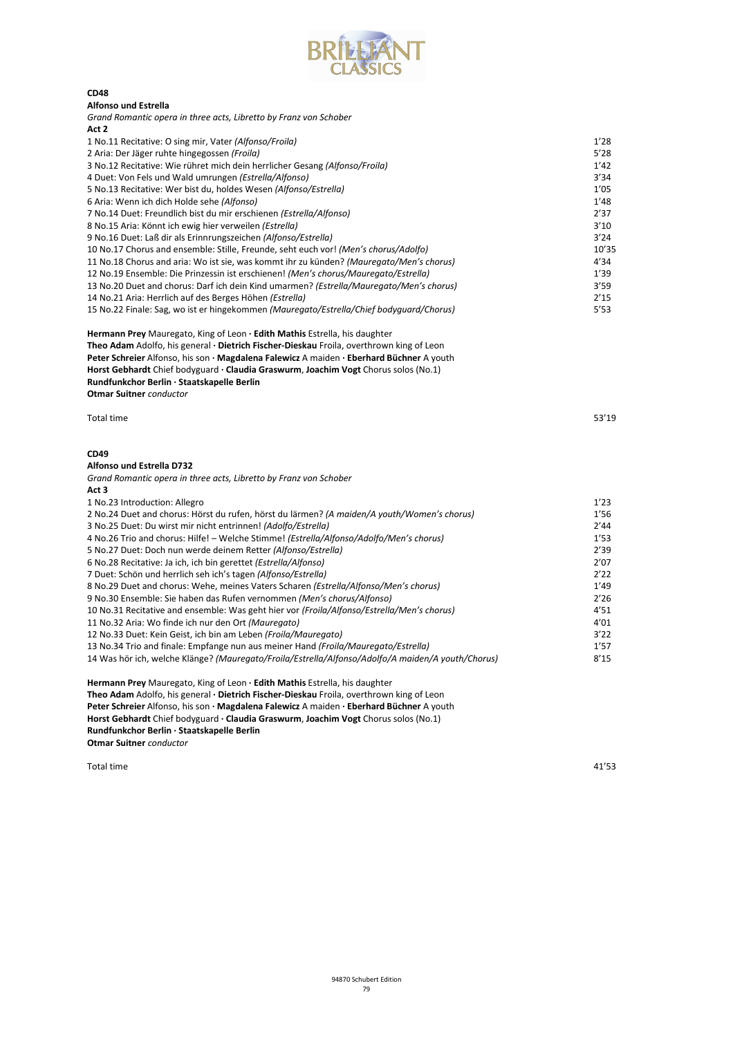## CD48

**Alfonso und Estrella**

*Grand Romantic opera in three acts, Libretto by Franz von Schober*

**Act 2**

| | |
|---|---|
| 1 No.11 Recitative: O sing mir, Vater *(Alfonso/Froila)* | 1'28 |
| 2 Aria: Der Jäger ruhte hingegossen *(Froila)* | 5'28 |
| 3 No.12 Recitative: Wie rühret mich dein herrlicher Gesang *(Alfonso/Froila)* | 1'42 |
| 4 Duet: Von Fels und Wald umrungen *(Estrella/Alfonso)* | 3'34 |
| 5 No.13 Recitative: Wer bist du, holdes Wesen *(Alfonso/Estrella)* | 1'05 |
| 6 Aria: Wenn ich dich Holde sehe *(Alfonso)* | 1'48 |
| 7 No.14 Duet: Freundlich bist du mir erschienen *(Estrella/Alfonso)* | 2'37 |
| 8 No.15 Aria: Könnt ich ewig hier verweilen *(Estrella)* | 3'10 |
| 9 No.16 Duet: Laß dir als Erinnrungszeichen *(Alfonso/Estrella)* | 3'24 |
| 10 No.17 Chorus and ensemble: Stille, Freunde, seht euch vor! *(Men's chorus/Adolfo)* | 10'35 |
| 11 No.18 Chorus and aria: Wo ist sie, was kommt ihr zu künden? *(Mauregato/Men's chorus)* | 4'34 |
| 12 No.19 Ensemble: Die Prinzessin ist erschienen! *(Men's chorus/Mauregato/Estrella)* | 1'39 |
| 13 No.20 Duet and chorus: Darf ich dein Kind umarmen? *(Estrella/Mauregato/Men's chorus)* | 3'59 |
| 14 No.21 Aria: Herrlich auf des Berges Höhen *(Estrella)* | 2'15 |
| 15 No.22 Finale: Sag, wo ist er hingekommen *(Mauregato/Estrella/Chief bodyguard/Chorus)* | 5'53 |

**Hermann Prey** Mauregato, King of Leon · **Edith Mathis** Estrella, his daughter
**Theo Adam** Adolfo, his general · **Dietrich Fischer-Dieskau** Froila, overthrown king of Leon
**Peter Schreier** Alfonso, his son · **Magdalena Falewicz** A maiden · **Eberhard Büchner** A youth
**Horst Gebhardt** Chief bodyguard · **Claudia Graswurm**, **Joachim Vogt** Chorus solos (No.1)
**Rundfunkchor Berlin · Staatskapelle Berlin**
**Otmar Suitner** *conductor*

Total time 53'19

## CD49

**Alfonso und Estrella D732**

*Grand Romantic opera in three acts, Libretto by Franz von Schober*

**Act 3**

| | |
|---|---|
| 1 No.23 Introduction: Allegro | 1'23 |
| 2 No.24 Duet and chorus: Hörst du rufen, hörst du lärmen? *(A maiden/A youth/Women's chorus)* | 1'56 |
| 3 No.25 Duet: Du wirst mir nicht entrinnen! *(Adolfo/Estrella)* | 2'44 |
| 4 No.26 Trio and chorus: Hilfe! – Welche Stimme! *(Estrella/Alfonso/Adolfo/Men's chorus)* | 1'53 |
| 5 No.27 Duet: Doch nun werde deinem Retter *(Alfonso/Estrella)* | 2'39 |
| 6 No.28 Recitative: Ja ich, ich bin gerettet *(Estrella/Alfonso)* | 2'07 |
| 7 Duet: Schön und herrlich seh ich's tagen *(Alfonso/Estrella)* | 2'22 |
| 8 No.29 Duet and chorus: Wehe, meines Vaters Scharen *(Estrella/Alfonso/Men's chorus)* | 1'49 |
| 9 No.30 Ensemble: Sie haben das Rufen vernommen *(Men's chorus/Alfonso)* | 2'26 |
| 10 No.31 Recitative and ensemble: Was geht hier vor *(Froila/Alfonso/Estrella/Men's chorus)* | 4'51 |
| 11 No.32 Aria: Wo finde ich nur den Ort *(Mauregato)* | 4'01 |
| 12 No.33 Duet: Kein Geist, ich bin am Leben *(Froila/Mauregato)* | 3'22 |
| 13 No.34 Trio and finale: Empfange nun aus meiner Hand *(Froila/Mauregato/Estrella)* | 1'57 |
| 14 Was hör ich, welche Klänge? *(Mauregato/Froila/Estrella/Alfonso/Adolfo/A maiden/A youth/Chorus)* | 8'15 |

**Hermann Prey** Mauregato, King of Leon · **Edith Mathis** Estrella, his daughter
**Theo Adam** Adolfo, his general · **Dietrich Fischer-Dieskau** Froila, overthrown king of Leon
**Peter Schreier** Alfonso, his son · **Magdalena Falewicz** A maiden · **Eberhard Büchner** A youth
**Horst Gebhardt** Chief bodyguard · **Claudia Graswurm**, **Joachim Vogt** Chorus solos (No.1)
**Rundfunkchor Berlin · Staatskapelle Berlin**
**Otmar Suitner** *conductor*

Total time 41'53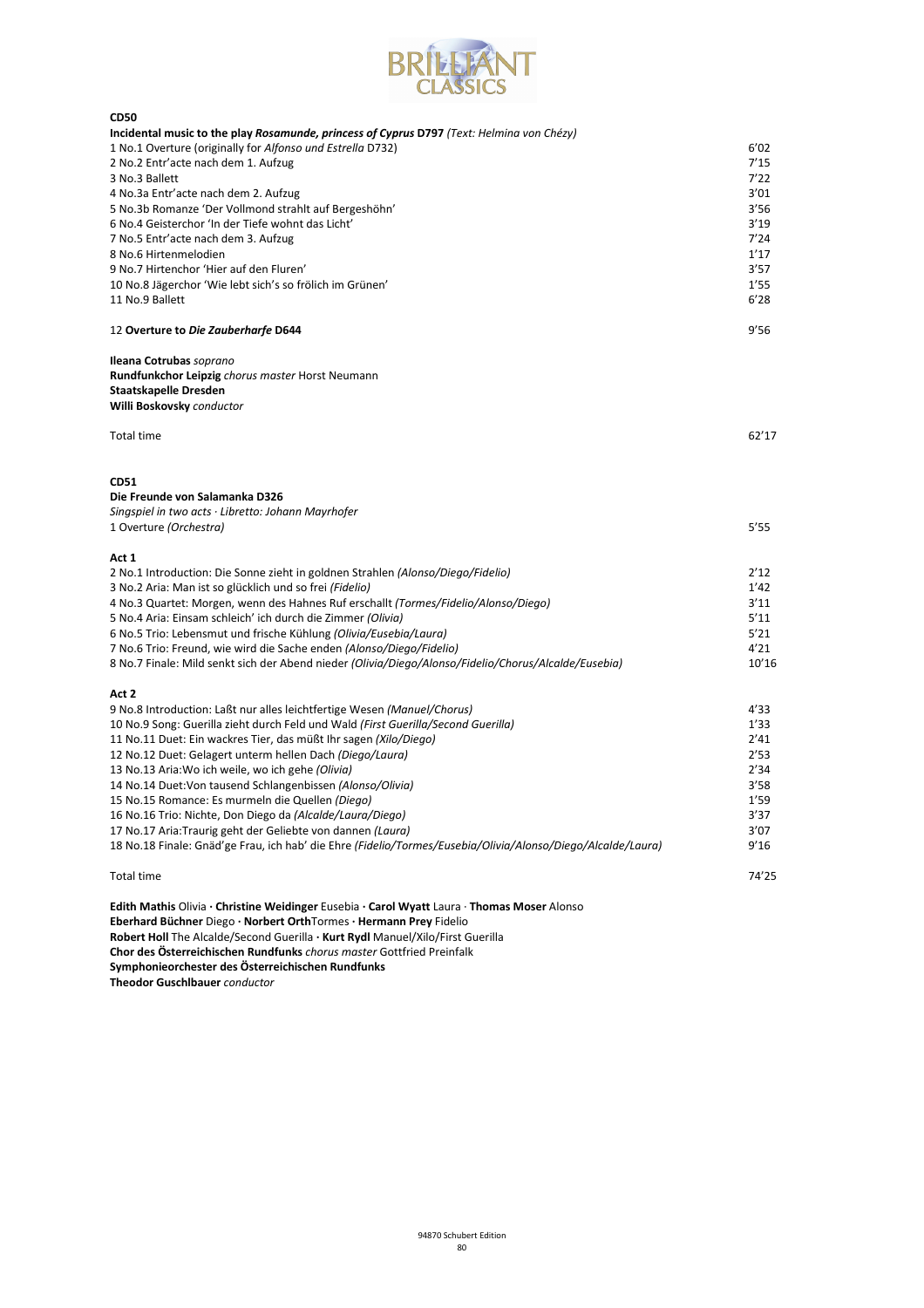**CD50**

**Incidental music to the play *Rosamunde, princess of Cyprus* D797** *(Text: Helmina von Chézy)*

| | |
|---|---|
| 1 No.1 Overture (originally for *Alfonso und Estrella* D732) | 6'02 |
| 2 No.2 Entr'acte nach dem 1. Aufzug | 7'15 |
| 3 No.3 Ballett | 7'22 |
| 4 No.3a Entr'acte nach dem 2. Aufzug | 3'01 |
| 5 No.3b Romanze 'Der Vollmond strahlt auf Bergeshöhn' | 3'56 |
| 6 No.4 Geisterchor 'In der Tiefe wohnt das Licht' | 3'19 |
| 7 No.5 Entr'acte nach dem 3. Aufzug | 7'24 |
| 8 No.6 Hirtenmelodien | 1'17 |
| 9 No.7 Hirtenchor 'Hier auf den Fluren' | 3'57 |
| 10 No.8 Jägerchor 'Wie lebt sich's so frölich im Grünen' | 1'55 |
| 11 No.9 Ballett | 6'28 |
| | |
| 12 **Overture to *Die Zauberharfe* D644** | 9'56 |

**Ileana Cotrubas** *soprano*
**Rundfunkchor Leipzig** *chorus master* Horst Neumann
**Staatskapelle Dresden**
**Willi Boskovsky** *conductor*

Total time 62'17

**CD51**

**Die Freunde von Salamanka D326**
*Singspiel in two acts · Libretto: Johann Mayrhofer*

| | |
|---|---|
| 1 Overture *(Orchestra)* | 5'55 |

**Act 1**

| | |
|---|---|
| 2 No.1 Introduction: Die Sonne zieht in goldnen Strahlen *(Alonso/Diego/Fidelio)* | 2'12 |
| 3 No.2 Aria: Man ist so glücklich und so frei *(Fidelio)* | 1'42 |
| 4 No.3 Quartet: Morgen, wenn des Hahnes Ruf erschallt *(Tormes/Fidelio/Alonso/Diego)* | 3'11 |
| 5 No.4 Aria: Einsam schleich' ich durch die Zimmer *(Olivia)* | 5'11 |
| 6 No.5 Trio: Lebensmut und frische Kühlung *(Olivia/Eusebia/Laura)* | 5'21 |
| 7 No.6 Trio: Freund, wie wird die Sache enden *(Alonso/Diego/Fidelio)* | 4'21 |
| 8 No.7 Finale: Mild senkt sich der Abend nieder *(Olivia/Diego/Alonso/Fidelio/Chorus/Alcalde/Eusebia)* | 10'16 |

**Act 2**

| | |
|---|---|
| 9 No.8 Introduction: Laßt nur alles leichtfertige Wesen *(Manuel/Chorus)* | 4'33 |
| 10 No.9 Song: Guerilla zieht durch Feld und Wald *(First Guerilla/Second Guerilla)* | 1'33 |
| 11 No.11 Duet: Ein wackres Tier, das müßt Ihr sagen *(Xilo/Diego)* | 2'41 |
| 12 No.12 Duet: Gelagert unterm hellen Dach *(Diego/Laura)* | 2'53 |
| 13 No.13 Aria:Wo ich weile, wo ich gehe *(Olivia)* | 2'34 |
| 14 No.14 Duet:Von tausend Schlangenbissen *(Alonso/Olivia)* | 3'58 |
| 15 No.15 Romance: Es murmeln die Quellen *(Diego)* | 1'59 |
| 16 No.16 Trio: Nichte, Don Diego da *(Alcalde/Laura/Diego)* | 3'37 |
| 17 No.17 Aria:Traurig geht der Geliebte von dannen *(Laura)* | 3'07 |
| 18 No.18 Finale: Gnäd'ge Frau, ich hab' die Ehre *(Fidelio/Tormes/Eusebia/Olivia/Alonso/Diego/Alcalde/Laura)* | 9'16 |

Total time 74'25

**Edith Mathis** Olivia · **Christine Weidinger** Eusebia · **Carol Wyatt** Laura · **Thomas Moser** Alonso
**Eberhard Büchner** Diego · **Norbert Orth**Tormes · **Hermann Prey** Fidelio
**Robert Holl** The Alcalde/Second Guerilla · **Kurt Rydl** Manuel/Xilo/First Guerilla
**Chor des Österreichischen Rundfunks** *chorus master* Gottfried Preinfalk
**Symphonieorchester des Österreichischen Rundfunks**
**Theodor Guschlbauer** *conductor*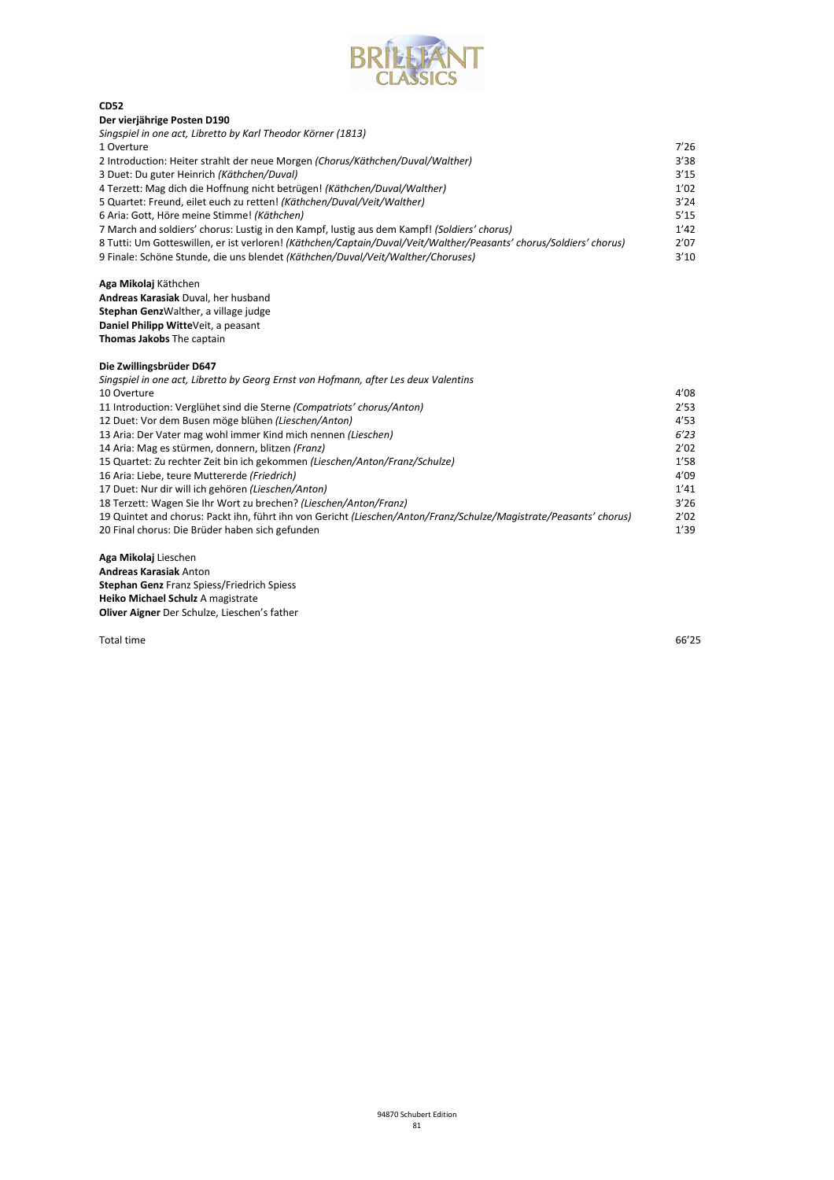**CD52**

**Der vierjährige Posten D190**

*Singspiel in one act, Libretto by Karl Theodor Körner (1813)*

| | |
|---|---|
| 1 Overture | 7'26 |
| 2 Introduction: Heiter strahlt der neue Morgen *(Chorus/Käthchen/Duval/Walther)* | 3'38 |
| 3 Duet: Du guter Heinrich *(Käthchen/Duval)* | 3'15 |
| 4 Terzett: Mag dich die Hoffnung nicht betrügen! *(Käthchen/Duval/Walther)* | 1'02 |
| 5 Quartet: Freund, eilet euch zu retten! *(Käthchen/Duval/Veit/Walther)* | 3'24 |
| 6 Aria: Gott, Höre meine Stimme! *(Käthchen)* | 5'15 |
| 7 March and soldiers' chorus: Lustig in den Kampf, lustig aus dem Kampf! *(Soldiers' chorus)* | 1'42 |
| 8 Tutti: Um Gotteswillen, er ist verloren! *(Käthchen/Captain/Duval/Veit/Walther/Peasants' chorus/Soldiers' chorus)* | 2'07 |
| 9 Finale: Schöne Stunde, die uns blendet *(Käthchen/Duval/Veit/Walther/Choruses)* | 3'10 |

**Aga Mikolaj** Käthchen
**Andreas Karasiak** Duval, her husband
**Stephan Genz**Walther, a village judge
**Daniel Philipp Witte**Veit, a peasant
**Thomas Jakobs** The captain

**Die Zwillingsbrüder D647**

*Singspiel in one act, Libretto by Georg Ernst von Hofmann, after Les deux Valentins*

| | |
|---|---|
| 10 Overture | 4'08 |
| 11 Introduction: Verglühet sind die Sterne *(Compatriots' chorus/Anton)* | 2'53 |
| 12 Duet: Vor dem Busen möge blühen *(Lieschen/Anton)* | 4'53 |
| 13 Aria: Der Vater mag wohl immer Kind mich nennen *(Lieschen)* | *6'23* |
| 14 Aria: Mag es stürmen, donnern, blitzen *(Franz)* | 2'02 |
| 15 Quartet: Zu rechter Zeit bin ich gekommen *(Lieschen/Anton/Franz/Schulze)* | 1'58 |
| 16 Aria: Liebe, teure Muttererde *(Friedrich)* | 4'09 |
| 17 Duet: Nur dir will ich gehören *(Lieschen/Anton)* | 1'41 |
| 18 Terzett: Wagen Sie Ihr Wort zu brechen? *(Lieschen/Anton/Franz)* | 3'26 |
| 19 Quintet and chorus: Packt ihn, führt ihn von Gericht *(Lieschen/Anton/Franz/Schulze/Magistrate/Peasants' chorus)* | 2'02 |
| 20 Final chorus: Die Brüder haben sich gefunden | 1'39 |

**Aga Mikolaj** Lieschen
**Andreas Karasiak** Anton
**Stephan Genz** Franz Spiess/Friedrich Spiess
**Heiko Michael Schulz** A magistrate
**Oliver Aigner** Der Schulze, Lieschen's father

Total time 66'25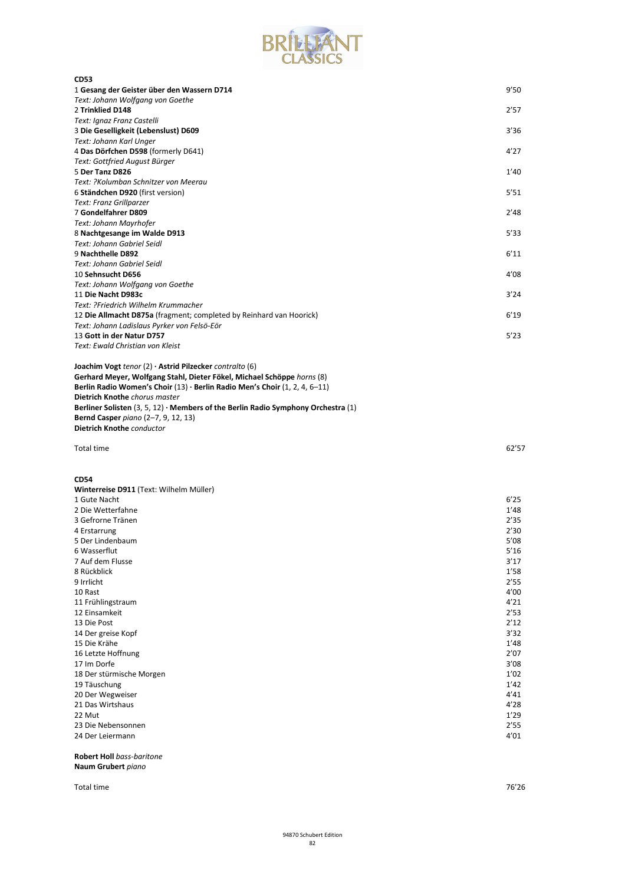## CD53

1 **Gesang der Geister über den Wassern D714** 9'50
*Text: Johann Wolfgang von Goethe*
2 **Trinklied D148** 2'57
*Text: Ignaz Franz Castelli*
3 **Die Geselligkeit (Lebenslust) D609** 3'36
*Text: Johann Karl Unger*
4 **Das Dörfchen D598** (formerly D641) 4'27
*Text: Gottfried August Bürger*
5 **Der Tanz D826** 1'40
*Text: ?Kolumban Schnitzer von Meerau*
6 **Ständchen D920** (first version) 5'51
*Text: Franz Grillparzer*
7 **Gondelfahrer D809** 2'48
*Text: Johann Mayrhofer*
8 **Nachtgesange im Walde D913** 5'33
*Text: Johann Gabriel Seidl*
9 **Nachthelle D892** 6'11
*Text: Johann Gabriel Seidl*
10 **Sehnsucht D656** 4'08
*Text: Johann Wolfgang von Goethe*
11 **Die Nacht D983c** 3'24
*Text: ?Friedrich Wilhelm Krummacher*
12 **Die Allmacht D875a** (fragment; completed by Reinhard van Hoorick) 6'19
*Text: Johann Ladislaus Pyrker von Felsö-Eör*
13 **Gott in der Natur D757** 5'23
*Text: Ewald Christian von Kleist*

**Joachim Vogt** *tenor* (2) · **Astrid Pilzecker** *contralto* (6)
**Gerhard Meyer, Wolfgang Stahl, Dieter Fökel, Michael Schöppe** *horns* (8)
**Berlin Radio Women's Choir** (13) · **Berlin Radio Men's Choir** (1, 2, 4, 6–11)
**Dietrich Knothe** *chorus master*
**Berliner Solisten** (3, 5, 12) · **Members of the Berlin Radio Symphony Orchestra** (1)
**Bernd Casper** *piano* (2–7, 9, 12, 13)
**Dietrich Knothe** *conductor*

Total time 62'57

## CD54

**Winterreise D911** (Text: Wilhelm Müller)

1 Gute Nacht 6'25
2 Die Wetterfahne 1'48
3 Gefrorne Tränen 2'35
4 Erstarrung 2'30
5 Der Lindenbaum 5'08
6 Wasserflut 5'16
7 Auf dem Flusse 3'17
8 Rückblick 1'58
9 Irrlicht 2'55
10 Rast 4'00
11 Frühlingstraum 4'21
12 Einsamkeit 2'53
13 Die Post 2'12
14 Der greise Kopf 3'32
15 Die Krähe 1'48
16 Letzte Hoffnung 2'07
17 Im Dorfe 3'08
18 Der stürmische Morgen 1'02
19 Täuschung 1'42
20 Der Wegweiser 4'41
21 Das Wirtshaus 4'28
22 Mut 1'29
23 Die Nebensonnen 2'55
24 Der Leiermann 4'01

**Robert Holl** *bass-baritone*
**Naum Grubert** *piano*

Total time 76'26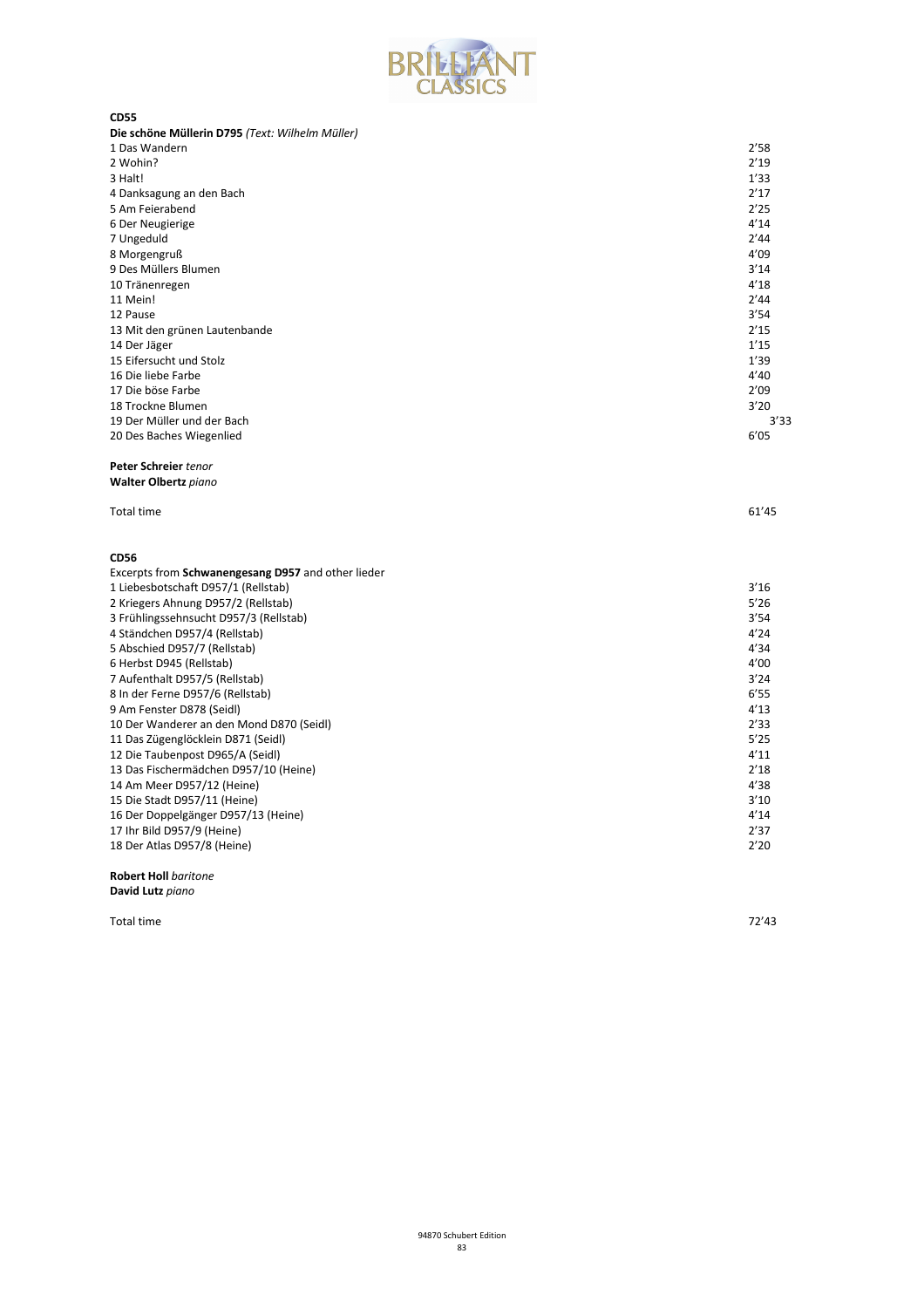**CD55**

**Die schöne Müllerin D795** *(Text: Wilhelm Müller)*

| | |
|---|---|
| 1 Das Wandern | 2'58 |
| 2 Wohin? | 2'19 |
| 3 Halt! | 1'33 |
| 4 Danksagung an den Bach | 2'17 |
| 5 Am Feierabend | 2'25 |
| 6 Der Neugierige | 4'14 |
| 7 Ungeduld | 2'44 |
| 8 Morgengruß | 4'09 |
| 9 Des Müllers Blumen | 3'14 |
| 10 Tränenregen | 4'18 |
| 11 Mein! | 2'44 |
| 12 Pause | 3'54 |
| 13 Mit den grünen Lautenbande | 2'15 |
| 14 Der Jäger | 1'15 |
| 15 Eifersucht und Stolz | 1'39 |
| 16 Die liebe Farbe | 4'40 |
| 17 Die böse Farbe | 2'09 |
| 18 Trockne Blumen | 3'20 |
| 19 Der Müller und der Bach | 3'33 |
| 20 Des Baches Wiegenlied | 6'05 |

**Peter Schreier** *tenor*
**Walter Olbertz** *piano*

Total time 61'45

**CD56**

Excerpts from **Schwanengesang D957** and other lieder

| | |
|---|---|
| 1 Liebesbotschaft D957/1 (Rellstab) | 3'16 |
| 2 Kriegers Ahnung D957/2 (Rellstab) | 5'26 |
| 3 Frühlingssehnsucht D957/3 (Rellstab) | 3'54 |
| 4 Ständchen D957/4 (Rellstab) | 4'24 |
| 5 Abschied D957/7 (Rellstab) | 4'34 |
| 6 Herbst D945 (Rellstab) | 4'00 |
| 7 Aufenthalt D957/5 (Rellstab) | 3'24 |
| 8 In der Ferne D957/6 (Rellstab) | 6'55 |
| 9 Am Fenster D878 (Seidl) | 4'13 |
| 10 Der Wanderer an den Mond D870 (Seidl) | 2'33 |
| 11 Das Zügenglöcklein D871 (Seidl) | 5'25 |
| 12 Die Taubenpost D965/A (Seidl) | 4'11 |
| 13 Das Fischermädchen D957/10 (Heine) | 2'18 |
| 14 Am Meer D957/12 (Heine) | 4'38 |
| 15 Die Stadt D957/11 (Heine) | 3'10 |
| 16 Der Doppelgänger D957/13 (Heine) | 4'14 |
| 17 Ihr Bild D957/9 (Heine) | 2'37 |
| 18 Der Atlas D957/8 (Heine) | 2'20 |

**Robert Holl** *baritone*
**David Lutz** *piano*

Total time 72'43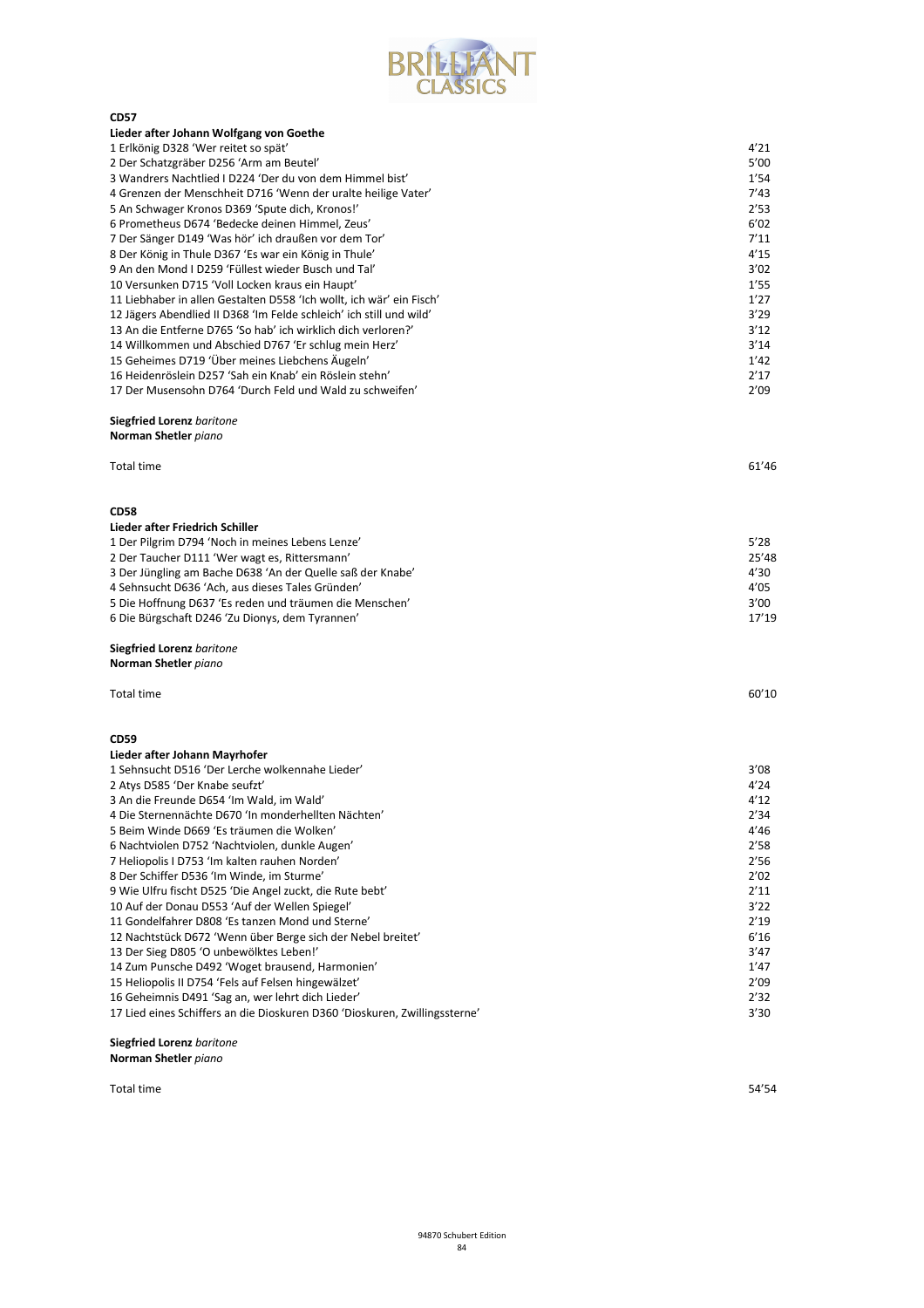## CD57

**Lieder after Johann Wolfgang von Goethe**

| | |
|---|---|
| 1 Erlkönig D328 'Wer reitet so spät' | 4'21 |
| 2 Der Schatzgräber D256 'Arm am Beutel' | 5'00 |
| 3 Wandrers Nachtlied I D224 'Der du von dem Himmel bist' | 1'54 |
| 4 Grenzen der Menschheit D716 'Wenn der uralte heilige Vater' | 7'43 |
| 5 An Schwager Kronos D369 'Spute dich, Kronos!' | 2'53 |
| 6 Prometheus D674 'Bedecke deinen Himmel, Zeus' | 6'02 |
| 7 Der Sänger D149 'Was hör' ich draußen vor dem Tor' | 7'11 |
| 8 Der König in Thule D367 'Es war ein König in Thule' | 4'15 |
| 9 An den Mond I D259 'Füllest wieder Busch und Tal' | 3'02 |
| 10 Versunken D715 'Voll Locken kraus ein Haupt' | 1'55 |
| 11 Liebhaber in allen Gestalten D558 'Ich wollt, ich wär' ein Fisch' | 1'27 |
| 12 Jägers Abendlied II D368 'Im Felde schleich' ich still und wild' | 3'29 |
| 13 An die Entferne D765 'So hab' ich wirklich dich verloren?' | 3'12 |
| 14 Willkommen und Abschied D767 'Er schlug mein Herz' | 3'14 |
| 15 Geheimes D719 'Über meines Liebchens Äugeln' | 1'42 |
| 16 Heidenröslein D257 'Sah ein Knab' ein Röslein stehn' | 2'17 |
| 17 Der Musensohn D764 'Durch Feld und Wald zu schweifen' | 2'09 |

**Siegfried Lorenz** *baritone*
**Norman Shetler** *piano*

Total time 61'46

## CD58

**Lieder after Friedrich Schiller**

| | |
|---|---|
| 1 Der Pilgrim D794 'Noch in meines Lebens Lenze' | 5'28 |
| 2 Der Taucher D111 'Wer wagt es, Rittersmann' | 25'48 |
| 3 Der Jüngling am Bache D638 'An der Quelle saß der Knabe' | 4'30 |
| 4 Sehnsucht D636 'Ach, aus dieses Tales Gründen' | 4'05 |
| 5 Die Hoffnung D637 'Es reden und träumen die Menschen' | 3'00 |
| 6 Die Bürgschaft D246 'Zu Dionys, dem Tyrannen' | 17'19 |

**Siegfried Lorenz** *baritone*
**Norman Shetler** *piano*

Total time 60'10

## CD59

**Lieder after Johann Mayrhofer**

| | |
|---|---|
| 1 Sehnsucht D516 'Der Lerche wolkennahe Lieder' | 3'08 |
| 2 Atys D585 'Der Knabe seufzt' | 4'24 |
| 3 An die Freunde D654 'Im Wald, im Wald' | 4'12 |
| 4 Die Sternennächte D670 'In monderhellten Nächten' | 2'34 |
| 5 Beim Winde D669 'Es träumen die Wolken' | 4'46 |
| 6 Nachtviolen D752 'Nachtviolen, dunkle Augen' | 2'58 |
| 7 Heliopolis I D753 'Im kalten rauhen Norden' | 2'56 |
| 8 Der Schiffer D536 'Im Winde, im Sturme' | 2'02 |
| 9 Wie Ulfru fischt D525 'Die Angel zuckt, die Rute bebt' | 2'11 |
| 10 Auf der Donau D553 'Auf der Wellen Spiegel' | 3'22 |
| 11 Gondelfahrer D808 'Es tanzen Mond und Sterne' | 2'19 |
| 12 Nachtstück D672 'Wenn über Berge sich der Nebel breitet' | 6'16 |
| 13 Der Sieg D805 'O unbewölktes Leben!' | 3'47 |
| 14 Zum Punsche D492 'Woget brausend, Harmonien' | 1'47 |
| 15 Heliopolis II D754 'Fels auf Felsen hingewälzet' | 2'09 |
| 16 Geheimnis D491 'Sag an, wer lehrt dich Lieder' | 2'32 |
| 17 Lied eines Schiffers an die Dioskuren D360 'Dioskuren, Zwillingssterne' | 3'30 |

**Siegfried Lorenz** *baritone*
**Norman Shetler** *piano*

Total time 54'54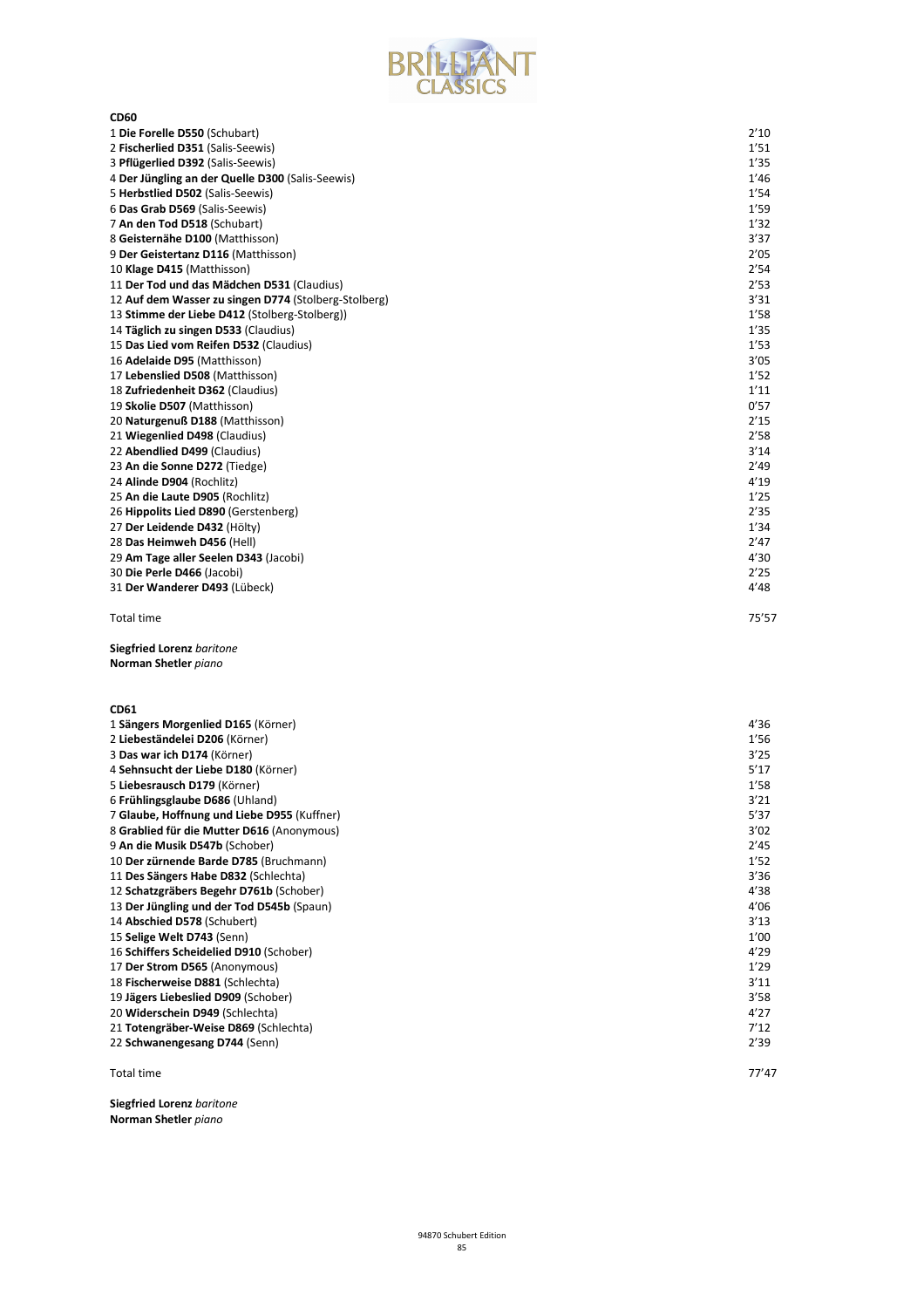**CD60**

| | |
|---|---|
| 1 **Die Forelle D550** (Schubart) | 2'10 |
| 2 **Fischerlied D351** (Salis-Seewis) | 1'51 |
| 3 **Pflügerlied D392** (Salis-Seewis) | 1'35 |
| 4 **Der Jüngling an der Quelle D300** (Salis-Seewis) | 1'46 |
| 5 **Herbstlied D502** (Salis-Seewis) | 1'54 |
| 6 **Das Grab D569** (Salis-Seewis) | 1'59 |
| 7 **An den Tod D518** (Schubart) | 1'32 |
| 8 **Geisternähe D100** (Matthisson) | 3'37 |
| 9 **Der Geistertanz D116** (Matthisson) | 2'05 |
| 10 **Klage D415** (Matthisson) | 2'54 |
| 11 **Der Tod und das Mädchen D531** (Claudius) | 2'53 |
| 12 **Auf dem Wasser zu singen D774** (Stolberg-Stolberg) | 3'31 |
| 13 **Stimme der Liebe D412** (Stolberg-Stolberg)) | 1'58 |
| 14 **Täglich zu singen D533** (Claudius) | 1'35 |
| 15 **Das Lied vom Reifen D532** (Claudius) | 1'53 |
| 16 **Adelaide D95** (Matthisson) | 3'05 |
| 17 **Lebenslied D508** (Matthisson) | 1'52 |
| 18 **Zufriedenheit D362** (Claudius) | 1'11 |
| 19 **Skolie D507** (Matthisson) | 0'57 |
| 20 **Naturgenuß D188** (Matthisson) | 2'15 |
| 21 **Wiegenlied D498** (Claudius) | 2'58 |
| 22 **Abendlied D499** (Claudius) | 3'14 |
| 23 **An die Sonne D272** (Tiedge) | 2'49 |
| 24 **Alinde D904** (Rochlitz) | 4'19 |
| 25 **An die Laute D905** (Rochlitz) | 1'25 |
| 26 **Hippolits Lied D890** (Gerstenberg) | 2'35 |
| 27 **Der Leidende D432** (Hölty) | 1'34 |
| 28 **Das Heimweh D456** (Hell) | 2'47 |
| 29 **Am Tage aller Seelen D343** (Jacobi) | 4'30 |
| 30 **Die Perle D466** (Jacobi) | 2'25 |
| 31 **Der Wanderer D493** (Lübeck) | 4'48 |
| | |
| Total time | 75'57 |

**Siegfried Lorenz** *baritone*
**Norman Shetler** *piano*

**CD61**

| | |
|---|---|
| 1 **Sängers Morgenlied D165** (Körner) | 4'36 |
| 2 **Liebeständelei D206** (Körner) | 1'56 |
| 3 **Das war ich D174** (Körner) | 3'25 |
| 4 **Sehnsucht der Liebe D180** (Körner) | 5'17 |
| 5 **Liebesrausch D179** (Körner) | 1'58 |
| 6 **Frühlingsglaube D686** (Uhland) | 3'21 |
| 7 **Glaube, Hoffnung und Liebe D955** (Kuffner) | 5'37 |
| 8 **Grablied für die Mutter D616** (Anonymous) | 3'02 |
| 9 **An die Musik D547b** (Schober) | 2'45 |
| 10 **Der zürnende Barde D785** (Bruchmann) | 1'52 |
| 11 **Des Sängers Habe D832** (Schlechta) | 3'36 |
| 12 **Schatzgräbers Begehr D761b** (Schober) | 4'38 |
| 13 **Der Jüngling und der Tod D545b** (Spaun) | 4'06 |
| 14 **Abschied D578** (Schubert) | 3'13 |
| 15 **Selige Welt D743** (Senn) | 1'00 |
| 16 **Schiffers Scheidelied D910** (Schober) | 4'29 |
| 17 **Der Strom D565** (Anonymous) | 1'29 |
| 18 **Fischerweise D881** (Schlechta) | 3'11 |
| 19 **Jägers Liebeslied D909** (Schober) | 3'58 |
| 20 **Widerschein D949** (Schlechta) | 4'27 |
| 21 **Totengräber-Weise D869** (Schlechta) | 7'12 |
| 22 **Schwanengesang D744** (Senn) | 2'39 |
| | |
| Total time | 77'47 |

**Siegfried Lorenz** *baritone*
**Norman Shetler** *piano*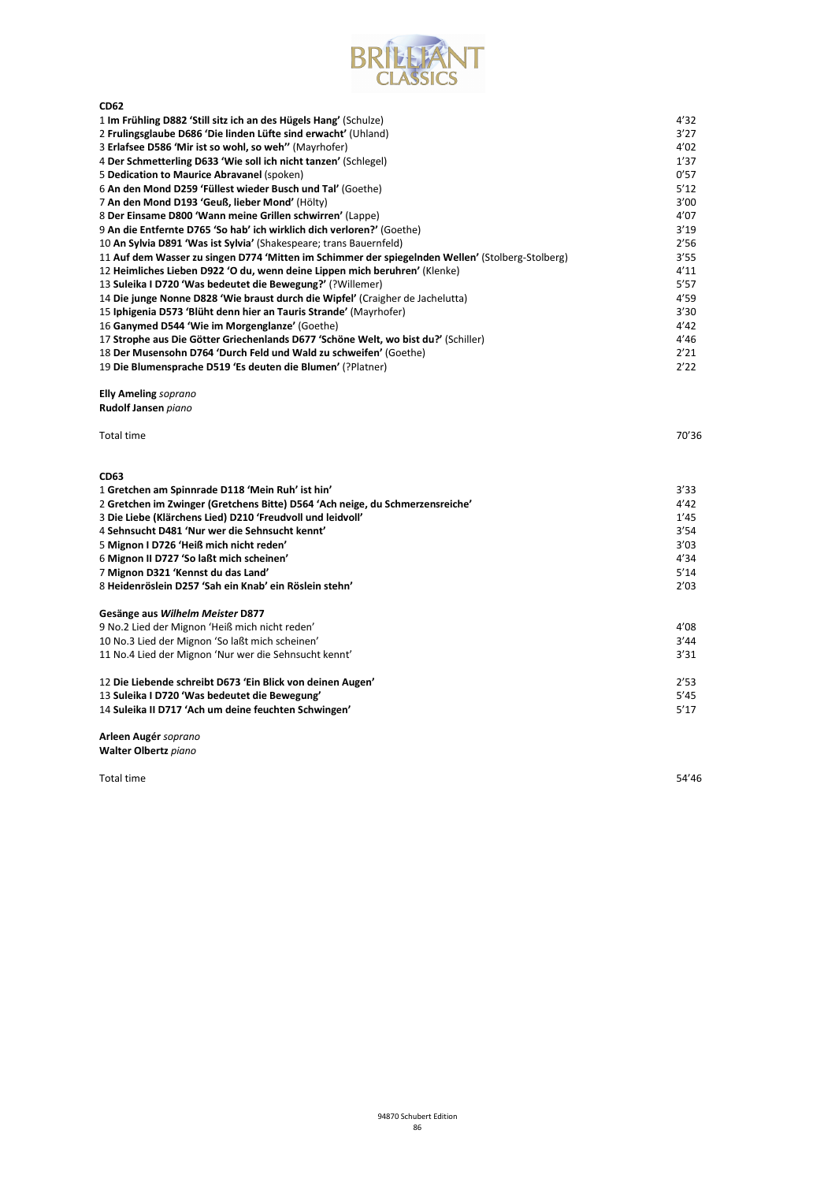**CD62**

| | |
|---|---|
| 1 **Im Frühling D882 'Still sitz ich an des Hügels Hang'** (Schulze) | 4'32 |
| 2 **Frulingsglaube D686 'Die linden Lüfte sind erwacht'** (Uhland) | 3'27 |
| 3 **Erlafsee D586 'Mir ist so wohl, so weh''** (Mayrhofer) | 4'02 |
| 4 **Der Schmetterling D633 'Wie soll ich nicht tanzen'** (Schlegel) | 1'37 |
| 5 **Dedication to Maurice Abravanel** (spoken) | 0'57 |
| 6 **An den Mond D259 'Füllest wieder Busch und Tal'** (Goethe) | 5'12 |
| 7 **An den Mond D193 'Geuß, lieber Mond'** (Hölty) | 3'00 |
| 8 **Der Einsame D800 'Wann meine Grillen schwirren'** (Lappe) | 4'07 |
| 9 **An die Entfernte D765 'So hab' ich wirklich dich verloren?'** (Goethe) | 3'19 |
| 10 **An Sylvia D891 'Was ist Sylvia'** (Shakespeare; trans Bauernfeld) | 2'56 |
| 11 **Auf dem Wasser zu singen D774 'Mitten im Schimmer der spiegelnden Wellen'** (Stolberg-Stolberg) | 3'55 |
| 12 **Heimliches Lieben D922 'O du, wenn deine Lippen mich beruhren'** (Klenke) | 4'11 |
| 13 **Suleika I D720 'Was bedeutet die Bewegung?'** (?Willemer) | 5'57 |
| 14 **Die junge Nonne D828 'Wie braust durch die Wipfel'** (Craigher de Jachelutta) | 4'59 |
| 15 **Iphigenia D573 'Blüht denn hier an Tauris Strande'** (Mayrhofer) | 3'30 |
| 16 **Ganymed D544 'Wie im Morgenglanze'** (Goethe) | 4'42 |
| 17 **Strophe aus Die Götter Griechenlands D677 'Schöne Welt, wo bist du?'** (Schiller) | 4'46 |
| 18 **Der Musensohn D764 'Durch Feld und Wald zu schweifen'** (Goethe) | 2'21 |
| 19 **Die Blumensprache D519 'Es deuten die Blumen'** (?Platner) | 2'22 |

**Elly Ameling** *soprano*
**Rudolf Jansen** *piano*

Total time 70'36

**CD63**

| | |
|---|---|
| 1 **Gretchen am Spinnrade D118 'Mein Ruh' ist hin'** | 3'33 |
| 2 **Gretchen im Zwinger (Gretchens Bitte) D564 'Ach neige, du Schmerzensreiche'** | 4'42 |
| 3 **Die Liebe (Klärchens Lied) D210 'Freudvoll und leidvoll'** | 1'45 |
| 4 **Sehnsucht D481 'Nur wer die Sehnsucht kennt'** | 3'54 |
| 5 **Mignon I D726 'Heiß mich nicht reden'** | 3'03 |
| 6 **Mignon II D727 'So laßt mich scheinen'** | 4'34 |
| 7 **Mignon D321 'Kennst du das Land'** | 5'14 |
| 8 **Heidenröslein D257 'Sah ein Knab' ein Röslein stehn'** | 2'03 |

**Gesänge aus *Wilhelm Meister* D877**

| | |
|---|---|
| 9 No.2 Lied der Mignon 'Heiß mich nicht reden' | 4'08 |
| 10 No.3 Lied der Mignon 'So laßt mich scheinen' | 3'44 |
| 11 No.4 Lied der Mignon 'Nur wer die Sehnsucht kennt' | 3'31 |
| 12 **Die Liebende schreibt D673 'Ein Blick von deinen Augen'** | 2'53 |
| 13 **Suleika I D720 'Was bedeutet die Bewegung'** | 5'45 |
| 14 **Suleika II D717 'Ach um deine feuchten Schwingen'** | 5'17 |

**Arleen Augér** *soprano*
**Walter Olbertz** *piano*

Total time 54'46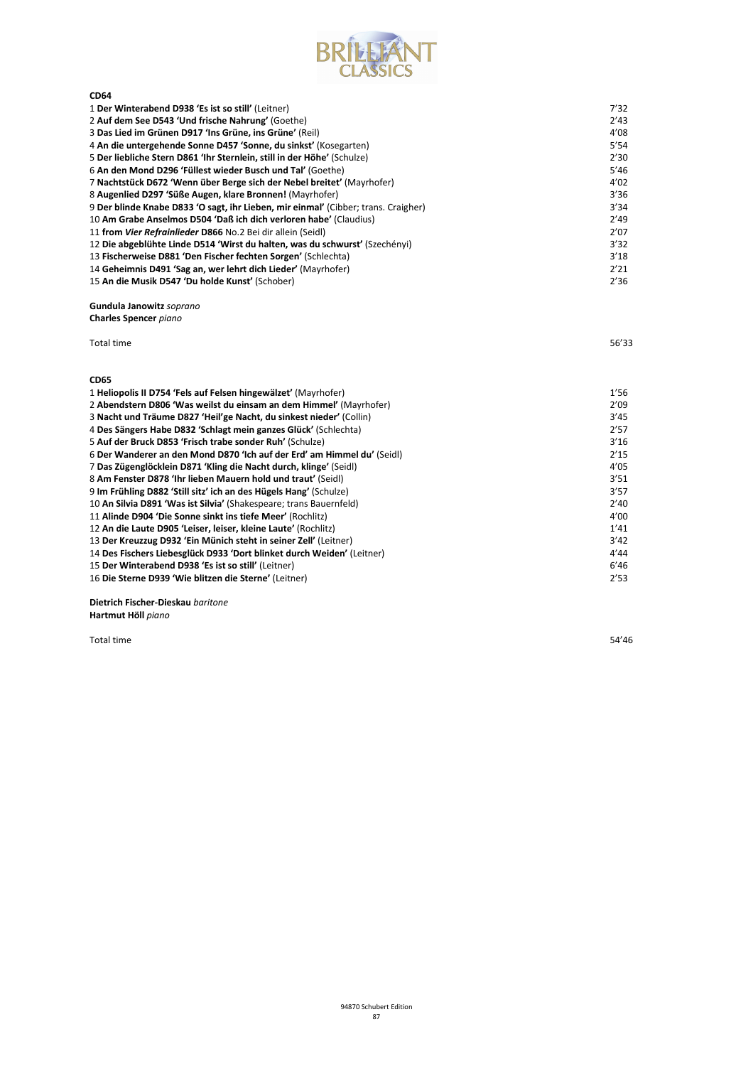**CD64**

| | |
|---|---|
| 1 **Der Winterabend D938 'Es ist so still'** (Leitner) | 7'32 |
| 2 **Auf dem See D543 'Und frische Nahrung'** (Goethe) | 2'43 |
| 3 **Das Lied im Grünen D917 'Ins Grüne, ins Grüne'** (Reil) | 4'08 |
| 4 **An die untergehende Sonne D457 'Sonne, du sinkst'** (Kosegarten) | 5'54 |
| 5 **Der liebliche Stern D861 'Ihr Sternlein, still in der Höhe'** (Schulze) | 2'30 |
| 6 **An den Mond D296 'Füllest wieder Busch und Tal'** (Goethe) | 5'46 |
| 7 **Nachtstück D672 'Wenn über Berge sich der Nebel breitet'** (Mayrhofer) | 4'02 |
| 8 **Augenlied D297 'Süße Augen, klare Bronnen!** (Mayrhofer) | 3'36 |
| 9 **Der blinde Knabe D833 'O sagt, ihr Lieben, mir einmal'** (Cibber; trans. Craigher) | 3'34 |
| 10 **Am Grabe Anselmos D504 'Daß ich dich verloren habe'** (Claudius) | 2'49 |
| 11 **from *Vier Refrainlieder* D866** No.2 Bei dir allein (Seidl) | 2'07 |
| 12 **Die abgeblühte Linde D514 'Wirst du halten, was du schwurst'** (Szechényi) | 3'32 |
| 13 **Fischerweise D881 'Den Fischer fechten Sorgen'** (Schlechta) | 3'18 |
| 14 **Geheimnis D491 'Sag an, wer lehrt dich Lieder'** (Mayrhofer) | 2'21 |
| 15 **An die Musik D547 'Du holde Kunst'** (Schober) | 2'36 |

**Gundula Janowitz** *soprano*
**Charles Spencer** *piano*

Total time 56'33

**CD65**

| | |
|---|---|
| 1 **Heliopolis II D754 'Fels auf Felsen hingewälzet'** (Mayrhofer) | 1'56 |
| 2 **Abendstern D806 'Was weilst du einsam an dem Himmel'** (Mayrhofer) | 2'09 |
| 3 **Nacht und Träume D827 'Heil'ge Nacht, du sinkest nieder'** (Collin) | 3'45 |
| 4 **Des Sängers Habe D832 'Schlagt mein ganzes Glück'** (Schlechta) | 2'57 |
| 5 **Auf der Bruck D853 'Frisch trabe sonder Ruh'** (Schulze) | 3'16 |
| 6 **Der Wanderer an den Mond D870 'Ich auf der Erd' am Himmel du'** (Seidl) | 2'15 |
| 7 **Das Zügenglöcklein D871 'Kling die Nacht durch, klinge'** (Seidl) | 4'05 |
| 8 **Am Fenster D878 'Ihr lieben Mauern hold und traut'** (Seidl) | 3'51 |
| 9 **Im Frühling D882 'Still sitz' ich an des Hügels Hang'** (Schulze) | 3'57 |
| 10 **An Silvia D891 'Was ist Silvia'** (Shakespeare; trans Bauernfeld) | 2'40 |
| 11 **Alinde D904 'Die Sonne sinkt ins tiefe Meer'** (Rochlitz) | 4'00 |
| 12 **An die Laute D905 'Leiser, leiser, kleine Laute'** (Rochlitz) | 1'41 |
| 13 **Der Kreuzzug D932 'Ein Münich steht in seiner Zell'** (Leitner) | 3'42 |
| 14 **Des Fischers Liebesglück D933 'Dort blinket durch Weiden'** (Leitner) | 4'44 |
| 15 **Der Winterabend D938 'Es ist so still'** (Leitner) | 6'46 |
| 16 **Die Sterne D939 'Wie blitzen die Sterne'** (Leitner) | 2'53 |

**Dietrich Fischer-Dieskau** *baritone*
**Hartmut Höll** *piano*

Total time 54'46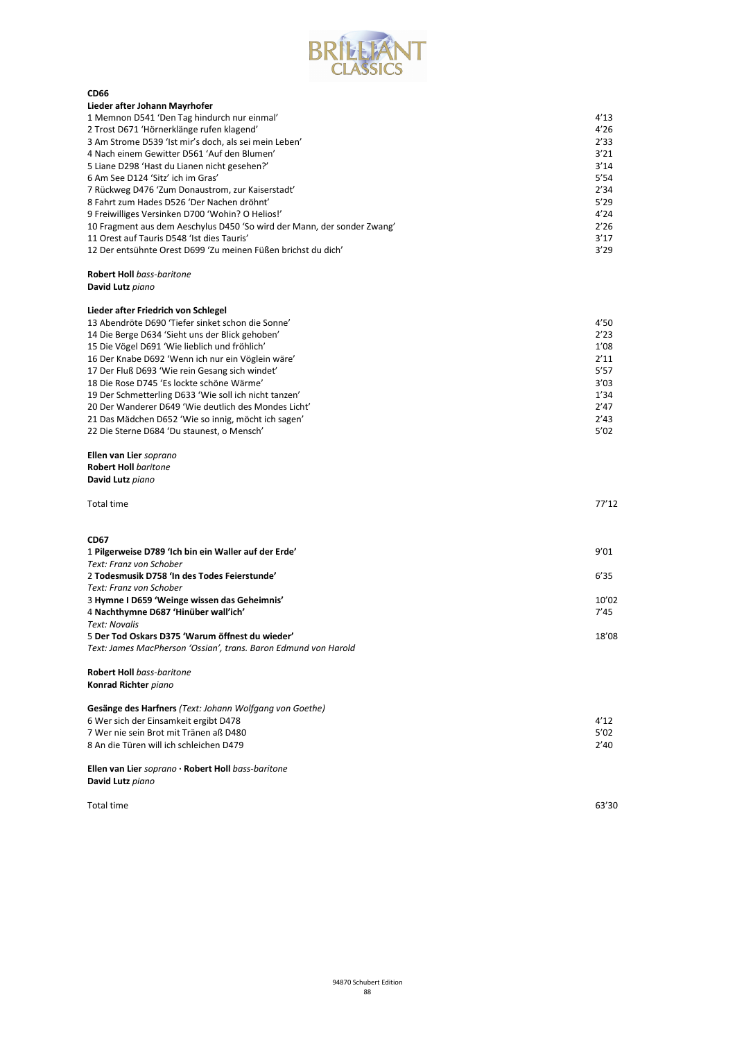**CD66**

**Lieder after Johann Mayrhofer**

| | |
|---|---|
| 1 Memnon D541 'Den Tag hindurch nur einmal' | 4'13 |
| 2 Trost D671 'Hörnerklänge rufen klagend' | 4'26 |
| 3 Am Strome D539 'Ist mir's doch, als sei mein Leben' | 2'33 |
| 4 Nach einem Gewitter D561 'Auf den Blumen' | 3'21 |
| 5 Liane D298 'Hast du Lianen nicht gesehen?' | 3'14 |
| 6 Am See D124 'Sitz' ich im Gras' | 5'54 |
| 7 Rückweg D476 'Zum Donaustrom, zur Kaiserstadt' | 2'34 |
| 8 Fahrt zum Hades D526 'Der Nachen dröhnt' | 5'29 |
| 9 Freiwilliges Versinken D700 'Wohin? O Helios!' | 4'24 |
| 10 Fragment aus dem Aeschylus D450 'So wird der Mann, der sonder Zwang' | 2'26 |
| 11 Orest auf Tauris D548 'Ist dies Tauris' | 3'17 |
| 12 Der entsühnte Orest D699 'Zu meinen Füßen brichst du dich' | 3'29 |

**Robert Holl** *bass-baritone*
**David Lutz** *piano*

**Lieder after Friedrich von Schlegel**

| | |
|---|---|
| 13 Abendröte D690 'Tiefer sinket schon die Sonne' | 4'50 |
| 14 Die Berge D634 'Sieht uns der Blick gehoben' | 2'23 |
| 15 Die Vögel D691 'Wie lieblich und fröhlich' | 1'08 |
| 16 Der Knabe D692 'Wenn ich nur ein Vöglein wäre' | 2'11 |
| 17 Der Fluß D693 'Wie rein Gesang sich windet' | 5'57 |
| 18 Die Rose D745 'Es lockte schöne Wärme' | 3'03 |
| 19 Der Schmetterling D633 'Wie soll ich nicht tanzen' | 1'34 |
| 20 Der Wanderer D649 'Wie deutlich des Mondes Licht' | 2'47 |
| 21 Das Mädchen D652 'Wie so innig, möcht ich sagen' | 2'43 |
| 22 Die Sterne D684 'Du staunest, o Mensch' | 5'02 |

**Ellen van Lier** *soprano*
**Robert Holl** *baritone*
**David Lutz** *piano*

Total time 77'12

**CD67**

| | |
|---|---|
| 1 **Pilgerweise D789 'Ich bin ein Waller auf der Erde'** *Text: Franz von Schober* | 9'01 |
| 2 **Todesmusik D758 'In des Todes Feierstunde'** *Text: Franz von Schober* | 6'35 |
| 3 **Hymne I D659 'Weinge wissen das Geheimnis'** | 10'02 |
| 4 **Nachthymne D687 'Hinüber wall'ich'** *Text: Novalis* | 7'45 |
| 5 **Der Tod Oskars D375 'Warum öffnest du wieder'** *Text: James MacPherson 'Ossian', trans. Baron Edmund von Harold* | 18'08 |

**Robert Holl** *bass-baritone*
**Konrad Richter** *piano*

**Gesänge des Harfners** *(Text: Johann Wolfgang von Goethe)*

| | |
|---|---|
| 6 Wer sich der Einsamkeit ergibt D478 | 4'12 |
| 7 Wer nie sein Brot mit Tränen aß D480 | 5'02 |
| 8 An die Türen will ich schleichen D479 | 2'40 |

**Ellen van Lier** *soprano* · **Robert Holl** *bass-baritone*
**David Lutz** *piano*

Total time 63'30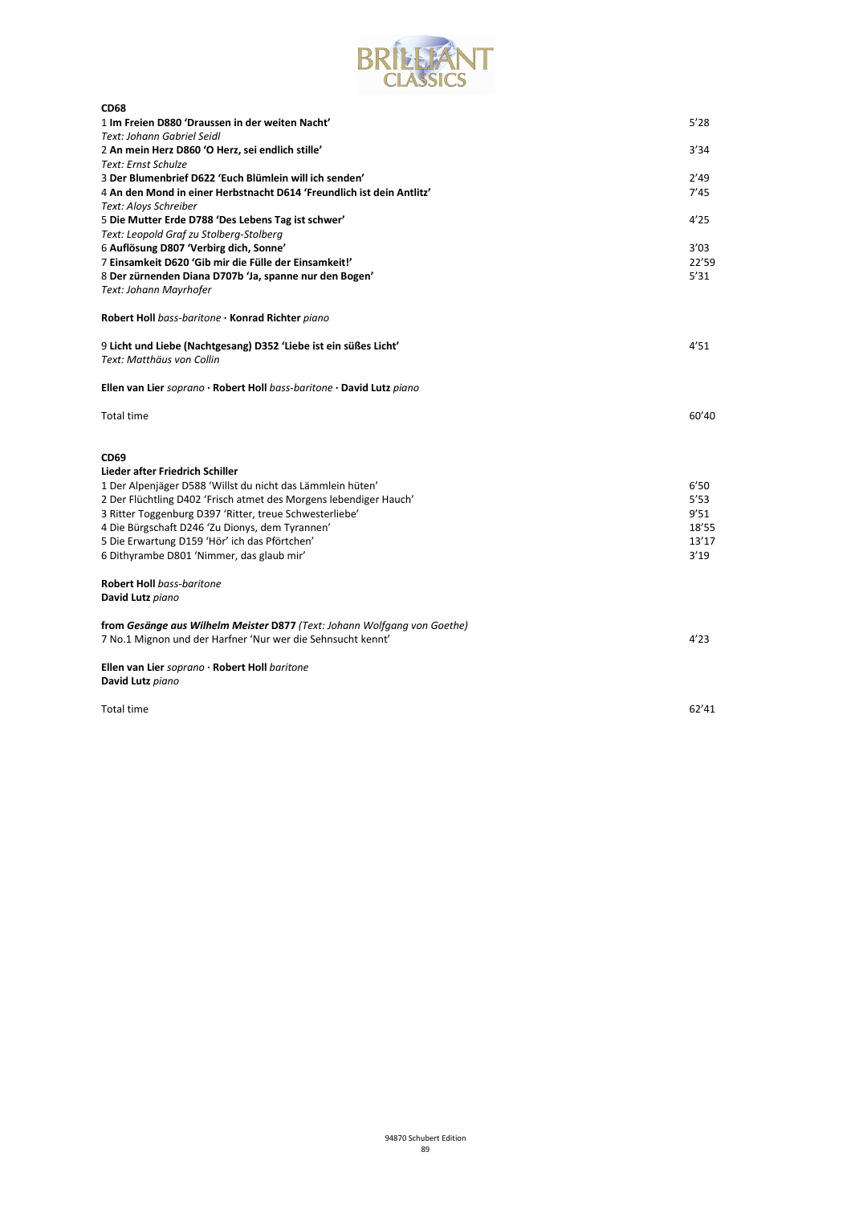**CD68**

| | |
|---|---|
| 1 **Im Freien D880 'Draussen in der weiten Nacht'** | 5'28 |
| *Text: Johann Gabriel Seidl* | |
| 2 **An mein Herz D860 'O Herz, sei endlich stille'** | 3'34 |
| *Text: Ernst Schulze* | |
| 3 **Der Blumenbrief D622 'Euch Blümlein will ich senden'** | 2'49 |
| 4 **An den Mond in einer Herbstnacht D614 'Freundlich ist dein Antlitz'** | 7'45 |
| *Text: Aloys Schreiber* | |
| 5 **Die Mutter Erde D788 'Des Lebens Tag ist schwer'** | 4'25 |
| *Text: Leopold Graf zu Stolberg-Stolberg* | |
| 6 **Auflösung D807 'Verbirg dich, Sonne'** | 3'03 |
| 7 **Einsamkeit D620 'Gib mir die Fülle der Einsamkeit!'** | 22'59 |
| 8 **Der zürnenden Diana D707b 'Ja, spanne nur den Bogen'** | 5'31 |
| *Text: Johann Mayrhofer* | |

**Robert Holl** *bass-baritone* · **Konrad Richter** *piano*

| | |
|---|---|
| 9 **Licht und Liebe (Nachtgesang) D352 'Liebe ist ein süßes Licht'** | 4'51 |
| *Text: Matthäus von Collin* | |

**Ellen van Lier** *soprano* · **Robert Holl** *bass-baritone* · **David Lutz** *piano*

Total time 60'40

**CD69**

**Lieder after Friedrich Schiller**

| | |
|---|---|
| 1 Der Alpenjäger D588 'Willst du nicht das Lämmlein hüten' | 6'50 |
| 2 Der Flüchtling D402 'Frisch atmet des Morgens lebendiger Hauch' | 5'53 |
| 3 Ritter Toggenburg D397 'Ritter, treue Schwesterliebe' | 9'51 |
| 4 Die Bürgschaft D246 'Zu Dionys, dem Tyrannen' | 18'55 |
| 5 Die Erwartung D159 'Hör' ich das Pförtchen' | 13'17 |
| 6 Dithyrambe D801 'Nimmer, das glaub mir' | 3'19 |

**Robert Holl** *bass-baritone*
**David Lutz** *piano*

**from *Gesänge aus Wilhelm Meister* D877** *(Text: Johann Wolfgang von Goethe)*

| | |
|---|---|
| 7 No.1 Mignon und der Harfner 'Nur wer die Sehnsucht kennt' | 4'23 |

**Ellen van Lier** *soprano* · **Robert Holl** *baritone*
**David Lutz** *piano*

Total time 62'41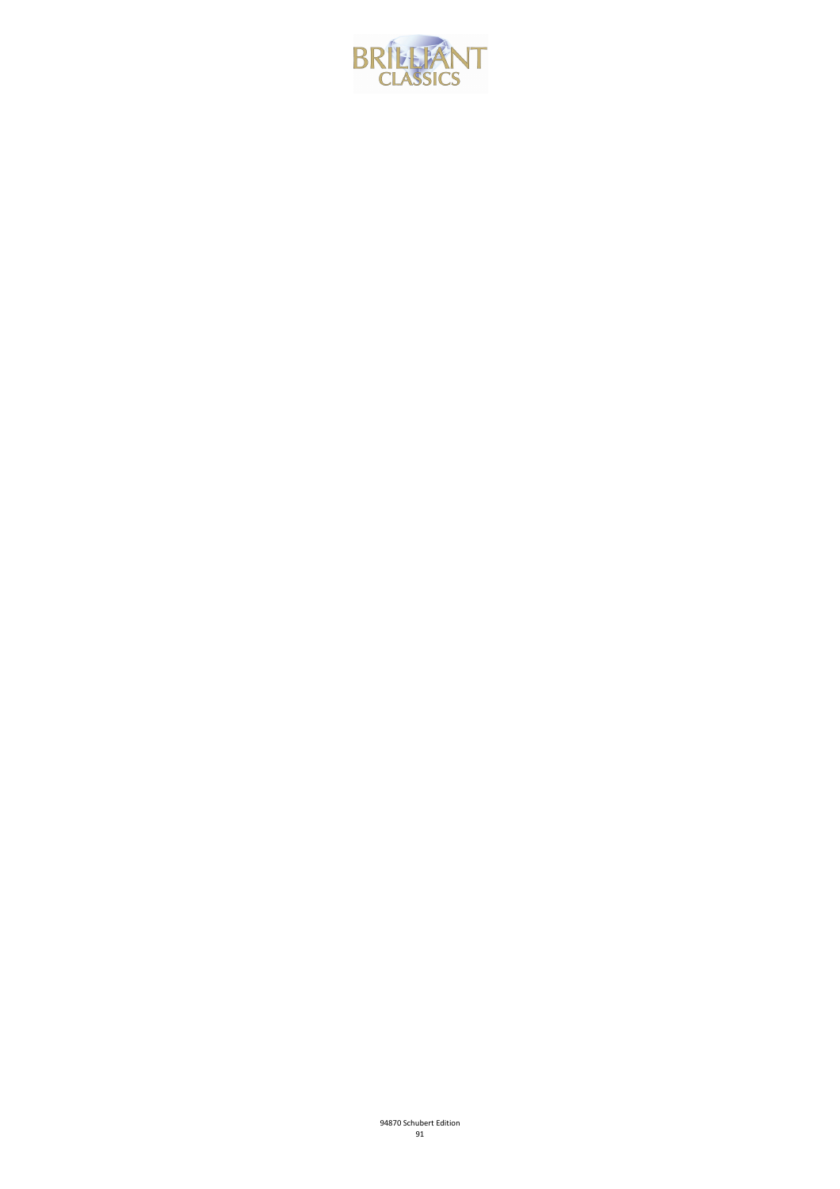BRILLIANT CLASSICS